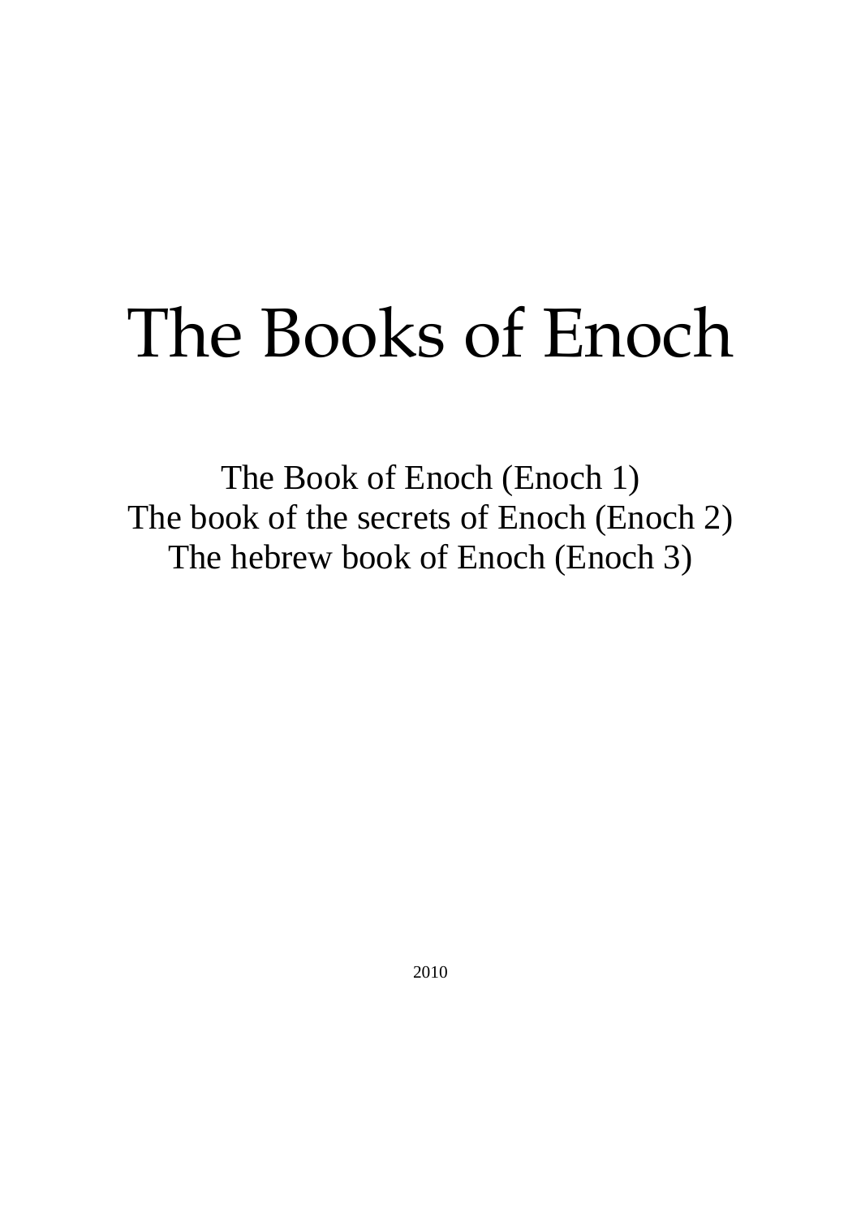# The Books of Enoch

The Book of Enoch (Enoch 1)
The book of the secrets of Enoch (Enoch 2)
The hebrew book of Enoch (Enoch 3)

2010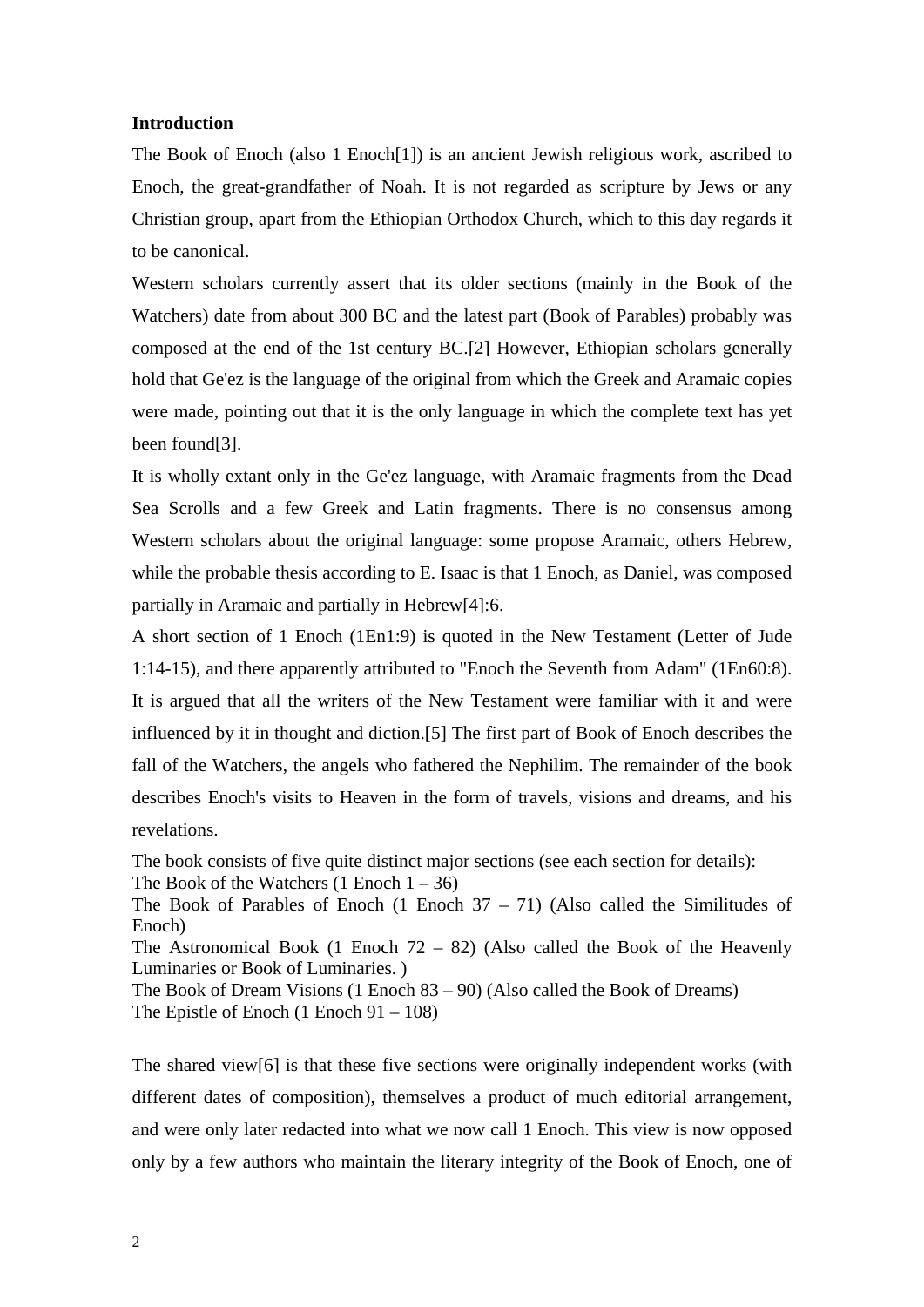**Introduction**

The Book of Enoch (also 1 Enoch[1]) is an ancient Jewish religious work, ascribed to Enoch, the great-grandfather of Noah. It is not regarded as scripture by Jews or any Christian group, apart from the Ethiopian Orthodox Church, which to this day regards it to be canonical.

Western scholars currently assert that its older sections (mainly in the Book of the Watchers) date from about 300 BC and the latest part (Book of Parables) probably was composed at the end of the 1st century BC.[2] However, Ethiopian scholars generally hold that Ge'ez is the language of the original from which the Greek and Aramaic copies were made, pointing out that it is the only language in which the complete text has yet been found[3].

It is wholly extant only in the Ge'ez language, with Aramaic fragments from the Dead Sea Scrolls and a few Greek and Latin fragments. There is no consensus among Western scholars about the original language: some propose Aramaic, others Hebrew, while the probable thesis according to E. Isaac is that 1 Enoch, as Daniel, was composed partially in Aramaic and partially in Hebrew[4]:6.

A short section of 1 Enoch (1En1:9) is quoted in the New Testament (Letter of Jude 1:14-15), and there apparently attributed to "Enoch the Seventh from Adam" (1En60:8). It is argued that all the writers of the New Testament were familiar with it and were influenced by it in thought and diction.[5] The first part of Book of Enoch describes the fall of the Watchers, the angels who fathered the Nephilim. The remainder of the book describes Enoch's visits to Heaven in the form of travels, visions and dreams, and his revelations.

The book consists of five quite distinct major sections (see each section for details):
The Book of the Watchers (1 Enoch 1 – 36)
The Book of Parables of Enoch (1 Enoch 37 – 71) (Also called the Similitudes of Enoch)
The Astronomical Book (1 Enoch 72 – 82) (Also called the Book of the Heavenly Luminaries or Book of Luminaries. )
The Book of Dream Visions (1 Enoch 83 – 90) (Also called the Book of Dreams)
The Epistle of Enoch (1 Enoch 91 – 108)

The shared view[6] is that these five sections were originally independent works (with different dates of composition), themselves a product of much editorial arrangement, and were only later redacted into what we now call 1 Enoch. This view is now opposed only by a few authors who maintain the literary integrity of the Book of Enoch, one of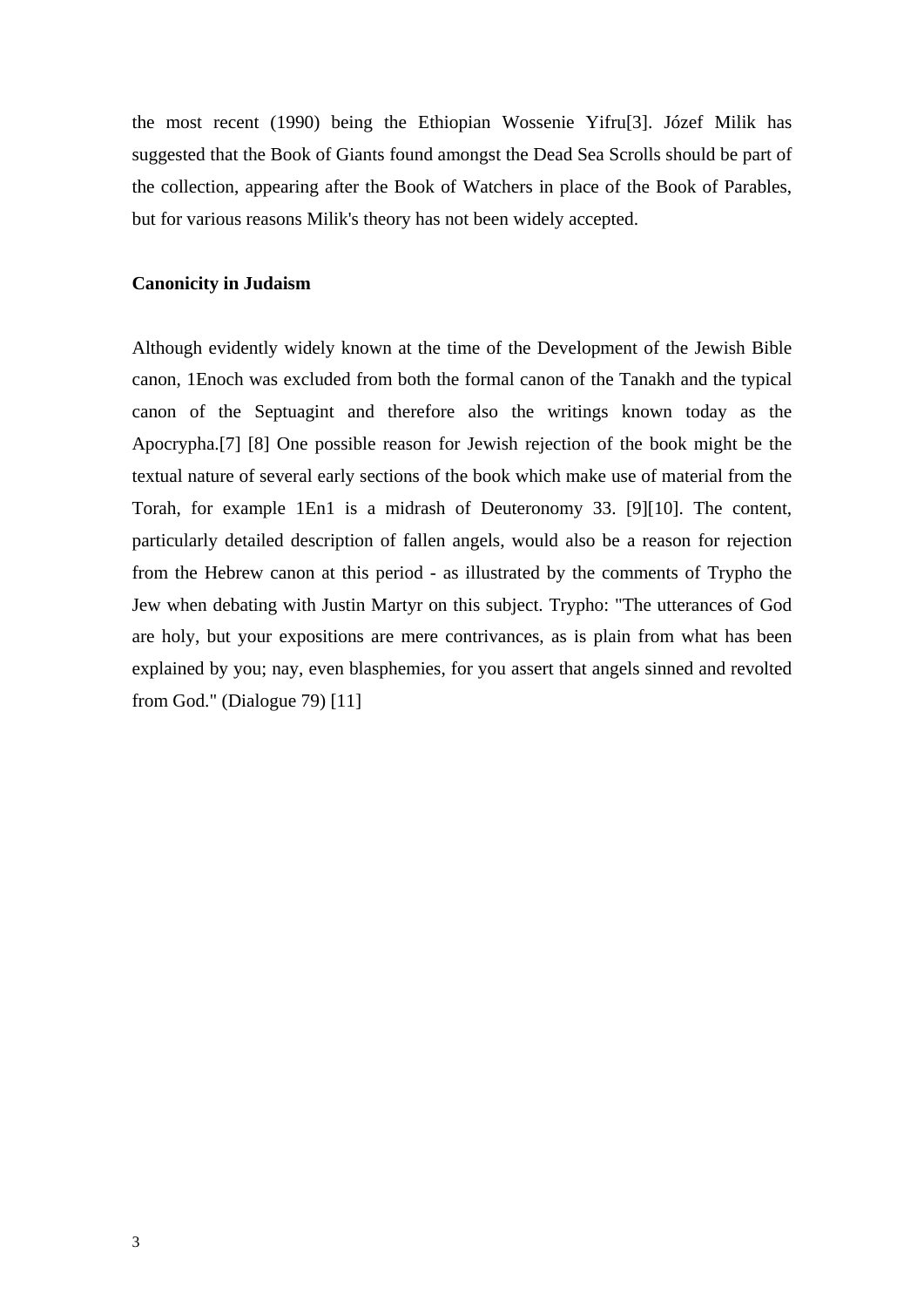the most recent (1990) being the Ethiopian Wossenie Yifru[3]. Józef Milik has suggested that the Book of Giants found amongst the Dead Sea Scrolls should be part of the collection, appearing after the Book of Watchers in place of the Book of Parables, but for various reasons Milik's theory has not been widely accepted.

**Canonicity in Judaism**

Although evidently widely known at the time of the Development of the Jewish Bible canon, 1Enoch was excluded from both the formal canon of the Tanakh and the typical canon of the Septuagint and therefore also the writings known today as the Apocrypha.[7] [8] One possible reason for Jewish rejection of the book might be the textual nature of several early sections of the book which make use of material from the Torah, for example 1En1 is a midrash of Deuteronomy 33. [9][10]. The content, particularly detailed description of fallen angels, would also be a reason for rejection from the Hebrew canon at this period - as illustrated by the comments of Trypho the Jew when debating with Justin Martyr on this subject. Trypho: "The utterances of God are holy, but your expositions are mere contrivances, as is plain from what has been explained by you; nay, even blasphemies, for you assert that angels sinned and revolted from God." (Dialogue 79) [11]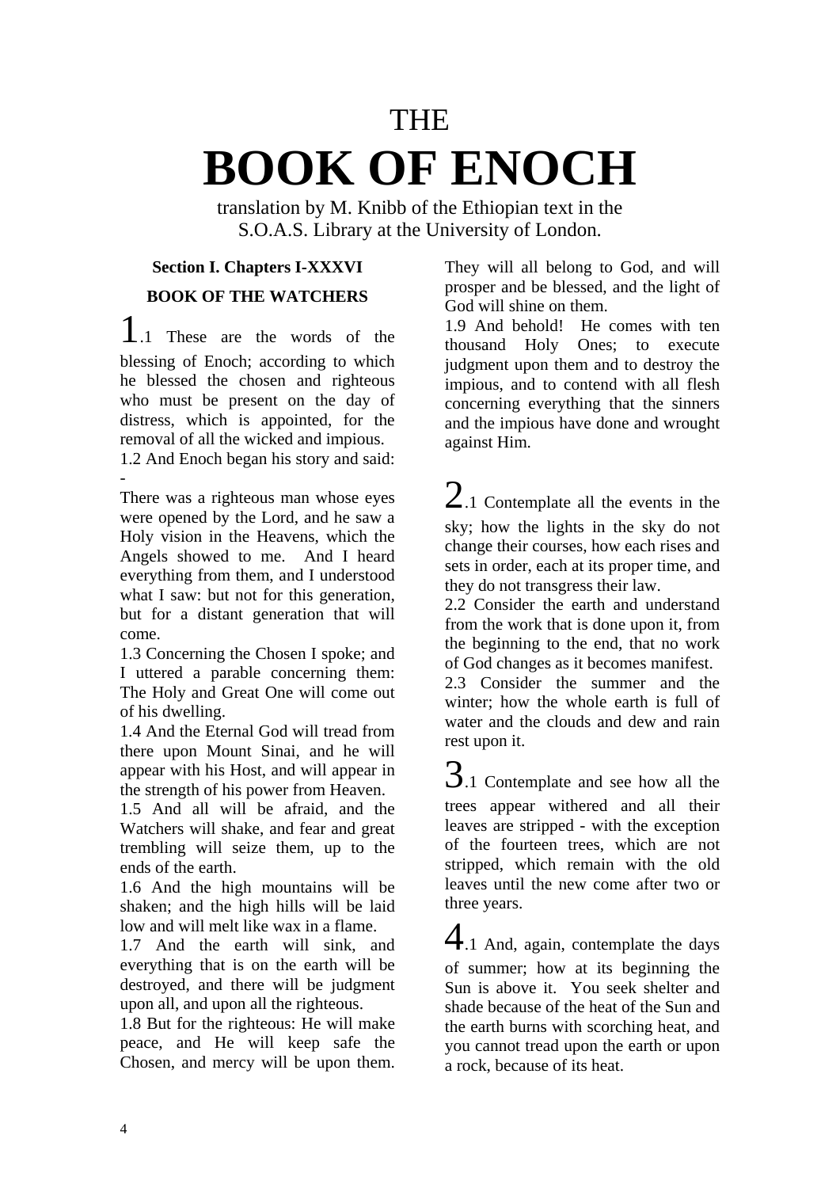# THE
# BOOK OF ENOCH

translation by M. Knibb of the Ethiopian text in the S.O.A.S. Library at the University of London.

### Section I. Chapters I-XXXVI

### BOOK OF THE WATCHERS

1.1 These are the words of the blessing of Enoch; according to which he blessed the chosen and righteous who must be present on the day of distress, which is appointed, for the removal of all the wicked and impious.

1.2 And Enoch began his story and said: -

There was a righteous man whose eyes were opened by the Lord, and he saw a Holy vision in the Heavens, which the Angels showed to me. And I heard everything from them, and I understood what I saw: but not for this generation, but for a distant generation that will come.

1.3 Concerning the Chosen I spoke; and I uttered a parable concerning them: The Holy and Great One will come out of his dwelling.

1.4 And the Eternal God will tread from there upon Mount Sinai, and he will appear with his Host, and will appear in the strength of his power from Heaven.

1.5 And all will be afraid, and the Watchers will shake, and fear and great trembling will seize them, up to the ends of the earth.

1.6 And the high mountains will be shaken; and the high hills will be laid low and will melt like wax in a flame.

1.7 And the earth will sink, and everything that is on the earth will be destroyed, and there will be judgment upon all, and upon all the righteous.

1.8 But for the righteous: He will make peace, and He will keep safe the Chosen, and mercy will be upon them. They will all belong to God, and will prosper and be blessed, and the light of God will shine on them.

1.9 And behold! He comes with ten thousand Holy Ones; to execute judgment upon them and to destroy the impious, and to contend with all flesh concerning everything that the sinners and the impious have done and wrought against Him.

2.1 Contemplate all the events in the sky; how the lights in the sky do not change their courses, how each rises and sets in order, each at its proper time, and they do not transgress their law.

2.2 Consider the earth and understand from the work that is done upon it, from the beginning to the end, that no work of God changes as it becomes manifest.

2.3 Consider the summer and the winter; how the whole earth is full of water and the clouds and dew and rain rest upon it.

3.1 Contemplate and see how all the trees appear withered and all their leaves are stripped - with the exception of the fourteen trees, which are not stripped, which remain with the old leaves until the new come after two or three years.

4.1 And, again, contemplate the days of summer; how at its beginning the Sun is above it. You seek shelter and shade because of the heat of the Sun and the earth burns with scorching heat, and you cannot tread upon the earth or upon a rock, because of its heat.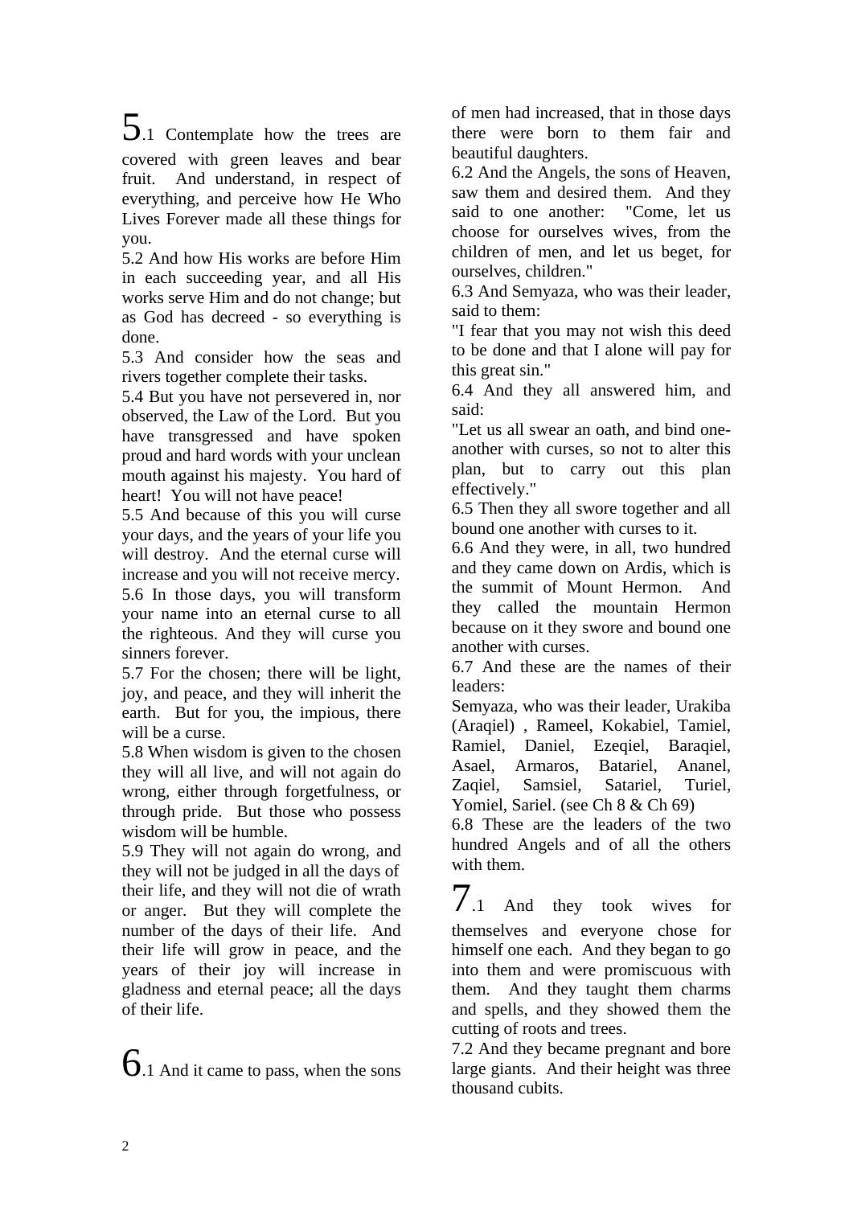5.1 Contemplate how the trees are covered with green leaves and bear fruit. And understand, in respect of everything, and perceive how He Who Lives Forever made all these things for you.

5.2 And how His works are before Him in each succeeding year, and all His works serve Him and do not change; but as God has decreed - so everything is done.

5.3 And consider how the seas and rivers together complete their tasks.

5.4 But you have not persevered in, nor observed, the Law of the Lord. But you have transgressed and have spoken proud and hard words with your unclean mouth against his majesty. You hard of heart! You will not have peace!

5.5 And because of this you will curse your days, and the years of your life you will destroy. And the eternal curse will increase and you will not receive mercy.

5.6 In those days, you will transform your name into an eternal curse to all the righteous. And they will curse you sinners forever.

5.7 For the chosen; there will be light, joy, and peace, and they will inherit the earth. But for you, the impious, there will be a curse.

5.8 When wisdom is given to the chosen they will all live, and will not again do wrong, either through forgetfulness, or through pride. But those who possess wisdom will be humble.

5.9 They will not again do wrong, and they will not be judged in all the days of their life, and they will not die of wrath or anger. But they will complete the number of the days of their life. And their life will grow in peace, and the years of their joy will increase in gladness and eternal peace; all the days of their life.

6.1 And it came to pass, when the sons of men had increased, that in those days there were born to them fair and beautiful daughters.

6.2 And the Angels, the sons of Heaven, saw them and desired them. And they said to one another: "Come, let us choose for ourselves wives, from the children of men, and let us beget, for ourselves, children."

6.3 And Semyaza, who was their leader, said to them:

"I fear that you may not wish this deed to be done and that I alone will pay for this great sin."

6.4 And they all answered him, and said:

"Let us all swear an oath, and bind one-another with curses, so not to alter this plan, but to carry out this plan effectively."

6.5 Then they all swore together and all bound one another with curses to it.

6.6 And they were, in all, two hundred and they came down on Ardis, which is the summit of Mount Hermon. And they called the mountain Hermon because on it they swore and bound one another with curses.

6.7 And these are the names of their leaders:

Semyaza, who was their leader, Urakiba (Araqiel) , Rameel, Kokabiel, Tamiel, Ramiel, Daniel, Ezeqiel, Baraqiel, Asael, Armaros, Batariel, Ananel, Zaqiel, Samsiel, Satariel, Turiel, Yomiel, Sariel. (see Ch 8 & Ch 69)

6.8 These are the leaders of the two hundred Angels and of all the others with them.

7.1 And they took wives for themselves and everyone chose for himself one each. And they began to go into them and were promiscuous with them. And they taught them charms and spells, and they showed them the cutting of roots and trees.

7.2 And they became pregnant and bore large giants. And their height was three thousand cubits.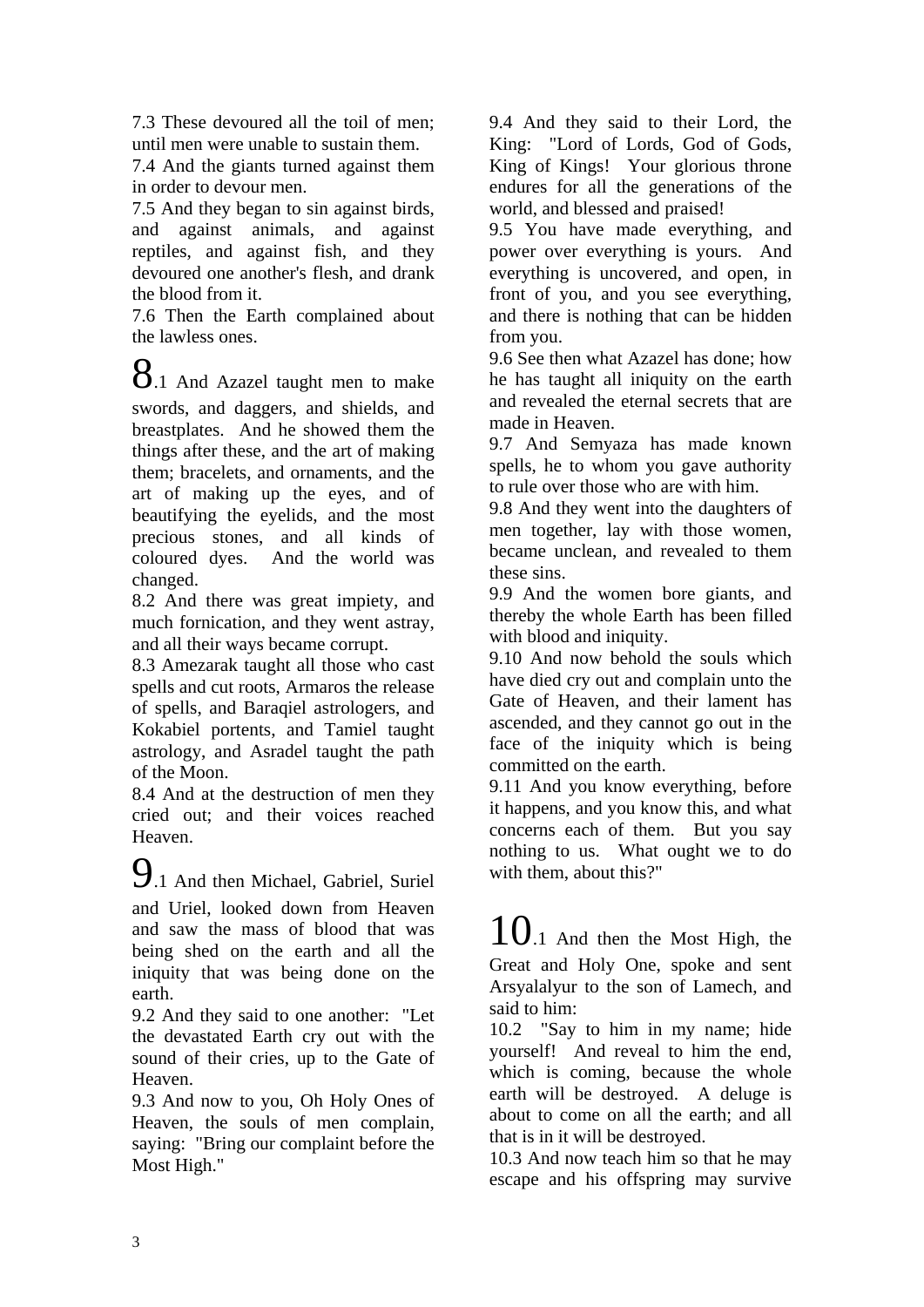7.3 These devoured all the toil of men; until men were unable to sustain them.
7.4 And the giants turned against them in order to devour men.
7.5 And they began to sin against birds, and against animals, and against reptiles, and against fish, and they devoured one another's flesh, and drank the blood from it.
7.6 Then the Earth complained about the lawless ones.

8.1 And Azazel taught men to make swords, and daggers, and shields, and breastplates. And he showed them the things after these, and the art of making them; bracelets, and ornaments, and the art of making up the eyes, and of beautifying the eyelids, and the most precious stones, and all kinds of coloured dyes. And the world was changed.
8.2 And there was great impiety, and much fornication, and they went astray, and all their ways became corrupt.
8.3 Amezarak taught all those who cast spells and cut roots, Armaros the release of spells, and Baraqiel astrologers, and Kokabiel portents, and Tamiel taught astrology, and Asradel taught the path of the Moon.
8.4 And at the destruction of men they cried out; and their voices reached Heaven.

9.1 And then Michael, Gabriel, Suriel and Uriel, looked down from Heaven and saw the mass of blood that was being shed on the earth and all the iniquity that was being done on the earth.
9.2 And they said to one another: "Let the devastated Earth cry out with the sound of their cries, up to the Gate of Heaven.
9.3 And now to you, Oh Holy Ones of Heaven, the souls of men complain, saying: "Bring our complaint before the Most High."
9.4 And they said to their Lord, the King: "Lord of Lords, God of Gods, King of Kings! Your glorious throne endures for all the generations of the world, and blessed and praised!
9.5 You have made everything, and power over everything is yours. And everything is uncovered, and open, in front of you, and you see everything, and there is nothing that can be hidden from you.
9.6 See then what Azazel has done; how he has taught all iniquity on the earth and revealed the eternal secrets that are made in Heaven.
9.7 And Semyaza has made known spells, he to whom you gave authority to rule over those who are with him.
9.8 And they went into the daughters of men together, lay with those women, became unclean, and revealed to them these sins.
9.9 And the women bore giants, and thereby the whole Earth has been filled with blood and iniquity.
9.10 And now behold the souls which have died cry out and complain unto the Gate of Heaven, and their lament has ascended, and they cannot go out in the face of the iniquity which is being committed on the earth.
9.11 And you know everything, before it happens, and you know this, and what concerns each of them. But you say nothing to us. What ought we to do with them, about this?"

10.1 And then the Most High, the Great and Holy One, spoke and sent Arsyalalyur to the son of Lamech, and said to him:
10.2 "Say to him in my name; hide yourself! And reveal to him the end, which is coming, because the whole earth will be destroyed. A deluge is about to come on all the earth; and all that is in it will be destroyed.
10.3 And now teach him so that he may escape and his offspring may survive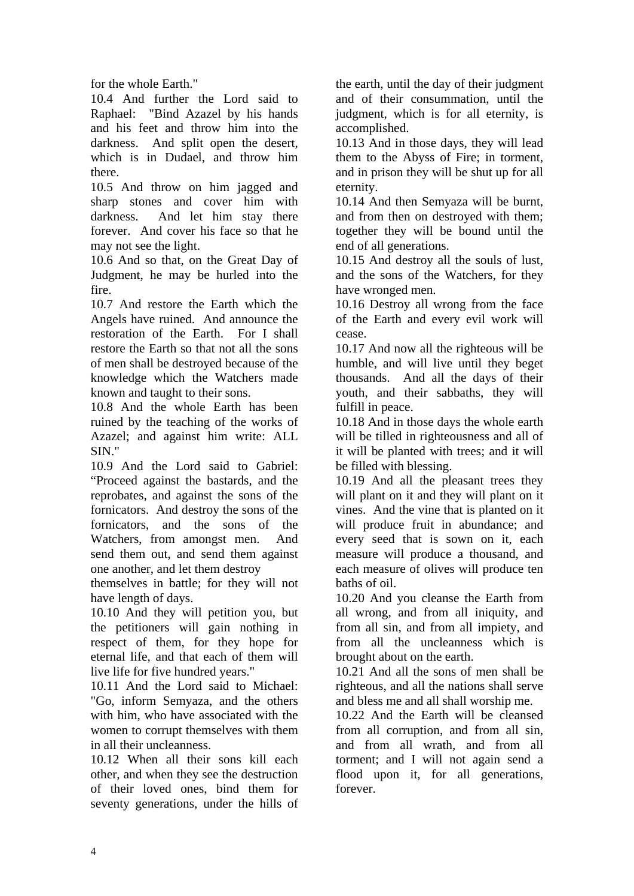for the whole Earth."

10.4 And further the Lord said to Raphael: "Bind Azazel by his hands and his feet and throw him into the darkness. And split open the desert, which is in Dudael, and throw him there.

10.5 And throw on him jagged and sharp stones and cover him with darkness. And let him stay there forever. And cover his face so that he may not see the light.

10.6 And so that, on the Great Day of Judgment, he may be hurled into the fire.

10.7 And restore the Earth which the Angels have ruined. And announce the restoration of the Earth. For I shall restore the Earth so that not all the sons of men shall be destroyed because of the knowledge which the Watchers made known and taught to their sons.

10.8 And the whole Earth has been ruined by the teaching of the works of Azazel; and against him write: ALL SIN."

10.9 And the Lord said to Gabriel: "Proceed against the bastards, and the reprobates, and against the sons of the fornicators. And destroy the sons of the fornicators, and the sons of the Watchers, from amongst men. And send them out, and send them against one another, and let them destroy themselves in battle; for they will not have length of days.

10.10 And they will petition you, but the petitioners will gain nothing in respect of them, for they hope for eternal life, and that each of them will live life for five hundred years."

10.11 And the Lord said to Michael: "Go, inform Semyaza, and the others with him, who have associated with the women to corrupt themselves with them in all their uncleanness.

10.12 When all their sons kill each other, and when they see the destruction of their loved ones, bind them for seventy generations, under the hills of the earth, until the day of their judgment and of their consummation, until the judgment, which is for all eternity, is accomplished.

10.13 And in those days, they will lead them to the Abyss of Fire; in torment, and in prison they will be shut up for all eternity.

10.14 And then Semyaza will be burnt, and from then on destroyed with them; together they will be bound until the end of all generations.

10.15 And destroy all the souls of lust, and the sons of the Watchers, for they have wronged men.

10.16 Destroy all wrong from the face of the Earth and every evil work will cease.

10.17 And now all the righteous will be humble, and will live until they beget thousands. And all the days of their youth, and their sabbaths, they will fulfill in peace.

10.18 And in those days the whole earth will be tilled in righteousness and all of it will be planted with trees; and it will be filled with blessing.

10.19 And all the pleasant trees they will plant on it and they will plant on it vines. And the vine that is planted on it will produce fruit in abundance; and every seed that is sown on it, each measure will produce a thousand, and each measure of olives will produce ten baths of oil.

10.20 And you cleanse the Earth from all wrong, and from all iniquity, and from all sin, and from all impiety, and from all the uncleanness which is brought about on the earth.

10.21 And all the sons of men shall be righteous, and all the nations shall serve and bless me and all shall worship me.

10.22 And the Earth will be cleansed from all corruption, and from all sin, and from all wrath, and from all torment; and I will not again send a flood upon it, for all generations, forever.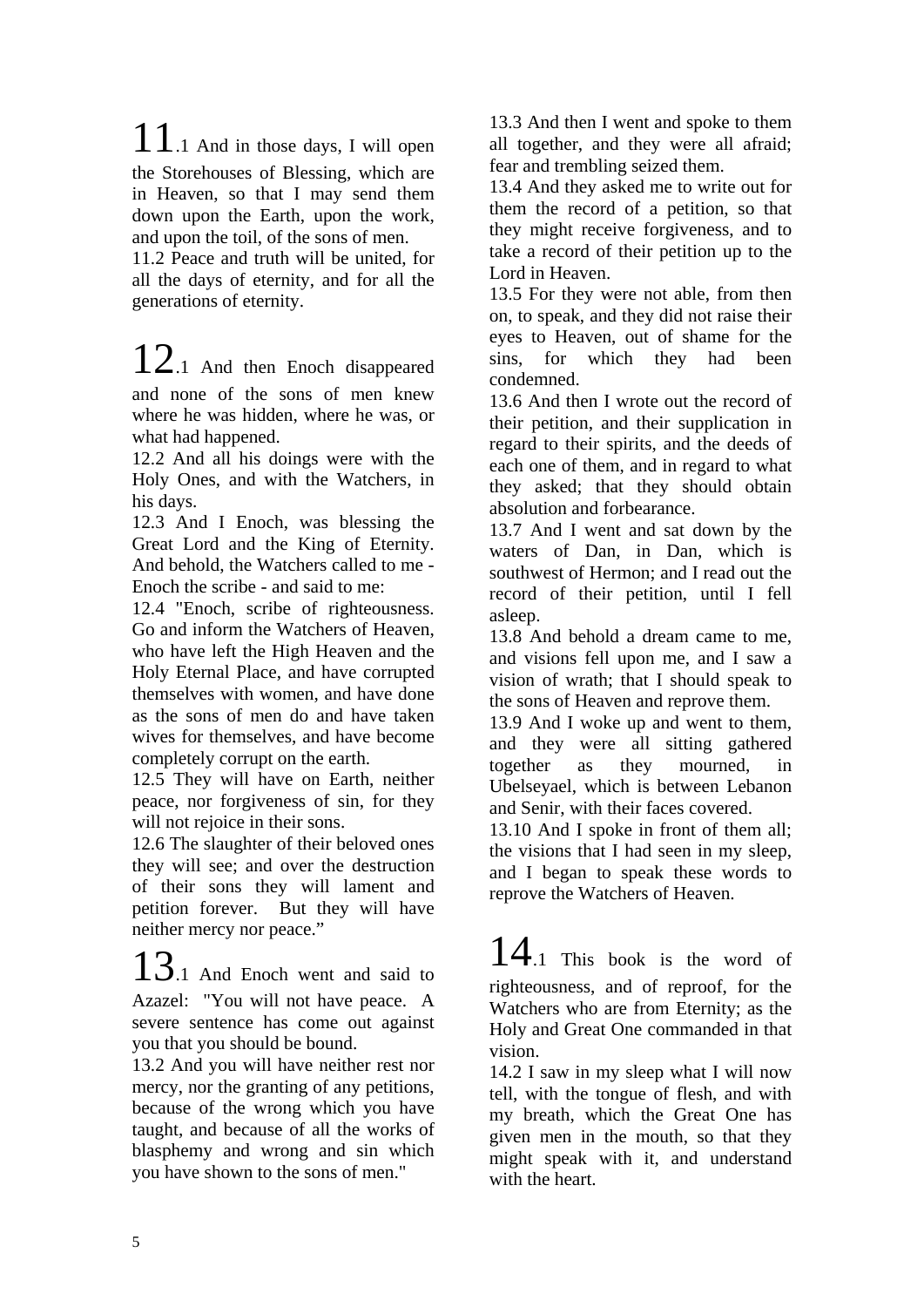**11**.1 And in those days, I will open the Storehouses of Blessing, which are in Heaven, so that I may send them down upon the Earth, upon the work, and upon the toil, of the sons of men.
11.2 Peace and truth will be united, for all the days of eternity, and for all the generations of eternity.

**12**.1 And then Enoch disappeared and none of the sons of men knew where he was hidden, where he was, or what had happened.
12.2 And all his doings were with the Holy Ones, and with the Watchers, in his days.
12.3 And I Enoch, was blessing the Great Lord and the King of Eternity. And behold, the Watchers called to me - Enoch the scribe - and said to me:
12.4 "Enoch, scribe of righteousness. Go and inform the Watchers of Heaven, who have left the High Heaven and the Holy Eternal Place, and have corrupted themselves with women, and have done as the sons of men do and have taken wives for themselves, and have become completely corrupt on the earth.
12.5 They will have on Earth, neither peace, nor forgiveness of sin, for they will not rejoice in their sons.
12.6 The slaughter of their beloved ones they will see; and over the destruction of their sons they will lament and petition forever. But they will have neither mercy nor peace."

**13**.1 And Enoch went and said to Azazel: "You will not have peace. A severe sentence has come out against you that you should be bound.
13.2 And you will have neither rest nor mercy, nor the granting of any petitions, because of the wrong which you have taught, and because of all the works of blasphemy and wrong and sin which you have shown to the sons of men."
13.3 And then I went and spoke to them all together, and they were all afraid; fear and trembling seized them.
13.4 And they asked me to write out for them the record of a petition, so that they might receive forgiveness, and to take a record of their petition up to the Lord in Heaven.
13.5 For they were not able, from then on, to speak, and they did not raise their eyes to Heaven, out of shame for the sins, for which they had been condemned.
13.6 And then I wrote out the record of their petition, and their supplication in regard to their spirits, and the deeds of each one of them, and in regard to what they asked; that they should obtain absolution and forbearance.
13.7 And I went and sat down by the waters of Dan, in Dan, which is southwest of Hermon; and I read out the record of their petition, until I fell asleep.
13.8 And behold a dream came to me, and visions fell upon me, and I saw a vision of wrath; that I should speak to the sons of Heaven and reprove them.
13.9 And I woke up and went to them, and they were all sitting gathered together as they mourned, in Ubelseyael, which is between Lebanon and Senir, with their faces covered.
13.10 And I spoke in front of them all; the visions that I had seen in my sleep, and I began to speak these words to reprove the Watchers of Heaven.

**14**.1 This book is the word of righteousness, and of reproof, for the Watchers who are from Eternity; as the Holy and Great One commanded in that vision.
14.2 I saw in my sleep what I will now tell, with the tongue of flesh, and with my breath, which the Great One has given men in the mouth, so that they might speak with it, and understand with the heart.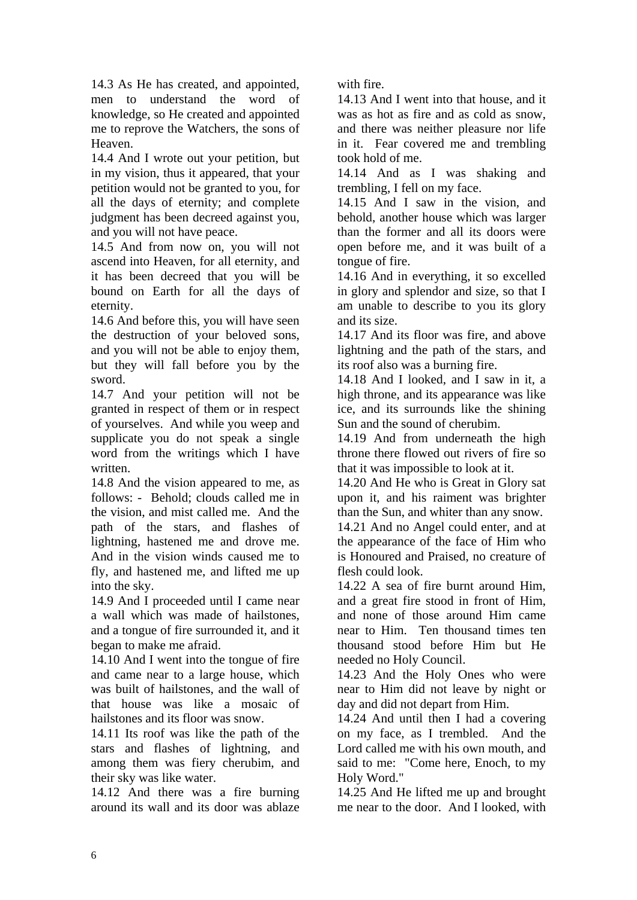14.3 As He has created, and appointed, men to understand the word of knowledge, so He created and appointed me to reprove the Watchers, the sons of Heaven.

14.4 And I wrote out your petition, but in my vision, thus it appeared, that your petition would not be granted to you, for all the days of eternity; and complete judgment has been decreed against you, and you will not have peace.

14.5 And from now on, you will not ascend into Heaven, for all eternity, and it has been decreed that you will be bound on Earth for all the days of eternity.

14.6 And before this, you will have seen the destruction of your beloved sons, and you will not be able to enjoy them, but they will fall before you by the sword.

14.7 And your petition will not be granted in respect of them or in respect of yourselves. And while you weep and supplicate you do not speak a single word from the writings which I have written.

14.8 And the vision appeared to me, as follows: - Behold; clouds called me in the vision, and mist called me. And the path of the stars, and flashes of lightning, hastened me and drove me. And in the vision winds caused me to fly, and hastened me, and lifted me up into the sky.

14.9 And I proceeded until I came near a wall which was made of hailstones, and a tongue of fire surrounded it, and it began to make me afraid.

14.10 And I went into the tongue of fire and came near to a large house, which was built of hailstones, and the wall of that house was like a mosaic of hailstones and its floor was snow.

14.11 Its roof was like the path of the stars and flashes of lightning, and among them was fiery cherubim, and their sky was like water.

14.12 And there was a fire burning around its wall and its door was ablaze with fire.

14.13 And I went into that house, and it was as hot as fire and as cold as snow, and there was neither pleasure nor life in it. Fear covered me and trembling took hold of me.

14.14 And as I was shaking and trembling, I fell on my face.

14.15 And I saw in the vision, and behold, another house which was larger than the former and all its doors were open before me, and it was built of a tongue of fire.

14.16 And in everything, it so excelled in glory and splendor and size, so that I am unable to describe to you its glory and its size.

14.17 And its floor was fire, and above lightning and the path of the stars, and its roof also was a burning fire.

14.18 And I looked, and I saw in it, a high throne, and its appearance was like ice, and its surrounds like the shining Sun and the sound of cherubim.

14.19 And from underneath the high throne there flowed out rivers of fire so that it was impossible to look at it.

14.20 And He who is Great in Glory sat upon it, and his raiment was brighter than the Sun, and whiter than any snow.

14.21 And no Angel could enter, and at the appearance of the face of Him who is Honoured and Praised, no creature of flesh could look.

14.22 A sea of fire burnt around Him, and a great fire stood in front of Him, and none of those around Him came near to Him. Ten thousand times ten thousand stood before Him but He needed no Holy Council.

14.23 And the Holy Ones who were near to Him did not leave by night or day and did not depart from Him.

14.24 And until then I had a covering on my face, as I trembled. And the Lord called me with his own mouth, and said to me: "Come here, Enoch, to my Holy Word."

14.25 And He lifted me up and brought me near to the door. And I looked, with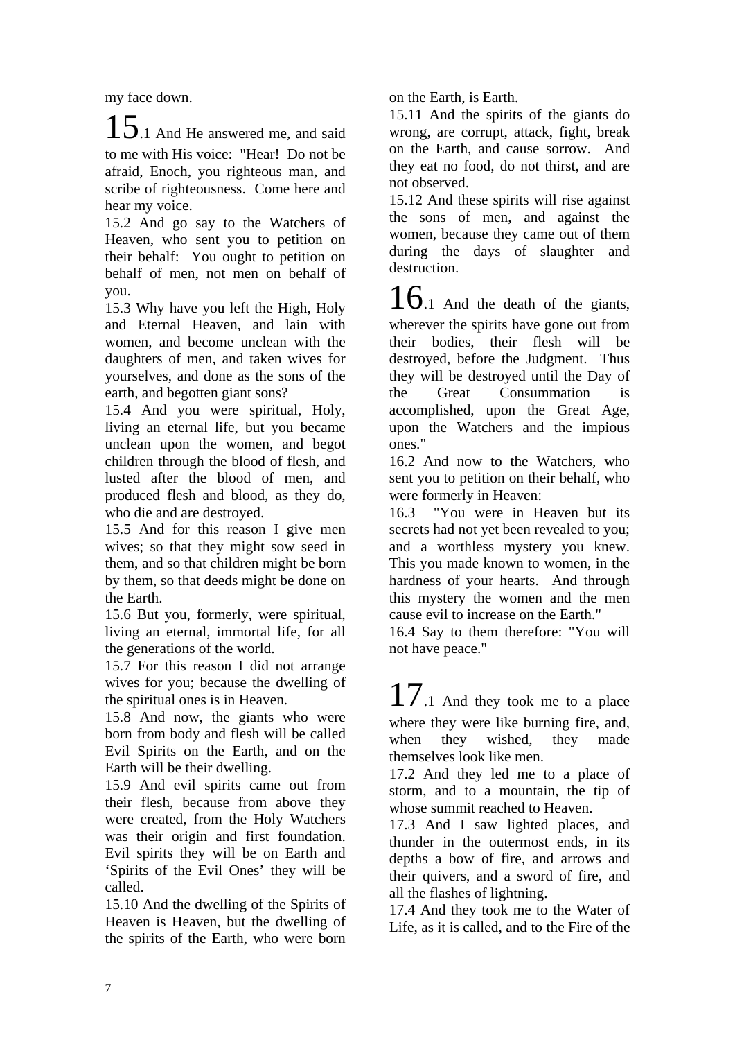my face down.

15.1 And He answered me, and said to me with His voice: "Hear! Do not be afraid, Enoch, you righteous man, and scribe of righteousness. Come here and hear my voice.

15.2 And go say to the Watchers of Heaven, who sent you to petition on their behalf: You ought to petition on behalf of men, not men on behalf of you.

15.3 Why have you left the High, Holy and Eternal Heaven, and lain with women, and become unclean with the daughters of men, and taken wives for yourselves, and done as the sons of the earth, and begotten giant sons?

15.4 And you were spiritual, Holy, living an eternal life, but you became unclean upon the women, and begot children through the blood of flesh, and lusted after the blood of men, and produced flesh and blood, as they do, who die and are destroyed.

15.5 And for this reason I give men wives; so that they might sow seed in them, and so that children might be born by them, so that deeds might be done on the Earth.

15.6 But you, formerly, were spiritual, living an eternal, immortal life, for all the generations of the world.

15.7 For this reason I did not arrange wives for you; because the dwelling of the spiritual ones is in Heaven.

15.8 And now, the giants who were born from body and flesh will be called Evil Spirits on the Earth, and on the Earth will be their dwelling.

15.9 And evil spirits came out from their flesh, because from above they were created, from the Holy Watchers was their origin and first foundation. Evil spirits they will be on Earth and 'Spirits of the Evil Ones' they will be called.

15.10 And the dwelling of the Spirits of Heaven is Heaven, but the dwelling of the spirits of the Earth, who were born on the Earth, is Earth.

15.11 And the spirits of the giants do wrong, are corrupt, attack, fight, break on the Earth, and cause sorrow. And they eat no food, do not thirst, and are not observed.

15.12 And these spirits will rise against the sons of men, and against the women, because they came out of them during the days of slaughter and destruction.

16.1 And the death of the giants, wherever the spirits have gone out from their bodies, their flesh will be destroyed, before the Judgment. Thus they will be destroyed until the Day of the Great Consummation is accomplished, upon the Great Age, upon the Watchers and the impious ones."

16.2 And now to the Watchers, who sent you to petition on their behalf, who were formerly in Heaven:

16.3 "You were in Heaven but its secrets had not yet been revealed to you; and a worthless mystery you knew. This you made known to women, in the hardness of your hearts. And through this mystery the women and the men cause evil to increase on the Earth."

16.4 Say to them therefore: "You will not have peace."

17.1 And they took me to a place where they were like burning fire, and, when they wished, they made themselves look like men.

17.2 And they led me to a place of storm, and to a mountain, the tip of whose summit reached to Heaven.

17.3 And I saw lighted places, and thunder in the outermost ends, in its depths a bow of fire, and arrows and their quivers, and a sword of fire, and all the flashes of lightning.

17.4 And they took me to the Water of Life, as it is called, and to the Fire of the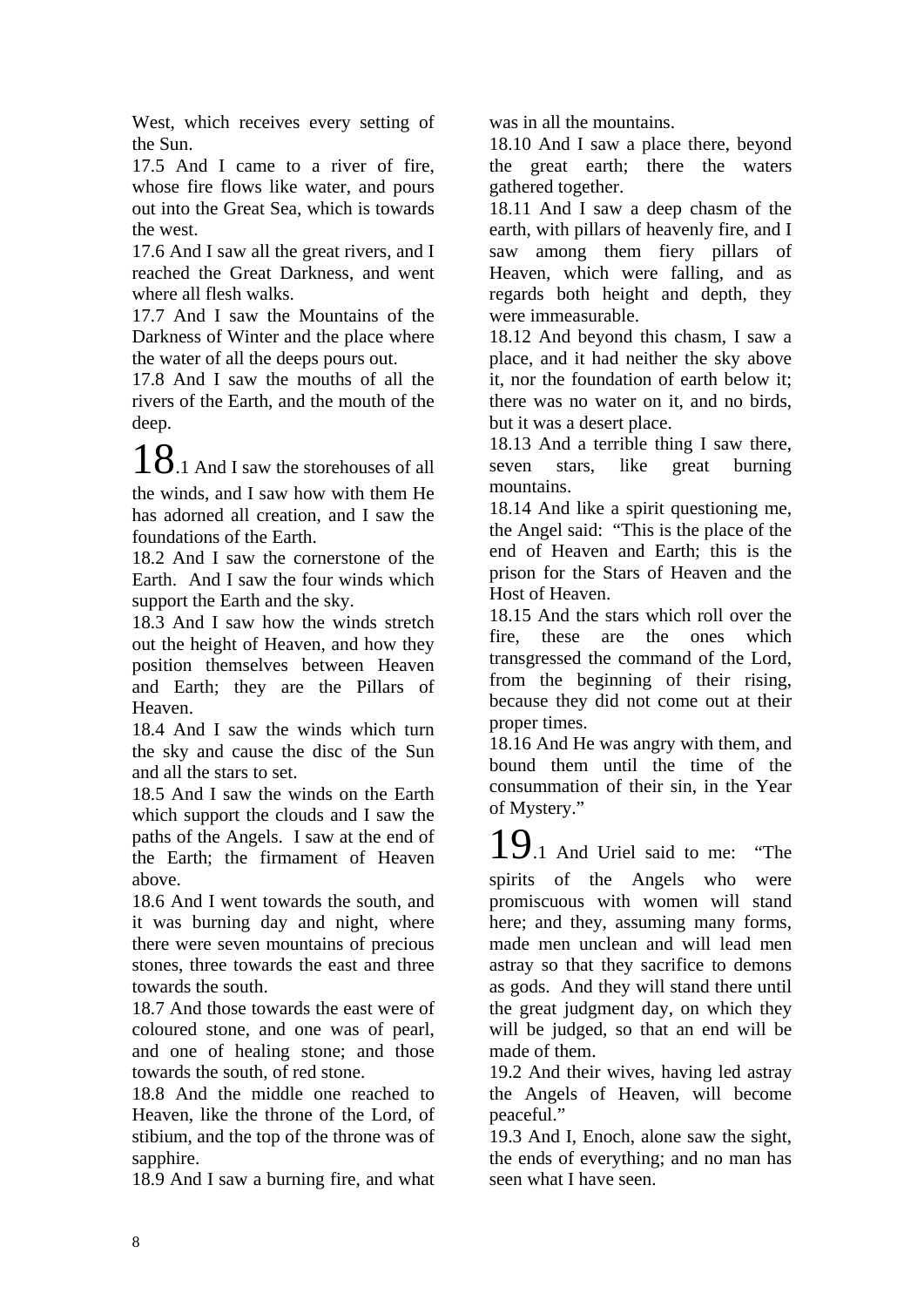West, which receives every setting of the Sun.

17.5 And I came to a river of fire, whose fire flows like water, and pours out into the Great Sea, which is towards the west.

17.6 And I saw all the great rivers, and I reached the Great Darkness, and went where all flesh walks.

17.7 And I saw the Mountains of the Darkness of Winter and the place where the water of all the deeps pours out.

17.8 And I saw the mouths of all the rivers of the Earth, and the mouth of the deep.

18.1 And I saw the storehouses of all the winds, and I saw how with them He has adorned all creation, and I saw the foundations of the Earth.

18.2 And I saw the cornerstone of the Earth. And I saw the four winds which support the Earth and the sky.

18.3 And I saw how the winds stretch out the height of Heaven, and how they position themselves between Heaven and Earth; they are the Pillars of Heaven.

18.4 And I saw the winds which turn the sky and cause the disc of the Sun and all the stars to set.

18.5 And I saw the winds on the Earth which support the clouds and I saw the paths of the Angels. I saw at the end of the Earth; the firmament of Heaven above.

18.6 And I went towards the south, and it was burning day and night, where there were seven mountains of precious stones, three towards the east and three towards the south.

18.7 And those towards the east were of coloured stone, and one was of pearl, and one of healing stone; and those towards the south, of red stone.

18.8 And the middle one reached to Heaven, like the throne of the Lord, of stibium, and the top of the throne was of sapphire.

18.9 And I saw a burning fire, and what was in all the mountains.

18.10 And I saw a place there, beyond the great earth; there the waters gathered together.

18.11 And I saw a deep chasm of the earth, with pillars of heavenly fire, and I saw among them fiery pillars of Heaven, which were falling, and as regards both height and depth, they were immeasurable.

18.12 And beyond this chasm, I saw a place, and it had neither the sky above it, nor the foundation of earth below it; there was no water on it, and no birds, but it was a desert place.

18.13 And a terrible thing I saw there, seven stars, like great burning mountains.

18.14 And like a spirit questioning me, the Angel said: "This is the place of the end of Heaven and Earth; this is the prison for the Stars of Heaven and the Host of Heaven.

18.15 And the stars which roll over the fire, these are the ones which transgressed the command of the Lord, from the beginning of their rising, because they did not come out at their proper times.

18.16 And He was angry with them, and bound them until the time of the consummation of their sin, in the Year of Mystery."

19.1 And Uriel said to me: "The spirits of the Angels who were promiscuous with women will stand here; and they, assuming many forms, made men unclean and will lead men astray so that they sacrifice to demons as gods. And they will stand there until the great judgment day, on which they will be judged, so that an end will be made of them.

19.2 And their wives, having led astray the Angels of Heaven, will become peaceful."

19.3 And I, Enoch, alone saw the sight, the ends of everything; and no man has seen what I have seen.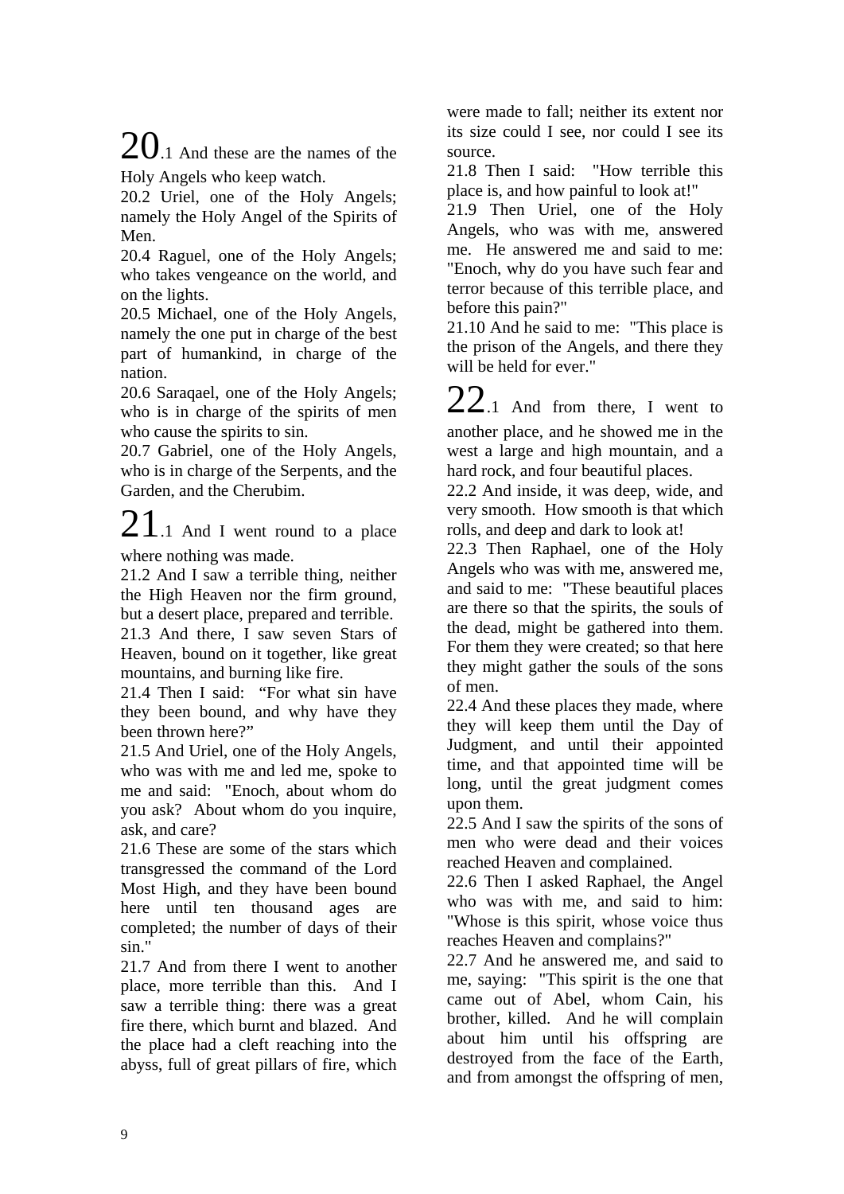20.1 And these are the names of the Holy Angels who keep watch.

20.2 Uriel, one of the Holy Angels; namely the Holy Angel of the Spirits of Men.

20.4 Raguel, one of the Holy Angels; who takes vengeance on the world, and on the lights.

20.5 Michael, one of the Holy Angels, namely the one put in charge of the best part of humankind, in charge of the nation.

20.6 Saraqael, one of the Holy Angels; who is in charge of the spirits of men who cause the spirits to sin.

20.7 Gabriel, one of the Holy Angels, who is in charge of the Serpents, and the Garden, and the Cherubim.

21.1 And I went round to a place where nothing was made.

21.2 And I saw a terrible thing, neither the High Heaven nor the firm ground, but a desert place, prepared and terrible.

21.3 And there, I saw seven Stars of Heaven, bound on it together, like great mountains, and burning like fire.

21.4 Then I said: "For what sin have they been bound, and why have they been thrown here?"

21.5 And Uriel, one of the Holy Angels, who was with me and led me, spoke to me and said: "Enoch, about whom do you ask? About whom do you inquire, ask, and care?

21.6 These are some of the stars which transgressed the command of the Lord Most High, and they have been bound here until ten thousand ages are completed; the number of days of their sin."

21.7 And from there I went to another place, more terrible than this. And I saw a terrible thing: there was a great fire there, which burnt and blazed. And the place had a cleft reaching into the abyss, full of great pillars of fire, which were made to fall; neither its extent nor its size could I see, nor could I see its source.

21.8 Then I said: "How terrible this place is, and how painful to look at!"

21.9 Then Uriel, one of the Holy Angels, who was with me, answered me. He answered me and said to me: "Enoch, why do you have such fear and terror because of this terrible place, and before this pain?"

21.10 And he said to me: "This place is the prison of the Angels, and there they will be held for ever."

22.1 And from there, I went to another place, and he showed me in the west a large and high mountain, and a hard rock, and four beautiful places.

22.2 And inside, it was deep, wide, and very smooth. How smooth is that which rolls, and deep and dark to look at!

22.3 Then Raphael, one of the Holy Angels who was with me, answered me, and said to me: "These beautiful places are there so that the spirits, the souls of the dead, might be gathered into them. For them they were created; so that here they might gather the souls of the sons of men.

22.4 And these places they made, where they will keep them until the Day of Judgment, and until their appointed time, and that appointed time will be long, until the great judgment comes upon them.

22.5 And I saw the spirits of the sons of men who were dead and their voices reached Heaven and complained.

22.6 Then I asked Raphael, the Angel who was with me, and said to him: "Whose is this spirit, whose voice thus reaches Heaven and complains?"

22.7 And he answered me, and said to me, saying: "This spirit is the one that came out of Abel, whom Cain, his brother, killed. And he will complain about him until his offspring are destroyed from the face of the Earth, and from amongst the offspring of men,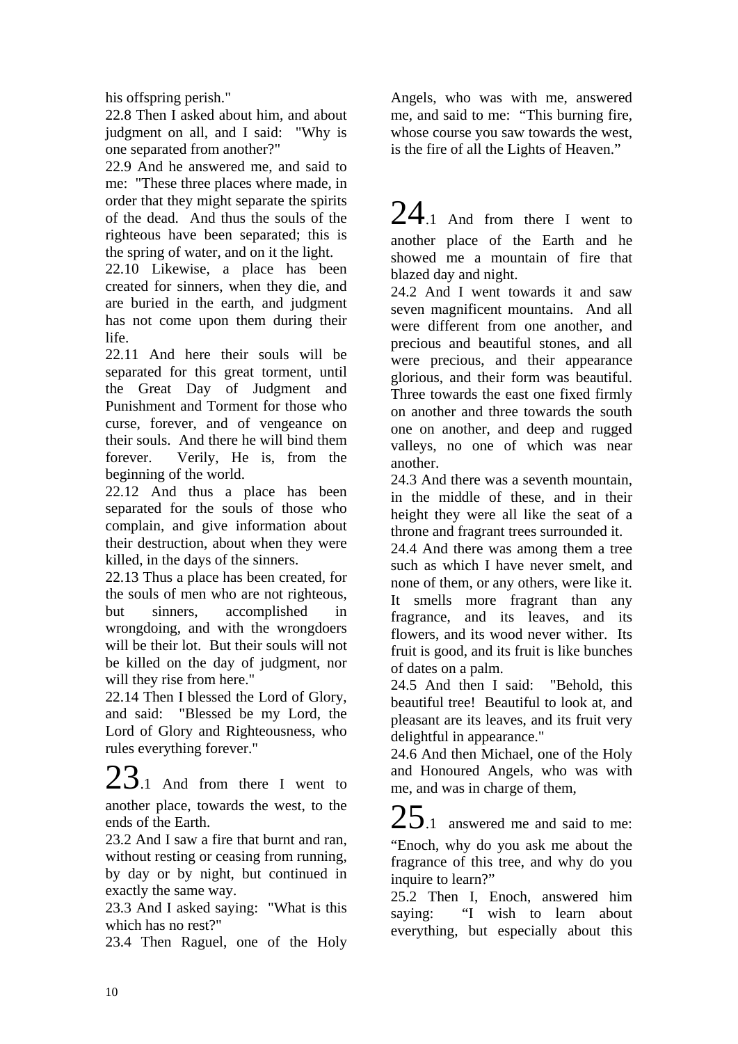his offspring perish."

22.8 Then I asked about him, and about judgment on all, and I said: "Why is one separated from another?"

22.9 And he answered me, and said to me: "These three places where made, in order that they might separate the spirits of the dead. And thus the souls of the righteous have been separated; this is the spring of water, and on it the light.

22.10 Likewise, a place has been created for sinners, when they die, and are buried in the earth, and judgment has not come upon them during their life.

22.11 And here their souls will be separated for this great torment, until the Great Day of Judgment and Punishment and Torment for those who curse, forever, and of vengeance on their souls. And there he will bind them forever. Verily, He is, from the beginning of the world.

22.12 And thus a place has been separated for the souls of those who complain, and give information about their destruction, about when they were killed, in the days of the sinners.

22.13 Thus a place has been created, for the souls of men who are not righteous, but sinners, accomplished in wrongdoing, and with the wrongdoers will be their lot. But their souls will not be killed on the day of judgment, nor will they rise from here."

22.14 Then I blessed the Lord of Glory, and said: "Blessed be my Lord, the Lord of Glory and Righteousness, who rules everything forever."

# 23

23.1 And from there I went to another place, towards the west, to the ends of the Earth.

23.2 And I saw a fire that burnt and ran, without resting or ceasing from running, by day or by night, but continued in exactly the same way.

23.3 And I asked saying: "What is this which has no rest?"

23.4 Then Raguel, one of the Holy Angels, who was with me, answered me, and said to me: "This burning fire, whose course you saw towards the west, is the fire of all the Lights of Heaven."

# 24

24.1 And from there I went to another place of the Earth and he showed me a mountain of fire that blazed day and night.

24.2 And I went towards it and saw seven magnificent mountains. And all were different from one another, and precious and beautiful stones, and all were precious, and their appearance glorious, and their form was beautiful. Three towards the east one fixed firmly on another and three towards the south one on another, and deep and rugged valleys, no one of which was near another.

24.3 And there was a seventh mountain, in the middle of these, and in their height they were all like the seat of a throne and fragrant trees surrounded it.

24.4 And there was among them a tree such as which I have never smelt, and none of them, or any others, were like it. It smells more fragrant than any fragrance, and its leaves, and its flowers, and its wood never wither. Its fruit is good, and its fruit is like bunches of dates on a palm.

24.5 And then I said: "Behold, this beautiful tree! Beautiful to look at, and pleasant are its leaves, and its fruit very delightful in appearance."

24.6 And then Michael, one of the Holy and Honoured Angels, who was with me, and was in charge of them,

# 25

25.1 answered me and said to me: "Enoch, why do you ask me about the fragrance of this tree, and why do you inquire to learn?"

25.2 Then I, Enoch, answered him saying: "I wish to learn about everything, but especially about this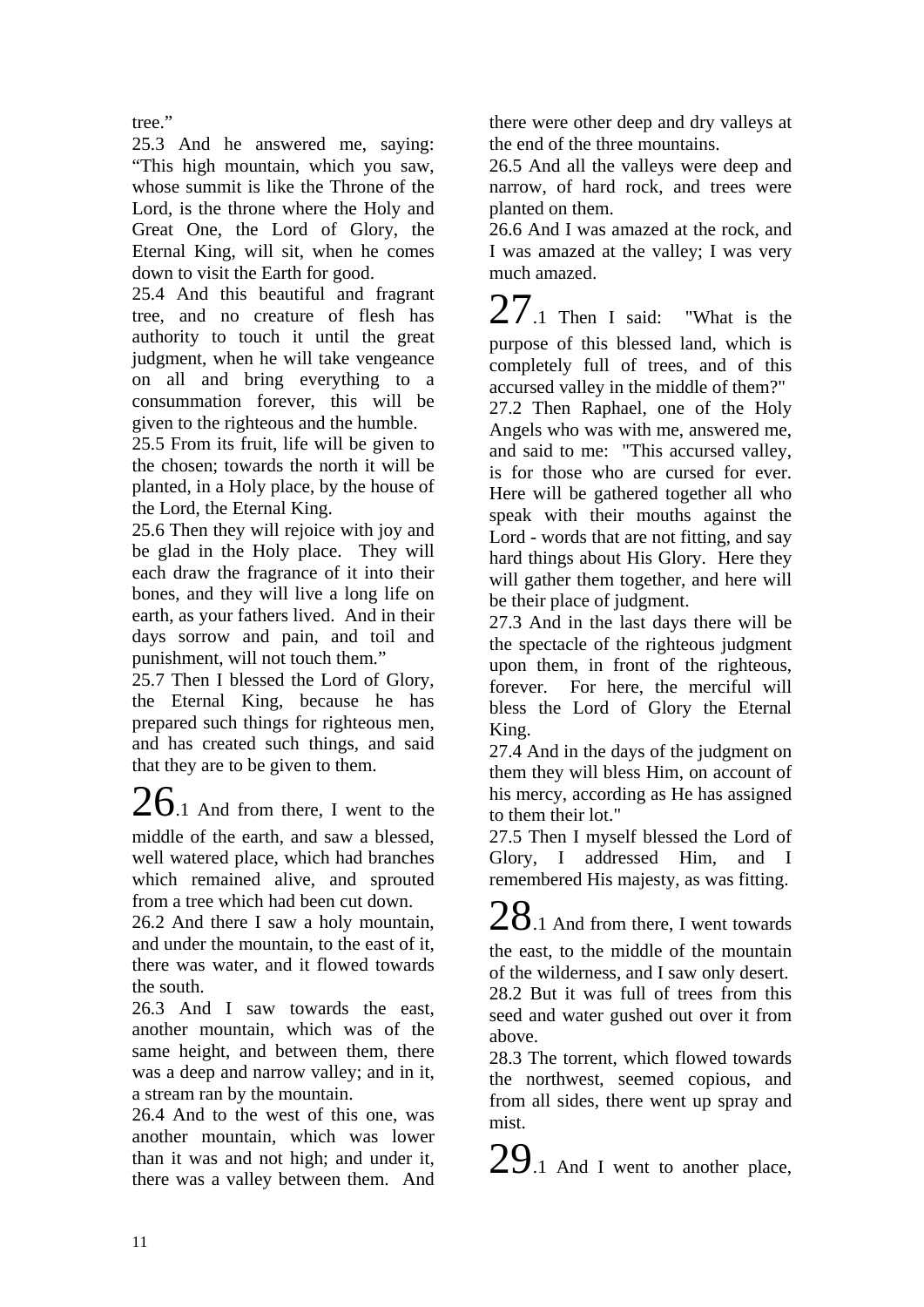tree."

25.3 And he answered me, saying: "This high mountain, which you saw, whose summit is like the Throne of the Lord, is the throne where the Holy and Great One, the Lord of Glory, the Eternal King, will sit, when he comes down to visit the Earth for good.

25.4 And this beautiful and fragrant tree, and no creature of flesh has authority to touch it until the great judgment, when he will take vengeance on all and bring everything to a consummation forever, this will be given to the righteous and the humble.

25.5 From its fruit, life will be given to the chosen; towards the north it will be planted, in a Holy place, by the house of the Lord, the Eternal King.

25.6 Then they will rejoice with joy and be glad in the Holy place. They will each draw the fragrance of it into their bones, and they will live a long life on earth, as your fathers lived. And in their days sorrow and pain, and toil and punishment, will not touch them."

25.7 Then I blessed the Lord of Glory, the Eternal King, because he has prepared such things for righteous men, and has created such things, and said that they are to be given to them.

26.1 And from there, I went to the middle of the earth, and saw a blessed, well watered place, which had branches which remained alive, and sprouted from a tree which had been cut down.

26.2 And there I saw a holy mountain, and under the mountain, to the east of it, there was water, and it flowed towards the south.

26.3 And I saw towards the east, another mountain, which was of the same height, and between them, there was a deep and narrow valley; and in it, a stream ran by the mountain.

26.4 And to the west of this one, was another mountain, which was lower than it was and not high; and under it, there was a valley between them. And there were other deep and dry valleys at the end of the three mountains.

26.5 And all the valleys were deep and narrow, of hard rock, and trees were planted on them.

26.6 And I was amazed at the rock, and I was amazed at the valley; I was very much amazed.

27.1 Then I said: "What is the purpose of this blessed land, which is completely full of trees, and of this accursed valley in the middle of them?"

27.2 Then Raphael, one of the Holy Angels who was with me, answered me, and said to me: "This accursed valley, is for those who are cursed for ever. Here will be gathered together all who speak with their mouths against the Lord - words that are not fitting, and say hard things about His Glory. Here they will gather them together, and here will be their place of judgment.

27.3 And in the last days there will be the spectacle of the righteous judgment upon them, in front of the righteous, forever. For here, the merciful will bless the Lord of Glory the Eternal King.

27.4 And in the days of the judgment on them they will bless Him, on account of his mercy, according as He has assigned to them their lot."

27.5 Then I myself blessed the Lord of Glory, I addressed Him, and I remembered His majesty, as was fitting.

28.1 And from there, I went towards the east, to the middle of the mountain of the wilderness, and I saw only desert.

28.2 But it was full of trees from this seed and water gushed out over it from above.

28.3 The torrent, which flowed towards the northwest, seemed copious, and from all sides, there went up spray and mist.

29.1 And I went to another place,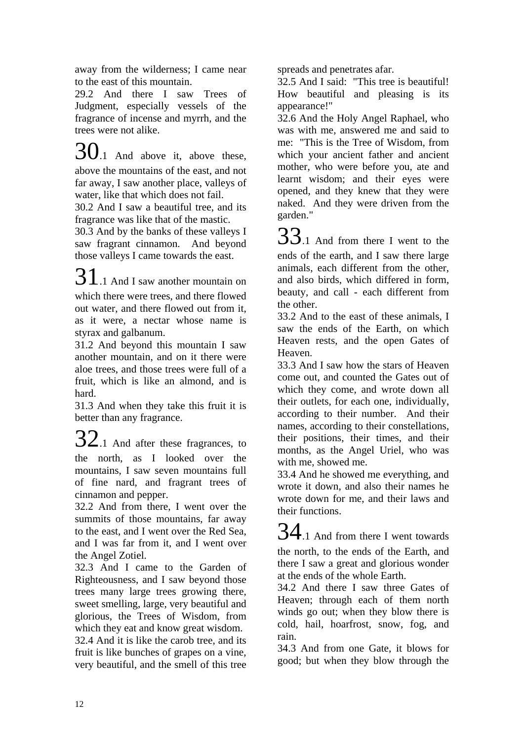away from the wilderness; I came near to the east of this mountain.

29.2 And there I saw Trees of Judgment, especially vessels of the fragrance of incense and myrrh, and the trees were not alike.

30.1 And above it, above these, above the mountains of the east, and not far away, I saw another place, valleys of water, like that which does not fail.

30.2 And I saw a beautiful tree, and its fragrance was like that of the mastic.

30.3 And by the banks of these valleys I saw fragrant cinnamon. And beyond those valleys I came towards the east.

31.1 And I saw another mountain on which there were trees, and there flowed out water, and there flowed out from it, as it were, a nectar whose name is styrax and galbanum.

31.2 And beyond this mountain I saw another mountain, and on it there were aloe trees, and those trees were full of a fruit, which is like an almond, and is hard.

31.3 And when they take this fruit it is better than any fragrance.

32.1 And after these fragrances, to the north, as I looked over the mountains, I saw seven mountains full of fine nard, and fragrant trees of cinnamon and pepper.

32.2 And from there, I went over the summits of those mountains, far away to the east, and I went over the Red Sea, and I was far from it, and I went over the Angel Zotiel.

32.3 And I came to the Garden of Righteousness, and I saw beyond those trees many large trees growing there, sweet smelling, large, very beautiful and glorious, the Trees of Wisdom, from which they eat and know great wisdom.

32.4 And it is like the carob tree, and its fruit is like bunches of grapes on a vine, very beautiful, and the smell of this tree spreads and penetrates afar.

32.5 And I said: "This tree is beautiful! How beautiful and pleasing is its appearance!"

32.6 And the Holy Angel Raphael, who was with me, answered me and said to me: "This is the Tree of Wisdom, from which your ancient father and ancient mother, who were before you, ate and learnt wisdom; and their eyes were opened, and they knew that they were naked. And they were driven from the garden."

33.1 And from there I went to the ends of the earth, and I saw there large animals, each different from the other, and also birds, which differed in form, beauty, and call - each different from the other.

33.2 And to the east of these animals, I saw the ends of the Earth, on which Heaven rests, and the open Gates of Heaven.

33.3 And I saw how the stars of Heaven come out, and counted the Gates out of which they come, and wrote down all their outlets, for each one, individually, according to their number. And their names, according to their constellations, their positions, their times, and their months, as the Angel Uriel, who was with me, showed me.

33.4 And he showed me everything, and wrote it down, and also their names he wrote down for me, and their laws and their functions.

34.1 And from there I went towards the north, to the ends of the Earth, and there I saw a great and glorious wonder at the ends of the whole Earth.

34.2 And there I saw three Gates of Heaven; through each of them north winds go out; when they blow there is cold, hail, hoarfrost, snow, fog, and rain.

34.3 And from one Gate, it blows for good; but when they blow through the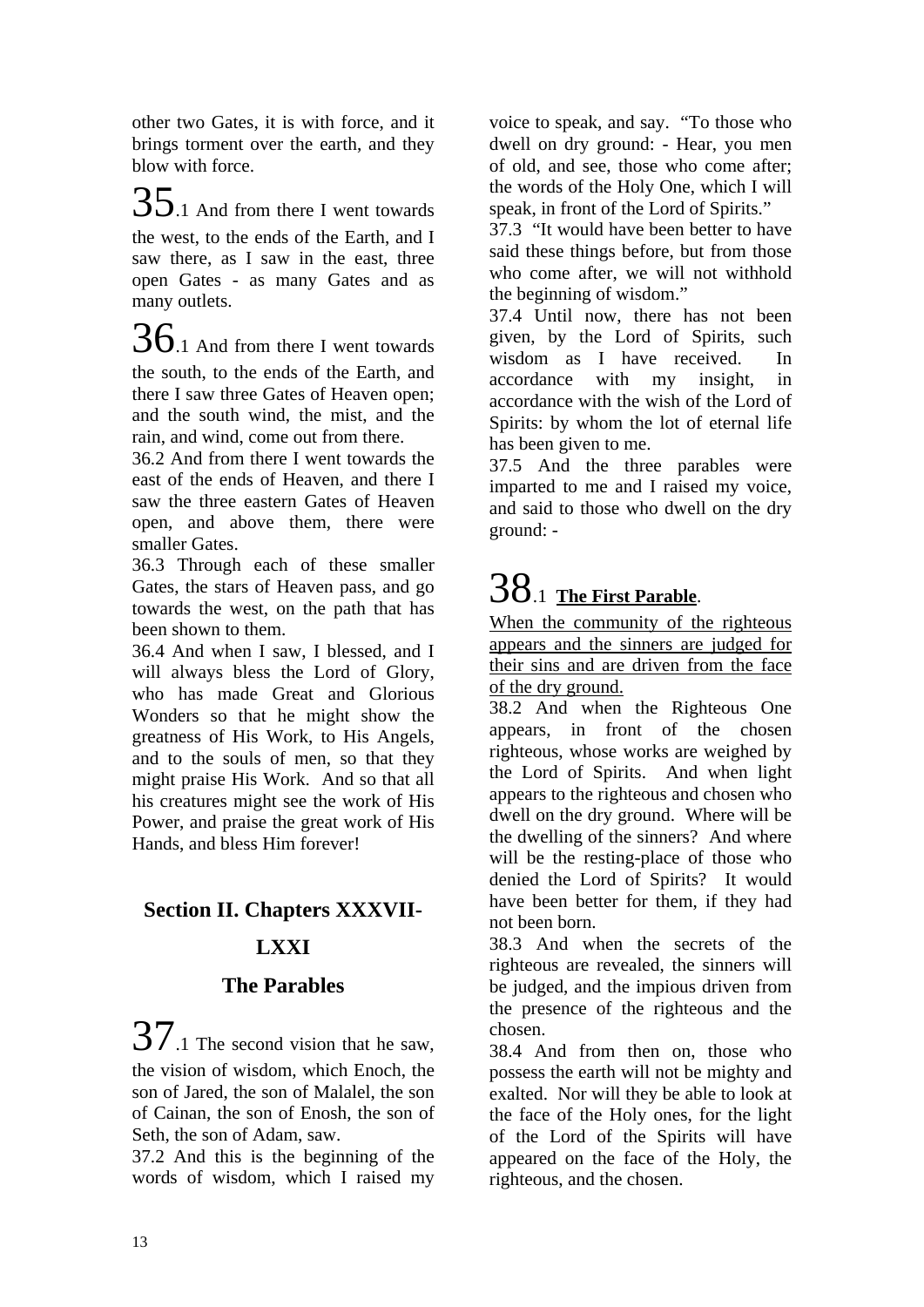other two Gates, it is with force, and it brings torment over the earth, and they blow with force.

35.1 And from there I went towards the west, to the ends of the Earth, and I saw there, as I saw in the east, three open Gates - as many Gates and as many outlets.

36.1 And from there I went towards the south, to the ends of the Earth, and there I saw three Gates of Heaven open; and the south wind, the mist, and the rain, and wind, come out from there.

36.2 And from there I went towards the east of the ends of Heaven, and there I saw the three eastern Gates of Heaven open, and above them, there were smaller Gates.

36.3 Through each of these smaller Gates, the stars of Heaven pass, and go towards the west, on the path that has been shown to them.

36.4 And when I saw, I blessed, and I will always bless the Lord of Glory, who has made Great and Glorious Wonders so that he might show the greatness of His Work, to His Angels, and to the souls of men, so that they might praise His Work. And so that all his creatures might see the work of His Power, and praise the great work of His Hands, and bless Him forever!

## Section II. Chapters XXXVII-LXXI

## The Parables

37.1 The second vision that he saw, the vision of wisdom, which Enoch, the son of Jared, the son of Malalel, the son of Cainan, the son of Enosh, the son of Seth, the son of Adam, saw.

37.2 And this is the beginning of the words of wisdom, which I raised my voice to speak, and say. "To those who dwell on dry ground: - Hear, you men of old, and see, those who come after; the words of the Holy One, which I will speak, in front of the Lord of Spirits."

37.3 "It would have been better to have said these things before, but from those who come after, we will not withhold the beginning of wisdom."

37.4 Until now, there has not been given, by the Lord of Spirits, such wisdom as I have received. In accordance with my insight, in accordance with the wish of the Lord of Spirits: by whom the lot of eternal life has been given to me.

37.5 And the three parables were imparted to me and I raised my voice, and said to those who dwell on the dry ground: -

38.1 **The First Parable**.

When the community of the righteous appears and the sinners are judged for their sins and are driven from the face of the dry ground.

38.2 And when the Righteous One appears, in front of the chosen righteous, whose works are weighed by the Lord of Spirits. And when light appears to the righteous and chosen who dwell on the dry ground. Where will be the dwelling of the sinners? And where will be the resting-place of those who denied the Lord of Spirits? It would have been better for them, if they had not been born.

38.3 And when the secrets of the righteous are revealed, the sinners will be judged, and the impious driven from the presence of the righteous and the chosen.

38.4 And from then on, those who possess the earth will not be mighty and exalted. Nor will they be able to look at the face of the Holy ones, for the light of the Lord of the Spirits will have appeared on the face of the Holy, the righteous, and the chosen.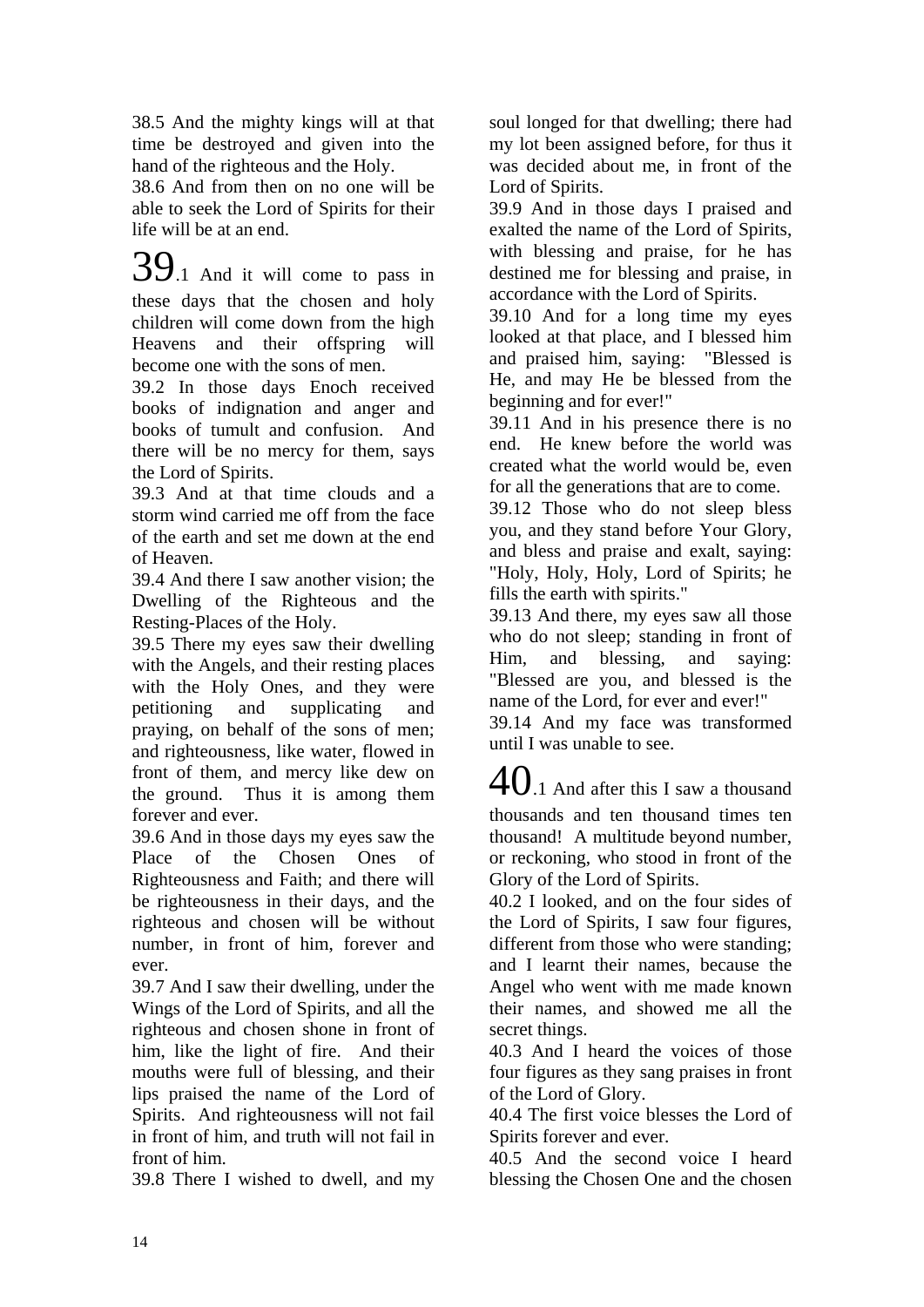38.5 And the mighty kings will at that time be destroyed and given into the hand of the righteous and the Holy.

38.6 And from then on no one will be able to seek the Lord of Spirits for their life will be at an end.

## 39

39.1 And it will come to pass in these days that the chosen and holy children will come down from the high Heavens and their offspring will become one with the sons of men.

39.2 In those days Enoch received books of indignation and anger and books of tumult and confusion. And there will be no mercy for them, says the Lord of Spirits.

39.3 And at that time clouds and a storm wind carried me off from the face of the earth and set me down at the end of Heaven.

39.4 And there I saw another vision; the Dwelling of the Righteous and the Resting-Places of the Holy.

39.5 There my eyes saw their dwelling with the Angels, and their resting places with the Holy Ones, and they were petitioning and supplicating and praying, on behalf of the sons of men; and righteousness, like water, flowed in front of them, and mercy like dew on the ground. Thus it is among them forever and ever.

39.6 And in those days my eyes saw the Place of the Chosen Ones of Righteousness and Faith; and there will be righteousness in their days, and the righteous and chosen will be without number, in front of him, forever and ever.

39.7 And I saw their dwelling, under the Wings of the Lord of Spirits, and all the righteous and chosen shone in front of him, like the light of fire. And their mouths were full of blessing, and their lips praised the name of the Lord of Spirits. And righteousness will not fail in front of him, and truth will not fail in front of him.

39.8 There I wished to dwell, and my soul longed for that dwelling; there had my lot been assigned before, for thus it was decided about me, in front of the Lord of Spirits.

39.9 And in those days I praised and exalted the name of the Lord of Spirits, with blessing and praise, for he has destined me for blessing and praise, in accordance with the Lord of Spirits.

39.10 And for a long time my eyes looked at that place, and I blessed him and praised him, saying: "Blessed is He, and may He be blessed from the beginning and for ever!"

39.11 And in his presence there is no end. He knew before the world was created what the world would be, even for all the generations that are to come.

39.12 Those who do not sleep bless you, and they stand before Your Glory, and bless and praise and exalt, saying: "Holy, Holy, Holy, Lord of Spirits; he fills the earth with spirits."

39.13 And there, my eyes saw all those who do not sleep; standing in front of Him, and blessing, and saying: "Blessed are you, and blessed is the name of the Lord, for ever and ever!"

39.14 And my face was transformed until I was unable to see.

## 40

40.1 And after this I saw a thousand thousands and ten thousand times ten thousand! A multitude beyond number, or reckoning, who stood in front of the Glory of the Lord of Spirits.

40.2 I looked, and on the four sides of the Lord of Spirits, I saw four figures, different from those who were standing; and I learnt their names, because the Angel who went with me made known their names, and showed me all the secret things.

40.3 And I heard the voices of those four figures as they sang praises in front of the Lord of Glory.

40.4 The first voice blesses the Lord of Spirits forever and ever.

40.5 And the second voice I heard blessing the Chosen One and the chosen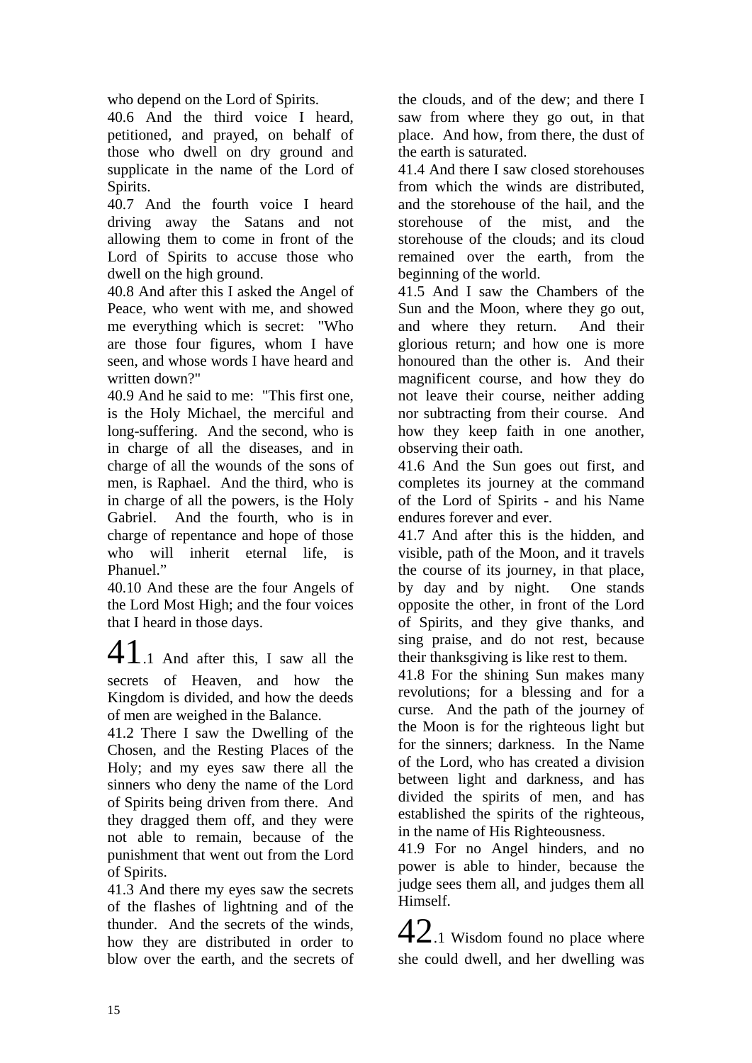who depend on the Lord of Spirits.

40.6 And the third voice I heard, petitioned, and prayed, on behalf of those who dwell on dry ground and supplicate in the name of the Lord of Spirits.

40.7 And the fourth voice I heard driving away the Satans and not allowing them to come in front of the Lord of Spirits to accuse those who dwell on the high ground.

40.8 And after this I asked the Angel of Peace, who went with me, and showed me everything which is secret: "Who are those four figures, whom I have seen, and whose words I have heard and written down?"

40.9 And he said to me: "This first one, is the Holy Michael, the merciful and long-suffering. And the second, who is in charge of all the diseases, and in charge of all the wounds of the sons of men, is Raphael. And the third, who is in charge of all the powers, is the Holy Gabriel. And the fourth, who is in charge of repentance and hope of those who will inherit eternal life, is Phanuel."

40.10 And these are the four Angels of the Lord Most High; and the four voices that I heard in those days.

# 41

41.1 And after this, I saw all the secrets of Heaven, and how the Kingdom is divided, and how the deeds of men are weighed in the Balance.

41.2 There I saw the Dwelling of the Chosen, and the Resting Places of the Holy; and my eyes saw there all the sinners who deny the name of the Lord of Spirits being driven from there. And they dragged them off, and they were not able to remain, because of the punishment that went out from the Lord of Spirits.

41.3 And there my eyes saw the secrets of the flashes of lightning and of the thunder. And the secrets of the winds, how they are distributed in order to blow over the earth, and the secrets of the clouds, and of the dew; and there I saw from where they go out, in that place. And how, from there, the dust of the earth is saturated.

41.4 And there I saw closed storehouses from which the winds are distributed, and the storehouse of the hail, and the storehouse of the mist, and the storehouse of the clouds; and its cloud remained over the earth, from the beginning of the world.

41.5 And I saw the Chambers of the Sun and the Moon, where they go out, and where they return. And their glorious return; and how one is more honoured than the other is. And their magnificent course, and how they do not leave their course, neither adding nor subtracting from their course. And how they keep faith in one another, observing their oath.

41.6 And the Sun goes out first, and completes its journey at the command of the Lord of Spirits - and his Name endures forever and ever.

41.7 And after this is the hidden, and visible, path of the Moon, and it travels the course of its journey, in that place, by day and by night. One stands opposite the other, in front of the Lord of Spirits, and they give thanks, and sing praise, and do not rest, because their thanksgiving is like rest to them.

41.8 For the shining Sun makes many revolutions; for a blessing and for a curse. And the path of the journey of the Moon is for the righteous light but for the sinners; darkness. In the Name of the Lord, who has created a division between light and darkness, and has divided the spirits of men, and has established the spirits of the righteous, in the name of His Righteousness.

41.9 For no Angel hinders, and no power is able to hinder, because the judge sees them all, and judges them all Himself.

# 42

42.1 Wisdom found no place where she could dwell, and her dwelling was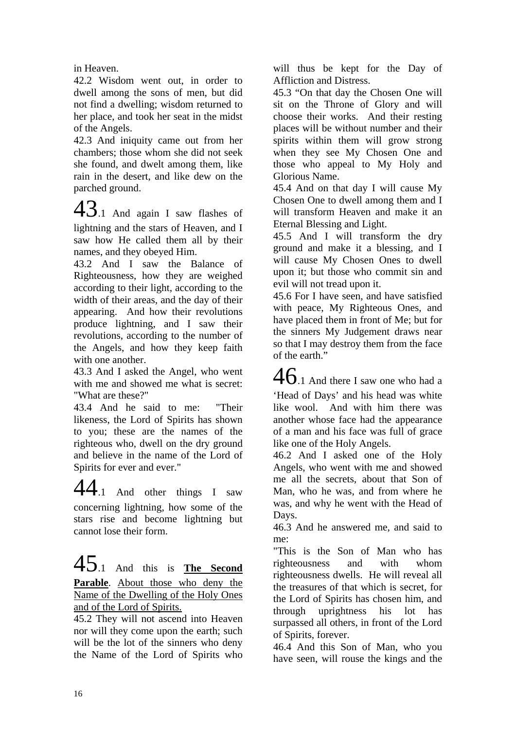in Heaven.

42.2 Wisdom went out, in order to dwell among the sons of men, but did not find a dwelling; wisdom returned to her place, and took her seat in the midst of the Angels.

42.3 And iniquity came out from her chambers; those whom she did not seek she found, and dwelt among them, like rain in the desert, and like dew on the parched ground.

43.1 And again I saw flashes of lightning and the stars of Heaven, and I saw how He called them all by their names, and they obeyed Him.

43.2 And I saw the Balance of Righteousness, how they are weighed according to their light, according to the width of their areas, and the day of their appearing. And how their revolutions produce lightning, and I saw their revolutions, according to the number of the Angels, and how they keep faith with one another.

43.3 And I asked the Angel, who went with me and showed me what is secret: "What are these?"

43.4 And he said to me: "Their likeness, the Lord of Spirits has shown to you; these are the names of the righteous who, dwell on the dry ground and believe in the name of the Lord of Spirits for ever and ever."

44.1 And other things I saw concerning lightning, how some of the stars rise and become lightning but cannot lose their form.

45.1 And this is **The Second Parable**. About those who deny the Name of the Dwelling of the Holy Ones and of the Lord of Spirits.

45.2 They will not ascend into Heaven nor will they come upon the earth; such will be the lot of the sinners who deny the Name of the Lord of Spirits who will thus be kept for the Day of Affliction and Distress.

45.3 "On that day the Chosen One will sit on the Throne of Glory and will choose their works. And their resting places will be without number and their spirits within them will grow strong when they see My Chosen One and those who appeal to My Holy and Glorious Name.

45.4 And on that day I will cause My Chosen One to dwell among them and I will transform Heaven and make it an Eternal Blessing and Light.

45.5 And I will transform the dry ground and make it a blessing, and I will cause My Chosen Ones to dwell upon it; but those who commit sin and evil will not tread upon it.

45.6 For I have seen, and have satisfied with peace, My Righteous Ones, and have placed them in front of Me; but for the sinners My Judgement draws near so that I may destroy them from the face of the earth."

46.1 And there I saw one who had a 'Head of Days' and his head was white like wool. And with him there was another whose face had the appearance of a man and his face was full of grace like one of the Holy Angels.

46.2 And I asked one of the Holy Angels, who went with me and showed me all the secrets, about that Son of Man, who he was, and from where he was, and why he went with the Head of Days.

46.3 And he answered me, and said to me:
"This is the Son of Man who has righteousness and with whom righteousness dwells. He will reveal all the treasures of that which is secret, for the Lord of Spirits has chosen him, and through uprightness his lot has surpassed all others, in front of the Lord of Spirits, forever.

46.4 And this Son of Man, who you have seen, will rouse the kings and the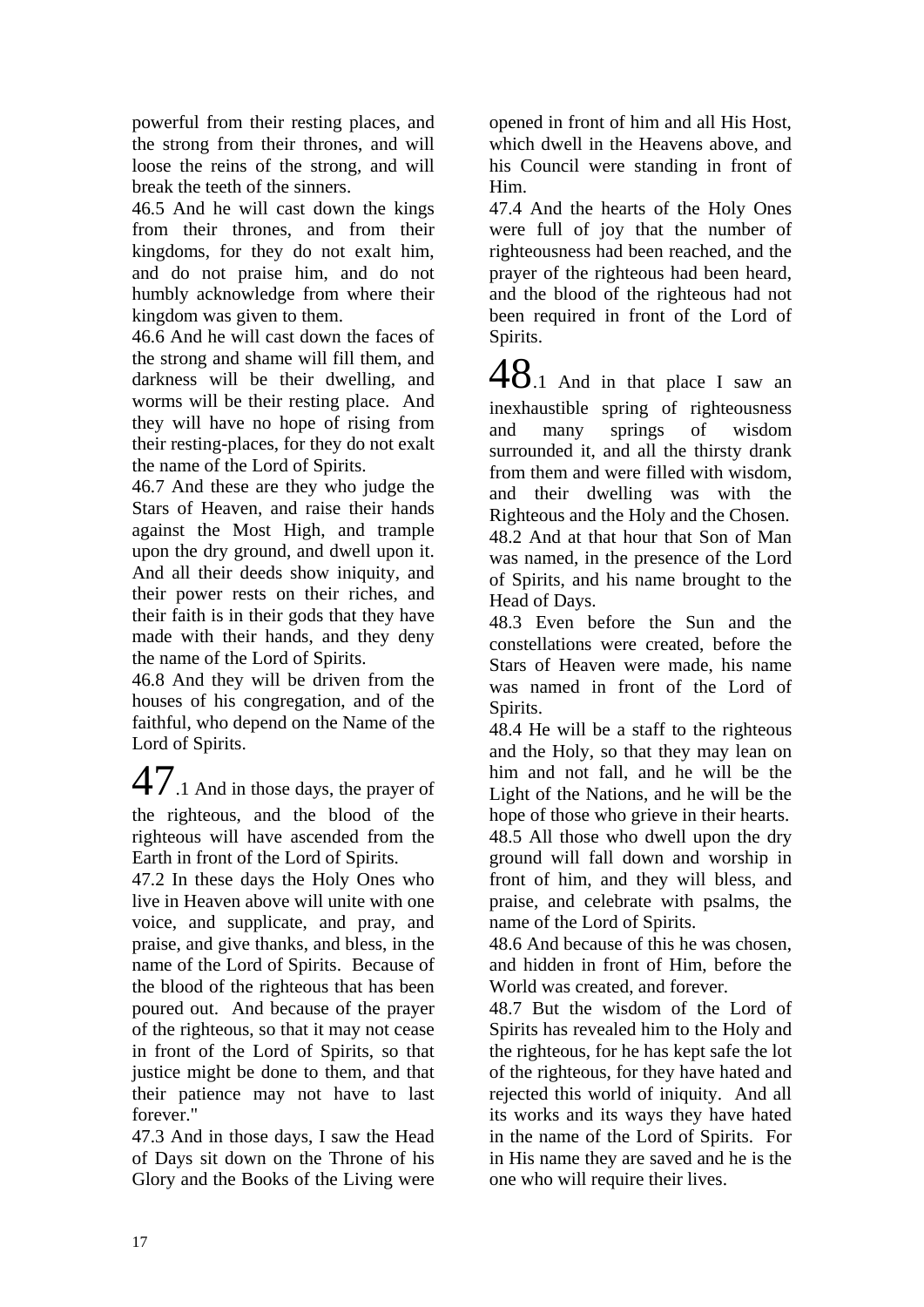powerful from their resting places, and the strong from their thrones, and will loose the reins of the strong, and will break the teeth of the sinners.

46.5 And he will cast down the kings from their thrones, and from their kingdoms, for they do not exalt him, and do not praise him, and do not humbly acknowledge from where their kingdom was given to them.

46.6 And he will cast down the faces of the strong and shame will fill them, and darkness will be their dwelling, and worms will be their resting place. And they will have no hope of rising from their resting-places, for they do not exalt the name of the Lord of Spirits.

46.7 And these are they who judge the Stars of Heaven, and raise their hands against the Most High, and trample upon the dry ground, and dwell upon it. And all their deeds show iniquity, and their power rests on their riches, and their faith is in their gods that they have made with their hands, and they deny the name of the Lord of Spirits.

46.8 And they will be driven from the houses of his congregation, and of the faithful, who depend on the Name of the Lord of Spirits.

47.1 And in those days, the prayer of the righteous, and the blood of the righteous will have ascended from the Earth in front of the Lord of Spirits.

47.2 In these days the Holy Ones who live in Heaven above will unite with one voice, and supplicate, and pray, and praise, and give thanks, and bless, in the name of the Lord of Spirits. Because of the blood of the righteous that has been poured out. And because of the prayer of the righteous, so that it may not cease in front of the Lord of Spirits, so that justice might be done to them, and that their patience may not have to last forever."

47.3 And in those days, I saw the Head of Days sit down on the Throne of his Glory and the Books of the Living were opened in front of him and all His Host, which dwell in the Heavens above, and his Council were standing in front of Him.

47.4 And the hearts of the Holy Ones were full of joy that the number of righteousness had been reached, and the prayer of the righteous had been heard, and the blood of the righteous had not been required in front of the Lord of Spirits.

48.1 And in that place I saw an inexhaustible spring of righteousness and many springs of wisdom surrounded it, and all the thirsty drank from them and were filled with wisdom, and their dwelling was with the Righteous and the Holy and the Chosen.

48.2 And at that hour that Son of Man was named, in the presence of the Lord of Spirits, and his name brought to the Head of Days.

48.3 Even before the Sun and the constellations were created, before the Stars of Heaven were made, his name was named in front of the Lord of Spirits.

48.4 He will be a staff to the righteous and the Holy, so that they may lean on him and not fall, and he will be the Light of the Nations, and he will be the hope of those who grieve in their hearts.

48.5 All those who dwell upon the dry ground will fall down and worship in front of him, and they will bless, and praise, and celebrate with psalms, the name of the Lord of Spirits.

48.6 And because of this he was chosen, and hidden in front of Him, before the World was created, and forever.

48.7 But the wisdom of the Lord of Spirits has revealed him to the Holy and the righteous, for he has kept safe the lot of the righteous, for they have hated and rejected this world of iniquity. And all its works and its ways they have hated in the name of the Lord of Spirits. For in His name they are saved and he is the one who will require their lives.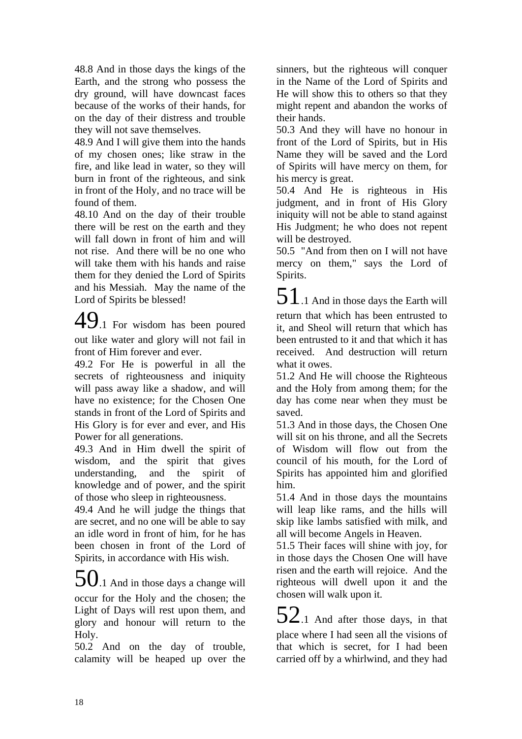48.8 And in those days the kings of the Earth, and the strong who possess the dry ground, will have downcast faces because of the works of their hands, for on the day of their distress and trouble they will not save themselves.

48.9 And I will give them into the hands of my chosen ones; like straw in the fire, and like lead in water, so they will burn in front of the righteous, and sink in front of the Holy, and no trace will be found of them.

48.10 And on the day of their trouble there will be rest on the earth and they will fall down in front of him and will not rise. And there will be no one who will take them with his hands and raise them for they denied the Lord of Spirits and his Messiah. May the name of the Lord of Spirits be blessed!

49.1 For wisdom has been poured out like water and glory will not fail in front of Him forever and ever.

49.2 For He is powerful in all the secrets of righteousness and iniquity will pass away like a shadow, and will have no existence; for the Chosen One stands in front of the Lord of Spirits and His Glory is for ever and ever, and His Power for all generations.

49.3 And in Him dwell the spirit of wisdom, and the spirit that gives understanding, and the spirit of knowledge and of power, and the spirit of those who sleep in righteousness.

49.4 And he will judge the things that are secret, and no one will be able to say an idle word in front of him, for he has been chosen in front of the Lord of Spirits, in accordance with His wish.

50.1 And in those days a change will occur for the Holy and the chosen; the Light of Days will rest upon them, and glory and honour will return to the Holy.

50.2 And on the day of trouble, calamity will be heaped up over the sinners, but the righteous will conquer in the Name of the Lord of Spirits and He will show this to others so that they might repent and abandon the works of their hands.

50.3 And they will have no honour in front of the Lord of Spirits, but in His Name they will be saved and the Lord of Spirits will have mercy on them, for his mercy is great.

50.4 And He is righteous in His judgment, and in front of His Glory iniquity will not be able to stand against His Judgment; he who does not repent will be destroyed.

50.5 "And from then on I will not have mercy on them," says the Lord of Spirits.

51.1 And in those days the Earth will return that which has been entrusted to it, and Sheol will return that which has been entrusted to it and that which it has received. And destruction will return what it owes.

51.2 And He will choose the Righteous and the Holy from among them; for the day has come near when they must be saved.

51.3 And in those days, the Chosen One will sit on his throne, and all the Secrets of Wisdom will flow out from the council of his mouth, for the Lord of Spirits has appointed him and glorified him.

51.4 And in those days the mountains will leap like rams, and the hills will skip like lambs satisfied with milk, and all will become Angels in Heaven.

51.5 Their faces will shine with joy, for in those days the Chosen One will have risen and the earth will rejoice. And the righteous will dwell upon it and the chosen will walk upon it.

52.1 And after those days, in that place where I had seen all the visions of that which is secret, for I had been carried off by a whirlwind, and they had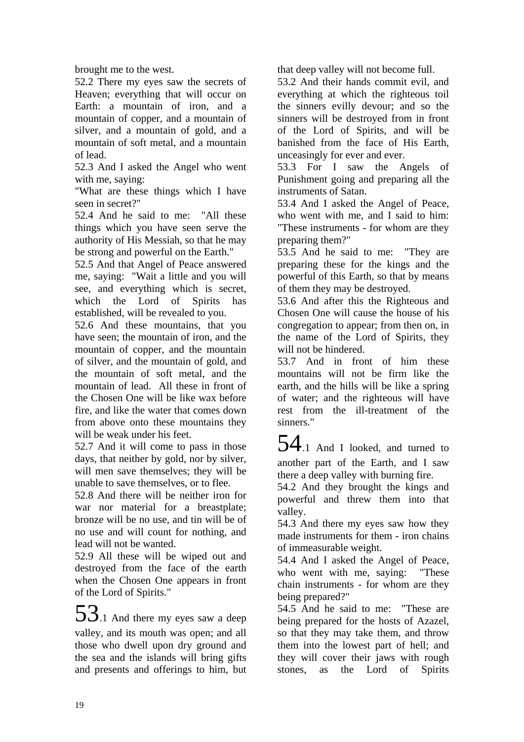brought me to the west.

52.2 There my eyes saw the secrets of Heaven; everything that will occur on Earth: a mountain of iron, and a mountain of copper, and a mountain of silver, and a mountain of gold, and a mountain of soft metal, and a mountain of lead.

52.3 And I asked the Angel who went with me, saying:

"What are these things which I have seen in secret?"

52.4 And he said to me: "All these things which you have seen serve the authority of His Messiah, so that he may be strong and powerful on the Earth."

52.5 And that Angel of Peace answered me, saying: "Wait a little and you will see, and everything which is secret, which the Lord of Spirits has established, will be revealed to you.

52.6 And these mountains, that you have seen; the mountain of iron, and the mountain of copper, and the mountain of silver, and the mountain of gold, and the mountain of soft metal, and the mountain of lead. All these in front of the Chosen One will be like wax before fire, and like the water that comes down from above onto these mountains they will be weak under his feet.

52.7 And it will come to pass in those days, that neither by gold, nor by silver, will men save themselves; they will be unable to save themselves, or to flee.

52.8 And there will be neither iron for war nor material for a breastplate; bronze will be no use, and tin will be of no use and will count for nothing, and lead will not be wanted.

52.9 All these will be wiped out and destroyed from the face of the earth when the Chosen One appears in front of the Lord of Spirits."

# 53

.1 And there my eyes saw a deep valley, and its mouth was open; and all those who dwell upon dry ground and the sea and the islands will bring gifts and presents and offerings to him, but that deep valley will not become full.

53.2 And their hands commit evil, and everything at which the righteous toil the sinners evilly devour; and so the sinners will be destroyed from in front of the Lord of Spirits, and will be banished from the face of His Earth, unceasingly for ever and ever.

53.3 For I saw the Angels of Punishment going and preparing all the instruments of Satan.

53.4 And I asked the Angel of Peace, who went with me, and I said to him: "These instruments - for whom are they preparing them?"

53.5 And he said to me: "They are preparing these for the kings and the powerful of this Earth, so that by means of them they may be destroyed.

53.6 And after this the Righteous and Chosen One will cause the house of his congregation to appear; from then on, in the name of the Lord of Spirits, they will not be hindered.

53.7 And in front of him these mountains will not be firm like the earth, and the hills will be like a spring of water; and the righteous will have rest from the ill-treatment of the sinners."

# 54

.1 And I looked, and turned to another part of the Earth, and I saw there a deep valley with burning fire.

54.2 And they brought the kings and powerful and threw them into that valley.

54.3 And there my eyes saw how they made instruments for them - iron chains of immeasurable weight.

54.4 And I asked the Angel of Peace, who went with me, saying: "These chain instruments - for whom are they being prepared?"

54.5 And he said to me: "These are being prepared for the hosts of Azazel, so that they may take them, and throw them into the lowest part of hell; and they will cover their jaws with rough stones, as the Lord of Spirits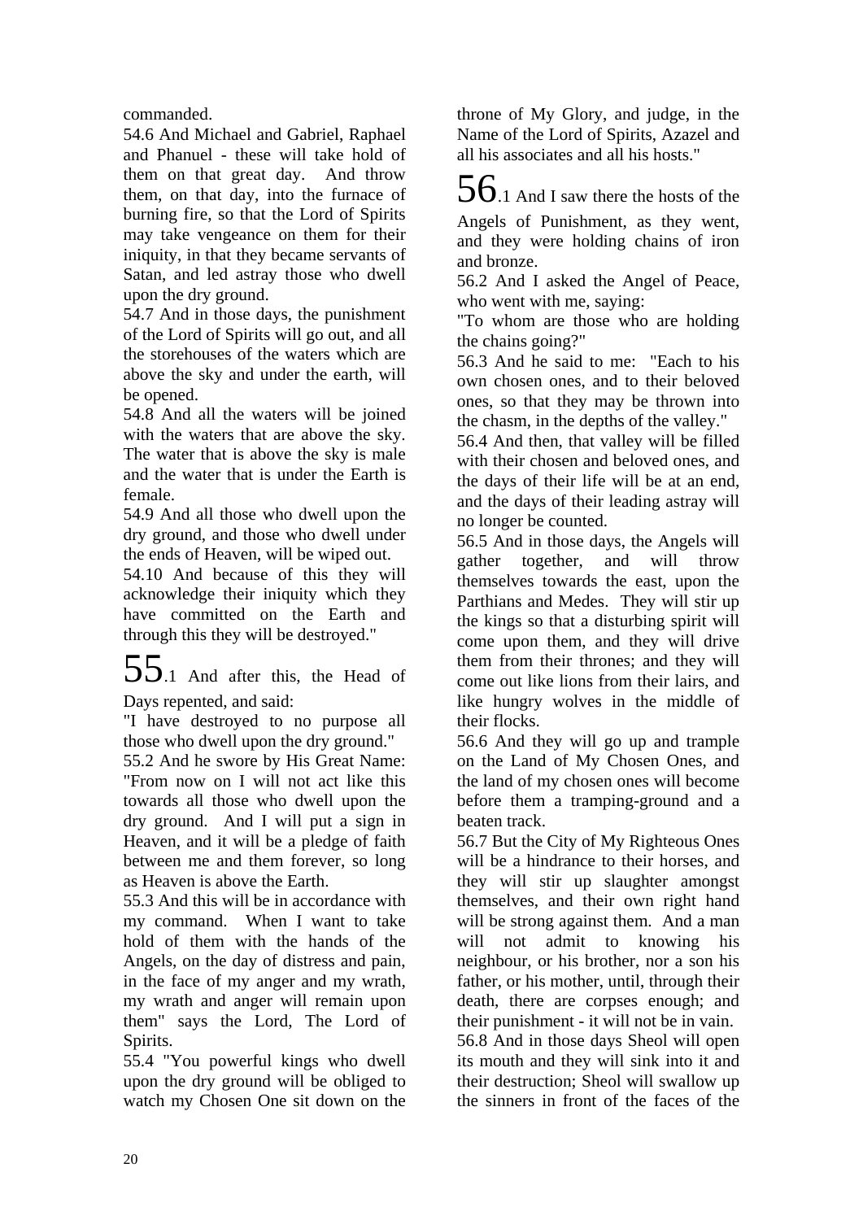commanded.

54.6 And Michael and Gabriel, Raphael and Phanuel - these will take hold of them on that great day. And throw them, on that day, into the furnace of burning fire, so that the Lord of Spirits may take vengeance on them for their iniquity, in that they became servants of Satan, and led astray those who dwell upon the dry ground.

54.7 And in those days, the punishment of the Lord of Spirits will go out, and all the storehouses of the waters which are above the sky and under the earth, will be opened.

54.8 And all the waters will be joined with the waters that are above the sky. The water that is above the sky is male and the water that is under the Earth is female.

54.9 And all those who dwell upon the dry ground, and those who dwell under the ends of Heaven, will be wiped out.

54.10 And because of this they will acknowledge their iniquity which they have committed on the Earth and through this they will be destroyed."

**55**.1 And after this, the Head of Days repented, and said:

"I have destroyed to no purpose all those who dwell upon the dry ground."

55.2 And he swore by His Great Name: "From now on I will not act like this towards all those who dwell upon the dry ground. And I will put a sign in Heaven, and it will be a pledge of faith between me and them forever, so long as Heaven is above the Earth.

55.3 And this will be in accordance with my command. When I want to take hold of them with the hands of the Angels, on the day of distress and pain, in the face of my anger and my wrath, my wrath and anger will remain upon them" says the Lord, The Lord of Spirits.

55.4 "You powerful kings who dwell upon the dry ground will be obliged to watch my Chosen One sit down on the throne of My Glory, and judge, in the Name of the Lord of Spirits, Azazel and all his associates and all his hosts."

**56**.1 And I saw there the hosts of the Angels of Punishment, as they went, and they were holding chains of iron and bronze.

56.2 And I asked the Angel of Peace, who went with me, saying:

"To whom are those who are holding the chains going?"

56.3 And he said to me: "Each to his own chosen ones, and to their beloved ones, so that they may be thrown into the chasm, in the depths of the valley."

56.4 And then, that valley will be filled with their chosen and beloved ones, and the days of their life will be at an end, and the days of their leading astray will no longer be counted.

56.5 And in those days, the Angels will gather together, and will throw themselves towards the east, upon the Parthians and Medes. They will stir up the kings so that a disturbing spirit will come upon them, and they will drive them from their thrones; and they will come out like lions from their lairs, and like hungry wolves in the middle of their flocks.

56.6 And they will go up and trample on the Land of My Chosen Ones, and the land of my chosen ones will become before them a tramping-ground and a beaten track.

56.7 But the City of My Righteous Ones will be a hindrance to their horses, and they will stir up slaughter amongst themselves, and their own right hand will be strong against them. And a man will not admit to knowing his neighbour, or his brother, nor a son his father, or his mother, until, through their death, there are corpses enough; and their punishment - it will not be in vain.

56.8 And in those days Sheol will open its mouth and they will sink into it and their destruction; Sheol will swallow up the sinners in front of the faces of the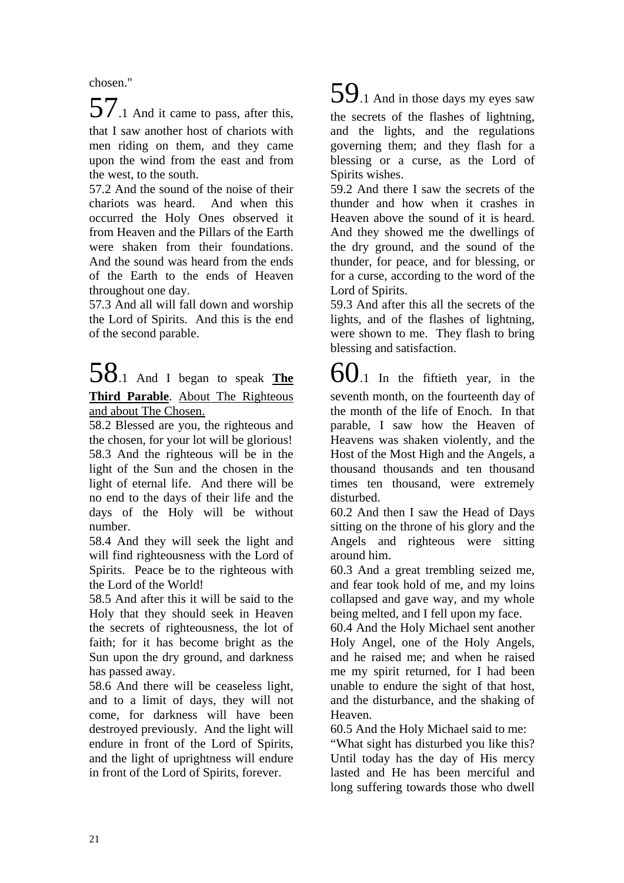chosen."

57.1 And it came to pass, after this, that I saw another host of chariots with men riding on them, and they came upon the wind from the east and from the west, to the south.

57.2 And the sound of the noise of their chariots was heard. And when this occurred the Holy Ones observed it from Heaven and the Pillars of the Earth were shaken from their foundations. And the sound was heard from the ends of the Earth to the ends of Heaven throughout one day.

57.3 And all will fall down and worship the Lord of Spirits. And this is the end of the second parable.

58.1 And I began to speak **The Third Parable**. About The Righteous and about The Chosen.

58.2 Blessed are you, the righteous and the chosen, for your lot will be glorious!

58.3 And the righteous will be in the light of the Sun and the chosen in the light of eternal life. And there will be no end to the days of their life and the days of the Holy will be without number.

58.4 And they will seek the light and will find righteousness with the Lord of Spirits. Peace be to the righteous with the Lord of the World!

58.5 And after this it will be said to the Holy that they should seek in Heaven the secrets of righteousness, the lot of faith; for it has become bright as the Sun upon the dry ground, and darkness has passed away.

58.6 And there will be ceaseless light, and to a limit of days, they will not come, for darkness will have been destroyed previously. And the light will endure in front of the Lord of Spirits, and the light of uprightness will endure in front of the Lord of Spirits, forever.

59.1 And in those days my eyes saw the secrets of the flashes of lightning, and the lights, and the regulations governing them; and they flash for a blessing or a curse, as the Lord of Spirits wishes.

59.2 And there I saw the secrets of the thunder and how when it crashes in Heaven above the sound of it is heard. And they showed me the dwellings of the dry ground, and the sound of the thunder, for peace, and for blessing, or for a curse, according to the word of the Lord of Spirits.

59.3 And after this all the secrets of the lights, and of the flashes of lightning, were shown to me. They flash to bring blessing and satisfaction.

60.1 In the fiftieth year, in the seventh month, on the fourteenth day of the month of the life of Enoch. In that parable, I saw how the Heaven of Heavens was shaken violently, and the Host of the Most High and the Angels, a thousand thousands and ten thousand times ten thousand, were extremely disturbed.

60.2 And then I saw the Head of Days sitting on the throne of his glory and the Angels and righteous were sitting around him.

60.3 And a great trembling seized me, and fear took hold of me, and my loins collapsed and gave way, and my whole being melted, and I fell upon my face.

60.4 And the Holy Michael sent another Holy Angel, one of the Holy Angels, and he raised me; and when he raised me my spirit returned, for I had been unable to endure the sight of that host, and the disturbance, and the shaking of Heaven.

60.5 And the Holy Michael said to me: "What sight has disturbed you like this? Until today has the day of His mercy lasted and He has been merciful and long suffering towards those who dwell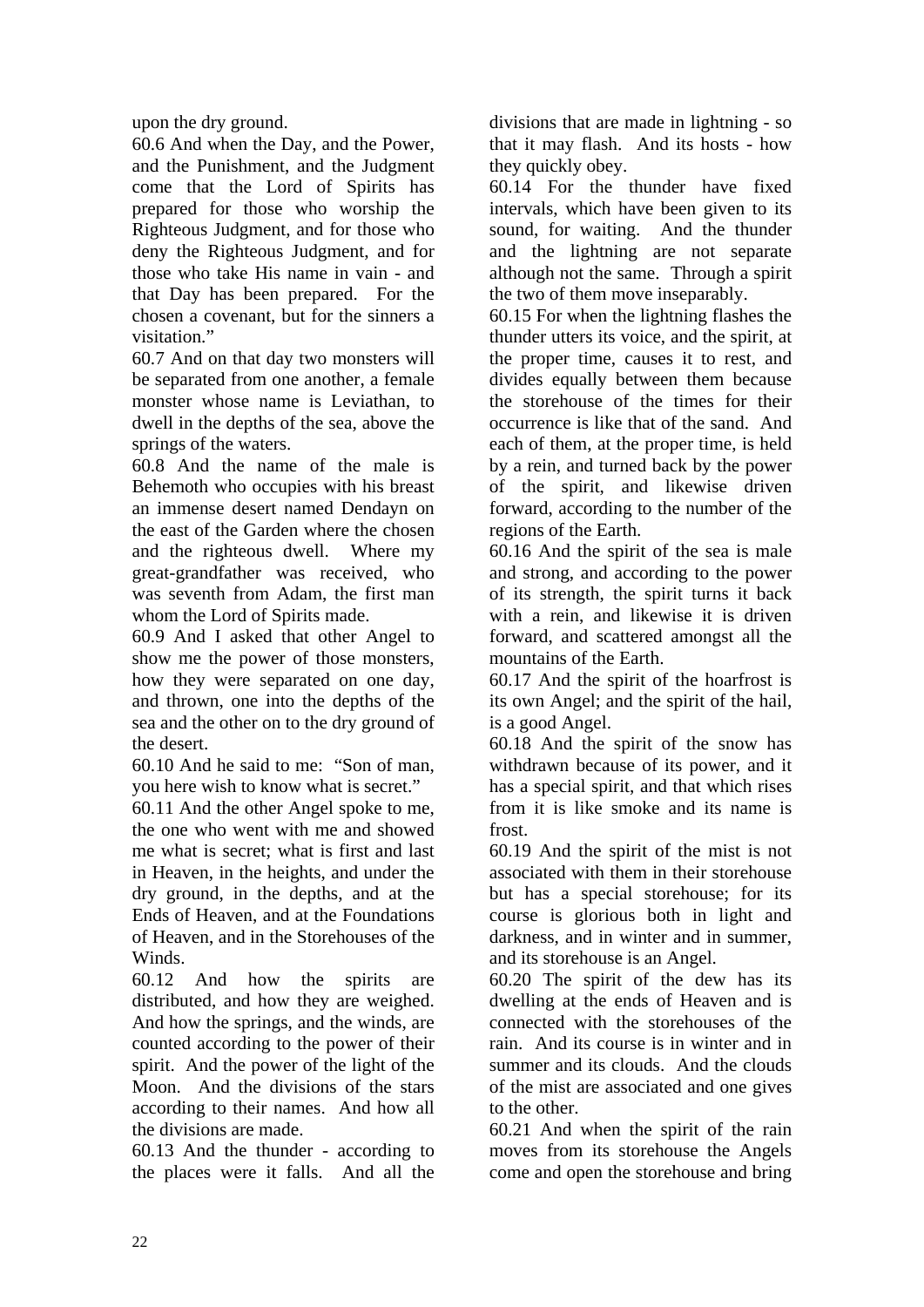upon the dry ground.

60.6 And when the Day, and the Power, and the Punishment, and the Judgment come that the Lord of Spirits has prepared for those who worship the Righteous Judgment, and for those who deny the Righteous Judgment, and for those who take His name in vain - and that Day has been prepared. For the chosen a covenant, but for the sinners a visitation."

60.7 And on that day two monsters will be separated from one another, a female monster whose name is Leviathan, to dwell in the depths of the sea, above the springs of the waters.

60.8 And the name of the male is Behemoth who occupies with his breast an immense desert named Dendayn on the east of the Garden where the chosen and the righteous dwell. Where my great-grandfather was received, who was seventh from Adam, the first man whom the Lord of Spirits made.

60.9 And I asked that other Angel to show me the power of those monsters, how they were separated on one day, and thrown, one into the depths of the sea and the other on to the dry ground of the desert.

60.10 And he said to me: "Son of man, you here wish to know what is secret."

60.11 And the other Angel spoke to me, the one who went with me and showed me what is secret; what is first and last in Heaven, in the heights, and under the dry ground, in the depths, and at the Ends of Heaven, and at the Foundations of Heaven, and in the Storehouses of the Winds.

60.12 And how the spirits are distributed, and how they are weighed. And how the springs, and the winds, are counted according to the power of their spirit. And the power of the light of the Moon. And the divisions of the stars according to their names. And how all the divisions are made.

60.13 And the thunder - according to the places were it falls. And all the divisions that are made in lightning - so that it may flash. And its hosts - how they quickly obey.

60.14 For the thunder have fixed intervals, which have been given to its sound, for waiting. And the thunder and the lightning are not separate although not the same. Through a spirit the two of them move inseparably.

60.15 For when the lightning flashes the thunder utters its voice, and the spirit, at the proper time, causes it to rest, and divides equally between them because the storehouse of the times for their occurrence is like that of the sand. And each of them, at the proper time, is held by a rein, and turned back by the power of the spirit, and likewise driven forward, according to the number of the regions of the Earth.

60.16 And the spirit of the sea is male and strong, and according to the power of its strength, the spirit turns it back with a rein, and likewise it is driven forward, and scattered amongst all the mountains of the Earth.

60.17 And the spirit of the hoarfrost is its own Angel; and the spirit of the hail, is a good Angel.

60.18 And the spirit of the snow has withdrawn because of its power, and it has a special spirit, and that which rises from it is like smoke and its name is frost.

60.19 And the spirit of the mist is not associated with them in their storehouse but has a special storehouse; for its course is glorious both in light and darkness, and in winter and in summer, and its storehouse is an Angel.

60.20 The spirit of the dew has its dwelling at the ends of Heaven and is connected with the storehouses of the rain. And its course is in winter and in summer and its clouds. And the clouds of the mist are associated and one gives to the other.

60.21 And when the spirit of the rain moves from its storehouse the Angels come and open the storehouse and bring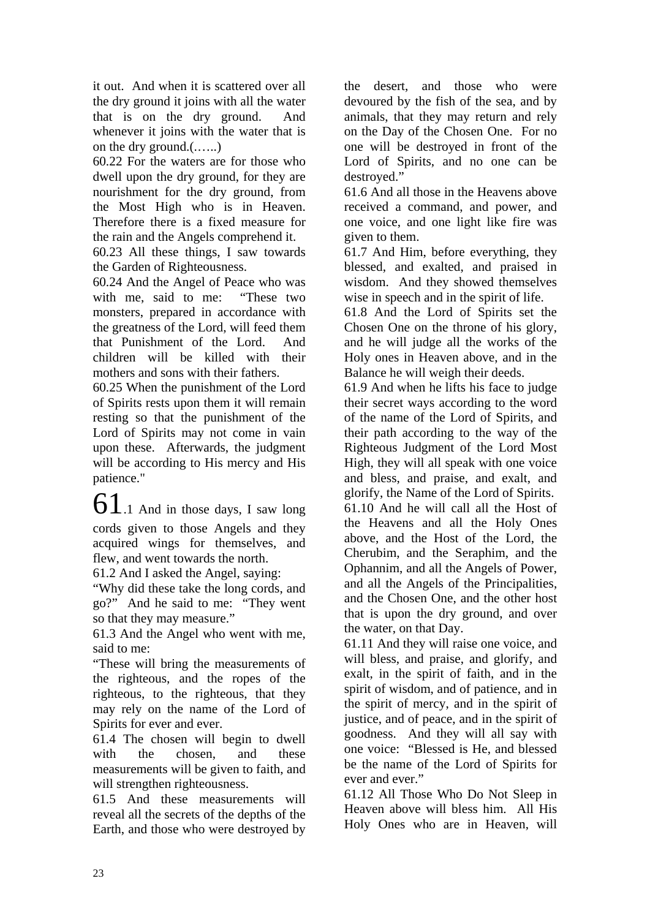it out. And when it is scattered over all the dry ground it joins with all the water that is on the dry ground. And whenever it joins with the water that is on the dry ground.(…...)

60.22 For the waters are for those who dwell upon the dry ground, for they are nourishment for the dry ground, from the Most High who is in Heaven. Therefore there is a fixed measure for the rain and the Angels comprehend it.

60.23 All these things, I saw towards the Garden of Righteousness.

60.24 And the Angel of Peace who was with me, said to me: "These two monsters, prepared in accordance with the greatness of the Lord, will feed them that Punishment of the Lord. And children will be killed with their mothers and sons with their fathers.

60.25 When the punishment of the Lord of Spirits rests upon them it will remain resting so that the punishment of the Lord of Spirits may not come in vain upon these. Afterwards, the judgment will be according to His mercy and His patience."

# 61

61.1 And in those days, I saw long cords given to those Angels and they acquired wings for themselves, and flew, and went towards the north.

61.2 And I asked the Angel, saying: "Why did these take the long cords, and go?" And he said to me: "They went so that they may measure."

61.3 And the Angel who went with me, said to me:
"These will bring the measurements of the righteous, and the ropes of the righteous, to the righteous, that they may rely on the name of the Lord of Spirits for ever and ever.

61.4 The chosen will begin to dwell with the chosen, and these measurements will be given to faith, and will strengthen righteousness.

61.5 And these measurements will reveal all the secrets of the depths of the Earth, and those who were destroyed by the desert, and those who were devoured by the fish of the sea, and by animals, that they may return and rely on the Day of the Chosen One. For no one will be destroyed in front of the Lord of Spirits, and no one can be destroyed."

61.6 And all those in the Heavens above received a command, and power, and one voice, and one light like fire was given to them.

61.7 And Him, before everything, they blessed, and exalted, and praised in wisdom. And they showed themselves wise in speech and in the spirit of life.

61.8 And the Lord of Spirits set the Chosen One on the throne of his glory, and he will judge all the works of the Holy ones in Heaven above, and in the Balance he will weigh their deeds.

61.9 And when he lifts his face to judge their secret ways according to the word of the name of the Lord of Spirits, and their path according to the way of the Righteous Judgment of the Lord Most High, they will all speak with one voice and bless, and praise, and exalt, and glorify, the Name of the Lord of Spirits.

61.10 And he will call all the Host of the Heavens and all the Holy Ones above, and the Host of the Lord, the Cherubim, and the Seraphim, and the Ophannim, and all the Angels of Power, and all the Angels of the Principalities, and the Chosen One, and the other host that is upon the dry ground, and over the water, on that Day.

61.11 And they will raise one voice, and will bless, and praise, and glorify, and exalt, in the spirit of faith, and in the spirit of wisdom, and of patience, and in the spirit of mercy, and in the spirit of justice, and of peace, and in the spirit of goodness. And they will all say with one voice: "Blessed is He, and blessed be the name of the Lord of Spirits for ever and ever."

61.12 All Those Who Do Not Sleep in Heaven above will bless him. All His Holy Ones who are in Heaven, will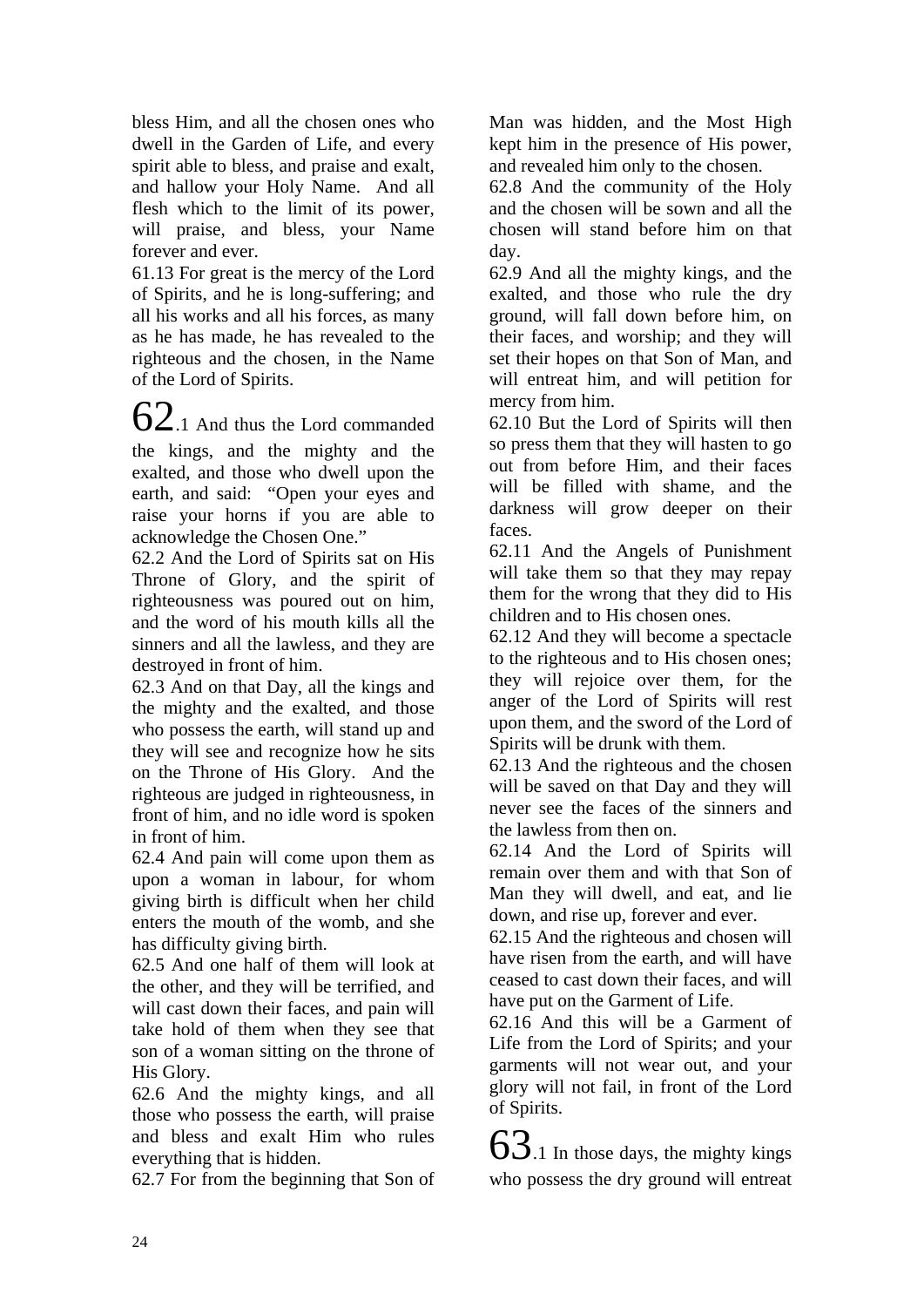bless Him, and all the chosen ones who dwell in the Garden of Life, and every spirit able to bless, and praise and exalt, and hallow your Holy Name. And all flesh which to the limit of its power, will praise, and bless, your Name forever and ever.

61.13 For great is the mercy of the Lord of Spirits, and he is long-suffering; and all his works and all his forces, as many as he has made, he has revealed to the righteous and the chosen, in the Name of the Lord of Spirits.

62.1 And thus the Lord commanded the kings, and the mighty and the exalted, and those who dwell upon the earth, and said: "Open your eyes and raise your horns if you are able to acknowledge the Chosen One."

62.2 And the Lord of Spirits sat on His Throne of Glory, and the spirit of righteousness was poured out on him, and the word of his mouth kills all the sinners and all the lawless, and they are destroyed in front of him.

62.3 And on that Day, all the kings and the mighty and the exalted, and those who possess the earth, will stand up and they will see and recognize how he sits on the Throne of His Glory. And the righteous are judged in righteousness, in front of him, and no idle word is spoken in front of him.

62.4 And pain will come upon them as upon a woman in labour, for whom giving birth is difficult when her child enters the mouth of the womb, and she has difficulty giving birth.

62.5 And one half of them will look at the other, and they will be terrified, and will cast down their faces, and pain will take hold of them when they see that son of a woman sitting on the throne of His Glory.

62.6 And the mighty kings, and all those who possess the earth, will praise and bless and exalt Him who rules everything that is hidden.

62.7 For from the beginning that Son of Man was hidden, and the Most High kept him in the presence of His power, and revealed him only to the chosen.

62.8 And the community of the Holy and the chosen will be sown and all the chosen will stand before him on that day.

62.9 And all the mighty kings, and the exalted, and those who rule the dry ground, will fall down before him, on their faces, and worship; and they will set their hopes on that Son of Man, and will entreat him, and will petition for mercy from him.

62.10 But the Lord of Spirits will then so press them that they will hasten to go out from before Him, and their faces will be filled with shame, and the darkness will grow deeper on their faces.

62.11 And the Angels of Punishment will take them so that they may repay them for the wrong that they did to His children and to His chosen ones.

62.12 And they will become a spectacle to the righteous and to His chosen ones; they will rejoice over them, for the anger of the Lord of Spirits will rest upon them, and the sword of the Lord of Spirits will be drunk with them.

62.13 And the righteous and the chosen will be saved on that Day and they will never see the faces of the sinners and the lawless from then on.

62.14 And the Lord of Spirits will remain over them and with that Son of Man they will dwell, and eat, and lie down, and rise up, forever and ever.

62.15 And the righteous and chosen will have risen from the earth, and will have ceased to cast down their faces, and will have put on the Garment of Life.

62.16 And this will be a Garment of Life from the Lord of Spirits; and your garments will not wear out, and your glory will not fail, in front of the Lord of Spirits.

63.1 In those days, the mighty kings who possess the dry ground will entreat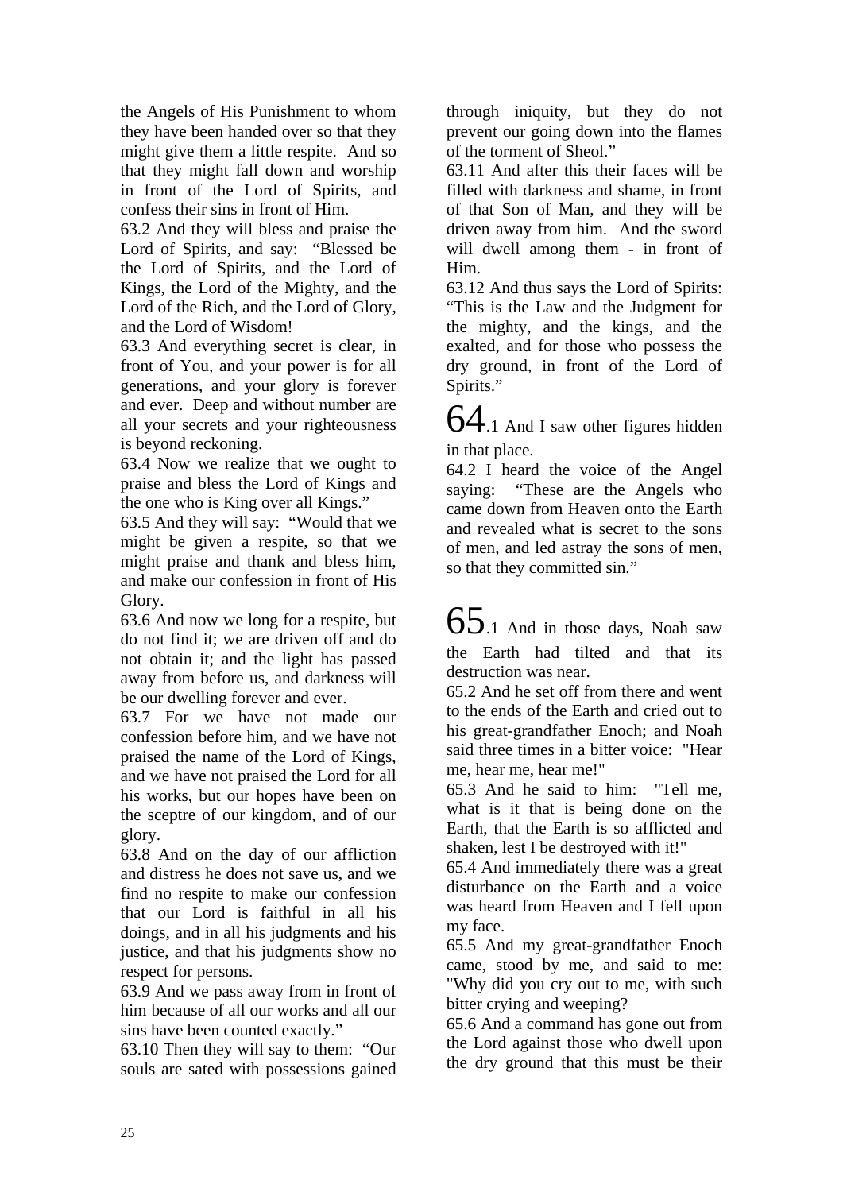the Angels of His Punishment to whom they have been handed over so that they might give them a little respite. And so that they might fall down and worship in front of the Lord of Spirits, and confess their sins in front of Him.

63.2 And they will bless and praise the Lord of Spirits, and say: "Blessed be the Lord of Spirits, and the Lord of Kings, the Lord of the Mighty, and the Lord of the Rich, and the Lord of Glory, and the Lord of Wisdom!

63.3 And everything secret is clear, in front of You, and your power is for all generations, and your glory is forever and ever. Deep and without number are all your secrets and your righteousness is beyond reckoning.

63.4 Now we realize that we ought to praise and bless the Lord of Kings and the one who is King over all Kings."

63.5 And they will say: "Would that we might be given a respite, so that we might praise and thank and bless him, and make our confession in front of His Glory.

63.6 And now we long for a respite, but do not find it; we are driven off and do not obtain it; and the light has passed away from before us, and darkness will be our dwelling forever and ever.

63.7 For we have not made our confession before him, and we have not praised the name of the Lord of Kings, and we have not praised the Lord for all his works, but our hopes have been on the sceptre of our kingdom, and of our glory.

63.8 And on the day of our affliction and distress he does not save us, and we find no respite to make our confession that our Lord is faithful in all his doings, and in all his judgments and his justice, and that his judgments show no respect for persons.

63.9 And we pass away from in front of him because of all our works and all our sins have been counted exactly."

63.10 Then they will say to them: "Our souls are sated with possessions gained through iniquity, but they do not prevent our going down into the flames of the torment of Sheol."

63.11 And after this their faces will be filled with darkness and shame, in front of that Son of Man, and they will be driven away from him. And the sword will dwell among them - in front of Him.

63.12 And thus says the Lord of Spirits: "This is the Law and the Judgment for the mighty, and the kings, and the exalted, and for those who possess the dry ground, in front of the Lord of Spirits."

64.1 And I saw other figures hidden in that place.

64.2 I heard the voice of the Angel saying: "These are the Angels who came down from Heaven onto the Earth and revealed what is secret to the sons of men, and led astray the sons of men, so that they committed sin."

65.1 And in those days, Noah saw the Earth had tilted and that its destruction was near.

65.2 And he set off from there and went to the ends of the Earth and cried out to his great-grandfather Enoch; and Noah said three times in a bitter voice: "Hear me, hear me, hear me!"

65.3 And he said to him: "Tell me, what is it that is being done on the Earth, that the Earth is so afflicted and shaken, lest I be destroyed with it!"

65.4 And immediately there was a great disturbance on the Earth and a voice was heard from Heaven and I fell upon my face.

65.5 And my great-grandfather Enoch came, stood by me, and said to me: "Why did you cry out to me, with such bitter crying and weeping?

65.6 And a command has gone out from the Lord against those who dwell upon the dry ground that this must be their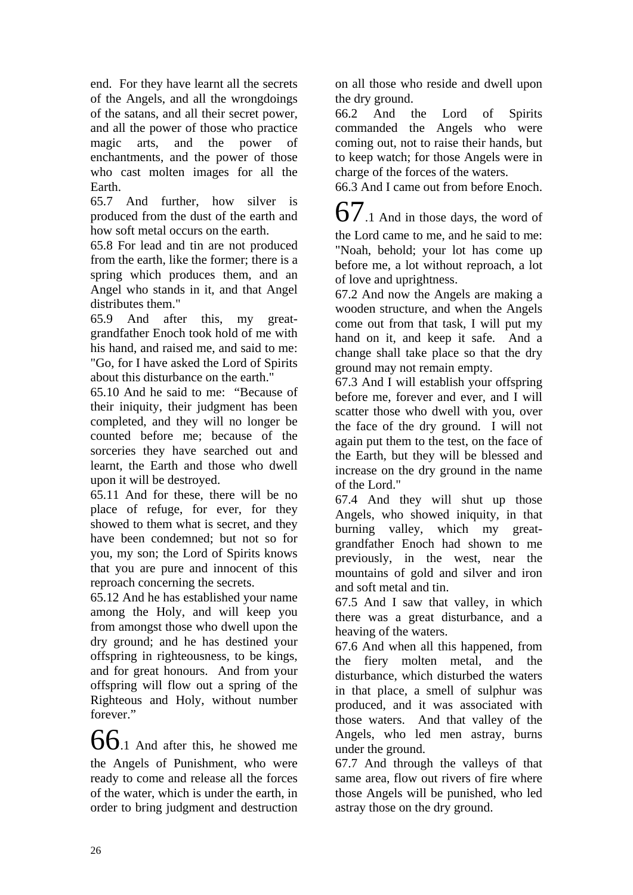end. For they have learnt all the secrets of the Angels, and all the wrongdoings of the satans, and all their secret power, and all the power of those who practice magic arts, and the power of enchantments, and the power of those who cast molten images for all the Earth.

65.7 And further, how silver is produced from the dust of the earth and how soft metal occurs on the earth.

65.8 For lead and tin are not produced from the earth, like the former; there is a spring which produces them, and an Angel who stands in it, and that Angel distributes them."

65.9 And after this, my great-grandfather Enoch took hold of me with his hand, and raised me, and said to me: "Go, for I have asked the Lord of Spirits about this disturbance on the earth."

65.10 And he said to me: "Because of their iniquity, their judgment has been completed, and they will no longer be counted before me; because of the sorceries they have searched out and learnt, the Earth and those who dwell upon it will be destroyed.

65.11 And for these, there will be no place of refuge, for ever, for they showed to them what is secret, and they have been condemned; but not so for you, my son; the Lord of Spirits knows that you are pure and innocent of this reproach concerning the secrets.

65.12 And he has established your name among the Holy, and will keep you from amongst those who dwell upon the dry ground; and he has destined your offspring in righteousness, to be kings, and for great honours. And from your offspring will flow out a spring of the Righteous and Holy, without number forever."

66.1 And after this, he showed me the Angels of Punishment, who were ready to come and release all the forces of the water, which is under the earth, in order to bring judgment and destruction on all those who reside and dwell upon the dry ground.

66.2 And the Lord of Spirits commanded the Angels who were coming out, not to raise their hands, but to keep watch; for those Angels were in charge of the forces of the waters.

66.3 And I came out from before Enoch.

67.1 And in those days, the word of the Lord came to me, and he said to me: "Noah, behold; your lot has come up before me, a lot without reproach, a lot of love and uprightness.

67.2 And now the Angels are making a wooden structure, and when the Angels come out from that task, I will put my hand on it, and keep it safe. And a change shall take place so that the dry ground may not remain empty.

67.3 And I will establish your offspring before me, forever and ever, and I will scatter those who dwell with you, over the face of the dry ground. I will not again put them to the test, on the face of the Earth, but they will be blessed and increase on the dry ground in the name of the Lord."

67.4 And they will shut up those Angels, who showed iniquity, in that burning valley, which my great-grandfather Enoch had shown to me previously, in the west, near the mountains of gold and silver and iron and soft metal and tin.

67.5 And I saw that valley, in which there was a great disturbance, and a heaving of the waters.

67.6 And when all this happened, from the fiery molten metal, and the disturbance, which disturbed the waters in that place, a smell of sulphur was produced, and it was associated with those waters. And that valley of the Angels, who led men astray, burns under the ground.

67.7 And through the valleys of that same area, flow out rivers of fire where those Angels will be punished, who led astray those on the dry ground.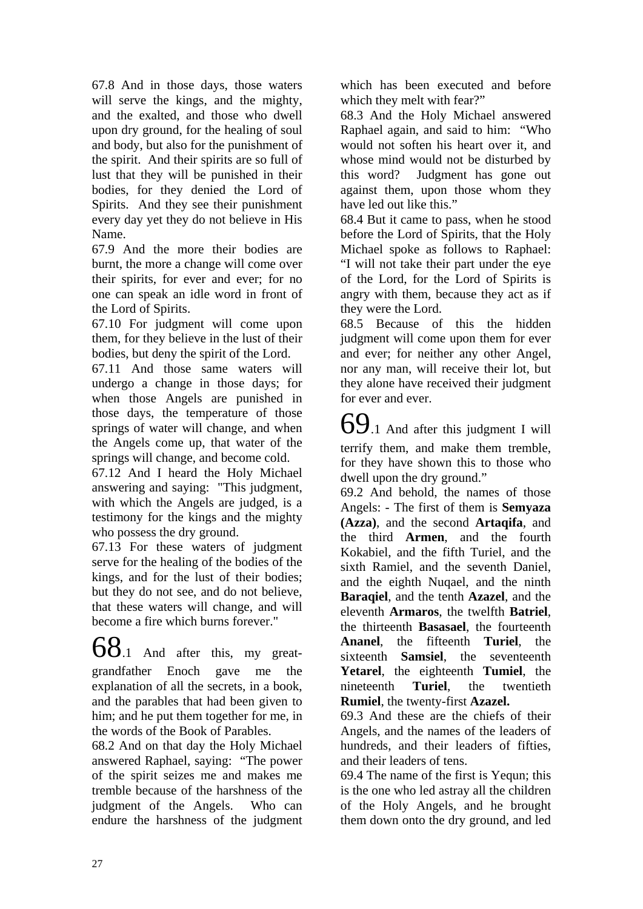67.8 And in those days, those waters will serve the kings, and the mighty, and the exalted, and those who dwell upon dry ground, for the healing of soul and body, but also for the punishment of the spirit. And their spirits are so full of lust that they will be punished in their bodies, for they denied the Lord of Spirits. And they see their punishment every day yet they do not believe in His Name.

67.9 And the more their bodies are burnt, the more a change will come over their spirits, for ever and ever; for no one can speak an idle word in front of the Lord of Spirits.

67.10 For judgment will come upon them, for they believe in the lust of their bodies, but deny the spirit of the Lord.

67.11 And those same waters will undergo a change in those days; for when those Angels are punished in those days, the temperature of those springs of water will change, and when the Angels come up, that water of the springs will change, and become cold.

67.12 And I heard the Holy Michael answering and saying: "This judgment, with which the Angels are judged, is a testimony for the kings and the mighty who possess the dry ground.

67.13 For these waters of judgment serve for the healing of the bodies of the kings, and for the lust of their bodies; but they do not see, and do not believe, that these waters will change, and will become a fire which burns forever."

68.1 And after this, my great-grandfather Enoch gave me the explanation of all the secrets, in a book, and the parables that had been given to him; and he put them together for me, in the words of the Book of Parables.

68.2 And on that day the Holy Michael answered Raphael, saying: "The power of the spirit seizes me and makes me tremble because of the harshness of the judgment of the Angels. Who can endure the harshness of the judgment which has been executed and before which they melt with fear?"

68.3 And the Holy Michael answered Raphael again, and said to him: "Who would not soften his heart over it, and whose mind would not be disturbed by this word? Judgment has gone out against them, upon those whom they have led out like this."

68.4 But it came to pass, when he stood before the Lord of Spirits, that the Holy Michael spoke as follows to Raphael: "I will not take their part under the eye of the Lord, for the Lord of Spirits is angry with them, because they act as if they were the Lord.

68.5 Because of this the hidden judgment will come upon them for ever and ever; for neither any other Angel, nor any man, will receive their lot, but they alone have received their judgment for ever and ever.

69.1 And after this judgment I will terrify them, and make them tremble, for they have shown this to those who dwell upon the dry ground."

69.2 And behold, the names of those Angels: - The first of them is **Semyaza (Azza)**, and the second **Artaqifa**, and the third **Armen**, and the fourth Kokabiel, and the fifth Turiel, and the sixth Ramiel, and the seventh Daniel, and the eighth Nuqael, and the ninth **Baraqiel**, and the tenth **Azazel**, and the eleventh **Armaros**, the twelfth **Batriel**, the thirteenth **Basasael**, the fourteenth **Ananel**, the fifteenth **Turiel**, the sixteenth **Samsiel**, the seventeenth **Yetarel**, the eighteenth **Tumiel**, the nineteenth **Turiel**, the twentieth **Rumiel**, the twenty-first **Azazel.**

69.3 And these are the chiefs of their Angels, and the names of the leaders of hundreds, and their leaders of fifties, and their leaders of tens.

69.4 The name of the first is Yequn; this is the one who led astray all the children of the Holy Angels, and he brought them down onto the dry ground, and led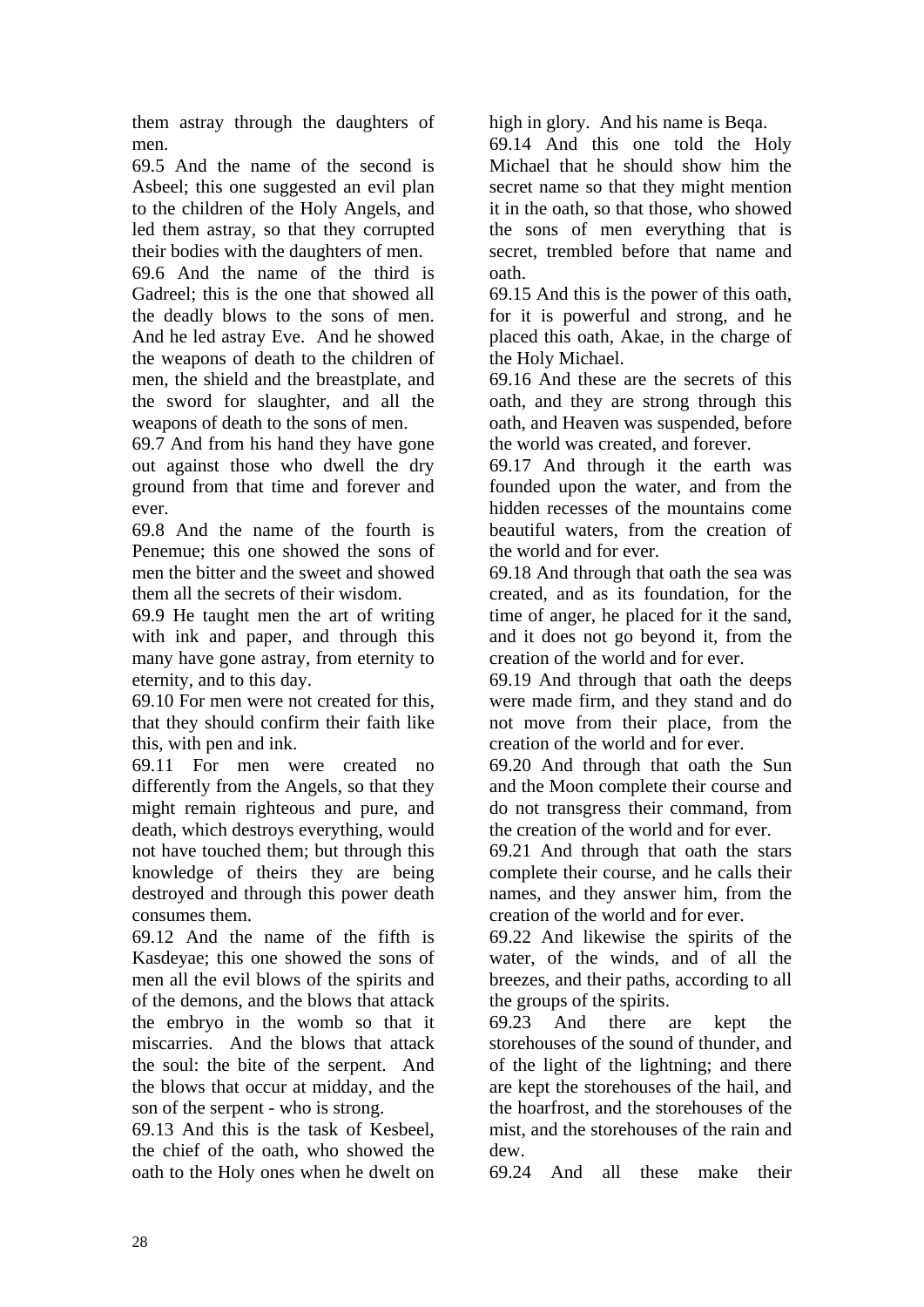them astray through the daughters of men.

69.5 And the name of the second is Asbeel; this one suggested an evil plan to the children of the Holy Angels, and led them astray, so that they corrupted their bodies with the daughters of men.

69.6 And the name of the third is Gadreel; this is the one that showed all the deadly blows to the sons of men. And he led astray Eve. And he showed the weapons of death to the children of men, the shield and the breastplate, and the sword for slaughter, and all the weapons of death to the sons of men.

69.7 And from his hand they have gone out against those who dwell the dry ground from that time and forever and ever.

69.8 And the name of the fourth is Penemue; this one showed the sons of men the bitter and the sweet and showed them all the secrets of their wisdom.

69.9 He taught men the art of writing with ink and paper, and through this many have gone astray, from eternity to eternity, and to this day.

69.10 For men were not created for this, that they should confirm their faith like this, with pen and ink.

69.11 For men were created no differently from the Angels, so that they might remain righteous and pure, and death, which destroys everything, would not have touched them; but through this knowledge of theirs they are being destroyed and through this power death consumes them.

69.12 And the name of the fifth is Kasdeyae; this one showed the sons of men all the evil blows of the spirits and of the demons, and the blows that attack the embryo in the womb so that it miscarries. And the blows that attack the soul: the bite of the serpent. And the blows that occur at midday, and the son of the serpent - who is strong.

69.13 And this is the task of Kesbeel, the chief of the oath, who showed the oath to the Holy ones when he dwelt on high in glory. And his name is Beqa.

69.14 And this one told the Holy Michael that he should show him the secret name so that they might mention it in the oath, so that those, who showed the sons of men everything that is secret, trembled before that name and oath.

69.15 And this is the power of this oath, for it is powerful and strong, and he placed this oath, Akae, in the charge of the Holy Michael.

69.16 And these are the secrets of this oath, and they are strong through this oath, and Heaven was suspended, before the world was created, and forever.

69.17 And through it the earth was founded upon the water, and from the hidden recesses of the mountains come beautiful waters, from the creation of the world and for ever.

69.18 And through that oath the sea was created, and as its foundation, for the time of anger, he placed for it the sand, and it does not go beyond it, from the creation of the world and for ever.

69.19 And through that oath the deeps were made firm, and they stand and do not move from their place, from the creation of the world and for ever.

69.20 And through that oath the Sun and the Moon complete their course and do not transgress their command, from the creation of the world and for ever.

69.21 And through that oath the stars complete their course, and he calls their names, and they answer him, from the creation of the world and for ever.

69.22 And likewise the spirits of the water, of the winds, and of all the breezes, and their paths, according to all the groups of the spirits.

69.23 And there are kept the storehouses of the sound of thunder, and of the light of the lightning; and there are kept the storehouses of the hail, and the hoarfrost, and the storehouses of the mist, and the storehouses of the rain and dew.

69.24 And all these make their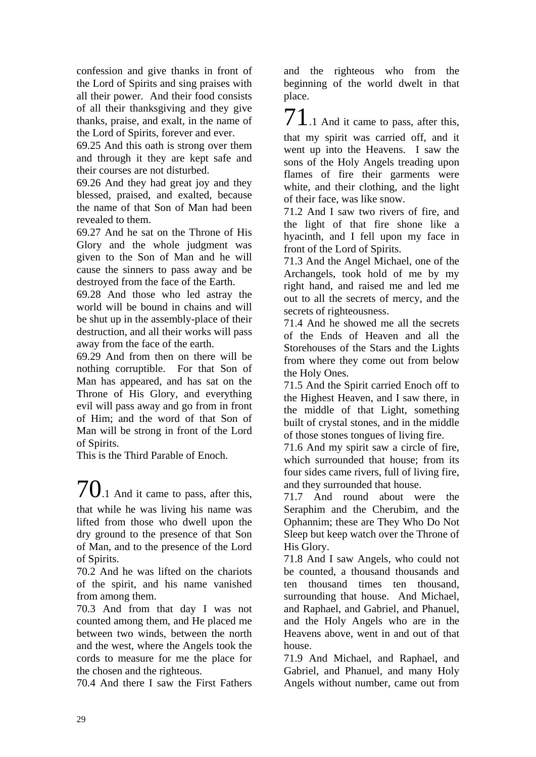confession and give thanks in front of the Lord of Spirits and sing praises with all their power. And their food consists of all their thanksgiving and they give thanks, praise, and exalt, in the name of the Lord of Spirits, forever and ever.

69.25 And this oath is strong over them and through it they are kept safe and their courses are not disturbed.

69.26 And they had great joy and they blessed, praised, and exalted, because the name of that Son of Man had been revealed to them.

69.27 And he sat on the Throne of His Glory and the whole judgment was given to the Son of Man and he will cause the sinners to pass away and be destroyed from the face of the Earth.

69.28 And those who led astray the world will be bound in chains and will be shut up in the assembly-place of their destruction, and all their works will pass away from the face of the earth.

69.29 And from then on there will be nothing corruptible. For that Son of Man has appeared, and has sat on the Throne of His Glory, and everything evil will pass away and go from in front of Him; and the word of that Son of Man will be strong in front of the Lord of Spirits.

This is the Third Parable of Enoch.

70.1 And it came to pass, after this, that while he was living his name was lifted from those who dwell upon the dry ground to the presence of that Son of Man, and to the presence of the Lord of Spirits.

70.2 And he was lifted on the chariots of the spirit, and his name vanished from among them.

70.3 And from that day I was not counted among them, and He placed me between two winds, between the north and the west, where the Angels took the cords to measure for me the place for the chosen and the righteous.

70.4 And there I saw the First Fathers and the righteous who from the beginning of the world dwelt in that place.

71.1 And it came to pass, after this, that my spirit was carried off, and it went up into the Heavens. I saw the sons of the Holy Angels treading upon flames of fire their garments were white, and their clothing, and the light of their face, was like snow.

71.2 And I saw two rivers of fire, and the light of that fire shone like a hyacinth, and I fell upon my face in front of the Lord of Spirits.

71.3 And the Angel Michael, one of the Archangels, took hold of me by my right hand, and raised me and led me out to all the secrets of mercy, and the secrets of righteousness.

71.4 And he showed me all the secrets of the Ends of Heaven and all the Storehouses of the Stars and the Lights from where they come out from below the Holy Ones.

71.5 And the Spirit carried Enoch off to the Highest Heaven, and I saw there, in the middle of that Light, something built of crystal stones, and in the middle of those stones tongues of living fire.

71.6 And my spirit saw a circle of fire, which surrounded that house; from its four sides came rivers, full of living fire, and they surrounded that house.

71.7 And round about were the Seraphim and the Cherubim, and the Ophannim; these are They Who Do Not Sleep but keep watch over the Throne of His Glory.

71.8 And I saw Angels, who could not be counted, a thousand thousands and ten thousand times ten thousand, surrounding that house. And Michael, and Raphael, and Gabriel, and Phanuel, and the Holy Angels who are in the Heavens above, went in and out of that house.

71.9 And Michael, and Raphael, and Gabriel, and Phanuel, and many Holy Angels without number, came out from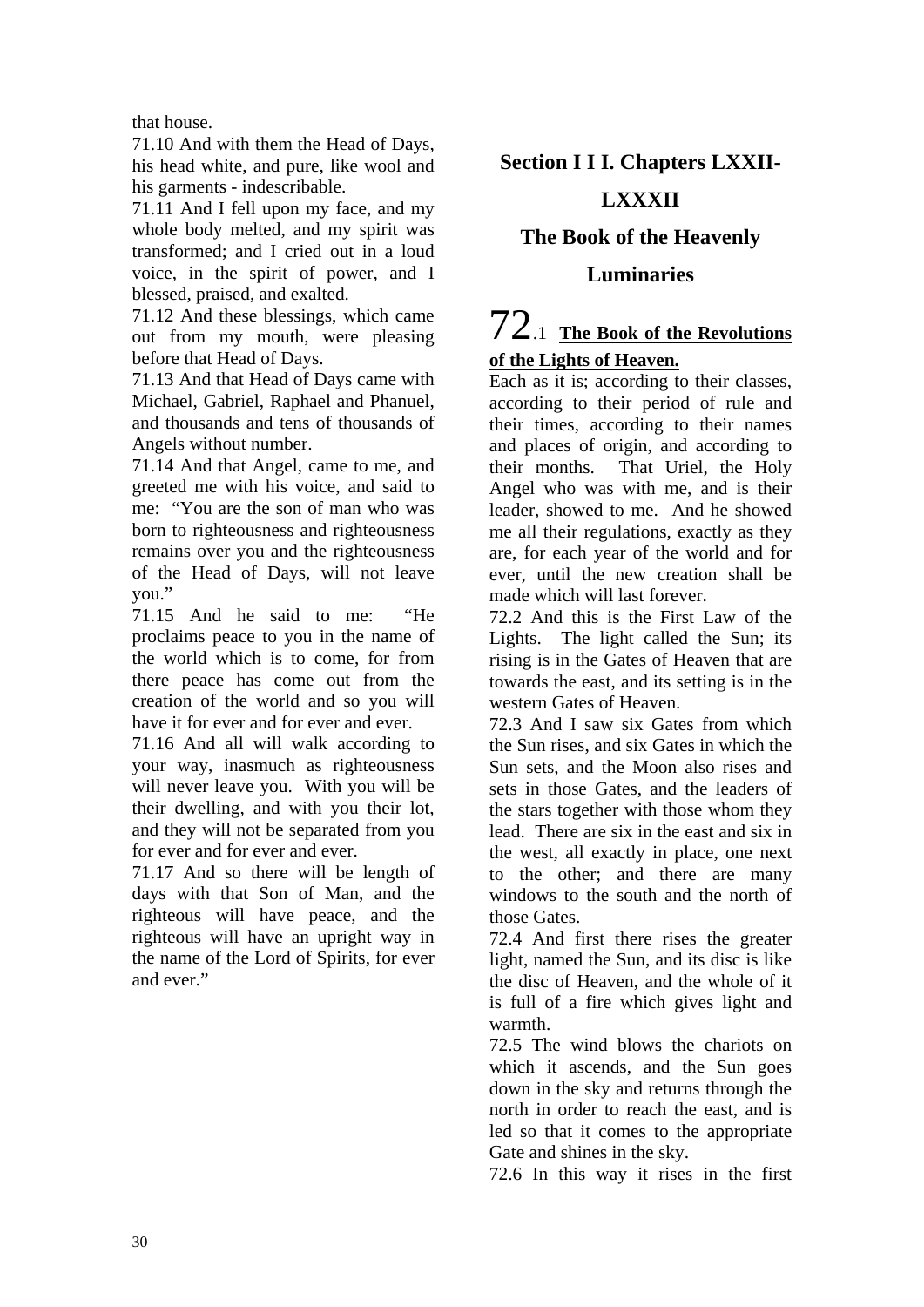that house.

71.10 And with them the Head of Days, his head white, and pure, like wool and his garments - indescribable.

71.11 And I fell upon my face, and my whole body melted, and my spirit was transformed; and I cried out in a loud voice, in the spirit of power, and I blessed, praised, and exalted.

71.12 And these blessings, which came out from my mouth, were pleasing before that Head of Days.

71.13 And that Head of Days came with Michael, Gabriel, Raphael and Phanuel, and thousands and tens of thousands of Angels without number.

71.14 And that Angel, came to me, and greeted me with his voice, and said to me: "You are the son of man who was born to righteousness and righteousness remains over you and the righteousness of the Head of Days, will not leave you."

71.15 And he said to me: "He proclaims peace to you in the name of the world which is to come, for from there peace has come out from the creation of the world and so you will have it for ever and for ever and ever.

71.16 And all will walk according to your way, inasmuch as righteousness will never leave you. With you will be their dwelling, and with you their lot, and they will not be separated from you for ever and for ever and ever.

71.17 And so there will be length of days with that Son of Man, and the righteous will have peace, and the righteous will have an upright way in the name of the Lord of Spirits, for ever and ever."

## Section I I I. Chapters LXXII-LXXXII

## The Book of the Heavenly Luminaries

72.1 **The Book of the Revolutions of the Lights of Heaven.**

Each as it is; according to their classes, according to their period of rule and their times, according to their names and places of origin, and according to their months. That Uriel, the Holy Angel who was with me, and is their leader, showed to me. And he showed me all their regulations, exactly as they are, for each year of the world and for ever, until the new creation shall be made which will last forever.

72.2 And this is the First Law of the Lights. The light called the Sun; its rising is in the Gates of Heaven that are towards the east, and its setting is in the western Gates of Heaven.

72.3 And I saw six Gates from which the Sun rises, and six Gates in which the Sun sets, and the Moon also rises and sets in those Gates, and the leaders of the stars together with those whom they lead. There are six in the east and six in the west, all exactly in place, one next to the other; and there are many windows to the south and the north of those Gates.

72.4 And first there rises the greater light, named the Sun, and its disc is like the disc of Heaven, and the whole of it is full of a fire which gives light and warmth.

72.5 The wind blows the chariots on which it ascends, and the Sun goes down in the sky and returns through the north in order to reach the east, and is led so that it comes to the appropriate Gate and shines in the sky.

72.6 In this way it rises in the first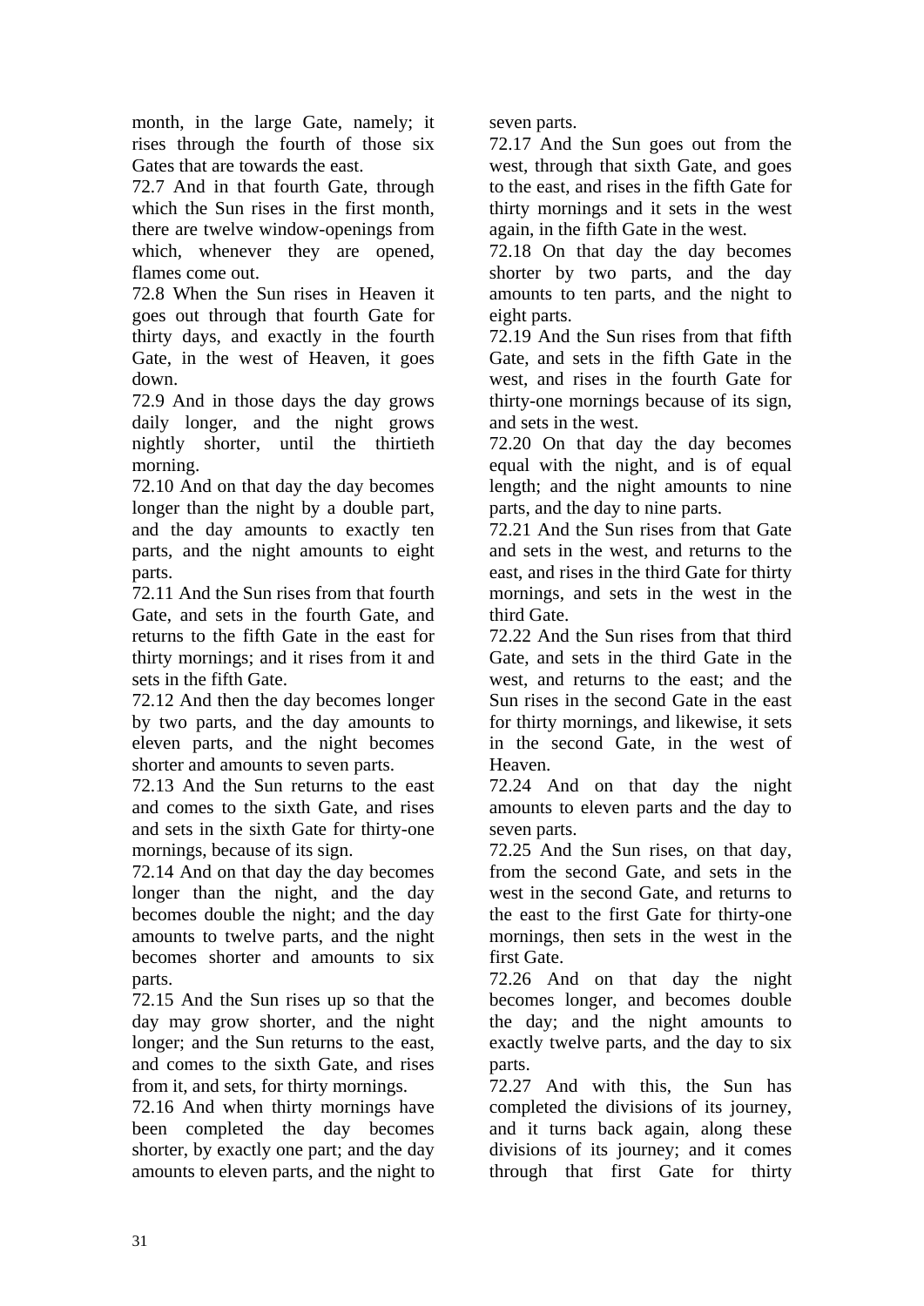month, in the large Gate, namely; it rises through the fourth of those six Gates that are towards the east.

72.7 And in that fourth Gate, through which the Sun rises in the first month, there are twelve window-openings from which, whenever they are opened, flames come out.

72.8 When the Sun rises in Heaven it goes out through that fourth Gate for thirty days, and exactly in the fourth Gate, in the west of Heaven, it goes down.

72.9 And in those days the day grows daily longer, and the night grows nightly shorter, until the thirtieth morning.

72.10 And on that day the day becomes longer than the night by a double part, and the day amounts to exactly ten parts, and the night amounts to eight parts.

72.11 And the Sun rises from that fourth Gate, and sets in the fourth Gate, and returns to the fifth Gate in the east for thirty mornings; and it rises from it and sets in the fifth Gate.

72.12 And then the day becomes longer by two parts, and the day amounts to eleven parts, and the night becomes shorter and amounts to seven parts.

72.13 And the Sun returns to the east and comes to the sixth Gate, and rises and sets in the sixth Gate for thirty-one mornings, because of its sign.

72.14 And on that day the day becomes longer than the night, and the day becomes double the night; and the day amounts to twelve parts, and the night becomes shorter and amounts to six parts.

72.15 And the Sun rises up so that the day may grow shorter, and the night longer; and the Sun returns to the east, and comes to the sixth Gate, and rises from it, and sets, for thirty mornings.

72.16 And when thirty mornings have been completed the day becomes shorter, by exactly one part; and the day amounts to eleven parts, and the night to seven parts.

72.17 And the Sun goes out from the west, through that sixth Gate, and goes to the east, and rises in the fifth Gate for thirty mornings and it sets in the west again, in the fifth Gate in the west.

72.18 On that day the day becomes shorter by two parts, and the day amounts to ten parts, and the night to eight parts.

72.19 And the Sun rises from that fifth Gate, and sets in the fifth Gate in the west, and rises in the fourth Gate for thirty-one mornings because of its sign, and sets in the west.

72.20 On that day the day becomes equal with the night, and is of equal length; and the night amounts to nine parts, and the day to nine parts.

72.21 And the Sun rises from that Gate and sets in the west, and returns to the east, and rises in the third Gate for thirty mornings, and sets in the west in the third Gate.

72.22 And the Sun rises from that third Gate, and sets in the third Gate in the west, and returns to the east; and the Sun rises in the second Gate in the east for thirty mornings, and likewise, it sets in the second Gate, in the west of Heaven.

72.24 And on that day the night amounts to eleven parts and the day to seven parts.

72.25 And the Sun rises, on that day, from the second Gate, and sets in the west in the second Gate, and returns to the east to the first Gate for thirty-one mornings, then sets in the west in the first Gate.

72.26 And on that day the night becomes longer, and becomes double the day; and the night amounts to exactly twelve parts, and the day to six parts.

72.27 And with this, the Sun has completed the divisions of its journey, and it turns back again, along these divisions of its journey; and it comes through that first Gate for thirty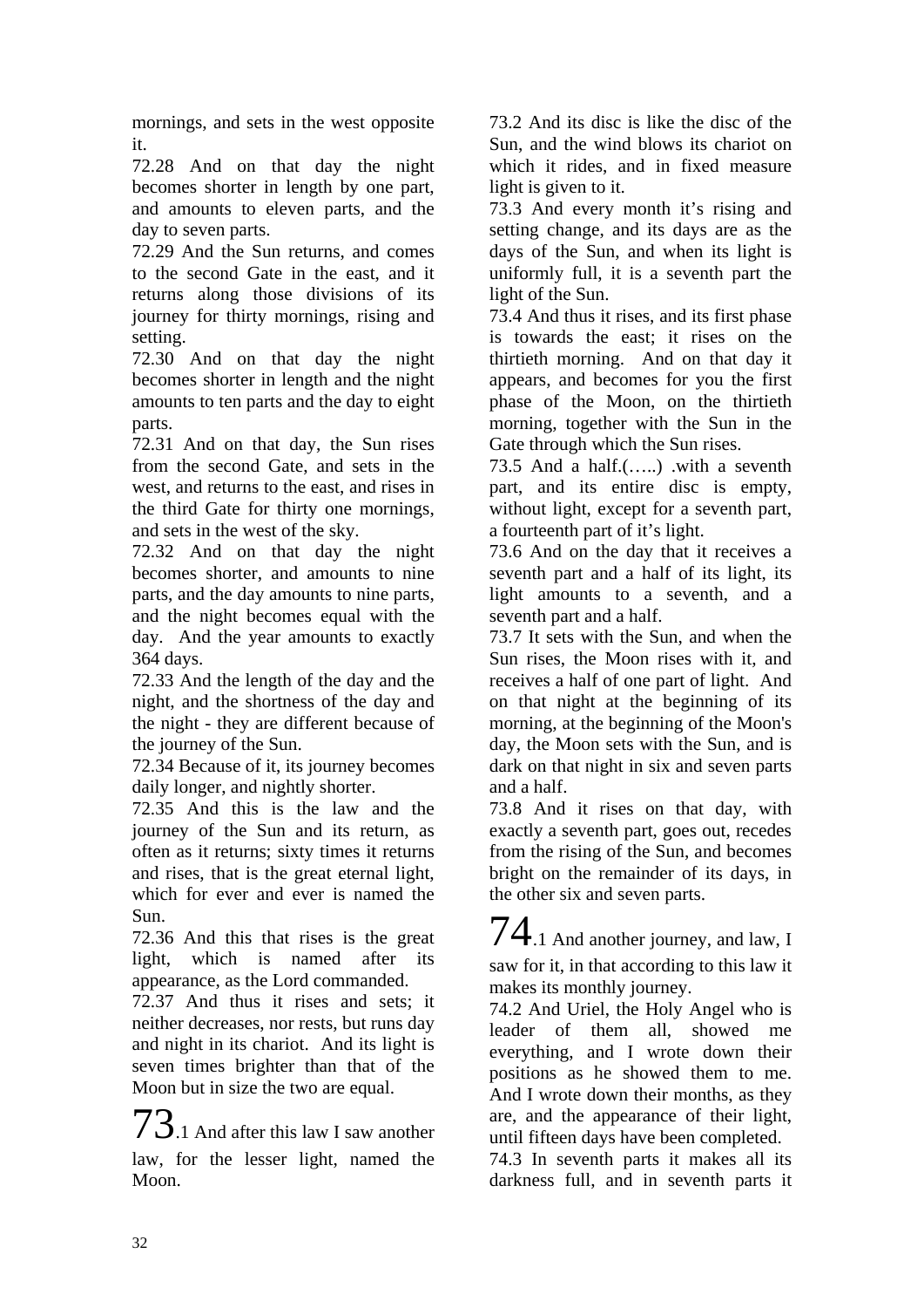mornings, and sets in the west opposite it.

72.28 And on that day the night becomes shorter in length by one part, and amounts to eleven parts, and the day to seven parts.

72.29 And the Sun returns, and comes to the second Gate in the east, and it returns along those divisions of its journey for thirty mornings, rising and setting.

72.30 And on that day the night becomes shorter in length and the night amounts to ten parts and the day to eight parts.

72.31 And on that day, the Sun rises from the second Gate, and sets in the west, and returns to the east, and rises in the third Gate for thirty one mornings, and sets in the west of the sky.

72.32 And on that day the night becomes shorter, and amounts to nine parts, and the day amounts to nine parts, and the night becomes equal with the day. And the year amounts to exactly 364 days.

72.33 And the length of the day and the night, and the shortness of the day and the night - they are different because of the journey of the Sun.

72.34 Because of it, its journey becomes daily longer, and nightly shorter.

72.35 And this is the law and the journey of the Sun and its return, as often as it returns; sixty times it returns and rises, that is the great eternal light, which for ever and ever is named the Sun.

72.36 And this that rises is the great light, which is named after its appearance, as the Lord commanded.

72.37 And thus it rises and sets; it neither decreases, nor rests, but runs day and night in its chariot. And its light is seven times brighter than that of the Moon but in size the two are equal.

# 73

73.1 And after this law I saw another law, for the lesser light, named the Moon.

73.2 And its disc is like the disc of the Sun, and the wind blows its chariot on which it rides, and in fixed measure light is given to it.

73.3 And every month it's rising and setting change, and its days are as the days of the Sun, and when its light is uniformly full, it is a seventh part the light of the Sun.

73.4 And thus it rises, and its first phase is towards the east; it rises on the thirtieth morning. And on that day it appears, and becomes for you the first phase of the Moon, on the thirtieth morning, together with the Sun in the Gate through which the Sun rises.

73.5 And a half.(…..) .with a seventh part, and its entire disc is empty, without light, except for a seventh part, a fourteenth part of it's light.

73.6 And on the day that it receives a seventh part and a half of its light, its light amounts to a seventh, and a seventh part and a half.

73.7 It sets with the Sun, and when the Sun rises, the Moon rises with it, and receives a half of one part of light. And on that night at the beginning of its morning, at the beginning of the Moon's day, the Moon sets with the Sun, and is dark on that night in six and seven parts and a half.

73.8 And it rises on that day, with exactly a seventh part, goes out, recedes from the rising of the Sun, and becomes bright on the remainder of its days, in the other six and seven parts.

# 74

74.1 And another journey, and law, I saw for it, in that according to this law it makes its monthly journey.

74.2 And Uriel, the Holy Angel who is leader of them all, showed me everything, and I wrote down their positions as he showed them to me. And I wrote down their months, as they are, and the appearance of their light, until fifteen days have been completed.

74.3 In seventh parts it makes all its darkness full, and in seventh parts it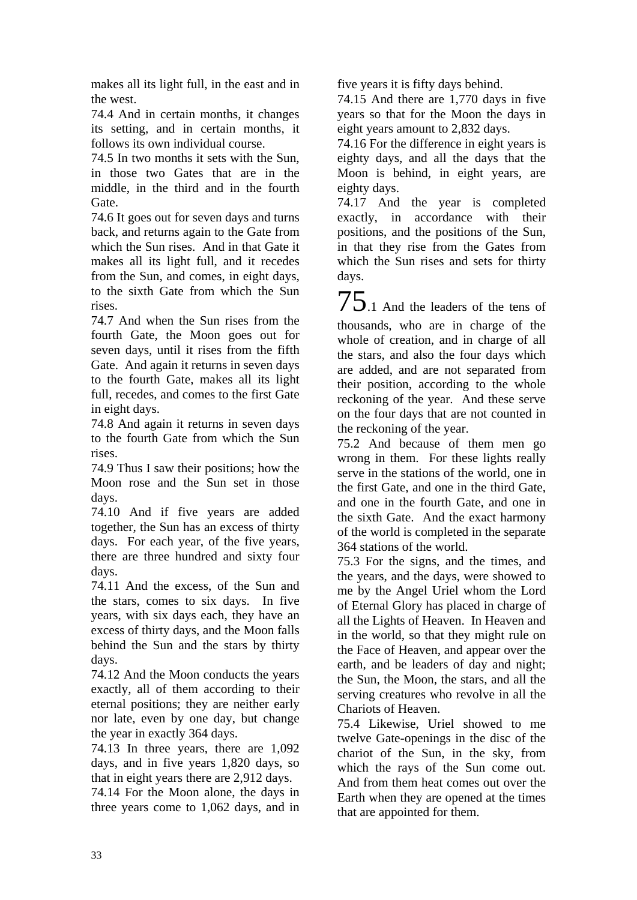makes all its light full, in the east and in the west.

74.4 And in certain months, it changes its setting, and in certain months, it follows its own individual course.

74.5 In two months it sets with the Sun, in those two Gates that are in the middle, in the third and in the fourth Gate.

74.6 It goes out for seven days and turns back, and returns again to the Gate from which the Sun rises. And in that Gate it makes all its light full, and it recedes from the Sun, and comes, in eight days, to the sixth Gate from which the Sun rises.

74.7 And when the Sun rises from the fourth Gate, the Moon goes out for seven days, until it rises from the fifth Gate. And again it returns in seven days to the fourth Gate, makes all its light full, recedes, and comes to the first Gate in eight days.

74.8 And again it returns in seven days to the fourth Gate from which the Sun rises.

74.9 Thus I saw their positions; how the Moon rose and the Sun set in those days.

74.10 And if five years are added together, the Sun has an excess of thirty days. For each year, of the five years, there are three hundred and sixty four days.

74.11 And the excess, of the Sun and the stars, comes to six days. In five years, with six days each, they have an excess of thirty days, and the Moon falls behind the Sun and the stars by thirty days.

74.12 And the Moon conducts the years exactly, all of them according to their eternal positions; they are neither early nor late, even by one day, but change the year in exactly 364 days.

74.13 In three years, there are 1,092 days, and in five years 1,820 days, so that in eight years there are 2,912 days.

74.14 For the Moon alone, the days in three years come to 1,062 days, and in five years it is fifty days behind.

74.15 And there are 1,770 days in five years so that for the Moon the days in eight years amount to 2,832 days.

74.16 For the difference in eight years is eighty days, and all the days that the Moon is behind, in eight years, are eighty days.

74.17 And the year is completed exactly, in accordance with their positions, and the positions of the Sun, in that they rise from the Gates from which the Sun rises and sets for thirty days.

## 75

75.1 And the leaders of the tens of thousands, who are in charge of the whole of creation, and in charge of all the stars, and also the four days which are added, and are not separated from their position, according to the whole reckoning of the year. And these serve on the four days that are not counted in the reckoning of the year.

75.2 And because of them men go wrong in them. For these lights really serve in the stations of the world, one in the first Gate, and one in the third Gate, and one in the fourth Gate, and one in the sixth Gate. And the exact harmony of the world is completed in the separate 364 stations of the world.

75.3 For the signs, and the times, and the years, and the days, were showed to me by the Angel Uriel whom the Lord of Eternal Glory has placed in charge of all the Lights of Heaven. In Heaven and in the world, so that they might rule on the Face of Heaven, and appear over the earth, and be leaders of day and night; the Sun, the Moon, the stars, and all the serving creatures who revolve in all the Chariots of Heaven.

75.4 Likewise, Uriel showed to me twelve Gate-openings in the disc of the chariot of the Sun, in the sky, from which the rays of the Sun come out. And from them heat comes out over the Earth when they are opened at the times that are appointed for them.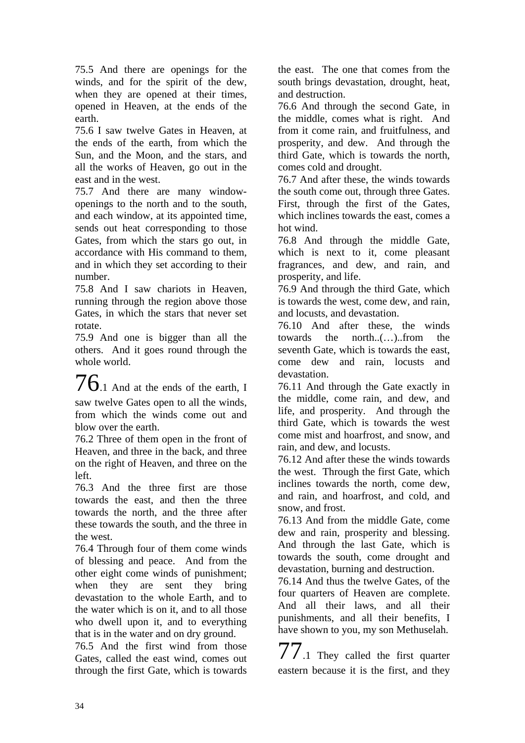75.5 And there are openings for the winds, and for the spirit of the dew, when they are opened at their times, opened in Heaven, at the ends of the earth.

75.6 I saw twelve Gates in Heaven, at the ends of the earth, from which the Sun, and the Moon, and the stars, and all the works of Heaven, go out in the east and in the west.

75.7 And there are many window-openings to the north and to the south, and each window, at its appointed time, sends out heat corresponding to those Gates, from which the stars go out, in accordance with His command to them, and in which they set according to their number.

75.8 And I saw chariots in Heaven, running through the region above those Gates, in which the stars that never set rotate.

75.9 And one is bigger than all the others. And it goes round through the whole world.

76.1 And at the ends of the earth, I saw twelve Gates open to all the winds, from which the winds come out and blow over the earth.

76.2 Three of them open in the front of Heaven, and three in the back, and three on the right of Heaven, and three on the left.

76.3 And the three first are those towards the east, and then the three towards the north, and the three after these towards the south, and the three in the west.

76.4 Through four of them come winds of blessing and peace. And from the other eight come winds of punishment; when they are sent they bring devastation to the whole Earth, and to the water which is on it, and to all those who dwell upon it, and to everything that is in the water and on dry ground.

76.5 And the first wind from those Gates, called the east wind, comes out through the first Gate, which is towards the east. The one that comes from the south brings devastation, drought, heat, and destruction.

76.6 And through the second Gate, in the middle, comes what is right. And from it come rain, and fruitfulness, and prosperity, and dew. And through the third Gate, which is towards the north, comes cold and drought.

76.7 And after these, the winds towards the south come out, through three Gates. First, through the first of the Gates, which inclines towards the east, comes a hot wind.

76.8 And through the middle Gate, which is next to it, come pleasant fragrances, and dew, and rain, and prosperity, and life.

76.9 And through the third Gate, which is towards the west, come dew, and rain, and locusts, and devastation.

76.10 And after these, the winds towards the north..(…)..from the seventh Gate, which is towards the east, come dew and rain, locusts and devastation.

76.11 And through the Gate exactly in the middle, come rain, and dew, and life, and prosperity. And through the third Gate, which is towards the west come mist and hoarfrost, and snow, and rain, and dew, and locusts.

76.12 And after these the winds towards the west. Through the first Gate, which inclines towards the north, come dew, and rain, and hoarfrost, and cold, and snow, and frost.

76.13 And from the middle Gate, come dew and rain, prosperity and blessing. And through the last Gate, which is towards the south, come drought and devastation, burning and destruction.

76.14 And thus the twelve Gates, of the four quarters of Heaven are complete. And all their laws, and all their punishments, and all their benefits, I have shown to you, my son Methuselah.

77.1 They called the first quarter eastern because it is the first, and they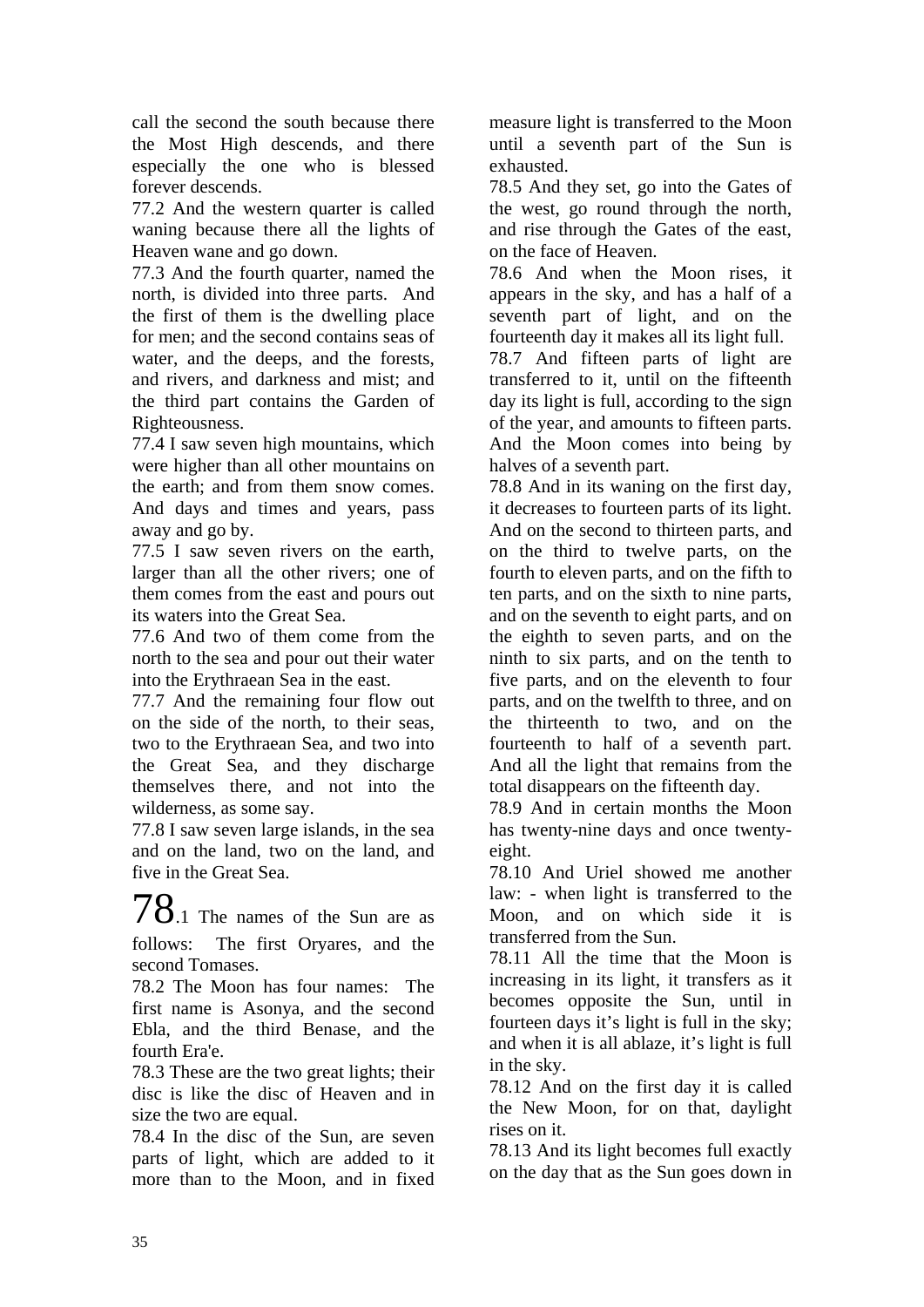call the second the south because there the Most High descends, and there especially the one who is blessed forever descends.

77.2 And the western quarter is called waning because there all the lights of Heaven wane and go down.

77.3 And the fourth quarter, named the north, is divided into three parts. And the first of them is the dwelling place for men; and the second contains seas of water, and the deeps, and the forests, and rivers, and darkness and mist; and the third part contains the Garden of Righteousness.

77.4 I saw seven high mountains, which were higher than all other mountains on the earth; and from them snow comes. And days and times and years, pass away and go by.

77.5 I saw seven rivers on the earth, larger than all the other rivers; one of them comes from the east and pours out its waters into the Great Sea.

77.6 And two of them come from the north to the sea and pour out their water into the Erythraean Sea in the east.

77.7 And the remaining four flow out on the side of the north, to their seas, two to the Erythraean Sea, and two into the Great Sea, and they discharge themselves there, and not into the wilderness, as some say.

77.8 I saw seven large islands, in the sea and on the land, two on the land, and five in the Great Sea.

78.1 The names of the Sun are as follows: The first Oryares, and the second Tomases.

78.2 The Moon has four names: The first name is Asonya, and the second Ebla, and the third Benase, and the fourth Era'e.

78.3 These are the two great lights; their disc is like the disc of Heaven and in size the two are equal.

78.4 In the disc of the Sun, are seven parts of light, which are added to it more than to the Moon, and in fixed measure light is transferred to the Moon until a seventh part of the Sun is exhausted.

78.5 And they set, go into the Gates of the west, go round through the north, and rise through the Gates of the east, on the face of Heaven.

78.6 And when the Moon rises, it appears in the sky, and has a half of a seventh part of light, and on the fourteenth day it makes all its light full.

78.7 And fifteen parts of light are transferred to it, until on the fifteenth day its light is full, according to the sign of the year, and amounts to fifteen parts. And the Moon comes into being by halves of a seventh part.

78.8 And in its waning on the first day, it decreases to fourteen parts of its light. And on the second to thirteen parts, and on the third to twelve parts, on the fourth to eleven parts, and on the fifth to ten parts, and on the sixth to nine parts, and on the seventh to eight parts, and on the eighth to seven parts, and on the ninth to six parts, and on the tenth to five parts, and on the eleventh to four parts, and on the twelfth to three, and on the thirteenth to two, and on the fourteenth to half of a seventh part. And all the light that remains from the total disappears on the fifteenth day.

78.9 And in certain months the Moon has twenty-nine days and once twenty-eight.

78.10 And Uriel showed me another law: - when light is transferred to the Moon, and on which side it is transferred from the Sun.

78.11 All the time that the Moon is increasing in its light, it transfers as it becomes opposite the Sun, until in fourteen days it's light is full in the sky; and when it is all ablaze, it's light is full in the sky.

78.12 And on the first day it is called the New Moon, for on that, daylight rises on it.

78.13 And its light becomes full exactly on the day that as the Sun goes down in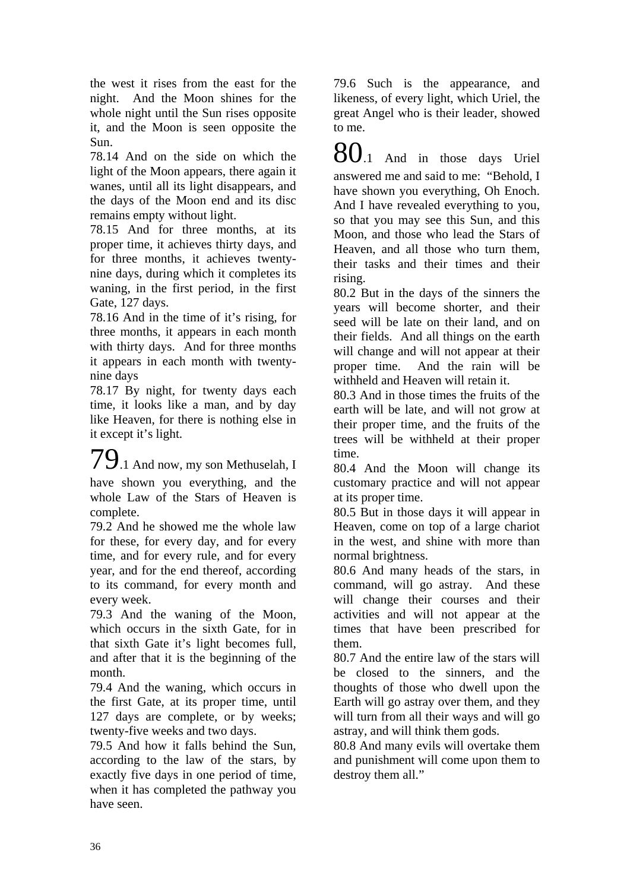the west it rises from the east for the night. And the Moon shines for the whole night until the Sun rises opposite it, and the Moon is seen opposite the Sun.

78.14 And on the side on which the light of the Moon appears, there again it wanes, until all its light disappears, and the days of the Moon end and its disc remains empty without light.

78.15 And for three months, at its proper time, it achieves thirty days, and for three months, it achieves twenty-nine days, during which it completes its waning, in the first period, in the first Gate, 127 days.

78.16 And in the time of it's rising, for three months, it appears in each month with thirty days. And for three months it appears in each month with twenty-nine days

78.17 By night, for twenty days each time, it looks like a man, and by day like Heaven, for there is nothing else in it except it's light.

**79**.1 And now, my son Methuselah, I have shown you everything, and the whole Law of the Stars of Heaven is complete.

79.2 And he showed me the whole law for these, for every day, and for every time, and for every rule, and for every year, and for the end thereof, according to its command, for every month and every week.

79.3 And the waning of the Moon, which occurs in the sixth Gate, for in that sixth Gate it's light becomes full, and after that it is the beginning of the month.

79.4 And the waning, which occurs in the first Gate, at its proper time, until 127 days are complete, or by weeks; twenty-five weeks and two days.

79.5 And how it falls behind the Sun, according to the law of the stars, by exactly five days in one period of time, when it has completed the pathway you have seen.

79.6 Such is the appearance, and likeness, of every light, which Uriel, the great Angel who is their leader, showed to me.

**80**.1 And in those days Uriel answered me and said to me: "Behold, I have shown you everything, Oh Enoch. And I have revealed everything to you, so that you may see this Sun, and this Moon, and those who lead the Stars of Heaven, and all those who turn them, their tasks and their times and their rising.

80.2 But in the days of the sinners the years will become shorter, and their seed will be late on their land, and on their fields. And all things on the earth will change and will not appear at their proper time. And the rain will be withheld and Heaven will retain it.

80.3 And in those times the fruits of the earth will be late, and will not grow at their proper time, and the fruits of the trees will be withheld at their proper time.

80.4 And the Moon will change its customary practice and will not appear at its proper time.

80.5 But in those days it will appear in Heaven, come on top of a large chariot in the west, and shine with more than normal brightness.

80.6 And many heads of the stars, in command, will go astray. And these will change their courses and their activities and will not appear at the times that have been prescribed for them.

80.7 And the entire law of the stars will be closed to the sinners, and the thoughts of those who dwell upon the Earth will go astray over them, and they will turn from all their ways and will go astray, and will think them gods.

80.8 And many evils will overtake them and punishment will come upon them to destroy them all."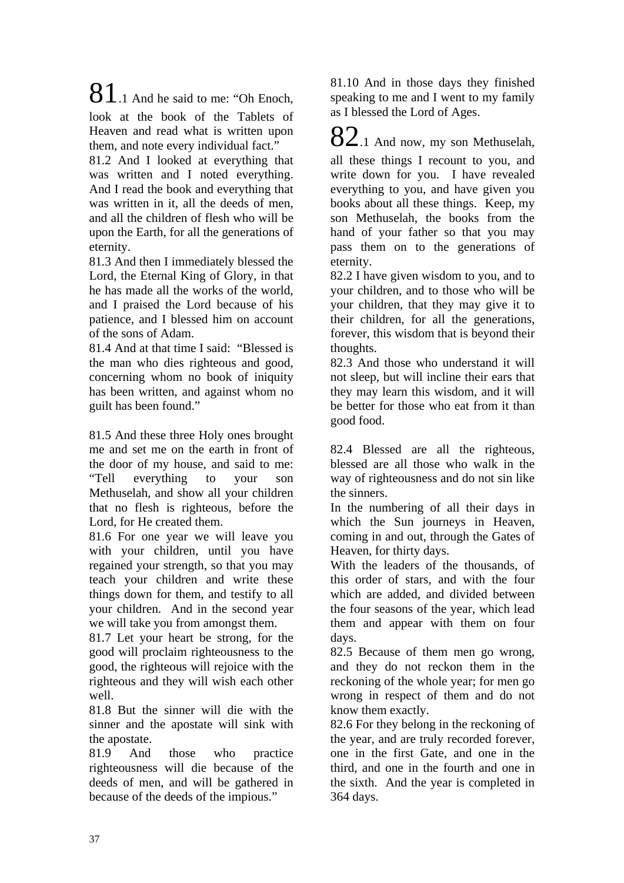81.1 And he said to me: "Oh Enoch, look at the book of the Tablets of Heaven and read what is written upon them, and note every individual fact."

81.2 And I looked at everything that was written and I noted everything. And I read the book and everything that was written in it, all the deeds of men, and all the children of flesh who will be upon the Earth, for all the generations of eternity.

81.3 And then I immediately blessed the Lord, the Eternal King of Glory, in that he has made all the works of the world, and I praised the Lord because of his patience, and I blessed him on account of the sons of Adam.

81.4 And at that time I said: "Blessed is the man who dies righteous and good, concerning whom no book of iniquity has been written, and against whom no guilt has been found."

81.5 And these three Holy ones brought me and set me on the earth in front of the door of my house, and said to me: "Tell everything to your son Methuselah, and show all your children that no flesh is righteous, before the Lord, for He created them.

81.6 For one year we will leave you with your children, until you have regained your strength, so that you may teach your children and write these things down for them, and testify to all your children. And in the second year we will take you from amongst them.

81.7 Let your heart be strong, for the good will proclaim righteousness to the good, the righteous will rejoice with the righteous and they will wish each other well.

81.8 But the sinner will die with the sinner and the apostate will sink with the apostate.

81.9 And those who practice righteousness will die because of the deeds of men, and will be gathered in because of the deeds of the impious."

81.10 And in those days they finished speaking to me and I went to my family as I blessed the Lord of Ages.

82.1 And now, my son Methuselah, all these things I recount to you, and write down for you. I have revealed everything to you, and have given you books about all these things. Keep, my son Methuselah, the books from the hand of your father so that you may pass them on to the generations of eternity.

82.2 I have given wisdom to you, and to your children, and to those who will be your children, that they may give it to their children, for all the generations, forever, this wisdom that is beyond their thoughts.

82.3 And those who understand it will not sleep, but will incline their ears that they may learn this wisdom, and it will be better for those who eat from it than good food.

82.4 Blessed are all the righteous, blessed are all those who walk in the way of righteousness and do not sin like the sinners.

In the numbering of all their days in which the Sun journeys in Heaven, coming in and out, through the Gates of Heaven, for thirty days.

With the leaders of the thousands, of this order of stars, and with the four which are added, and divided between the four seasons of the year, which lead them and appear with them on four days.

82.5 Because of them men go wrong, and they do not reckon them in the reckoning of the whole year; for men go wrong in respect of them and do not know them exactly.

82.6 For they belong in the reckoning of the year, and are truly recorded forever, one in the first Gate, and one in the third, and one in the fourth and one in the sixth. And the year is completed in 364 days.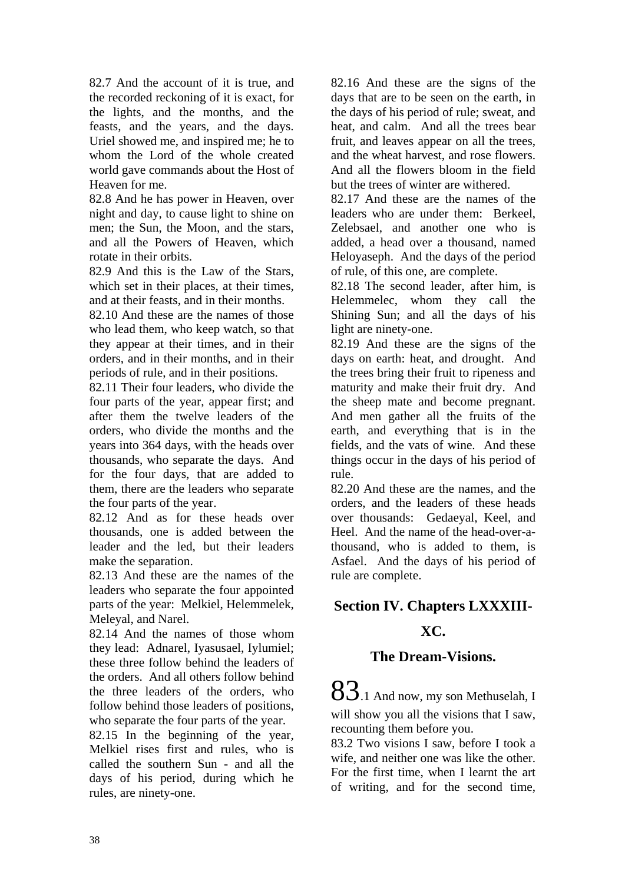82.7 And the account of it is true, and the recorded reckoning of it is exact, for the lights, and the months, and the feasts, and the years, and the days. Uriel showed me, and inspired me; he to whom the Lord of the whole created world gave commands about the Host of Heaven for me.

82.8 And he has power in Heaven, over night and day, to cause light to shine on men; the Sun, the Moon, and the stars, and all the Powers of Heaven, which rotate in their orbits.

82.9 And this is the Law of the Stars, which set in their places, at their times, and at their feasts, and in their months.

82.10 And these are the names of those who lead them, who keep watch, so that they appear at their times, and in their orders, and in their months, and in their periods of rule, and in their positions.

82.11 Their four leaders, who divide the four parts of the year, appear first; and after them the twelve leaders of the orders, who divide the months and the years into 364 days, with the heads over thousands, who separate the days. And for the four days, that are added to them, there are the leaders who separate the four parts of the year.

82.12 And as for these heads over thousands, one is added between the leader and the led, but their leaders make the separation.

82.13 And these are the names of the leaders who separate the four appointed parts of the year: Melkiel, Helemmelek, Meleyal, and Narel.

82.14 And the names of those whom they lead: Adnarel, Iyasusael, Iylumiel; these three follow behind the leaders of the orders. And all others follow behind the three leaders of the orders, who follow behind those leaders of positions, who separate the four parts of the year.

82.15 In the beginning of the year, Melkiel rises first and rules, who is called the southern Sun - and all the days of his period, during which he rules, are ninety-one.

82.16 And these are the signs of the days that are to be seen on the earth, in the days of his period of rule; sweat, and heat, and calm. And all the trees bear fruit, and leaves appear on all the trees, and the wheat harvest, and rose flowers. And all the flowers bloom in the field but the trees of winter are withered.

82.17 And these are the names of the leaders who are under them: Berkeel, Zelebsael, and another one who is added, a head over a thousand, named Heloyaseph. And the days of the period of rule, of this one, are complete.

82.18 The second leader, after him, is Helemmelec, whom they call the Shining Sun; and all the days of his light are ninety-one.

82.19 And these are the signs of the days on earth: heat, and drought. And the trees bring their fruit to ripeness and maturity and make their fruit dry. And the sheep mate and become pregnant. And men gather all the fruits of the earth, and everything that is in the fields, and the vats of wine. And these things occur in the days of his period of rule.

82.20 And these are the names, and the orders, and the leaders of these heads over thousands: Gedaeyal, Keel, and Heel. And the name of the head-over-a-thousand, who is added to them, is Asfael. And the days of his period of rule are complete.

## Section IV. Chapters LXXXIII-XC.

## The Dream-Visions.

83.1 And now, my son Methuselah, I will show you all the visions that I saw, recounting them before you.

83.2 Two visions I saw, before I took a wife, and neither one was like the other. For the first time, when I learnt the art of writing, and for the second time,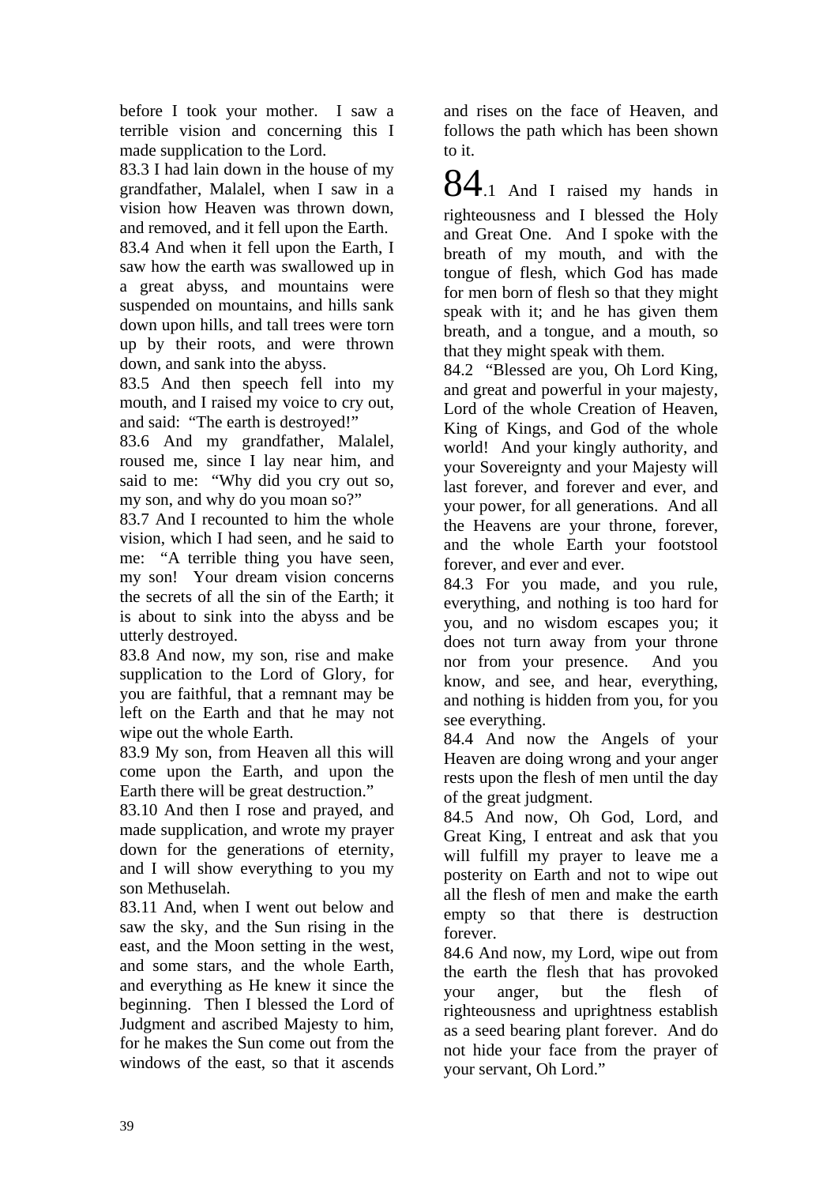before I took your mother. I saw a terrible vision and concerning this I made supplication to the Lord.

83.3 I had lain down in the house of my grandfather, Malalel, when I saw in a vision how Heaven was thrown down, and removed, and it fell upon the Earth.

83.4 And when it fell upon the Earth, I saw how the earth was swallowed up in a great abyss, and mountains were suspended on mountains, and hills sank down upon hills, and tall trees were torn up by their roots, and were thrown down, and sank into the abyss.

83.5 And then speech fell into my mouth, and I raised my voice to cry out, and said: "The earth is destroyed!"

83.6 And my grandfather, Malalel, roused me, since I lay near him, and said to me: "Why did you cry out so, my son, and why do you moan so?"

83.7 And I recounted to him the whole vision, which I had seen, and he said to me: "A terrible thing you have seen, my son! Your dream vision concerns the secrets of all the sin of the Earth; it is about to sink into the abyss and be utterly destroyed.

83.8 And now, my son, rise and make supplication to the Lord of Glory, for you are faithful, that a remnant may be left on the Earth and that he may not wipe out the whole Earth.

83.9 My son, from Heaven all this will come upon the Earth, and upon the Earth there will be great destruction."

83.10 And then I rose and prayed, and made supplication, and wrote my prayer down for the generations of eternity, and I will show everything to you my son Methuselah.

83.11 And, when I went out below and saw the sky, and the Sun rising in the east, and the Moon setting in the west, and some stars, and the whole Earth, and everything as He knew it since the beginning. Then I blessed the Lord of Judgment and ascribed Majesty to him, for he makes the Sun come out from the windows of the east, so that it ascends and rises on the face of Heaven, and follows the path which has been shown to it.

84.1 And I raised my hands in righteousness and I blessed the Holy and Great One. And I spoke with the breath of my mouth, and with the tongue of flesh, which God has made for men born of flesh so that they might speak with it; and he has given them breath, and a tongue, and a mouth, so that they might speak with them.

84.2 "Blessed are you, Oh Lord King, and great and powerful in your majesty, Lord of the whole Creation of Heaven, King of Kings, and God of the whole world! And your kingly authority, and your Sovereignty and your Majesty will last forever, and forever and ever, and your power, for all generations. And all the Heavens are your throne, forever, and the whole Earth your footstool forever, and ever and ever.

84.3 For you made, and you rule, everything, and nothing is too hard for you, and no wisdom escapes you; it does not turn away from your throne nor from your presence. And you know, and see, and hear, everything, and nothing is hidden from you, for you see everything.

84.4 And now the Angels of your Heaven are doing wrong and your anger rests upon the flesh of men until the day of the great judgment.

84.5 And now, Oh God, Lord, and Great King, I entreat and ask that you will fulfill my prayer to leave me a posterity on Earth and not to wipe out all the flesh of men and make the earth empty so that there is destruction forever.

84.6 And now, my Lord, wipe out from the earth the flesh that has provoked your anger, but the flesh of righteousness and uprightness establish as a seed bearing plant forever. And do not hide your face from the prayer of your servant, Oh Lord."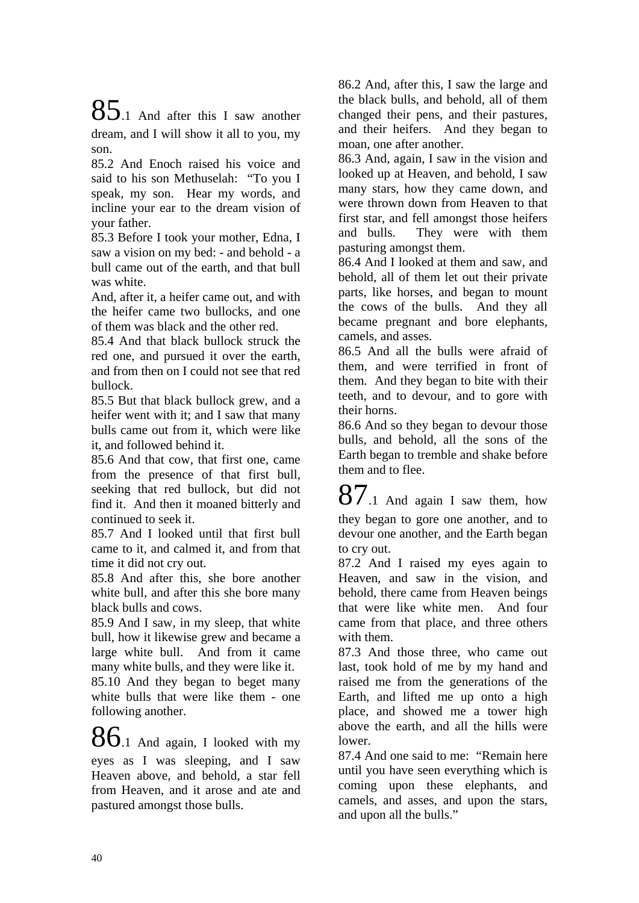**85**.1 And after this I saw another dream, and I will show it all to you, my son.

85.2 And Enoch raised his voice and said to his son Methuselah: "To you I speak, my son. Hear my words, and incline your ear to the dream vision of your father.

85.3 Before I took your mother, Edna, I saw a vision on my bed: - and behold - a bull came out of the earth, and that bull was white.

And, after it, a heifer came out, and with the heifer came two bullocks, and one of them was black and the other red.

85.4 And that black bullock struck the red one, and pursued it over the earth, and from then on I could not see that red bullock.

85.5 But that black bullock grew, and a heifer went with it; and I saw that many bulls came out from it, which were like it, and followed behind it.

85.6 And that cow, that first one, came from the presence of that first bull, seeking that red bullock, but did not find it. And then it moaned bitterly and continued to seek it.

85.7 And I looked until that first bull came to it, and calmed it, and from that time it did not cry out.

85.8 And after this, she bore another white bull, and after this she bore many black bulls and cows.

85.9 And I saw, in my sleep, that white bull, how it likewise grew and became a large white bull. And from it came many white bulls, and they were like it.

85.10 And they began to beget many white bulls that were like them - one following another.

**86**.1 And again, I looked with my eyes as I was sleeping, and I saw Heaven above, and behold, a star fell from Heaven, and it arose and ate and pastured amongst those bulls.

86.2 And, after this, I saw the large and the black bulls, and behold, all of them changed their pens, and their pastures, and their heifers. And they began to moan, one after another.

86.3 And, again, I saw in the vision and looked up at Heaven, and behold, I saw many stars, how they came down, and were thrown down from Heaven to that first star, and fell amongst those heifers and bulls. They were with them pasturing amongst them.

86.4 And I looked at them and saw, and behold, all of them let out their private parts, like horses, and began to mount the cows of the bulls. And they all became pregnant and bore elephants, camels, and asses.

86.5 And all the bulls were afraid of them, and were terrified in front of them. And they began to bite with their teeth, and to devour, and to gore with their horns.

86.6 And so they began to devour those bulls, and behold, all the sons of the Earth began to tremble and shake before them and to flee.

**87**.1 And again I saw them, how they began to gore one another, and to devour one another, and the Earth began to cry out.

87.2 And I raised my eyes again to Heaven, and saw in the vision, and behold, there came from Heaven beings that were like white men. And four came from that place, and three others with them.

87.3 And those three, who came out last, took hold of me by my hand and raised me from the generations of the Earth, and lifted me up onto a high place, and showed me a tower high above the earth, and all the hills were lower.

87.4 And one said to me: "Remain here until you have seen everything which is coming upon these elephants, and camels, and asses, and upon the stars, and upon all the bulls."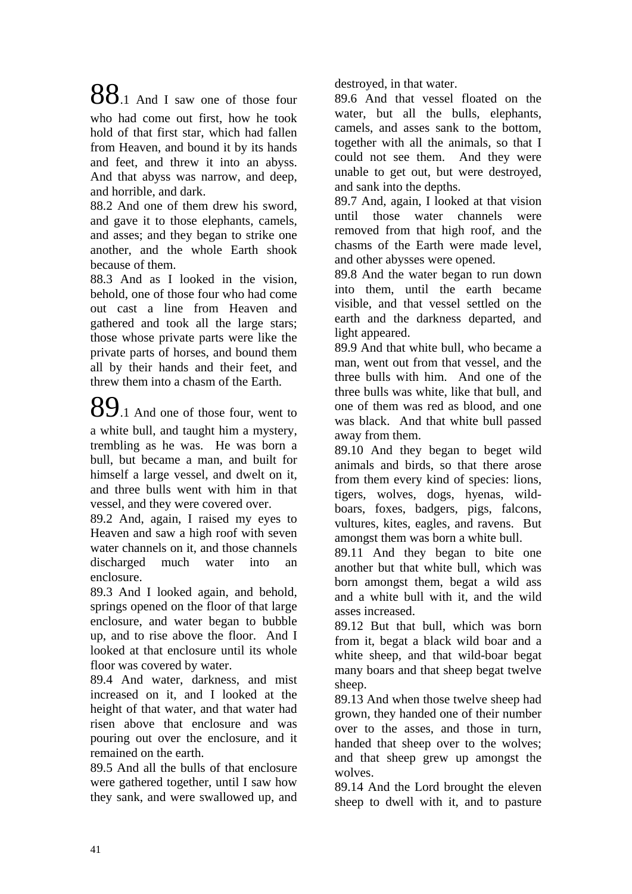**88**.1 And I saw one of those four who had come out first, how he took hold of that first star, which had fallen from Heaven, and bound it by its hands and feet, and threw it into an abyss. And that abyss was narrow, and deep, and horrible, and dark.

88.2 And one of them drew his sword, and gave it to those elephants, camels, and asses; and they began to strike one another, and the whole Earth shook because of them.

88.3 And as I looked in the vision, behold, one of those four who had come out cast a line from Heaven and gathered and took all the large stars; those whose private parts were like the private parts of horses, and bound them all by their hands and their feet, and threw them into a chasm of the Earth.

**89**.1 And one of those four, went to a white bull, and taught him a mystery, trembling as he was. He was born a bull, but became a man, and built for himself a large vessel, and dwelt on it, and three bulls went with him in that vessel, and they were covered over.

89.2 And, again, I raised my eyes to Heaven and saw a high roof with seven water channels on it, and those channels discharged much water into an enclosure.

89.3 And I looked again, and behold, springs opened on the floor of that large enclosure, and water began to bubble up, and to rise above the floor. And I looked at that enclosure until its whole floor was covered by water.

89.4 And water, darkness, and mist increased on it, and I looked at the height of that water, and that water had risen above that enclosure and was pouring out over the enclosure, and it remained on the earth.

89.5 And all the bulls of that enclosure were gathered together, until I saw how they sank, and were swallowed up, and destroyed, in that water.

89.6 And that vessel floated on the water, but all the bulls, elephants, camels, and asses sank to the bottom, together with all the animals, so that I could not see them. And they were unable to get out, but were destroyed, and sank into the depths.

89.7 And, again, I looked at that vision until those water channels were removed from that high roof, and the chasms of the Earth were made level, and other abysses were opened.

89.8 And the water began to run down into them, until the earth became visible, and that vessel settled on the earth and the darkness departed, and light appeared.

89.9 And that white bull, who became a man, went out from that vessel, and the three bulls with him. And one of the three bulls was white, like that bull, and one of them was red as blood, and one was black. And that white bull passed away from them.

89.10 And they began to beget wild animals and birds, so that there arose from them every kind of species: lions, tigers, wolves, dogs, hyenas, wild-boars, foxes, badgers, pigs, falcons, vultures, kites, eagles, and ravens. But amongst them was born a white bull.

89.11 And they began to bite one another but that white bull, which was born amongst them, begat a wild ass and a white bull with it, and the wild asses increased.

89.12 But that bull, which was born from it, begat a black wild boar and a white sheep, and that wild-boar begat many boars and that sheep begat twelve sheep.

89.13 And when those twelve sheep had grown, they handed one of their number over to the asses, and those in turn, handed that sheep over to the wolves; and that sheep grew up amongst the wolves.

89.14 And the Lord brought the eleven sheep to dwell with it, and to pasture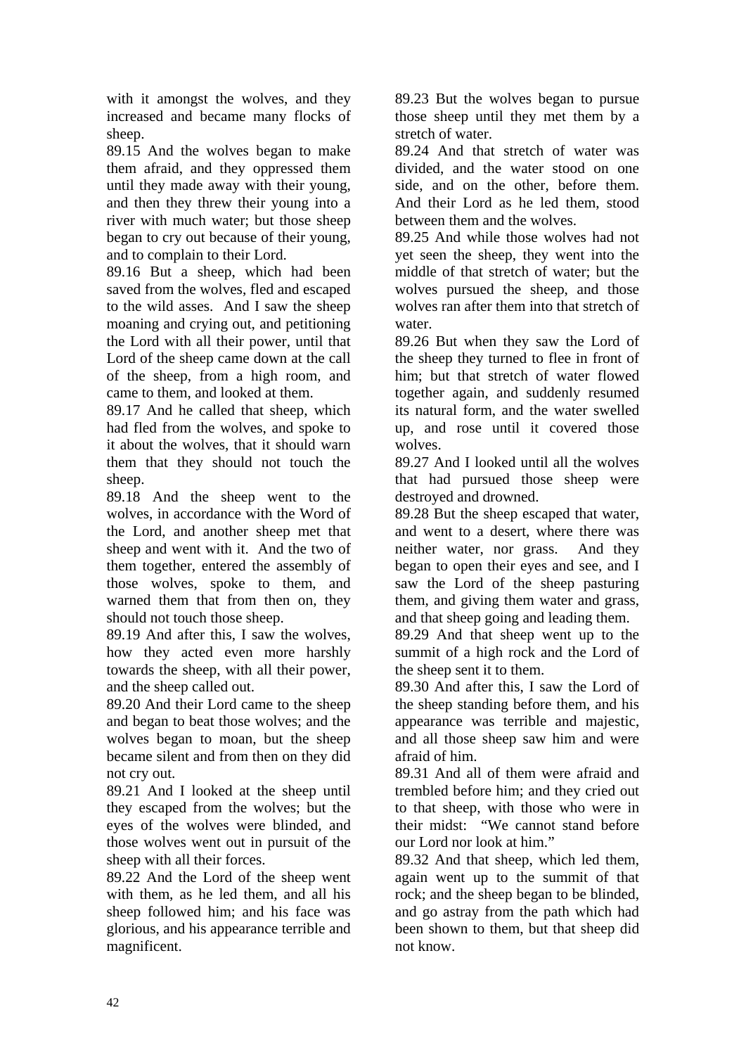with it amongst the wolves, and they increased and became many flocks of sheep.

89.15 And the wolves began to make them afraid, and they oppressed them until they made away with their young, and then they threw their young into a river with much water; but those sheep began to cry out because of their young, and to complain to their Lord.

89.16 But a sheep, which had been saved from the wolves, fled and escaped to the wild asses. And I saw the sheep moaning and crying out, and petitioning the Lord with all their power, until that Lord of the sheep came down at the call of the sheep, from a high room, and came to them, and looked at them.

89.17 And he called that sheep, which had fled from the wolves, and spoke to it about the wolves, that it should warn them that they should not touch the sheep.

89.18 And the sheep went to the wolves, in accordance with the Word of the Lord, and another sheep met that sheep and went with it. And the two of them together, entered the assembly of those wolves, spoke to them, and warned them that from then on, they should not touch those sheep.

89.19 And after this, I saw the wolves, how they acted even more harshly towards the sheep, with all their power, and the sheep called out.

89.20 And their Lord came to the sheep and began to beat those wolves; and the wolves began to moan, but the sheep became silent and from then on they did not cry out.

89.21 And I looked at the sheep until they escaped from the wolves; but the eyes of the wolves were blinded, and those wolves went out in pursuit of the sheep with all their forces.

89.22 And the Lord of the sheep went with them, as he led them, and all his sheep followed him; and his face was glorious, and his appearance terrible and magnificent.

89.23 But the wolves began to pursue those sheep until they met them by a stretch of water.

89.24 And that stretch of water was divided, and the water stood on one side, and on the other, before them. And their Lord as he led them, stood between them and the wolves.

89.25 And while those wolves had not yet seen the sheep, they went into the middle of that stretch of water; but the wolves pursued the sheep, and those wolves ran after them into that stretch of water.

89.26 But when they saw the Lord of the sheep they turned to flee in front of him; but that stretch of water flowed together again, and suddenly resumed its natural form, and the water swelled up, and rose until it covered those wolves.

89.27 And I looked until all the wolves that had pursued those sheep were destroyed and drowned.

89.28 But the sheep escaped that water, and went to a desert, where there was neither water, nor grass. And they began to open their eyes and see, and I saw the Lord of the sheep pasturing them, and giving them water and grass, and that sheep going and leading them.

89.29 And that sheep went up to the summit of a high rock and the Lord of the sheep sent it to them.

89.30 And after this, I saw the Lord of the sheep standing before them, and his appearance was terrible and majestic, and all those sheep saw him and were afraid of him.

89.31 And all of them were afraid and trembled before him; and they cried out to that sheep, with those who were in their midst: "We cannot stand before our Lord nor look at him."

89.32 And that sheep, which led them, again went up to the summit of that rock; and the sheep began to be blinded, and go astray from the path which had been shown to them, but that sheep did not know.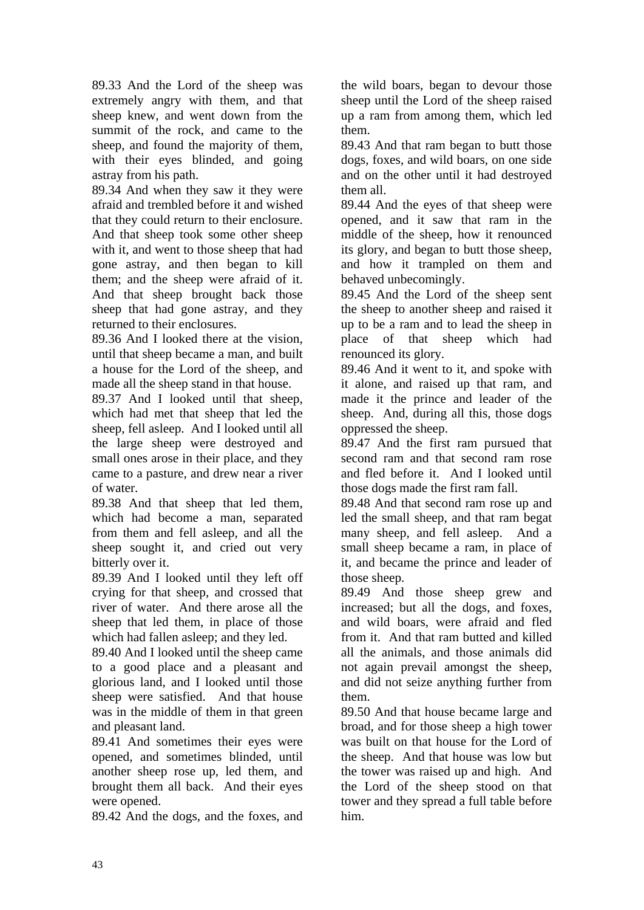89.33 And the Lord of the sheep was extremely angry with them, and that sheep knew, and went down from the summit of the rock, and came to the sheep, and found the majority of them, with their eyes blinded, and going astray from his path.

89.34 And when they saw it they were afraid and trembled before it and wished that they could return to their enclosure. And that sheep took some other sheep with it, and went to those sheep that had gone astray, and then began to kill them; and the sheep were afraid of it. And that sheep brought back those sheep that had gone astray, and they returned to their enclosures.

89.36 And I looked there at the vision, until that sheep became a man, and built a house for the Lord of the sheep, and made all the sheep stand in that house.

89.37 And I looked until that sheep, which had met that sheep that led the sheep, fell asleep. And I looked until all the large sheep were destroyed and small ones arose in their place, and they came to a pasture, and drew near a river of water.

89.38 And that sheep that led them, which had become a man, separated from them and fell asleep, and all the sheep sought it, and cried out very bitterly over it.

89.39 And I looked until they left off crying for that sheep, and crossed that river of water. And there arose all the sheep that led them, in place of those which had fallen asleep; and they led.

89.40 And I looked until the sheep came to a good place and a pleasant and glorious land, and I looked until those sheep were satisfied. And that house was in the middle of them in that green and pleasant land.

89.41 And sometimes their eyes were opened, and sometimes blinded, until another sheep rose up, led them, and brought them all back. And their eyes were opened.

89.42 And the dogs, and the foxes, and the wild boars, began to devour those sheep until the Lord of the sheep raised up a ram from among them, which led them.

89.43 And that ram began to butt those dogs, foxes, and wild boars, on one side and on the other until it had destroyed them all.

89.44 And the eyes of that sheep were opened, and it saw that ram in the middle of the sheep, how it renounced its glory, and began to butt those sheep, and how it trampled on them and behaved unbecomingly.

89.45 And the Lord of the sheep sent the sheep to another sheep and raised it up to be a ram and to lead the sheep in place of that sheep which had renounced its glory.

89.46 And it went to it, and spoke with it alone, and raised up that ram, and made it the prince and leader of the sheep. And, during all this, those dogs oppressed the sheep.

89.47 And the first ram pursued that second ram and that second ram rose and fled before it. And I looked until those dogs made the first ram fall.

89.48 And that second ram rose up and led the small sheep, and that ram begat many sheep, and fell asleep. And a small sheep became a ram, in place of it, and became the prince and leader of those sheep.

89.49 And those sheep grew and increased; but all the dogs, and foxes, and wild boars, were afraid and fled from it. And that ram butted and killed all the animals, and those animals did not again prevail amongst the sheep, and did not seize anything further from them.

89.50 And that house became large and broad, and for those sheep a high tower was built on that house for the Lord of the sheep. And that house was low but the tower was raised up and high. And the Lord of the sheep stood on that tower and they spread a full table before him.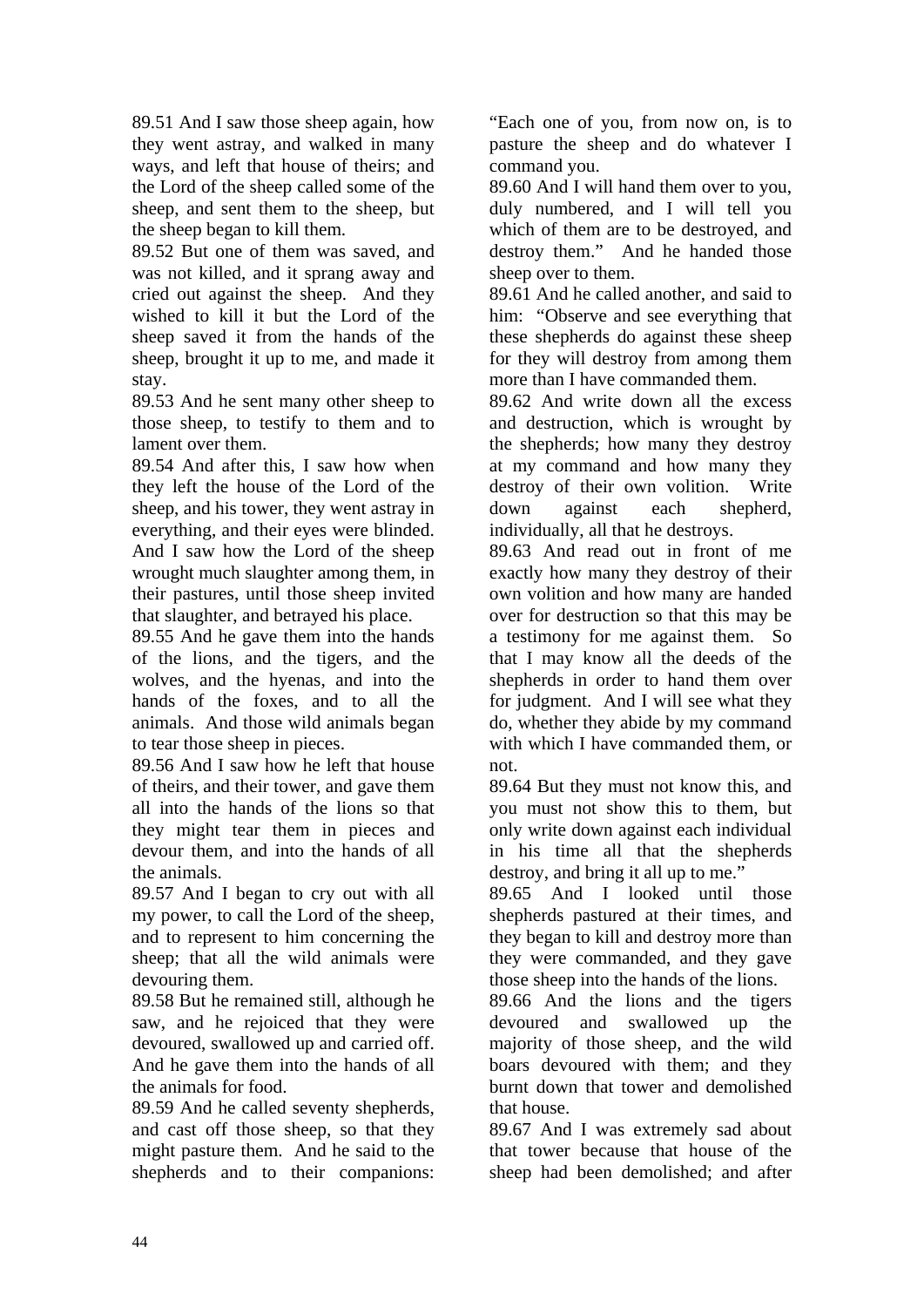89.51 And I saw those sheep again, how they went astray, and walked in many ways, and left that house of theirs; and the Lord of the sheep called some of the sheep, and sent them to the sheep, but the sheep began to kill them.

89.52 But one of them was saved, and was not killed, and it sprang away and cried out against the sheep. And they wished to kill it but the Lord of the sheep saved it from the hands of the sheep, brought it up to me, and made it stay.

89.53 And he sent many other sheep to those sheep, to testify to them and to lament over them.

89.54 And after this, I saw how when they left the house of the Lord of the sheep, and his tower, they went astray in everything, and their eyes were blinded. And I saw how the Lord of the sheep wrought much slaughter among them, in their pastures, until those sheep invited that slaughter, and betrayed his place.

89.55 And he gave them into the hands of the lions, and the tigers, and the wolves, and the hyenas, and into the hands of the foxes, and to all the animals. And those wild animals began to tear those sheep in pieces.

89.56 And I saw how he left that house of theirs, and their tower, and gave them all into the hands of the lions so that they might tear them in pieces and devour them, and into the hands of all the animals.

89.57 And I began to cry out with all my power, to call the Lord of the sheep, and to represent to him concerning the sheep; that all the wild animals were devouring them.

89.58 But he remained still, although he saw, and he rejoiced that they were devoured, swallowed up and carried off. And he gave them into the hands of all the animals for food.

89.59 And he called seventy shepherds, and cast off those sheep, so that they might pasture them. And he said to the shepherds and to their companions: "Each one of you, from now on, is to pasture the sheep and do whatever I command you.

89.60 And I will hand them over to you, duly numbered, and I will tell you which of them are to be destroyed, and destroy them." And he handed those sheep over to them.

89.61 And he called another, and said to him: "Observe and see everything that these shepherds do against these sheep for they will destroy from among them more than I have commanded them.

89.62 And write down all the excess and destruction, which is wrought by the shepherds; how many they destroy at my command and how many they destroy of their own volition. Write down against each shepherd, individually, all that he destroys.

89.63 And read out in front of me exactly how many they destroy of their own volition and how many are handed over for destruction so that this may be a testimony for me against them. So that I may know all the deeds of the shepherds in order to hand them over for judgment. And I will see what they do, whether they abide by my command with which I have commanded them, or not.

89.64 But they must not know this, and you must not show this to them, but only write down against each individual in his time all that the shepherds destroy, and bring it all up to me."

89.65 And I looked until those shepherds pastured at their times, and they began to kill and destroy more than they were commanded, and they gave those sheep into the hands of the lions.

89.66 And the lions and the tigers devoured and swallowed up the majority of those sheep, and the wild boars devoured with them; and they burnt down that tower and demolished that house.

89.67 And I was extremely sad about that tower because that house of the sheep had been demolished; and after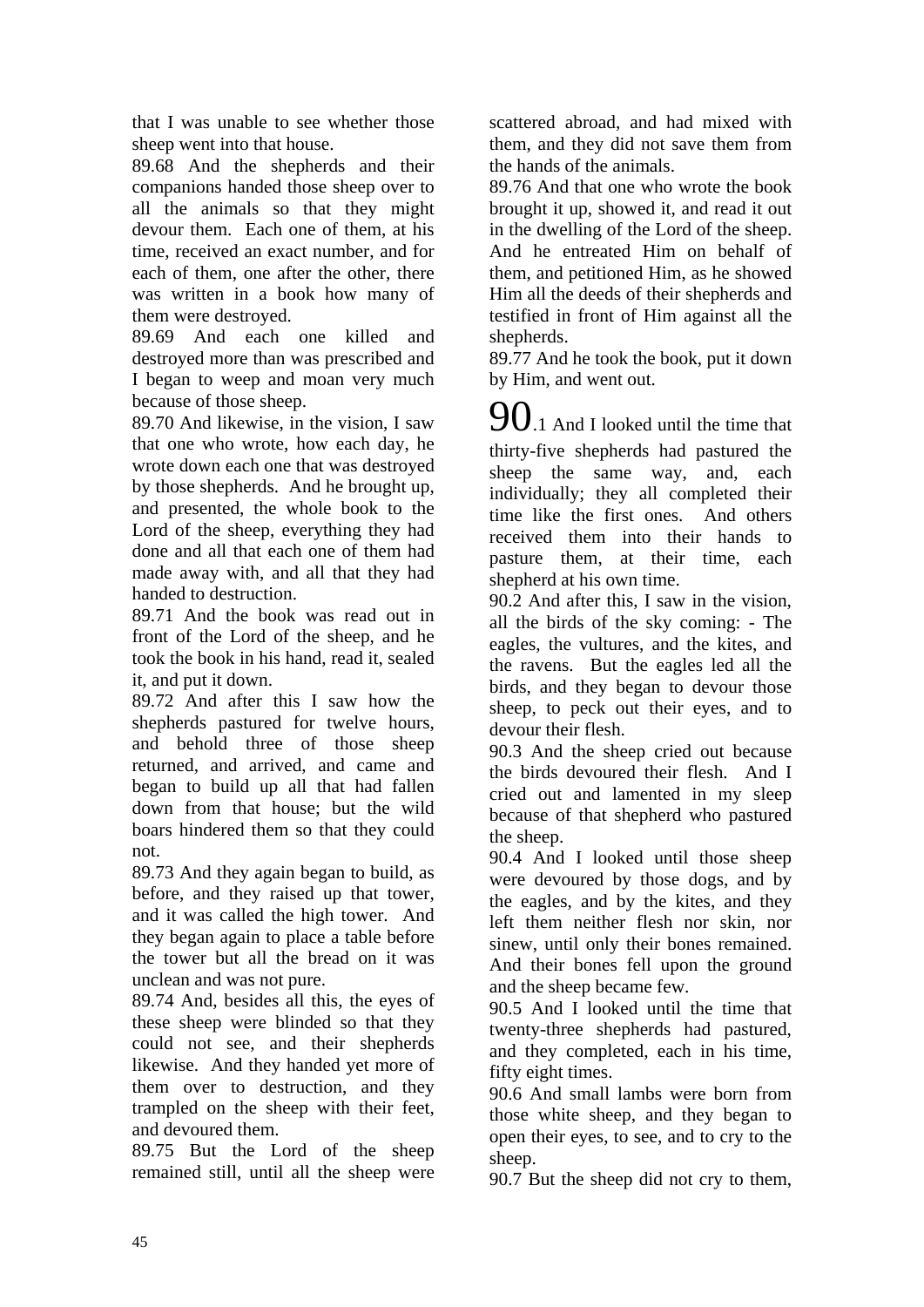that I was unable to see whether those sheep went into that house.

89.68 And the shepherds and their companions handed those sheep over to all the animals so that they might devour them. Each one of them, at his time, received an exact number, and for each of them, one after the other, there was written in a book how many of them were destroyed.

89.69 And each one killed and destroyed more than was prescribed and I began to weep and moan very much because of those sheep.

89.70 And likewise, in the vision, I saw that one who wrote, how each day, he wrote down each one that was destroyed by those shepherds. And he brought up, and presented, the whole book to the Lord of the sheep, everything they had done and all that each one of them had made away with, and all that they had handed to destruction.

89.71 And the book was read out in front of the Lord of the sheep, and he took the book in his hand, read it, sealed it, and put it down.

89.72 And after this I saw how the shepherds pastured for twelve hours, and behold three of those sheep returned, and arrived, and came and began to build up all that had fallen down from that house; but the wild boars hindered them so that they could not.

89.73 And they again began to build, as before, and they raised up that tower, and it was called the high tower. And they began again to place a table before the tower but all the bread on it was unclean and was not pure.

89.74 And, besides all this, the eyes of these sheep were blinded so that they could not see, and their shepherds likewise. And they handed yet more of them over to destruction, and they trampled on the sheep with their feet, and devoured them.

89.75 But the Lord of the sheep remained still, until all the sheep were scattered abroad, and had mixed with them, and they did not save them from the hands of the animals.

89.76 And that one who wrote the book brought it up, showed it, and read it out in the dwelling of the Lord of the sheep. And he entreated Him on behalf of them, and petitioned Him, as he showed Him all the deeds of their shepherds and testified in front of Him against all the shepherds.

89.77 And he took the book, put it down by Him, and went out.

90.1 And I looked until the time that thirty-five shepherds had pastured the sheep the same way, and, each individually; they all completed their time like the first ones. And others received them into their hands to pasture them, at their time, each shepherd at his own time.

90.2 And after this, I saw in the vision, all the birds of the sky coming: - The eagles, the vultures, and the kites, and the ravens. But the eagles led all the birds, and they began to devour those sheep, to peck out their eyes, and to devour their flesh.

90.3 And the sheep cried out because the birds devoured their flesh. And I cried out and lamented in my sleep because of that shepherd who pastured the sheep.

90.4 And I looked until those sheep were devoured by those dogs, and by the eagles, and by the kites, and they left them neither flesh nor skin, nor sinew, until only their bones remained. And their bones fell upon the ground and the sheep became few.

90.5 And I looked until the time that twenty-three shepherds had pastured, and they completed, each in his time, fifty eight times.

90.6 And small lambs were born from those white sheep, and they began to open their eyes, to see, and to cry to the sheep.

90.7 But the sheep did not cry to them,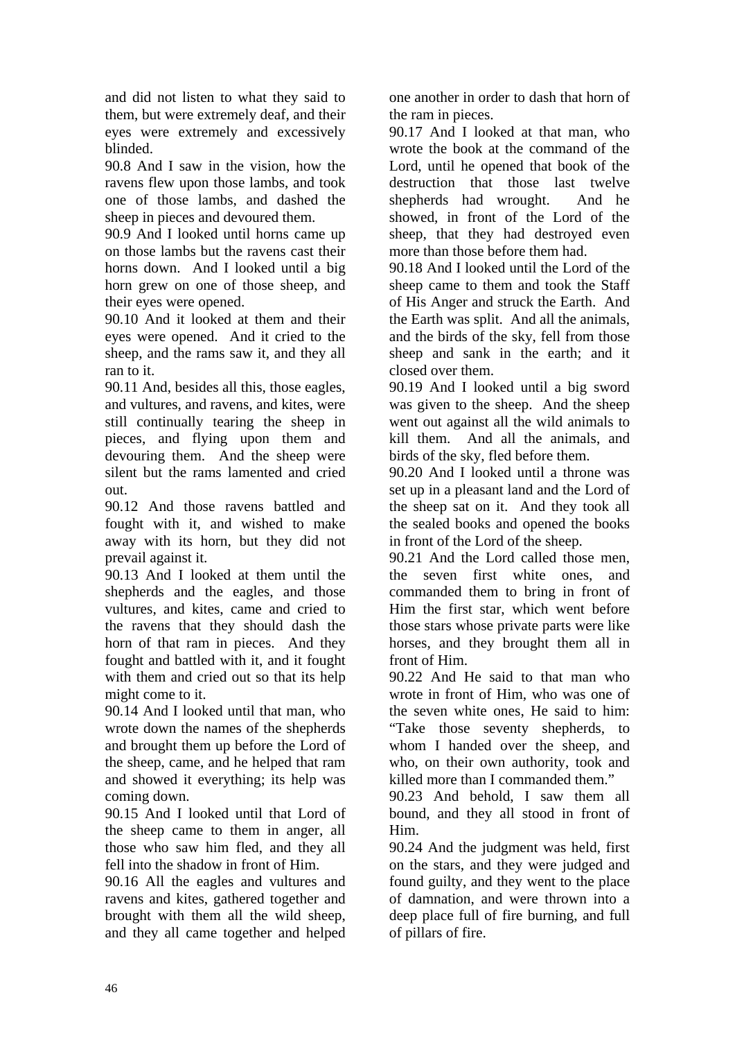and did not listen to what they said to them, but were extremely deaf, and their eyes were extremely and excessively blinded.

90.8 And I saw in the vision, how the ravens flew upon those lambs, and took one of those lambs, and dashed the sheep in pieces and devoured them.

90.9 And I looked until horns came up on those lambs but the ravens cast their horns down. And I looked until a big horn grew on one of those sheep, and their eyes were opened.

90.10 And it looked at them and their eyes were opened. And it cried to the sheep, and the rams saw it, and they all ran to it.

90.11 And, besides all this, those eagles, and vultures, and ravens, and kites, were still continually tearing the sheep in pieces, and flying upon them and devouring them. And the sheep were silent but the rams lamented and cried out.

90.12 And those ravens battled and fought with it, and wished to make away with its horn, but they did not prevail against it.

90.13 And I looked at them until the shepherds and the eagles, and those vultures, and kites, came and cried to the ravens that they should dash the horn of that ram in pieces. And they fought and battled with it, and it fought with them and cried out so that its help might come to it.

90.14 And I looked until that man, who wrote down the names of the shepherds and brought them up before the Lord of the sheep, came, and he helped that ram and showed it everything; its help was coming down.

90.15 And I looked until that Lord of the sheep came to them in anger, all those who saw him fled, and they all fell into the shadow in front of Him.

90.16 All the eagles and vultures and ravens and kites, gathered together and brought with them all the wild sheep, and they all came together and helped one another in order to dash that horn of the ram in pieces.

90.17 And I looked at that man, who wrote the book at the command of the Lord, until he opened that book of the destruction that those last twelve shepherds had wrought. And he showed, in front of the Lord of the sheep, that they had destroyed even more than those before them had.

90.18 And I looked until the Lord of the sheep came to them and took the Staff of His Anger and struck the Earth. And the Earth was split. And all the animals, and the birds of the sky, fell from those sheep and sank in the earth; and it closed over them.

90.19 And I looked until a big sword was given to the sheep. And the sheep went out against all the wild animals to kill them. And all the animals, and birds of the sky, fled before them.

90.20 And I looked until a throne was set up in a pleasant land and the Lord of the sheep sat on it. And they took all the sealed books and opened the books in front of the Lord of the sheep.

90.21 And the Lord called those men, the seven first white ones, and commanded them to bring in front of Him the first star, which went before those stars whose private parts were like horses, and they brought them all in front of Him.

90.22 And He said to that man who wrote in front of Him, who was one of the seven white ones, He said to him: "Take those seventy shepherds, to whom I handed over the sheep, and who, on their own authority, took and killed more than I commanded them."

90.23 And behold, I saw them all bound, and they all stood in front of Him.

90.24 And the judgment was held, first on the stars, and they were judged and found guilty, and they went to the place of damnation, and were thrown into a deep place full of fire burning, and full of pillars of fire.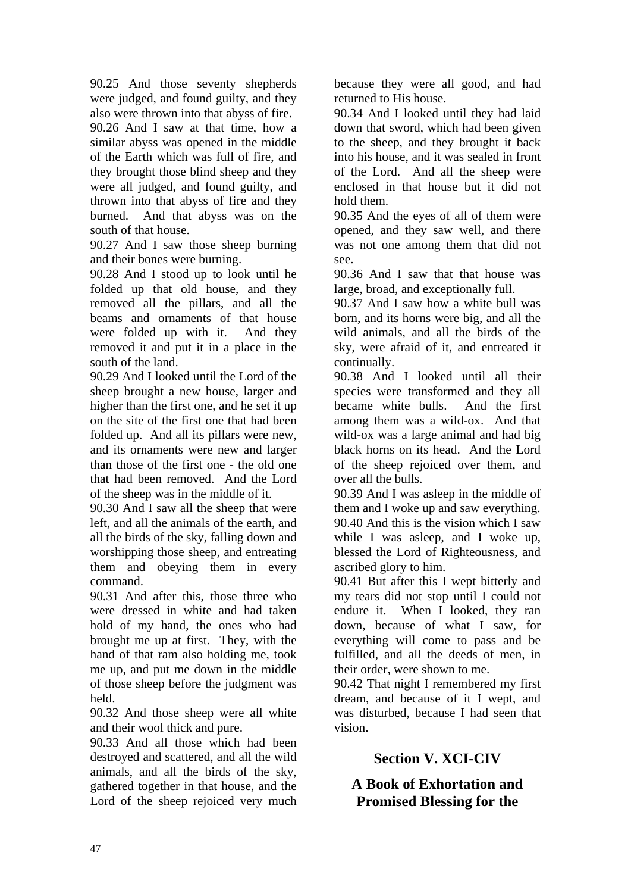90.25 And those seventy shepherds were judged, and found guilty, and they also were thrown into that abyss of fire.

90.26 And I saw at that time, how a similar abyss was opened in the middle of the Earth which was full of fire, and they brought those blind sheep and they were all judged, and found guilty, and thrown into that abyss of fire and they burned. And that abyss was on the south of that house.

90.27 And I saw those sheep burning and their bones were burning.

90.28 And I stood up to look until he folded up that old house, and they removed all the pillars, and all the beams and ornaments of that house were folded up with it. And they removed it and put it in a place in the south of the land.

90.29 And I looked until the Lord of the sheep brought a new house, larger and higher than the first one, and he set it up on the site of the first one that had been folded up. And all its pillars were new, and its ornaments were new and larger than those of the first one - the old one that had been removed. And the Lord of the sheep was in the middle of it.

90.30 And I saw all the sheep that were left, and all the animals of the earth, and all the birds of the sky, falling down and worshipping those sheep, and entreating them and obeying them in every command.

90.31 And after this, those three who were dressed in white and had taken hold of my hand, the ones who had brought me up at first. They, with the hand of that ram also holding me, took me up, and put me down in the middle of those sheep before the judgment was held.

90.32 And those sheep were all white and their wool thick and pure.

90.33 And all those which had been destroyed and scattered, and all the wild animals, and all the birds of the sky, gathered together in that house, and the Lord of the sheep rejoiced very much because they were all good, and had returned to His house.

90.34 And I looked until they had laid down that sword, which had been given to the sheep, and they brought it back into his house, and it was sealed in front of the Lord. And all the sheep were enclosed in that house but it did not hold them.

90.35 And the eyes of all of them were opened, and they saw well, and there was not one among them that did not see.

90.36 And I saw that that house was large, broad, and exceptionally full.

90.37 And I saw how a white bull was born, and its horns were big, and all the wild animals, and all the birds of the sky, were afraid of it, and entreated it continually.

90.38 And I looked until all their species were transformed and they all became white bulls. And the first among them was a wild-ox. And that wild-ox was a large animal and had big black horns on its head. And the Lord of the sheep rejoiced over them, and over all the bulls.

90.39 And I was asleep in the middle of them and I woke up and saw everything.

90.40 And this is the vision which I saw while I was asleep, and I woke up, blessed the Lord of Righteousness, and ascribed glory to him.

90.41 But after this I wept bitterly and my tears did not stop until I could not endure it. When I looked, they ran down, because of what I saw, for everything will come to pass and be fulfilled, and all the deeds of men, in their order, were shown to me.

90.42 That night I remembered my first dream, and because of it I wept, and was disturbed, because I had seen that vision.

## Section V. XCI-CIV

## A Book of Exhortation and Promised Blessing for the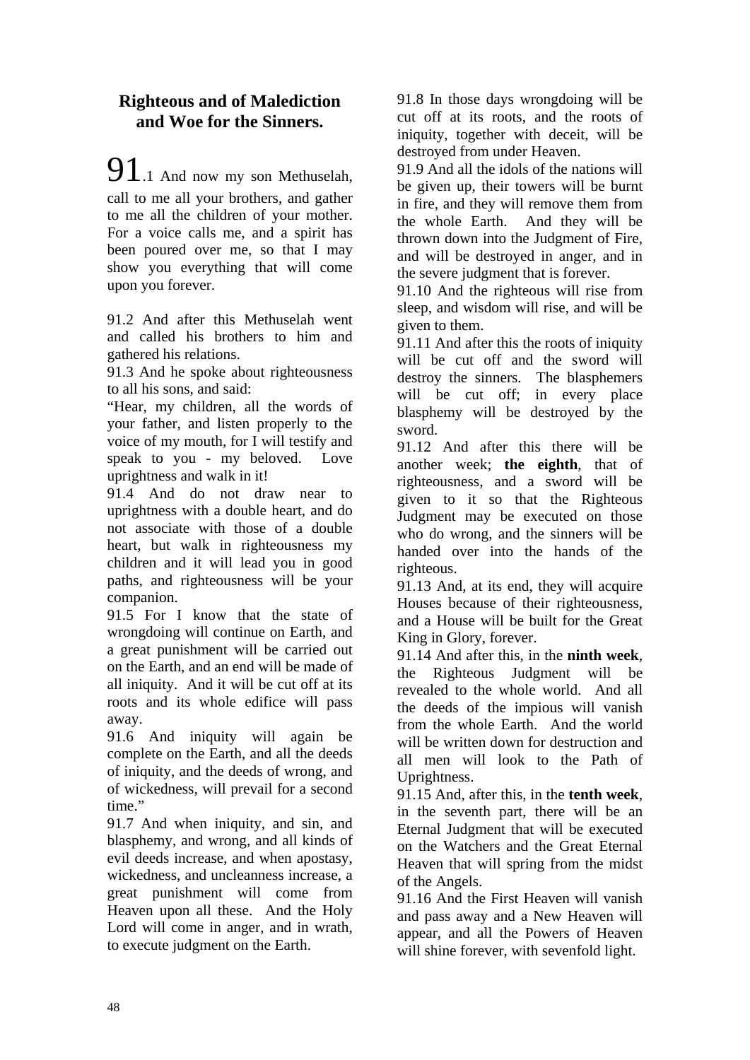## Righteous and of Malediction and Woe for the Sinners.

91.1 And now my son Methuselah, call to me all your brothers, and gather to me all the children of your mother. For a voice calls me, and a spirit has been poured over me, so that I may show you everything that will come upon you forever.

91.2 And after this Methuselah went and called his brothers to him and gathered his relations.

91.3 And he spoke about righteousness to all his sons, and said:

"Hear, my children, all the words of your father, and listen properly to the voice of my mouth, for I will testify and speak to you - my beloved. Love uprightness and walk in it!

91.4 And do not draw near to uprightness with a double heart, and do not associate with those of a double heart, but walk in righteousness my children and it will lead you in good paths, and righteousness will be your companion.

91.5 For I know that the state of wrongdoing will continue on Earth, and a great punishment will be carried out on the Earth, and an end will be made of all iniquity. And it will be cut off at its roots and its whole edifice will pass away.

91.6 And iniquity will again be complete on the Earth, and all the deeds of iniquity, and the deeds of wrong, and of wickedness, will prevail for a second time."

91.7 And when iniquity, and sin, and blasphemy, and wrong, and all kinds of evil deeds increase, and when apostasy, wickedness, and uncleanness increase, a great punishment will come from Heaven upon all these. And the Holy Lord will come in anger, and in wrath, to execute judgment on the Earth.

91.8 In those days wrongdoing will be cut off at its roots, and the roots of iniquity, together with deceit, will be destroyed from under Heaven.

91.9 And all the idols of the nations will be given up, their towers will be burnt in fire, and they will remove them from the whole Earth. And they will be thrown down into the Judgment of Fire, and will be destroyed in anger, and in the severe judgment that is forever.

91.10 And the righteous will rise from sleep, and wisdom will rise, and will be given to them.

91.11 And after this the roots of iniquity will be cut off and the sword will destroy the sinners. The blasphemers will be cut off; in every place blasphemy will be destroyed by the sword.

91.12 And after this there will be another week; **the eighth**, that of righteousness, and a sword will be given to it so that the Righteous Judgment may be executed on those who do wrong, and the sinners will be handed over into the hands of the righteous.

91.13 And, at its end, they will acquire Houses because of their righteousness, and a House will be built for the Great King in Glory, forever.

91.14 And after this, in the **ninth week**, the Righteous Judgment will be revealed to the whole world. And all the deeds of the impious will vanish from the whole Earth. And the world will be written down for destruction and all men will look to the Path of Uprightness.

91.15 And, after this, in the **tenth week**, in the seventh part, there will be an Eternal Judgment that will be executed on the Watchers and the Great Eternal Heaven that will spring from the midst of the Angels.

91.16 And the First Heaven will vanish and pass away and a New Heaven will appear, and all the Powers of Heaven will shine forever, with sevenfold light.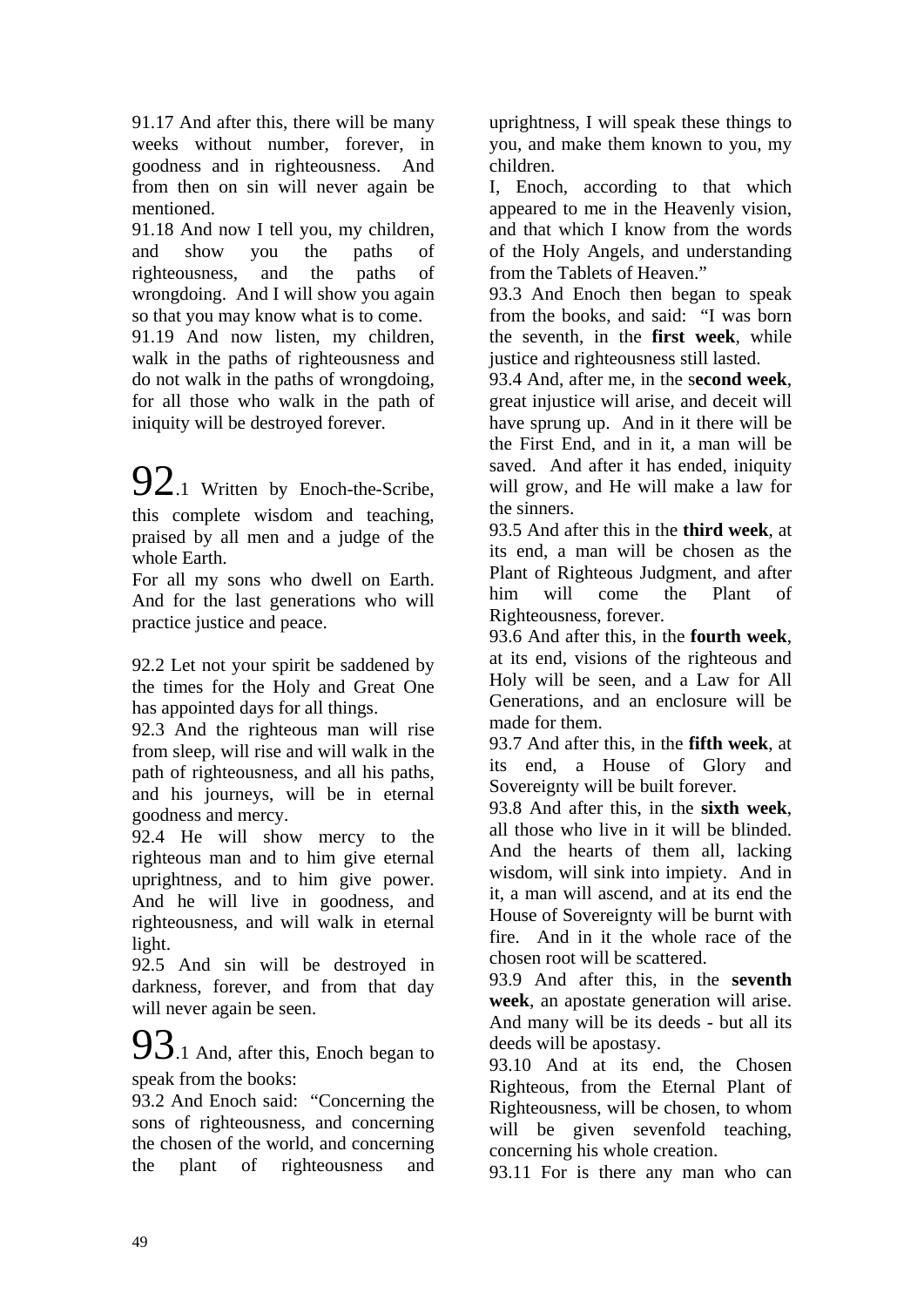91.17 And after this, there will be many weeks without number, forever, in goodness and in righteousness. And from then on sin will never again be mentioned.

91.18 And now I tell you, my children, and show you the paths of righteousness, and the paths of wrongdoing. And I will show you again so that you may know what is to come.

91.19 And now listen, my children, walk in the paths of righteousness and do not walk in the paths of wrongdoing, for all those who walk in the path of iniquity will be destroyed forever.

92.1 Written by Enoch-the-Scribe, this complete wisdom and teaching, praised by all men and a judge of the whole Earth.

For all my sons who dwell on Earth. And for the last generations who will practice justice and peace.

92.2 Let not your spirit be saddened by the times for the Holy and Great One has appointed days for all things.

92.3 And the righteous man will rise from sleep, will rise and will walk in the path of righteousness, and all his paths, and his journeys, will be in eternal goodness and mercy.

92.4 He will show mercy to the righteous man and to him give eternal uprightness, and to him give power. And he will live in goodness, and righteousness, and will walk in eternal light.

92.5 And sin will be destroyed in darkness, forever, and from that day will never again be seen.

93.1 And, after this, Enoch began to speak from the books:

93.2 And Enoch said: "Concerning the sons of righteousness, and concerning the chosen of the world, and concerning the plant of righteousness and uprightness, I will speak these things to you, and make them known to you, my children.

I, Enoch, according to that which appeared to me in the Heavenly vision, and that which I know from the words of the Holy Angels, and understanding from the Tablets of Heaven."

93.3 And Enoch then began to speak from the books, and said: "I was born the seventh, in the **first week**, while justice and righteousness still lasted.

93.4 And, after me, in the s**econd week**, great injustice will arise, and deceit will have sprung up. And in it there will be the First End, and in it, a man will be saved. And after it has ended, iniquity will grow, and He will make a law for the sinners.

93.5 And after this in the **third week**, at its end, a man will be chosen as the Plant of Righteous Judgment, and after him will come the Plant of Righteousness, forever.

93.6 And after this, in the **fourth week**, at its end, visions of the righteous and Holy will be seen, and a Law for All Generations, and an enclosure will be made for them.

93.7 And after this, in the **fifth week**, at its end, a House of Glory and Sovereignty will be built forever.

93.8 And after this, in the **sixth week**, all those who live in it will be blinded. And the hearts of them all, lacking wisdom, will sink into impiety. And in it, a man will ascend, and at its end the House of Sovereignty will be burnt with fire. And in it the whole race of the chosen root will be scattered.

93.9 And after this, in the **seventh week**, an apostate generation will arise. And many will be its deeds - but all its deeds will be apostasy.

93.10 And at its end, the Chosen Righteous, from the Eternal Plant of Righteousness, will be chosen, to whom will be given sevenfold teaching, concerning his whole creation.

93.11 For is there any man who can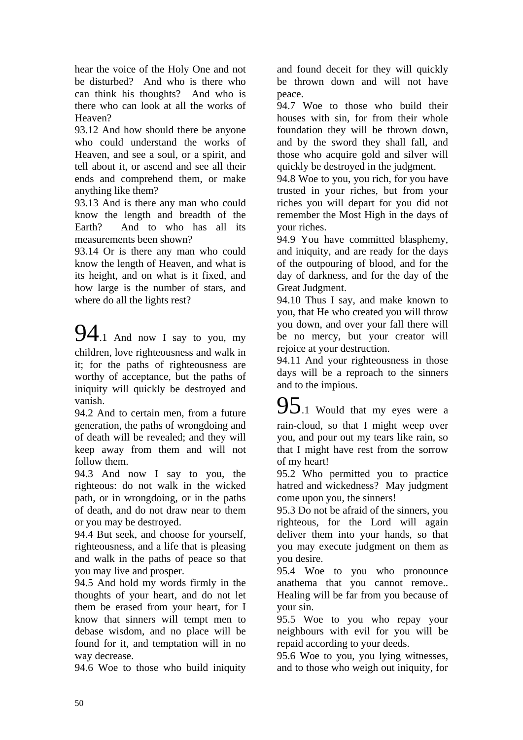hear the voice of the Holy One and not be disturbed? And who is there who can think his thoughts? And who is there who can look at all the works of Heaven?

93.12 And how should there be anyone who could understand the works of Heaven, and see a soul, or a spirit, and tell about it, or ascend and see all their ends and comprehend them, or make anything like them?

93.13 And is there any man who could know the length and breadth of the Earth? And to who has all its measurements been shown?

93.14 Or is there any man who could know the length of Heaven, and what is its height, and on what is it fixed, and how large is the number of stars, and where do all the lights rest?

94.1 And now I say to you, my children, love righteousness and walk in it; for the paths of righteousness are worthy of acceptance, but the paths of iniquity will quickly be destroyed and vanish.

94.2 And to certain men, from a future generation, the paths of wrongdoing and of death will be revealed; and they will keep away from them and will not follow them.

94.3 And now I say to you, the righteous: do not walk in the wicked path, or in wrongdoing, or in the paths of death, and do not draw near to them or you may be destroyed.

94.4 But seek, and choose for yourself, righteousness, and a life that is pleasing and walk in the paths of peace so that you may live and prosper.

94.5 And hold my words firmly in the thoughts of your heart, and do not let them be erased from your heart, for I know that sinners will tempt men to debase wisdom, and no place will be found for it, and temptation will in no way decrease.

94.6 Woe to those who build iniquity and found deceit for they will quickly be thrown down and will not have peace.

94.7 Woe to those who build their houses with sin, for from their whole foundation they will be thrown down, and by the sword they shall fall, and those who acquire gold and silver will quickly be destroyed in the judgment.

94.8 Woe to you, you rich, for you have trusted in your riches, but from your riches you will depart for you did not remember the Most High in the days of your riches.

94.9 You have committed blasphemy, and iniquity, and are ready for the days of the outpouring of blood, and for the day of darkness, and for the day of the Great Judgment.

94.10 Thus I say, and make known to you, that He who created you will throw you down, and over your fall there will be no mercy, but your creator will rejoice at your destruction.

94.11 And your righteousness in those days will be a reproach to the sinners and to the impious.

95.1 Would that my eyes were a rain-cloud, so that I might weep over you, and pour out my tears like rain, so that I might have rest from the sorrow of my heart!

95.2 Who permitted you to practice hatred and wickedness? May judgment come upon you, the sinners!

95.3 Do not be afraid of the sinners, you righteous, for the Lord will again deliver them into your hands, so that you may execute judgment on them as you desire.

95.4 Woe to you who pronounce anathema that you cannot remove.. Healing will be far from you because of your sin.

95.5 Woe to you who repay your neighbours with evil for you will be repaid according to your deeds.

95.6 Woe to you, you lying witnesses, and to those who weigh out iniquity, for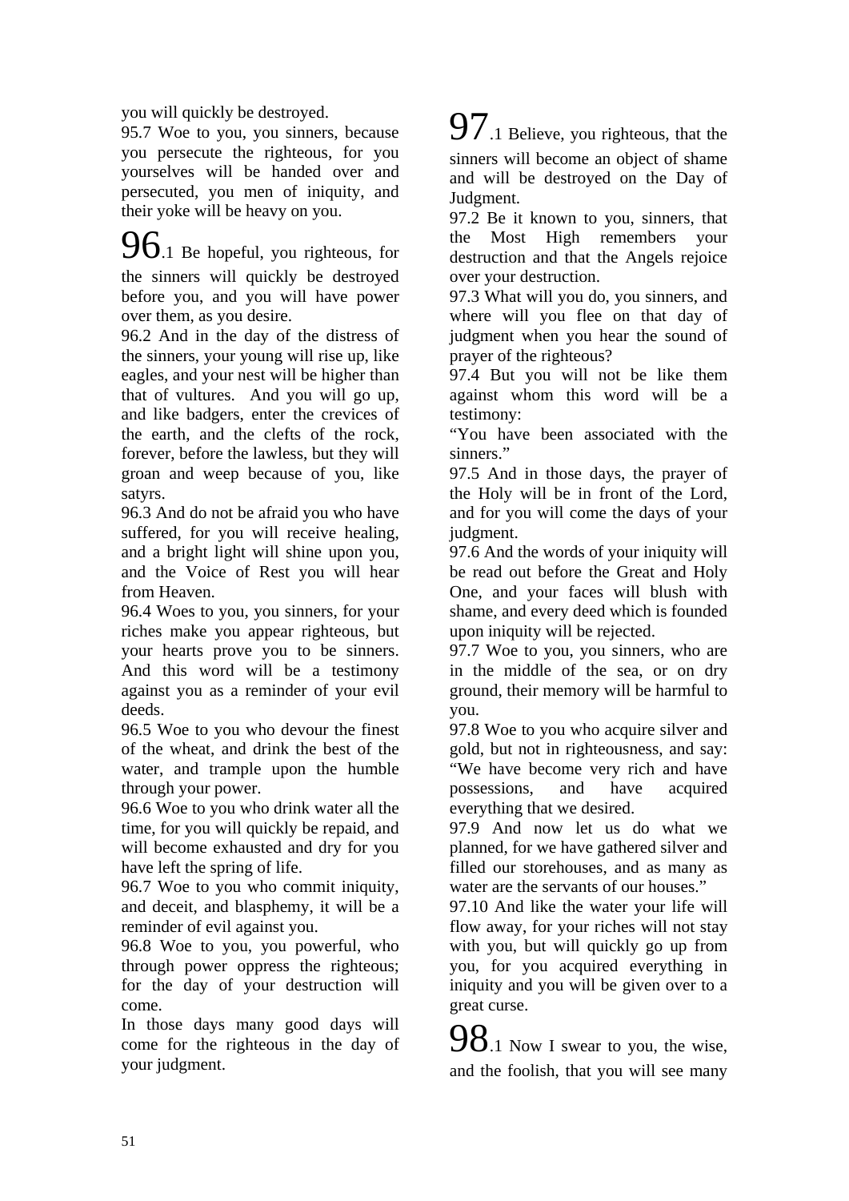you will quickly be destroyed.

95.7 Woe to you, you sinners, because you persecute the righteous, for you yourselves will be handed over and persecuted, you men of iniquity, and their yoke will be heavy on you.

96.1 Be hopeful, you righteous, for the sinners will quickly be destroyed before you, and you will have power over them, as you desire.

96.2 And in the day of the distress of the sinners, your young will rise up, like eagles, and your nest will be higher than that of vultures. And you will go up, and like badgers, enter the crevices of the earth, and the clefts of the rock, forever, before the lawless, but they will groan and weep because of you, like satyrs.

96.3 And do not be afraid you who have suffered, for you will receive healing, and a bright light will shine upon you, and the Voice of Rest you will hear from Heaven.

96.4 Woes to you, you sinners, for your riches make you appear righteous, but your hearts prove you to be sinners. And this word will be a testimony against you as a reminder of your evil deeds.

96.5 Woe to you who devour the finest of the wheat, and drink the best of the water, and trample upon the humble through your power.

96.6 Woe to you who drink water all the time, for you will quickly be repaid, and will become exhausted and dry for you have left the spring of life.

96.7 Woe to you who commit iniquity, and deceit, and blasphemy, it will be a reminder of evil against you.

96.8 Woe to you, you powerful, who through power oppress the righteous; for the day of your destruction will come.

In those days many good days will come for the righteous in the day of your judgment.

97.1 Believe, you righteous, that the sinners will become an object of shame and will be destroyed on the Day of Judgment.

97.2 Be it known to you, sinners, that the Most High remembers your destruction and that the Angels rejoice over your destruction.

97.3 What will you do, you sinners, and where will you flee on that day of judgment when you hear the sound of prayer of the righteous?

97.4 But you will not be like them against whom this word will be a testimony:

"You have been associated with the sinners."

97.5 And in those days, the prayer of the Holy will be in front of the Lord, and for you will come the days of your judgment.

97.6 And the words of your iniquity will be read out before the Great and Holy One, and your faces will blush with shame, and every deed which is founded upon iniquity will be rejected.

97.7 Woe to you, you sinners, who are in the middle of the sea, or on dry ground, their memory will be harmful to you.

97.8 Woe to you who acquire silver and gold, but not in righteousness, and say: "We have become very rich and have possessions, and have acquired everything that we desired.

97.9 And now let us do what we planned, for we have gathered silver and filled our storehouses, and as many as water are the servants of our houses."

97.10 And like the water your life will flow away, for your riches will not stay with you, but will quickly go up from you, for you acquired everything in iniquity and you will be given over to a great curse.

98.1 Now I swear to you, the wise, and the foolish, that you will see many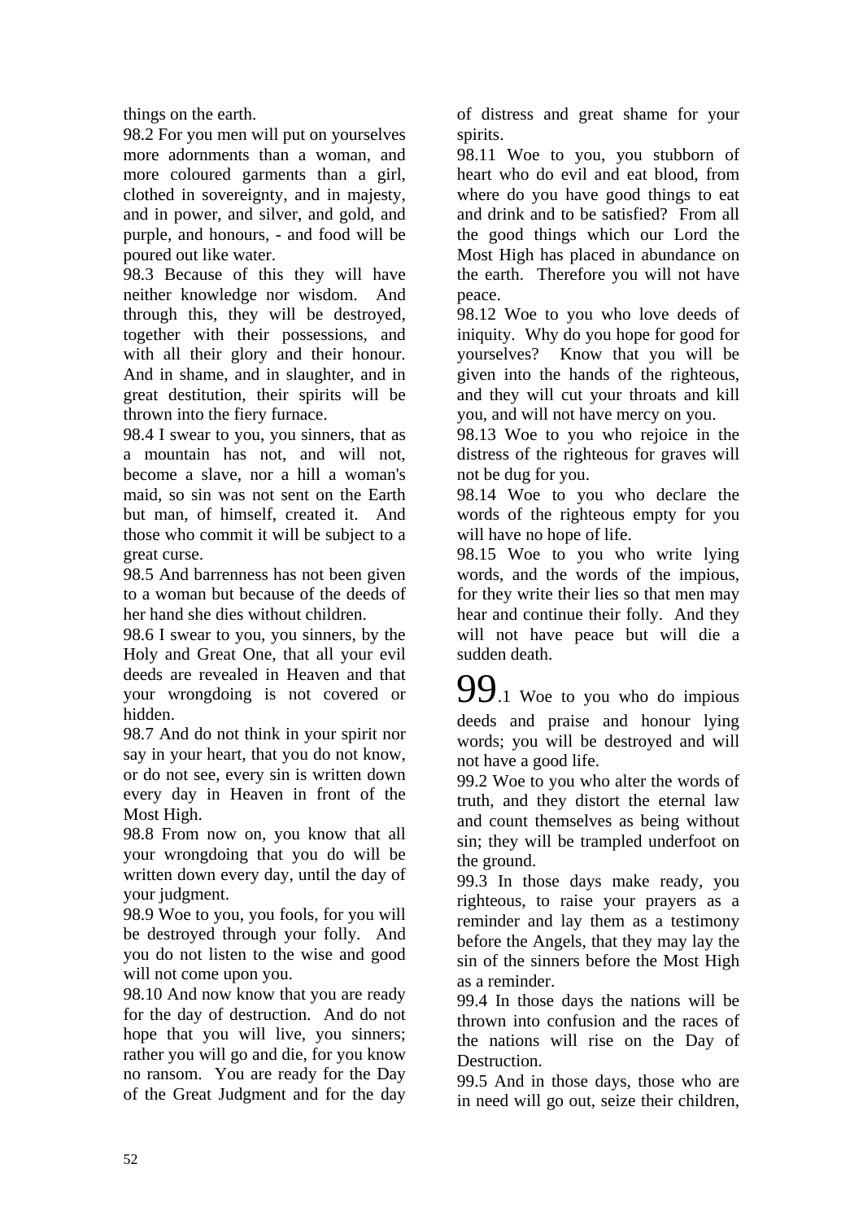things on the earth.

98.2 For you men will put on yourselves more adornments than a woman, and more coloured garments than a girl, clothed in sovereignty, and in majesty, and in power, and silver, and gold, and purple, and honours, - and food will be poured out like water.

98.3 Because of this they will have neither knowledge nor wisdom. And through this, they will be destroyed, together with their possessions, and with all their glory and their honour. And in shame, and in slaughter, and in great destitution, their spirits will be thrown into the fiery furnace.

98.4 I swear to you, you sinners, that as a mountain has not, and will not, become a slave, nor a hill a woman's maid, so sin was not sent on the Earth but man, of himself, created it. And those who commit it will be subject to a great curse.

98.5 And barrenness has not been given to a woman but because of the deeds of her hand she dies without children.

98.6 I swear to you, you sinners, by the Holy and Great One, that all your evil deeds are revealed in Heaven and that your wrongdoing is not covered or hidden.

98.7 And do not think in your spirit nor say in your heart, that you do not know, or do not see, every sin is written down every day in Heaven in front of the Most High.

98.8 From now on, you know that all your wrongdoing that you do will be written down every day, until the day of your judgment.

98.9 Woe to you, you fools, for you will be destroyed through your folly. And you do not listen to the wise and good will not come upon you.

98.10 And now know that you are ready for the day of destruction. And do not hope that you will live, you sinners; rather you will go and die, for you know no ransom. You are ready for the Day of the Great Judgment and for the day of distress and great shame for your spirits.

98.11 Woe to you, you stubborn of heart who do evil and eat blood, from where do you have good things to eat and drink and to be satisfied? From all the good things which our Lord the Most High has placed in abundance on the earth. Therefore you will not have peace.

98.12 Woe to you who love deeds of iniquity. Why do you hope for good for yourselves? Know that you will be given into the hands of the righteous, and they will cut your throats and kill you, and will not have mercy on you.

98.13 Woe to you who rejoice in the distress of the righteous for graves will not be dug for you.

98.14 Woe to you who declare the words of the righteous empty for you will have no hope of life.

98.15 Woe to you who write lying words, and the words of the impious, for they write their lies so that men may hear and continue their folly. And they will not have peace but will die a sudden death.

99.1 Woe to you who do impious deeds and praise and honour lying words; you will be destroyed and will not have a good life.

99.2 Woe to you who alter the words of truth, and they distort the eternal law and count themselves as being without sin; they will be trampled underfoot on the ground.

99.3 In those days make ready, you righteous, to raise your prayers as a reminder and lay them as a testimony before the Angels, that they may lay the sin of the sinners before the Most High as a reminder.

99.4 In those days the nations will be thrown into confusion and the races of the nations will rise on the Day of Destruction.

99.5 And in those days, those who are in need will go out, seize their children,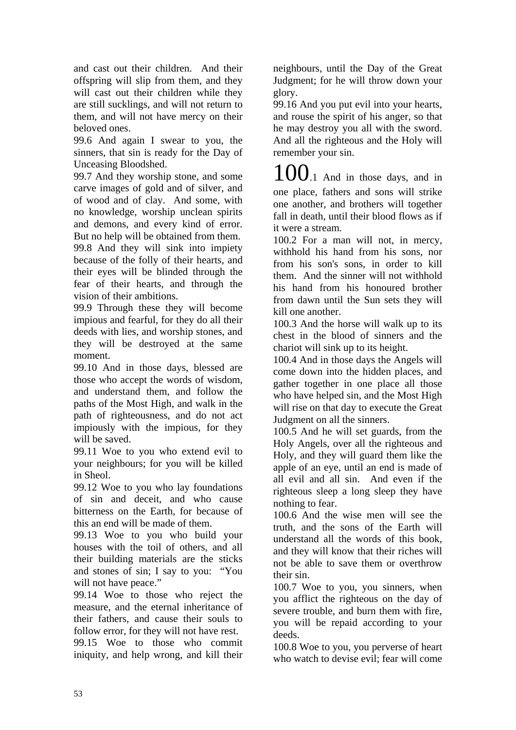and cast out their children. And their offspring will slip from them, and they will cast out their children while they are still sucklings, and will not return to them, and will not have mercy on their beloved ones.

99.6 And again I swear to you, the sinners, that sin is ready for the Day of Unceasing Bloodshed.

99.7 And they worship stone, and some carve images of gold and of silver, and of wood and of clay. And some, with no knowledge, worship unclean spirits and demons, and every kind of error. But no help will be obtained from them.

99.8 And they will sink into impiety because of the folly of their hearts, and their eyes will be blinded through the fear of their hearts, and through the vision of their ambitions.

99.9 Through these they will become impious and fearful, for they do all their deeds with lies, and worship stones, and they will be destroyed at the same moment.

99.10 And in those days, blessed are those who accept the words of wisdom, and understand them, and follow the paths of the Most High, and walk in the path of righteousness, and do not act impiously with the impious, for they will be saved.

99.11 Woe to you who extend evil to your neighbours; for you will be killed in Sheol.

99.12 Woe to you who lay foundations of sin and deceit, and who cause bitterness on the Earth, for because of this an end will be made of them.

99.13 Woe to you who build your houses with the toil of others, and all their building materials are the sticks and stones of sin; I say to you: "You will not have peace."

99.14 Woe to those who reject the measure, and the eternal inheritance of their fathers, and cause their souls to follow error, for they will not have rest.

99.15 Woe to those who commit iniquity, and help wrong, and kill their neighbours, until the Day of the Great Judgment; for he will throw down your glory.

99.16 And you put evil into your hearts, and rouse the spirit of his anger, so that he may destroy you all with the sword. And all the righteous and the Holy will remember your sin.

100.1 And in those days, and in one place, fathers and sons will strike one another, and brothers will together fall in death, until their blood flows as if it were a stream.

100.2 For a man will not, in mercy, withhold his hand from his sons, nor from his son's sons, in order to kill them. And the sinner will not withhold his hand from his honoured brother from dawn until the Sun sets they will kill one another.

100.3 And the horse will walk up to its chest in the blood of sinners and the chariot will sink up to its height.

100.4 And in those days the Angels will come down into the hidden places, and gather together in one place all those who have helped sin, and the Most High will rise on that day to execute the Great Judgment on all the sinners.

100.5 And he will set guards, from the Holy Angels, over all the righteous and Holy, and they will guard them like the apple of an eye, until an end is made of all evil and all sin. And even if the righteous sleep a long sleep they have nothing to fear.

100.6 And the wise men will see the truth, and the sons of the Earth will understand all the words of this book, and they will know that their riches will not be able to save them or overthrow their sin.

100.7 Woe to you, you sinners, when you afflict the righteous on the day of severe trouble, and burn them with fire, you will be repaid according to your deeds.

100.8 Woe to you, you perverse of heart who watch to devise evil; fear will come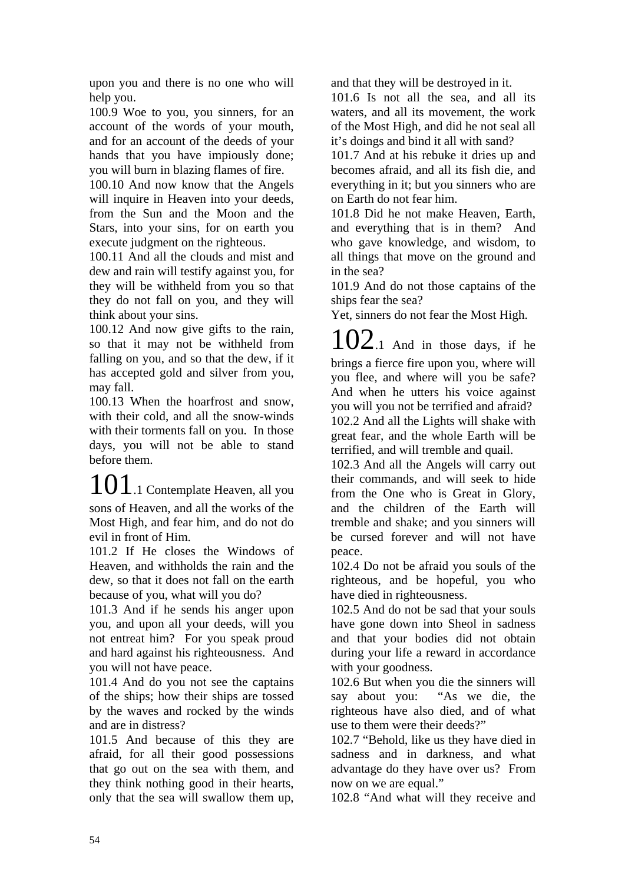upon you and there is no one who will help you.

100.9 Woe to you, you sinners, for an account of the words of your mouth, and for an account of the deeds of your hands that you have impiously done; you will burn in blazing flames of fire.

100.10 And now know that the Angels will inquire in Heaven into your deeds, from the Sun and the Moon and the Stars, into your sins, for on earth you execute judgment on the righteous.

100.11 And all the clouds and mist and dew and rain will testify against you, for they will be withheld from you so that they do not fall on you, and they will think about your sins.

100.12 And now give gifts to the rain, so that it may not be withheld from falling on you, and so that the dew, if it has accepted gold and silver from you, may fall.

100.13 When the hoarfrost and snow, with their cold, and all the snow-winds with their torments fall on you. In those days, you will not be able to stand before them.

101.1 Contemplate Heaven, all you sons of Heaven, and all the works of the Most High, and fear him, and do not do evil in front of Him.

101.2 If He closes the Windows of Heaven, and withholds the rain and the dew, so that it does not fall on the earth because of you, what will you do?

101.3 And if he sends his anger upon you, and upon all your deeds, will you not entreat him? For you speak proud and hard against his righteousness. And you will not have peace.

101.4 And do you not see the captains of the ships; how their ships are tossed by the waves and rocked by the winds and are in distress?

101.5 And because of this they are afraid, for all their good possessions that go out on the sea with them, and they think nothing good in their hearts, only that the sea will swallow them up, and that they will be destroyed in it.

101.6 Is not all the sea, and all its waters, and all its movement, the work of the Most High, and did he not seal all it's doings and bind it all with sand?

101.7 And at his rebuke it dries up and becomes afraid, and all its fish die, and everything in it; but you sinners who are on Earth do not fear him.

101.8 Did he not make Heaven, Earth, and everything that is in them? And who gave knowledge, and wisdom, to all things that move on the ground and in the sea?

101.9 And do not those captains of the ships fear the sea?

Yet, sinners do not fear the Most High.

102.1 And in those days, if he brings a fierce fire upon you, where will you flee, and where will you be safe? And when he utters his voice against you will you not be terrified and afraid?

102.2 And all the Lights will shake with great fear, and the whole Earth will be terrified, and will tremble and quail.

102.3 And all the Angels will carry out their commands, and will seek to hide from the One who is Great in Glory, and the children of the Earth will tremble and shake; and you sinners will be cursed forever and will not have peace.

102.4 Do not be afraid you souls of the righteous, and be hopeful, you who have died in righteousness.

102.5 And do not be sad that your souls have gone down into Sheol in sadness and that your bodies did not obtain during your life a reward in accordance with your goodness.

102.6 But when you die the sinners will say about you: "As we die, the righteous have also died, and of what use to them were their deeds?"

102.7 "Behold, like us they have died in sadness and in darkness, and what advantage do they have over us? From now on we are equal."

102.8 "And what will they receive and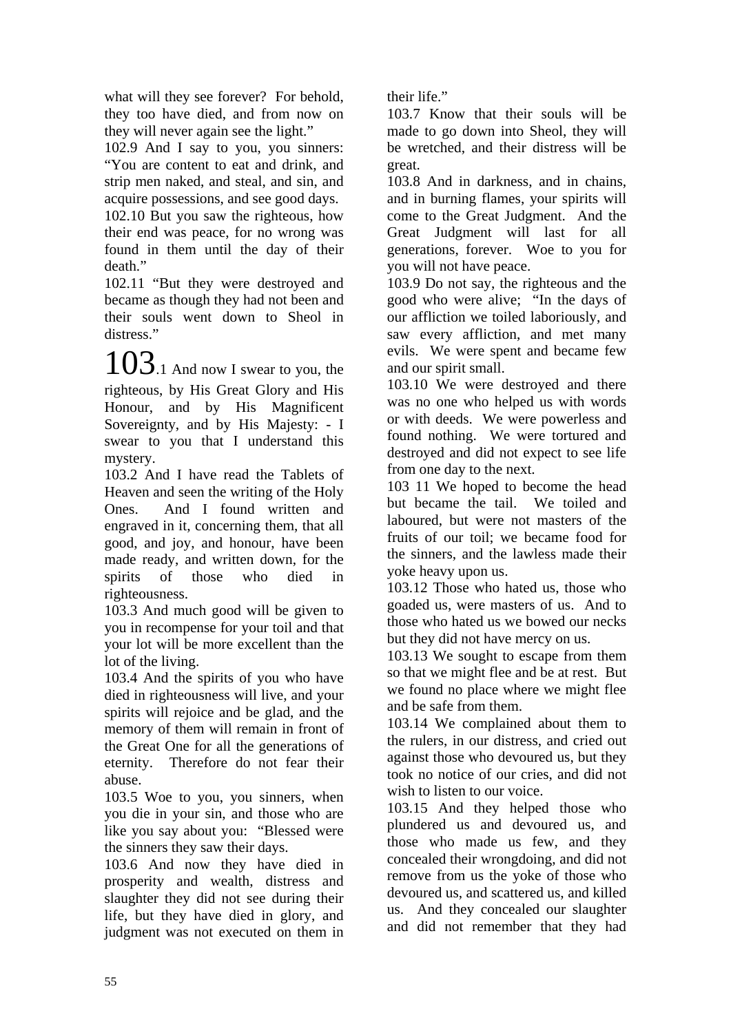what will they see forever? For behold, they too have died, and from now on they will never again see the light."

102.9 And I say to you, you sinners: "You are content to eat and drink, and strip men naked, and steal, and sin, and acquire possessions, and see good days.

102.10 But you saw the righteous, how their end was peace, for no wrong was found in them until the day of their death."

102.11 "But they were destroyed and became as though they had not been and their souls went down to Sheol in distress."

# 103

.1 And now I swear to you, the righteous, by His Great Glory and His Honour, and by His Magnificent Sovereignty, and by His Majesty: - I swear to you that I understand this mystery.

103.2 And I have read the Tablets of Heaven and seen the writing of the Holy Ones. And I found written and engraved in it, concerning them, that all good, and joy, and honour, have been made ready, and written down, for the spirits of those who died in righteousness.

103.3 And much good will be given to you in recompense for your toil and that your lot will be more excellent than the lot of the living.

103.4 And the spirits of you who have died in righteousness will live, and your spirits will rejoice and be glad, and the memory of them will remain in front of the Great One for all the generations of eternity. Therefore do not fear their abuse.

103.5 Woe to you, you sinners, when you die in your sin, and those who are like you say about you: "Blessed were the sinners they saw their days.

103.6 And now they have died in prosperity and wealth, distress and slaughter they did not see during their life, but they have died in glory, and judgment was not executed on them in their life."

103.7 Know that their souls will be made to go down into Sheol, they will be wretched, and their distress will be great.

103.8 And in darkness, and in chains, and in burning flames, your spirits will come to the Great Judgment. And the Great Judgment will last for all generations, forever. Woe to you for you will not have peace.

103.9 Do not say, the righteous and the good who were alive; "In the days of our affliction we toiled laboriously, and saw every affliction, and met many evils. We were spent and became few and our spirit small.

103.10 We were destroyed and there was no one who helped us with words or with deeds. We were powerless and found nothing. We were tortured and destroyed and did not expect to see life from one day to the next.

103 11 We hoped to become the head but became the tail. We toiled and laboured, but were not masters of the fruits of our toil; we became food for the sinners, and the lawless made their yoke heavy upon us.

103.12 Those who hated us, those who goaded us, were masters of us. And to those who hated us we bowed our necks but they did not have mercy on us.

103.13 We sought to escape from them so that we might flee and be at rest. But we found no place where we might flee and be safe from them.

103.14 We complained about them to the rulers, in our distress, and cried out against those who devoured us, but they took no notice of our cries, and did not wish to listen to our voice.

103.15 And they helped those who plundered us and devoured us, and those who made us few, and they concealed their wrongdoing, and did not remove from us the yoke of those who devoured us, and scattered us, and killed us. And they concealed our slaughter and did not remember that they had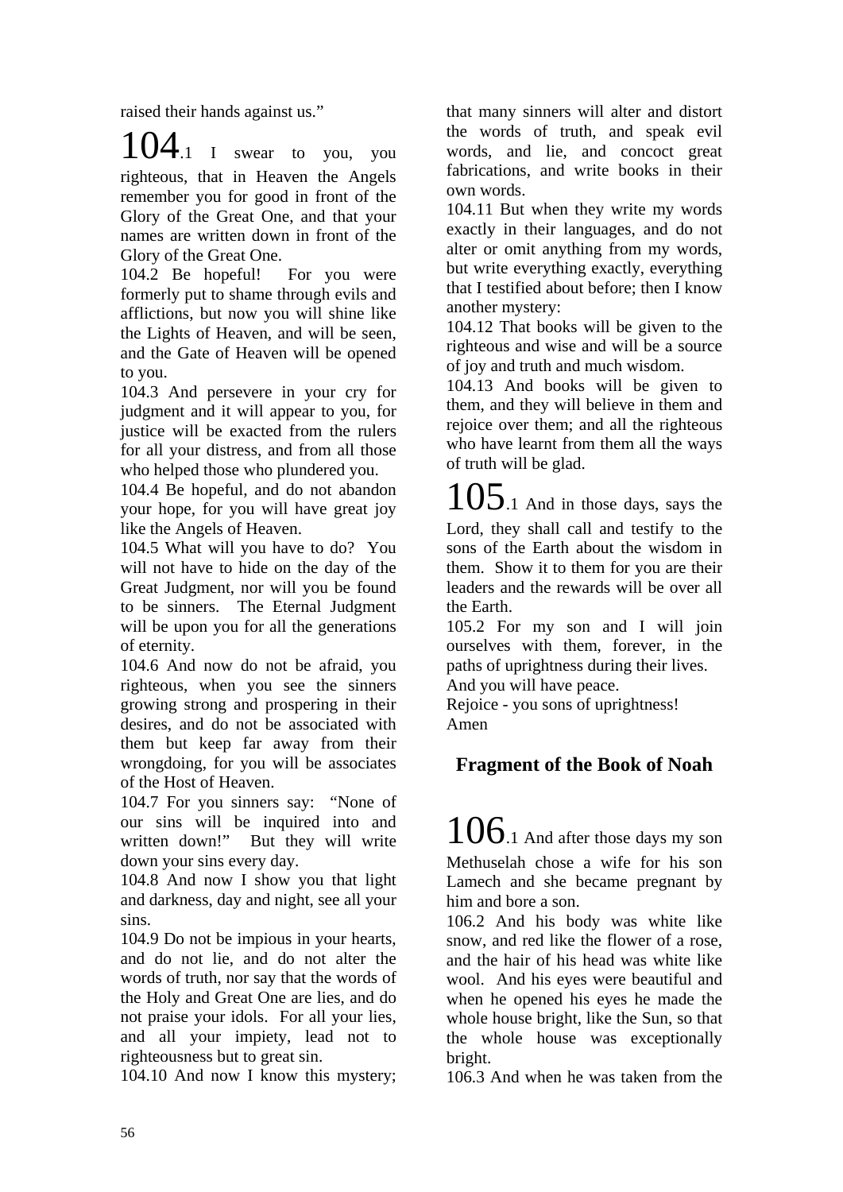raised their hands against us.”

104.1 I swear to you, you righteous, that in Heaven the Angels remember you for good in front of the Glory of the Great One, and that your names are written down in front of the Glory of the Great One.

104.2 Be hopeful! For you were formerly put to shame through evils and afflictions, but now you will shine like the Lights of Heaven, and will be seen, and the Gate of Heaven will be opened to you.

104.3 And persevere in your cry for judgment and it will appear to you, for justice will be exacted from the rulers for all your distress, and from all those who helped those who plundered you.

104.4 Be hopeful, and do not abandon your hope, for you will have great joy like the Angels of Heaven.

104.5 What will you have to do? You will not have to hide on the day of the Great Judgment, nor will you be found to be sinners. The Eternal Judgment will be upon you for all the generations of eternity.

104.6 And now do not be afraid, you righteous, when you see the sinners growing strong and prospering in their desires, and do not be associated with them but keep far away from their wrongdoing, for you will be associates of the Host of Heaven.

104.7 For you sinners say: “None of our sins will be inquired into and written down!” But they will write down your sins every day.

104.8 And now I show you that light and darkness, day and night, see all your sins.

104.9 Do not be impious in your hearts, and do not lie, and do not alter the words of truth, nor say that the words of the Holy and Great One are lies, and do not praise your idols. For all your lies, and all your impiety, lead not to righteousness but to great sin.

104.10 And now I know this mystery; that many sinners will alter and distort the words of truth, and speak evil words, and lie, and concoct great fabrications, and write books in their own words.

104.11 But when they write my words exactly in their languages, and do not alter or omit anything from my words, but write everything exactly, everything that I testified about before; then I know another mystery:

104.12 That books will be given to the righteous and wise and will be a source of joy and truth and much wisdom.

104.13 And books will be given to them, and they will believe in them and rejoice over them; and all the righteous who have learnt from them all the ways of truth will be glad.

105.1 And in those days, says the Lord, they shall call and testify to the sons of the Earth about the wisdom in them. Show it to them for you are their leaders and the rewards will be over all the Earth.

105.2 For my son and I will join ourselves with them, forever, in the paths of uprightness during their lives.
And you will have peace.
Rejoice - you sons of uprightness!
Amen

## Fragment of the Book of Noah

106.1 And after those days my son Methuselah chose a wife for his son Lamech and she became pregnant by him and bore a son.

106.2 And his body was white like snow, and red like the flower of a rose, and the hair of his head was white like wool. And his eyes were beautiful and when he opened his eyes he made the whole house bright, like the Sun, so that the whole house was exceptionally bright.

106.3 And when he was taken from the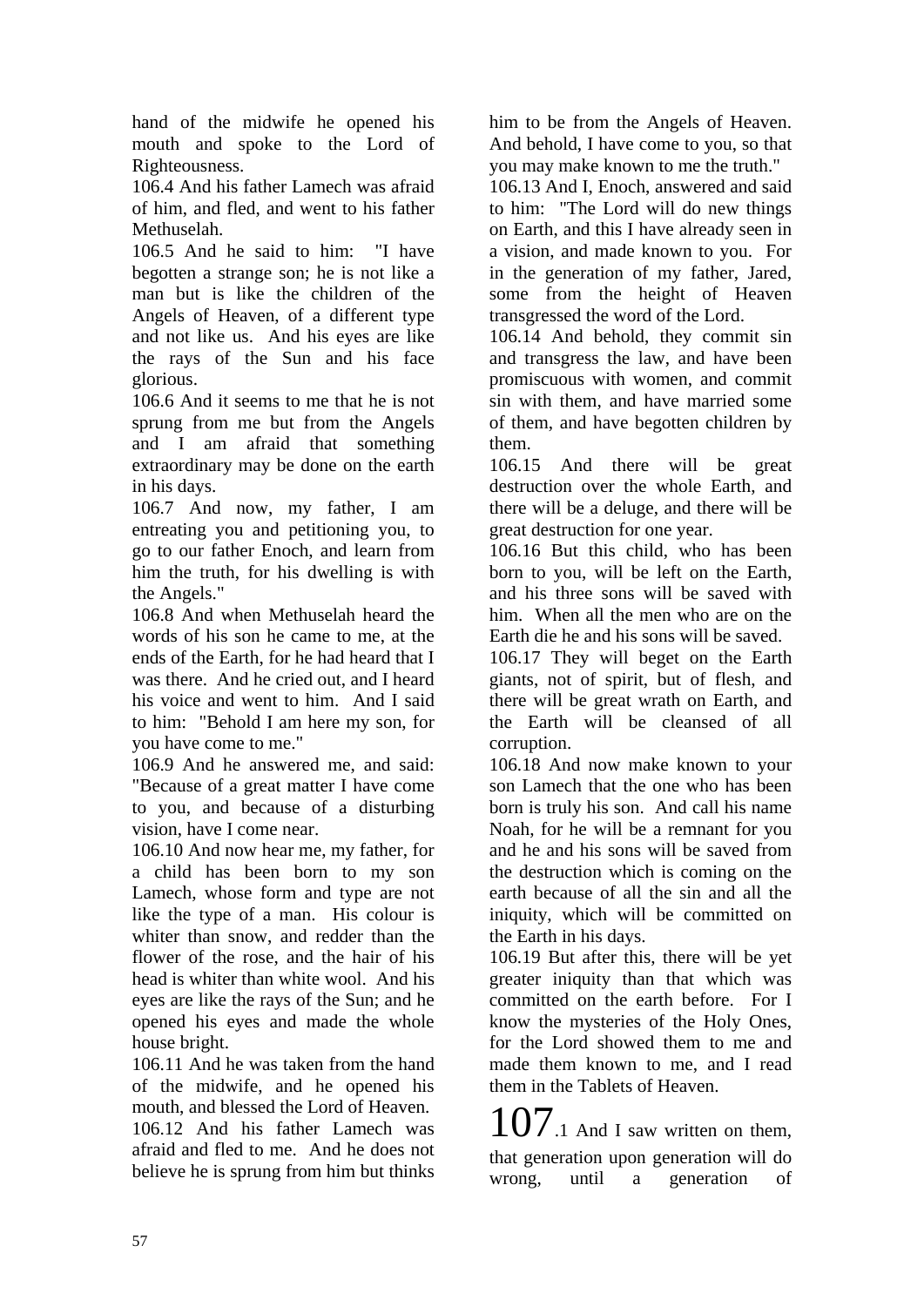hand of the midwife he opened his mouth and spoke to the Lord of Righteousness.

106.4 And his father Lamech was afraid of him, and fled, and went to his father Methuselah.

106.5 And he said to him: "I have begotten a strange son; he is not like a man but is like the children of the Angels of Heaven, of a different type and not like us. And his eyes are like the rays of the Sun and his face glorious.

106.6 And it seems to me that he is not sprung from me but from the Angels and I am afraid that something extraordinary may be done on the earth in his days.

106.7 And now, my father, I am entreating you and petitioning you, to go to our father Enoch, and learn from him the truth, for his dwelling is with the Angels."

106.8 And when Methuselah heard the words of his son he came to me, at the ends of the Earth, for he had heard that I was there. And he cried out, and I heard his voice and went to him. And I said to him: "Behold I am here my son, for you have come to me."

106.9 And he answered me, and said: "Because of a great matter I have come to you, and because of a disturbing vision, have I come near.

106.10 And now hear me, my father, for a child has been born to my son Lamech, whose form and type are not like the type of a man. His colour is whiter than snow, and redder than the flower of the rose, and the hair of his head is whiter than white wool. And his eyes are like the rays of the Sun; and he opened his eyes and made the whole house bright.

106.11 And he was taken from the hand of the midwife, and he opened his mouth, and blessed the Lord of Heaven.

106.12 And his father Lamech was afraid and fled to me. And he does not believe he is sprung from him but thinks him to be from the Angels of Heaven. And behold, I have come to you, so that you may make known to me the truth."

106.13 And I, Enoch, answered and said to him: "The Lord will do new things on Earth, and this I have already seen in a vision, and made known to you. For in the generation of my father, Jared, some from the height of Heaven transgressed the word of the Lord.

106.14 And behold, they commit sin and transgress the law, and have been promiscuous with women, and commit sin with them, and have married some of them, and have begotten children by them.

106.15 And there will be great destruction over the whole Earth, and there will be a deluge, and there will be great destruction for one year.

106.16 But this child, who has been born to you, will be left on the Earth, and his three sons will be saved with him. When all the men who are on the Earth die he and his sons will be saved.

106.17 They will beget on the Earth giants, not of spirit, but of flesh, and there will be great wrath on Earth, and the Earth will be cleansed of all corruption.

106.18 And now make known to your son Lamech that the one who has been born is truly his son. And call his name Noah, for he will be a remnant for you and he and his sons will be saved from the destruction which is coming on the earth because of all the sin and all the iniquity, which will be committed on the Earth in his days.

106.19 But after this, there will be yet greater iniquity than that which was committed on the earth before. For I know the mysteries of the Holy Ones, for the Lord showed them to me and made them known to me, and I read them in the Tablets of Heaven.

**107**.1 And I saw written on them, that generation upon generation will do wrong, until a generation of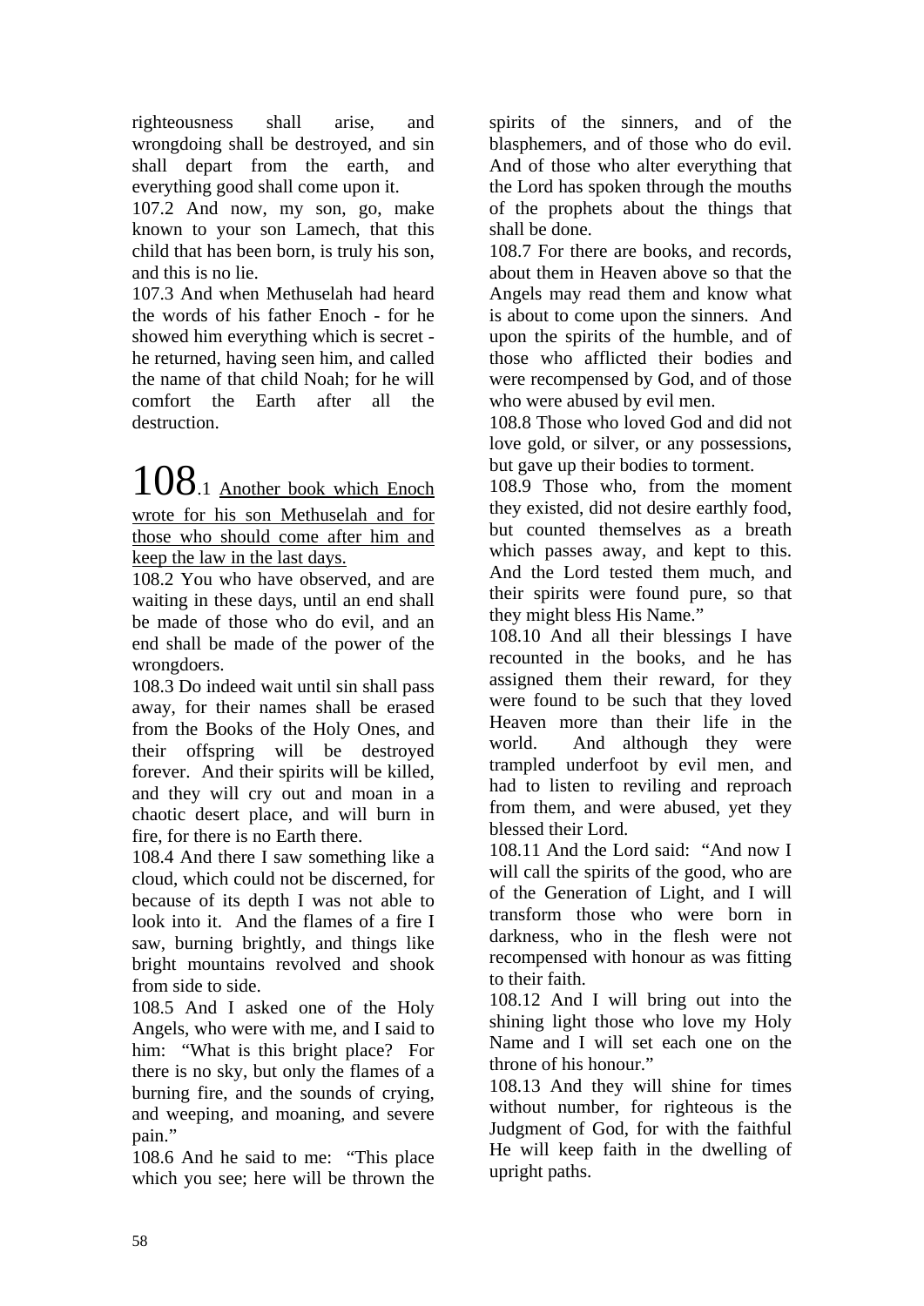righteousness shall arise, and wrongdoing shall be destroyed, and sin shall depart from the earth, and everything good shall come upon it.

107.2 And now, my son, go, make known to your son Lamech, that this child that has been born, is truly his son, and this is no lie.

107.3 And when Methuselah had heard the words of his father Enoch - for he showed him everything which is secret - he returned, having seen him, and called the name of that child Noah; for he will comfort the Earth after all the destruction.

# 108

108.1 Another book which Enoch wrote for his son Methuselah and for those who should come after him and keep the law in the last days.

108.2 You who have observed, and are waiting in these days, until an end shall be made of those who do evil, and an end shall be made of the power of the wrongdoers.

108.3 Do indeed wait until sin shall pass away, for their names shall be erased from the Books of the Holy Ones, and their offspring will be destroyed forever. And their spirits will be killed, and they will cry out and moan in a chaotic desert place, and will burn in fire, for there is no Earth there.

108.4 And there I saw something like a cloud, which could not be discerned, for because of its depth I was not able to look into it. And the flames of a fire I saw, burning brightly, and things like bright mountains revolved and shook from side to side.

108.5 And I asked one of the Holy Angels, who were with me, and I said to him: "What is this bright place? For there is no sky, but only the flames of a burning fire, and the sounds of crying, and weeping, and moaning, and severe pain."

108.6 And he said to me: "This place which you see; here will be thrown the spirits of the sinners, and of the blasphemers, and of those who do evil. And of those who alter everything that the Lord has spoken through the mouths of the prophets about the things that shall be done.

108.7 For there are books, and records, about them in Heaven above so that the Angels may read them and know what is about to come upon the sinners. And upon the spirits of the humble, and of those who afflicted their bodies and were recompensed by God, and of those who were abused by evil men.

108.8 Those who loved God and did not love gold, or silver, or any possessions, but gave up their bodies to torment.

108.9 Those who, from the moment they existed, did not desire earthly food, but counted themselves as a breath which passes away, and kept to this. And the Lord tested them much, and their spirits were found pure, so that they might bless His Name."

108.10 And all their blessings I have recounted in the books, and he has assigned them their reward, for they were found to be such that they loved Heaven more than their life in the world. And although they were trampled underfoot by evil men, and had to listen to reviling and reproach from them, and were abused, yet they blessed their Lord.

108.11 And the Lord said: "And now I will call the spirits of the good, who are of the Generation of Light, and I will transform those who were born in darkness, who in the flesh were not recompensed with honour as was fitting to their faith.

108.12 And I will bring out into the shining light those who love my Holy Name and I will set each one on the throne of his honour."

108.13 And they will shine for times without number, for righteous is the Judgment of God, for with the faithful He will keep faith in the dwelling of upright paths.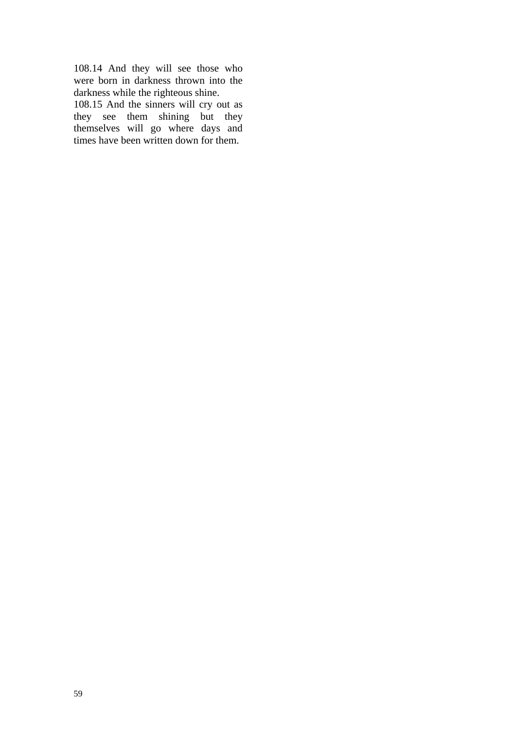108.14 And they will see those who were born in darkness thrown into the darkness while the righteous shine.
108.15 And the sinners will cry out as they see them shining but they themselves will go where days and times have been written down for them.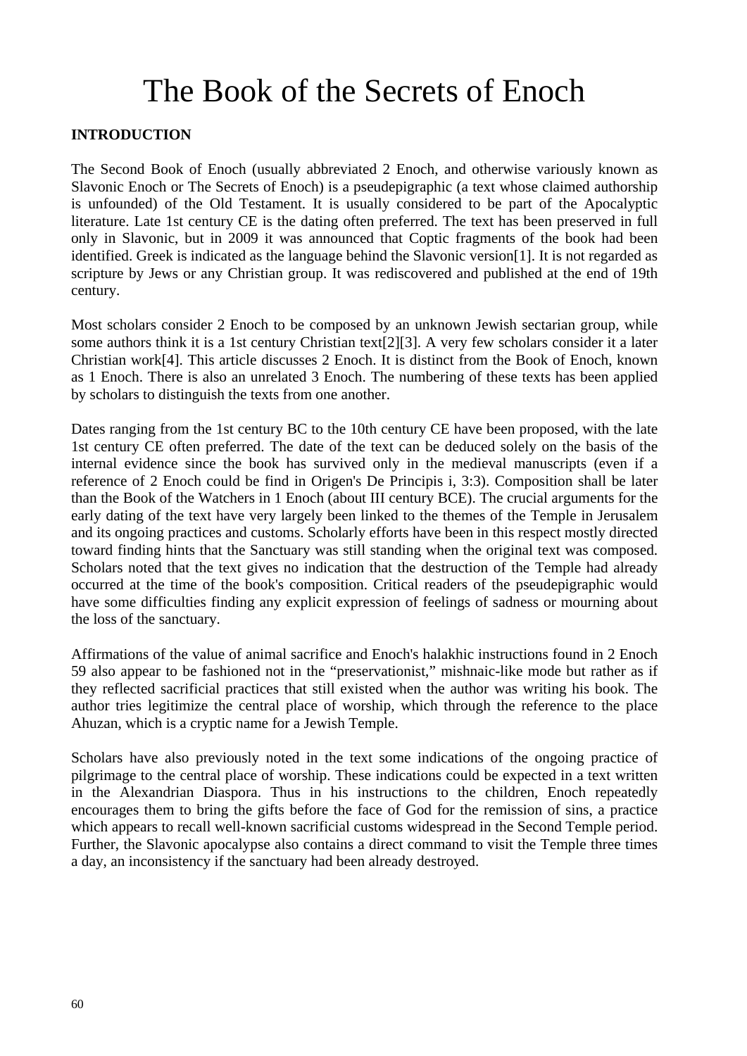# The Book of the Secrets of Enoch

**INTRODUCTION**

The Second Book of Enoch (usually abbreviated 2 Enoch, and otherwise variously known as Slavonic Enoch or The Secrets of Enoch) is a pseudepigraphic (a text whose claimed authorship is unfounded) of the Old Testament. It is usually considered to be part of the Apocalyptic literature. Late 1st century CE is the dating often preferred. The text has been preserved in full only in Slavonic, but in 2009 it was announced that Coptic fragments of the book had been identified. Greek is indicated as the language behind the Slavonic version[1]. It is not regarded as scripture by Jews or any Christian group. It was rediscovered and published at the end of 19th century.

Most scholars consider 2 Enoch to be composed by an unknown Jewish sectarian group, while some authors think it is a 1st century Christian text[2][3]. A very few scholars consider it a later Christian work[4]. This article discusses 2 Enoch. It is distinct from the Book of Enoch, known as 1 Enoch. There is also an unrelated 3 Enoch. The numbering of these texts has been applied by scholars to distinguish the texts from one another.

Dates ranging from the 1st century BC to the 10th century CE have been proposed, with the late 1st century CE often preferred. The date of the text can be deduced solely on the basis of the internal evidence since the book has survived only in the medieval manuscripts (even if a reference of 2 Enoch could be find in Origen's De Principis i, 3:3). Composition shall be later than the Book of the Watchers in 1 Enoch (about III century BCE). The crucial arguments for the early dating of the text have very largely been linked to the themes of the Temple in Jerusalem and its ongoing practices and customs. Scholarly efforts have been in this respect mostly directed toward finding hints that the Sanctuary was still standing when the original text was composed. Scholars noted that the text gives no indication that the destruction of the Temple had already occurred at the time of the book's composition. Critical readers of the pseudepigraphic would have some difficulties finding any explicit expression of feelings of sadness or mourning about the loss of the sanctuary.

Affirmations of the value of animal sacrifice and Enoch's halakhic instructions found in 2 Enoch 59 also appear to be fashioned not in the "preservationist," mishnaic-like mode but rather as if they reflected sacrificial practices that still existed when the author was writing his book. The author tries legitimize the central place of worship, which through the reference to the place Ahuzan, which is a cryptic name for a Jewish Temple.

Scholars have also previously noted in the text some indications of the ongoing practice of pilgrimage to the central place of worship. These indications could be expected in a text written in the Alexandrian Diaspora. Thus in his instructions to the children, Enoch repeatedly encourages them to bring the gifts before the face of God for the remission of sins, a practice which appears to recall well-known sacrificial customs widespread in the Second Temple period. Further, the Slavonic apocalypse also contains a direct command to visit the Temple three times a day, an inconsistency if the sanctuary had been already destroyed.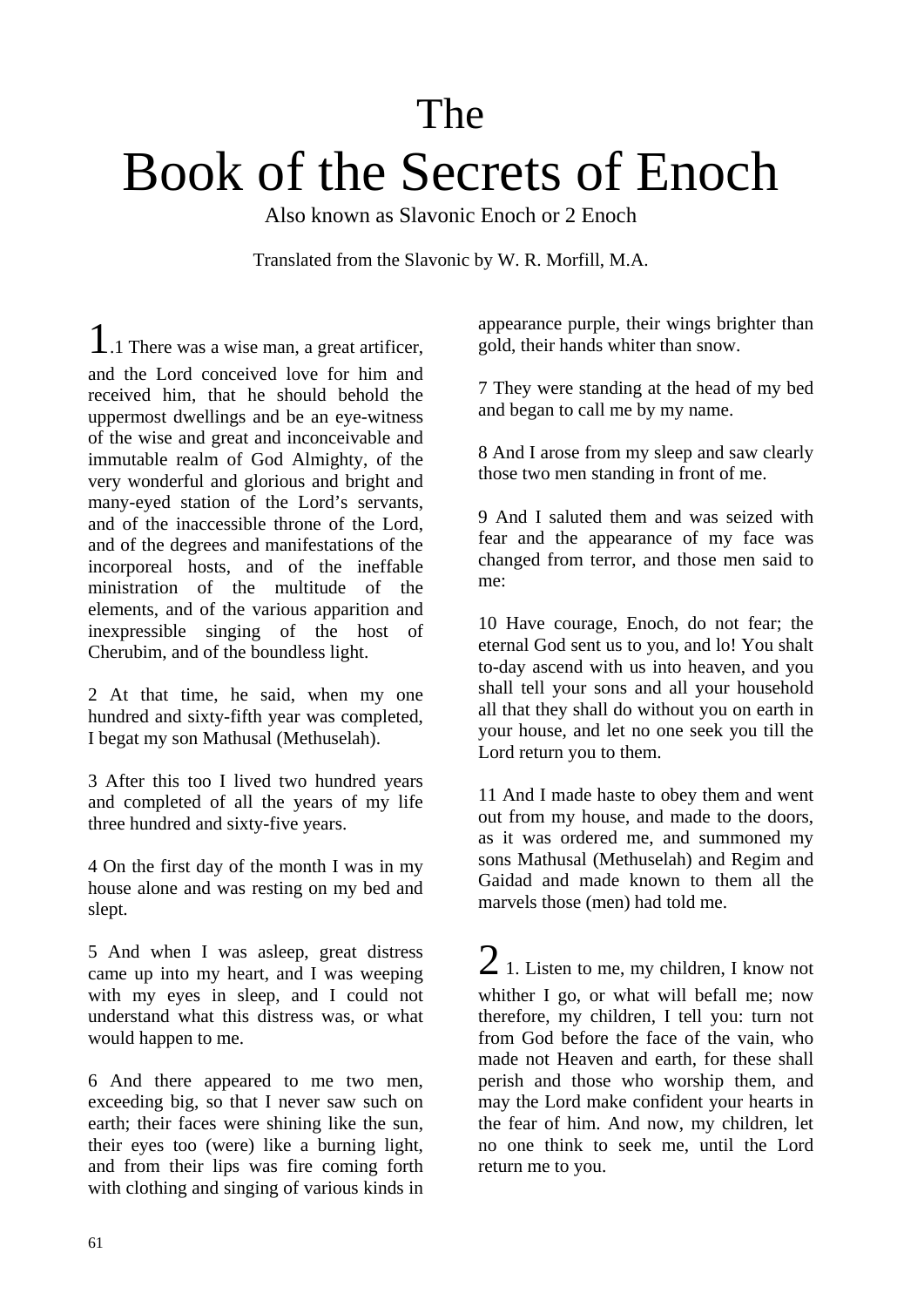# The Book of the Secrets of Enoch

Also known as Slavonic Enoch or 2 Enoch

Translated from the Slavonic by W. R. Morfill, M.A.

**1**.1 There was a wise man, a great artificer, and the Lord conceived love for him and received him, that he should behold the uppermost dwellings and be an eye-witness of the wise and great and inconceivable and immutable realm of God Almighty, of the very wonderful and glorious and bright and many-eyed station of the Lord's servants, and of the inaccessible throne of the Lord, and of the degrees and manifestations of the incorporeal hosts, and of the ineffable ministration of the multitude of the elements, and of the various apparition and inexpressible singing of the host of Cherubim, and of the boundless light.

2 At that time, he said, when my one hundred and sixty-fifth year was completed, I begat my son Mathusal (Methuselah).

3 After this too I lived two hundred years and completed of all the years of my life three hundred and sixty-five years.

4 On the first day of the month I was in my house alone and was resting on my bed and slept.

5 And when I was asleep, great distress came up into my heart, and I was weeping with my eyes in sleep, and I could not understand what this distress was, or what would happen to me.

6 And there appeared to me two men, exceeding big, so that I never saw such on earth; their faces were shining like the sun, their eyes too (were) like a burning light, and from their lips was fire coming forth with clothing and singing of various kinds in appearance purple, their wings brighter than gold, their hands whiter than snow.

7 They were standing at the head of my bed and began to call me by my name.

8 And I arose from my sleep and saw clearly those two men standing in front of me.

9 And I saluted them and was seized with fear and the appearance of my face was changed from terror, and those men said to me:

10 Have courage, Enoch, do not fear; the eternal God sent us to you, and lo! You shalt to-day ascend with us into heaven, and you shall tell your sons and all your household all that they shall do without you on earth in your house, and let no one seek you till the Lord return you to them.

11 And I made haste to obey them and went out from my house, and made to the doors, as it was ordered me, and summoned my sons Mathusal (Methuselah) and Regim and Gaidad and made known to them all the marvels those (men) had told me.

**2** 1. Listen to me, my children, I know not whither I go, or what will befall me; now therefore, my children, I tell you: turn not from God before the face of the vain, who made not Heaven and earth, for these shall perish and those who worship them, and may the Lord make confident your hearts in the fear of him. And now, my children, let no one think to seek me, until the Lord return me to you.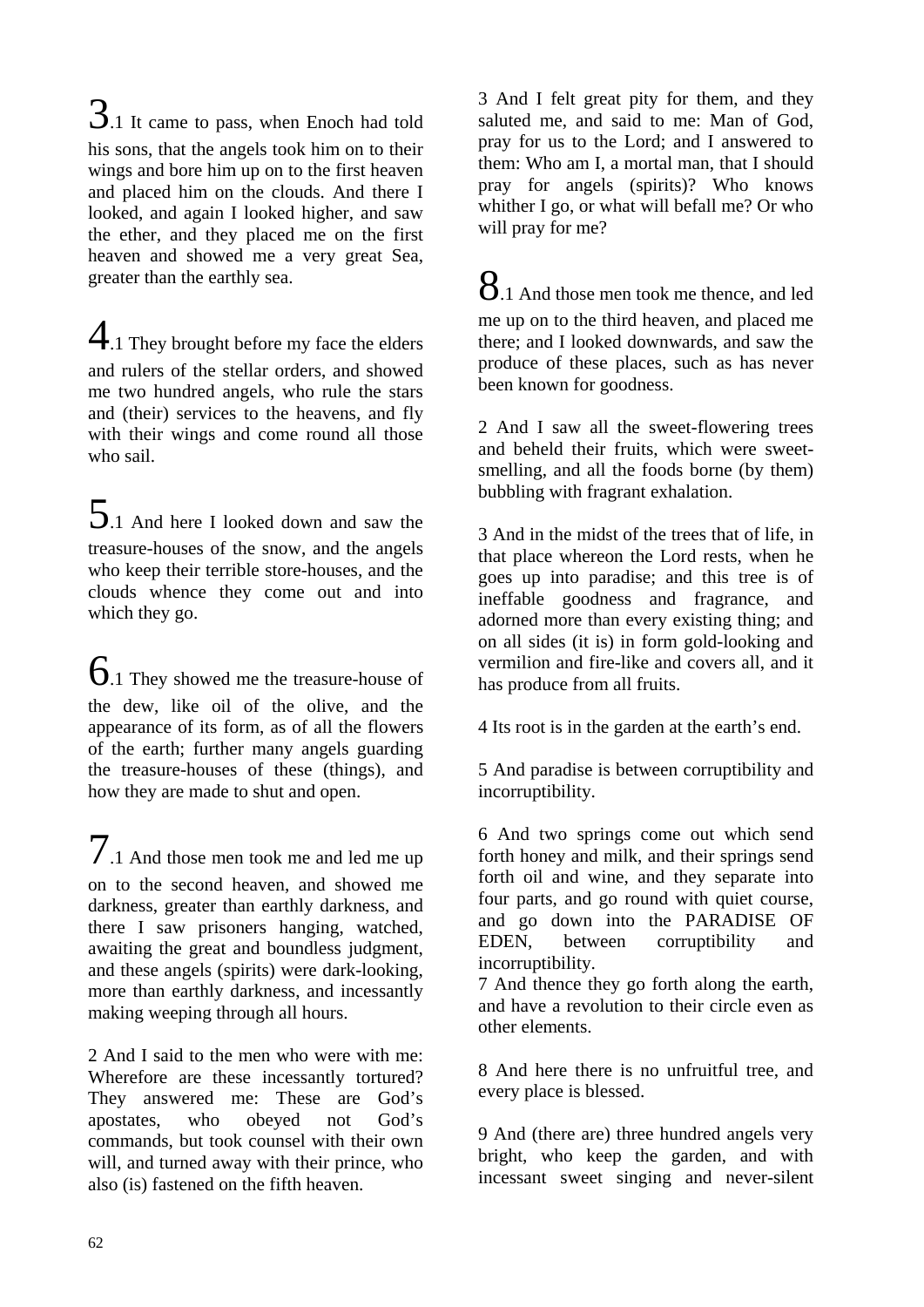3.1 It came to pass, when Enoch had told his sons, that the angels took him on to their wings and bore him up on to the first heaven and placed him on the clouds. And there I looked, and again I looked higher, and saw the ether, and they placed me on the first heaven and showed me a very great Sea, greater than the earthly sea.

4.1 They brought before my face the elders and rulers of the stellar orders, and showed me two hundred angels, who rule the stars and (their) services to the heavens, and fly with their wings and come round all those who sail.

5.1 And here I looked down and saw the treasure-houses of the snow, and the angels who keep their terrible store-houses, and the clouds whence they come out and into which they go.

6.1 They showed me the treasure-house of the dew, like oil of the olive, and the appearance of its form, as of all the flowers of the earth; further many angels guarding the treasure-houses of these (things), and how they are made to shut and open.

7.1 And those men took me and led me up on to the second heaven, and showed me darkness, greater than earthly darkness, and there I saw prisoners hanging, watched, awaiting the great and boundless judgment, and these angels (spirits) were dark-looking, more than earthly darkness, and incessantly making weeping through all hours.

2 And I said to the men who were with me: Wherefore are these incessantly tortured? They answered me: These are God's apostates, who obeyed not God's commands, but took counsel with their own will, and turned away with their prince, who also (is) fastened on the fifth heaven.

3 And I felt great pity for them, and they saluted me, and said to me: Man of God, pray for us to the Lord; and I answered to them: Who am I, a mortal man, that I should pray for angels (spirits)? Who knows whither I go, or what will befall me? Or who will pray for me?

8.1 And those men took me thence, and led me up on to the third heaven, and placed me there; and I looked downwards, and saw the produce of these places, such as has never been known for goodness.

2 And I saw all the sweet-flowering trees and beheld their fruits, which were sweet-smelling, and all the foods borne (by them) bubbling with fragrant exhalation.

3 And in the midst of the trees that of life, in that place whereon the Lord rests, when he goes up into paradise; and this tree is of ineffable goodness and fragrance, and adorned more than every existing thing; and on all sides (it is) in form gold-looking and vermilion and fire-like and covers all, and it has produce from all fruits.

4 Its root is in the garden at the earth's end.

5 And paradise is between corruptibility and incorruptibility.

6 And two springs come out which send forth honey and milk, and their springs send forth oil and wine, and they separate into four parts, and go round with quiet course, and go down into the PARADISE OF EDEN, between corruptibility and incorruptibility.
7 And thence they go forth along the earth, and have a revolution to their circle even as other elements.

8 And here there is no unfruitful tree, and every place is blessed.

9 And (there are) three hundred angels very bright, who keep the garden, and with incessant sweet singing and never-silent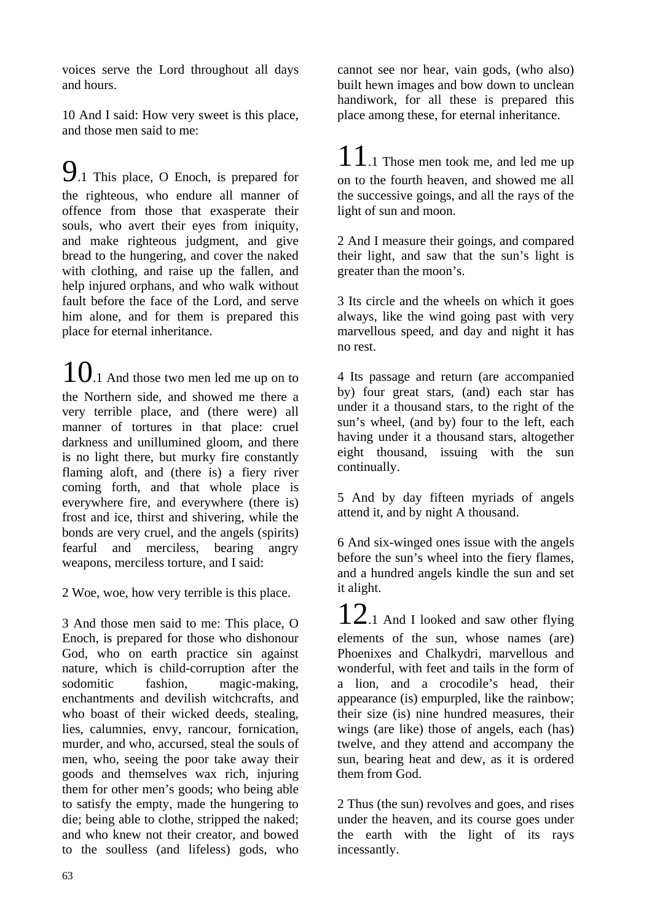voices serve the Lord throughout all days and hours.

10 And I said: How very sweet is this place, and those men said to me:

9.1 This place, O Enoch, is prepared for the righteous, who endure all manner of offence from those that exasperate their souls, who avert their eyes from iniquity, and make righteous judgment, and give bread to the hungering, and cover the naked with clothing, and raise up the fallen, and help injured orphans, and who walk without fault before the face of the Lord, and serve him alone, and for them is prepared this place for eternal inheritance.

10.1 And those two men led me up on to the Northern side, and showed me there a very terrible place, and (there were) all manner of tortures in that place: cruel darkness and unillumined gloom, and there is no light there, but murky fire constantly flaming aloft, and (there is) a fiery river coming forth, and that whole place is everywhere fire, and everywhere (there is) frost and ice, thirst and shivering, while the bonds are very cruel, and the angels (spirits) fearful and merciless, bearing angry weapons, merciless torture, and I said:

2 Woe, woe, how very terrible is this place.

3 And those men said to me: This place, O Enoch, is prepared for those who dishonour God, who on earth practice sin against nature, which is child-corruption after the sodomitic fashion, magic-making, enchantments and devilish witchcrafts, and who boast of their wicked deeds, stealing, lies, calumnies, envy, rancour, fornication, murder, and who, accursed, steal the souls of men, who, seeing the poor take away their goods and themselves wax rich, injuring them for other men's goods; who being able to satisfy the empty, made the hungering to die; being able to clothe, stripped the naked; and who knew not their creator, and bowed to the soulless (and lifeless) gods, who cannot see nor hear, vain gods, (who also) built hewn images and bow down to unclean handiwork, for all these is prepared this place among these, for eternal inheritance.

11.1 Those men took me, and led me up on to the fourth heaven, and showed me all the successive goings, and all the rays of the light of sun and moon.

2 And I measure their goings, and compared their light, and saw that the sun's light is greater than the moon's.

3 Its circle and the wheels on which it goes always, like the wind going past with very marvellous speed, and day and night it has no rest.

4 Its passage and return (are accompanied by) four great stars, (and) each star has under it a thousand stars, to the right of the sun's wheel, (and by) four to the left, each having under it a thousand stars, altogether eight thousand, issuing with the sun continually.

5 And by day fifteen myriads of angels attend it, and by night A thousand.

6 And six-winged ones issue with the angels before the sun's wheel into the fiery flames, and a hundred angels kindle the sun and set it alight.

12.1 And I looked and saw other flying elements of the sun, whose names (are) Phoenixes and Chalkydri, marvellous and wonderful, with feet and tails in the form of a lion, and a crocodile's head, their appearance (is) empurpled, like the rainbow; their size (is) nine hundred measures, their wings (are like) those of angels, each (has) twelve, and they attend and accompany the sun, bearing heat and dew, as it is ordered them from God.

2 Thus (the sun) revolves and goes, and rises under the heaven, and its course goes under the earth with the light of its rays incessantly.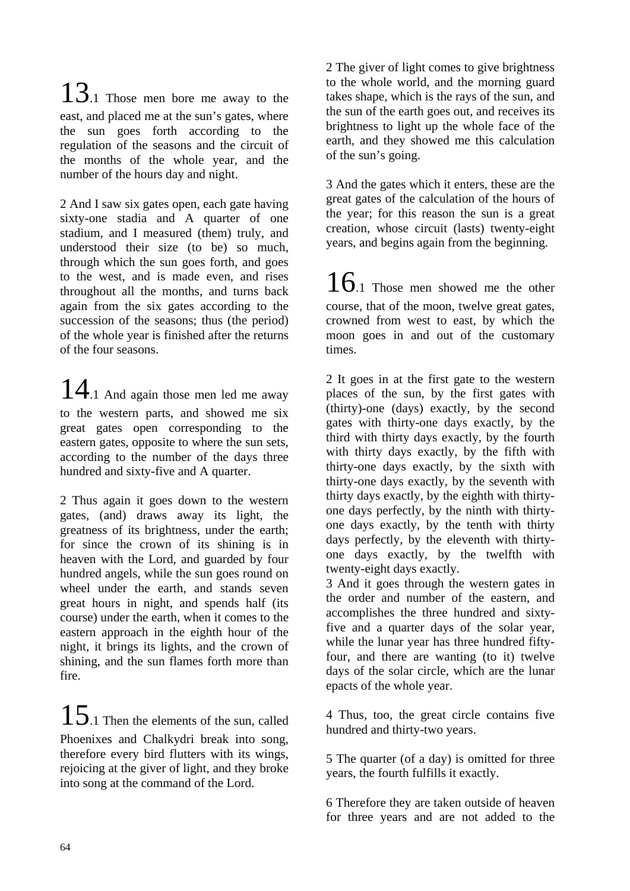13.1 Those men bore me away to the east, and placed me at the sun's gates, where the sun goes forth according to the regulation of the seasons and the circuit of the months of the whole year, and the number of the hours day and night.

2 And I saw six gates open, each gate having sixty-one stadia and A quarter of one stadium, and I measured (them) truly, and understood their size (to be) so much, through which the sun goes forth, and goes to the west, and is made even, and rises throughout all the months, and turns back again from the six gates according to the succession of the seasons; thus (the period) of the whole year is finished after the returns of the four seasons.

14.1 And again those men led me away to the western parts, and showed me six great gates open corresponding to the eastern gates, opposite to where the sun sets, according to the number of the days three hundred and sixty-five and A quarter.

2 Thus again it goes down to the western gates, (and) draws away its light, the greatness of its brightness, under the earth; for since the crown of its shining is in heaven with the Lord, and guarded by four hundred angels, while the sun goes round on wheel under the earth, and stands seven great hours in night, and spends half (its course) under the earth, when it comes to the eastern approach in the eighth hour of the night, it brings its lights, and the crown of shining, and the sun flames forth more than fire.

15.1 Then the elements of the sun, called Phoenixes and Chalkydri break into song, therefore every bird flutters with its wings, rejoicing at the giver of light, and they broke into song at the command of the Lord.

2 The giver of light comes to give brightness to the whole world, and the morning guard takes shape, which is the rays of the sun, and the sun of the earth goes out, and receives its brightness to light up the whole face of the earth, and they showed me this calculation of the sun's going.

3 And the gates which it enters, these are the great gates of the calculation of the hours of the year; for this reason the sun is a great creation, whose circuit (lasts) twenty-eight years, and begins again from the beginning.

16.1 Those men showed me the other course, that of the moon, twelve great gates, crowned from west to east, by which the moon goes in and out of the customary times.

2 It goes in at the first gate to the western places of the sun, by the first gates with (thirty)-one (days) exactly, by the second gates with thirty-one days exactly, by the third with thirty days exactly, by the fourth with thirty days exactly, by the fifth with thirty-one days exactly, by the sixth with thirty-one days exactly, by the seventh with thirty days exactly, by the eighth with thirty-one days perfectly, by the ninth with thirty-one days exactly, by the tenth with thirty days perfectly, by the eleventh with thirty-one days exactly, by the twelfth with twenty-eight days exactly.

3 And it goes through the western gates in the order and number of the eastern, and accomplishes the three hundred and sixty-five and a quarter days of the solar year, while the lunar year has three hundred fifty-four, and there are wanting (to it) twelve days of the solar circle, which are the lunar epacts of the whole year.

4 Thus, too, the great circle contains five hundred and thirty-two years.

5 The quarter (of a day) is omitted for three years, the fourth fulfills it exactly.

6 Therefore they are taken outside of heaven for three years and are not added to the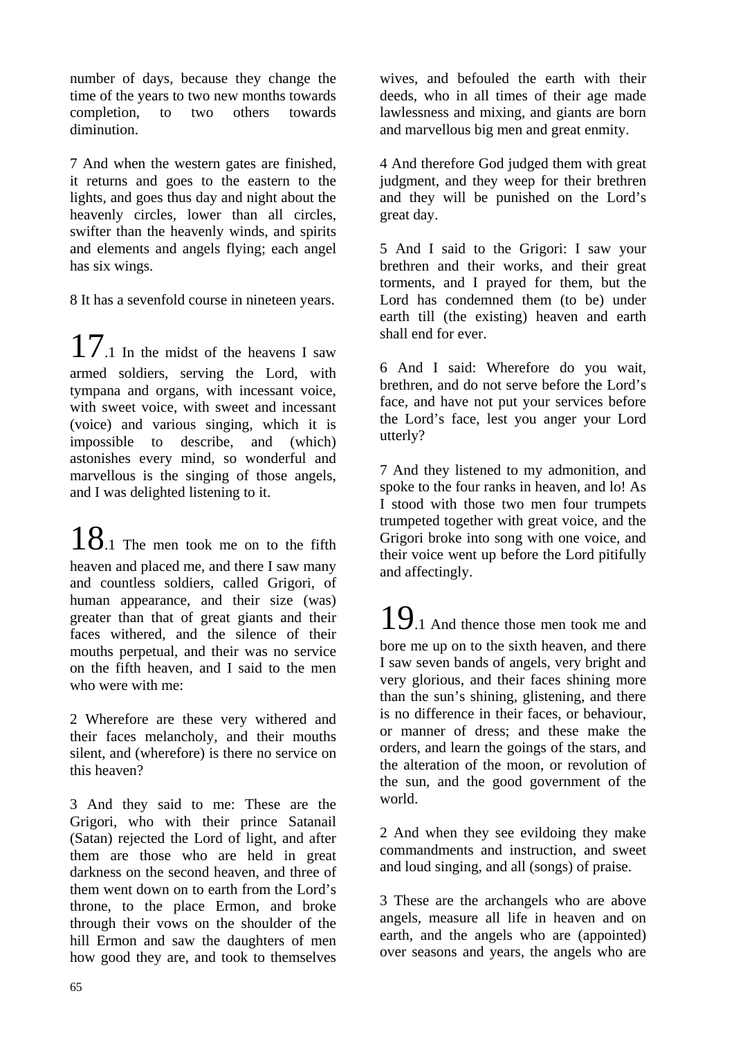number of days, because they change the time of the years to two new months towards completion, to two others towards diminution.

7 And when the western gates are finished, it returns and goes to the eastern to the lights, and goes thus day and night about the heavenly circles, lower than all circles, swifter than the heavenly winds, and spirits and elements and angels flying; each angel has six wings.

8 It has a sevenfold course in nineteen years.

17.1 In the midst of the heavens I saw armed soldiers, serving the Lord, with tympana and organs, with incessant voice, with sweet voice, with sweet and incessant (voice) and various singing, which it is impossible to describe, and (which) astonishes every mind, so wonderful and marvellous is the singing of those angels, and I was delighted listening to it.

18.1 The men took me on to the fifth heaven and placed me, and there I saw many and countless soldiers, called Grigori, of human appearance, and their size (was) greater than that of great giants and their faces withered, and the silence of their mouths perpetual, and their was no service on the fifth heaven, and I said to the men who were with me:

2 Wherefore are these very withered and their faces melancholy, and their mouths silent, and (wherefore) is there no service on this heaven?

3 And they said to me: These are the Grigori, who with their prince Satanail (Satan) rejected the Lord of light, and after them are those who are held in great darkness on the second heaven, and three of them went down on to earth from the Lord's throne, to the place Ermon, and broke through their vows on the shoulder of the hill Ermon and saw the daughters of men how good they are, and took to themselves wives, and befouled the earth with their deeds, who in all times of their age made lawlessness and mixing, and giants are born and marvellous big men and great enmity.

4 And therefore God judged them with great judgment, and they weep for their brethren and they will be punished on the Lord's great day.

5 And I said to the Grigori: I saw your brethren and their works, and their great torments, and I prayed for them, but the Lord has condemned them (to be) under earth till (the existing) heaven and earth shall end for ever.

6 And I said: Wherefore do you wait, brethren, and do not serve before the Lord's face, and have not put your services before the Lord's face, lest you anger your Lord utterly?

7 And they listened to my admonition, and spoke to the four ranks in heaven, and lo! As I stood with those two men four trumpets trumpeted together with great voice, and the Grigori broke into song with one voice, and their voice went up before the Lord pitifully and affectingly.

19.1 And thence those men took me and bore me up on to the sixth heaven, and there I saw seven bands of angels, very bright and very glorious, and their faces shining more than the sun's shining, glistening, and there is no difference in their faces, or behaviour, or manner of dress; and these make the orders, and learn the goings of the stars, and the alteration of the moon, or revolution of the sun, and the good government of the world.

2 And when they see evildoing they make commandments and instruction, and sweet and loud singing, and all (songs) of praise.

3 These are the archangels who are above angels, measure all life in heaven and on earth, and the angels who are (appointed) over seasons and years, the angels who are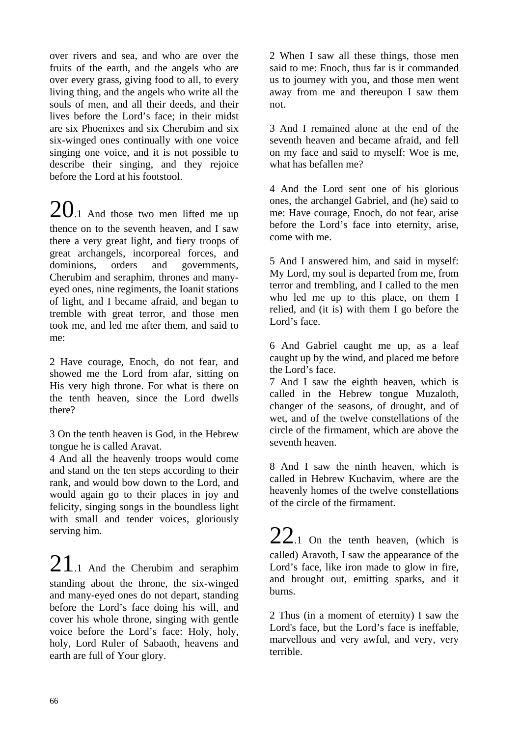over rivers and sea, and who are over the fruits of the earth, and the angels who are over every grass, giving food to all, to every living thing, and the angels who write all the souls of men, and all their deeds, and their lives before the Lord’s face; in their midst are six Phoenixes and six Cherubim and six six-winged ones continually with one voice singing one voice, and it is not possible to describe their singing, and they rejoice before the Lord at his footstool.

**20**.1 And those two men lifted me up thence on to the seventh heaven, and I saw there a very great light, and fiery troops of great archangels, incorporeal forces, and dominions, orders and governments, Cherubim and seraphim, thrones and many-eyed ones, nine regiments, the Ioanit stations of light, and I became afraid, and began to tremble with great terror, and those men took me, and led me after them, and said to me:

2 Have courage, Enoch, do not fear, and showed me the Lord from afar, sitting on His very high throne. For what is there on the tenth heaven, since the Lord dwells there?

3 On the tenth heaven is God, in the Hebrew tongue he is called Aravat.
4 And all the heavenly troops would come and stand on the ten steps according to their rank, and would bow down to the Lord, and would again go to their places in joy and felicity, singing songs in the boundless light with small and tender voices, gloriously serving him.

**21**.1 And the Cherubim and seraphim standing about the throne, the six-winged and many-eyed ones do not depart, standing before the Lord’s face doing his will, and cover his whole throne, singing with gentle voice before the Lord’s face: Holy, holy, holy, Lord Ruler of Sabaoth, heavens and earth are full of Your glory.

2 When I saw all these things, those men said to me: Enoch, thus far is it commanded us to journey with you, and those men went away from me and thereupon I saw them not.

3 And I remained alone at the end of the seventh heaven and became afraid, and fell on my face and said to myself: Woe is me, what has befallen me?

4 And the Lord sent one of his glorious ones, the archangel Gabriel, and (he) said to me: Have courage, Enoch, do not fear, arise before the Lord’s face into eternity, arise, come with me.

5 And I answered him, and said in myself: My Lord, my soul is departed from me, from terror and trembling, and I called to the men who led me up to this place, on them I relied, and (it is) with them I go before the Lord’s face.

6 And Gabriel caught me up, as a leaf caught up by the wind, and placed me before the Lord’s face.
7 And I saw the eighth heaven, which is called in the Hebrew tongue Muzaloth, changer of the seasons, of drought, and of wet, and of the twelve constellations of the circle of the firmament, which are above the seventh heaven.

8 And I saw the ninth heaven, which is called in Hebrew Kuchavim, where are the heavenly homes of the twelve constellations of the circle of the firmament.

**22**.1 On the tenth heaven, (which is called) Aravoth, I saw the appearance of the Lord’s face, like iron made to glow in fire, and brought out, emitting sparks, and it burns.

2 Thus (in a moment of eternity) I saw the Lord's face, but the Lord’s face is ineffable, marvellous and very awful, and very, very terrible.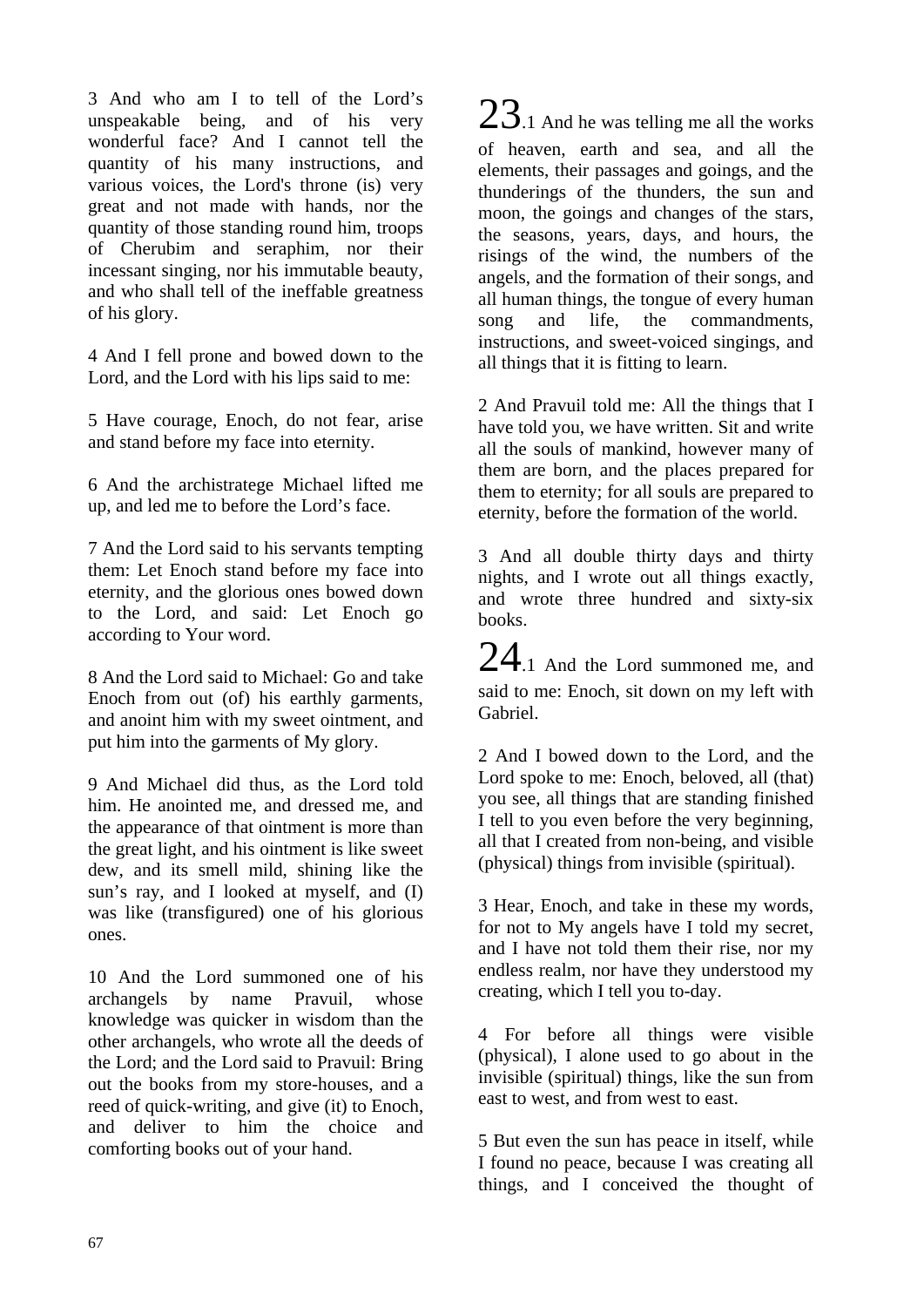3 And who am I to tell of the Lord’s unspeakable being, and of his very wonderful face? And I cannot tell the quantity of his many instructions, and various voices, the Lord's throne (is) very great and not made with hands, nor the quantity of those standing round him, troops of Cherubim and seraphim, nor their incessant singing, nor his immutable beauty, and who shall tell of the ineffable greatness of his glory.

4 And I fell prone and bowed down to the Lord, and the Lord with his lips said to me:

5 Have courage, Enoch, do not fear, arise and stand before my face into eternity.

6 And the archistratege Michael lifted me up, and led me to before the Lord’s face.

7 And the Lord said to his servants tempting them: Let Enoch stand before my face into eternity, and the glorious ones bowed down to the Lord, and said: Let Enoch go according to Your word.

8 And the Lord said to Michael: Go and take Enoch from out (of) his earthly garments, and anoint him with my sweet ointment, and put him into the garments of My glory.

9 And Michael did thus, as the Lord told him. He anointed me, and dressed me, and the appearance of that ointment is more than the great light, and his ointment is like sweet dew, and its smell mild, shining like the sun’s ray, and I looked at myself, and (I) was like (transfigured) one of his glorious ones.

10 And the Lord summoned one of his archangels by name Pravuil, whose knowledge was quicker in wisdom than the other archangels, who wrote all the deeds of the Lord; and the Lord said to Pravuil: Bring out the books from my store-houses, and a reed of quick-writing, and give (it) to Enoch, and deliver to him the choice and comforting books out of your hand.

23.1 And he was telling me all the works of heaven, earth and sea, and all the elements, their passages and goings, and the thunderings of the thunders, the sun and moon, the goings and changes of the stars, the seasons, years, days, and hours, the risings of the wind, the numbers of the angels, and the formation of their songs, and all human things, the tongue of every human song and life, the commandments, instructions, and sweet-voiced singings, and all things that it is fitting to learn.

2 And Pravuil told me: All the things that I have told you, we have written. Sit and write all the souls of mankind, however many of them are born, and the places prepared for them to eternity; for all souls are prepared to eternity, before the formation of the world.

3 And all double thirty days and thirty nights, and I wrote out all things exactly, and wrote three hundred and sixty-six books.

24.1 And the Lord summoned me, and said to me: Enoch, sit down on my left with Gabriel.

2 And I bowed down to the Lord, and the Lord spoke to me: Enoch, beloved, all (that) you see, all things that are standing finished I tell to you even before the very beginning, all that I created from non-being, and visible (physical) things from invisible (spiritual).

3 Hear, Enoch, and take in these my words, for not to My angels have I told my secret, and I have not told them their rise, nor my endless realm, nor have they understood my creating, which I tell you to-day.

4 For before all things were visible (physical), I alone used to go about in the invisible (spiritual) things, like the sun from east to west, and from west to east.

5 But even the sun has peace in itself, while I found no peace, because I was creating all things, and I conceived the thought of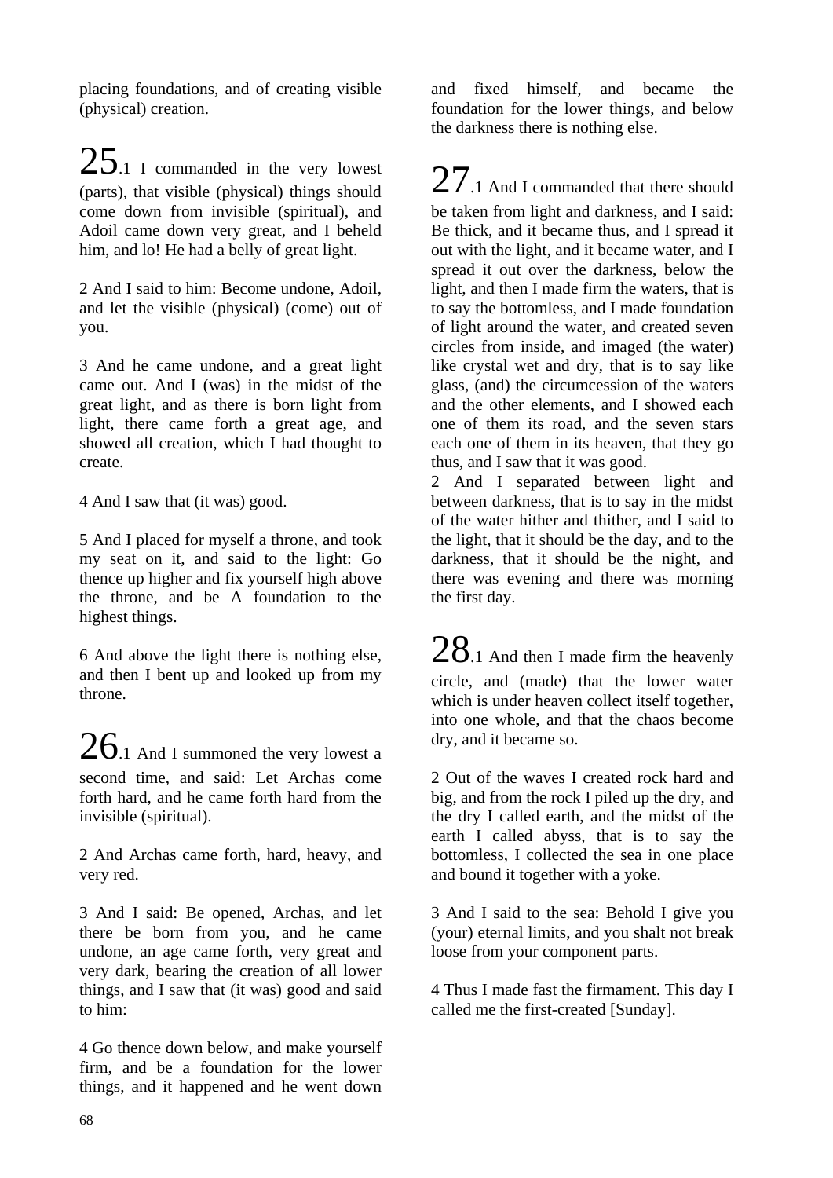placing foundations, and of creating visible (physical) creation.

25.1 I commanded in the very lowest (parts), that visible (physical) things should come down from invisible (spiritual), and Adoil came down very great, and I beheld him, and lo! He had a belly of great light.

2 And I said to him: Become undone, Adoil, and let the visible (physical) (come) out of you.

3 And he came undone, and a great light came out. And I (was) in the midst of the great light, and as there is born light from light, there came forth a great age, and showed all creation, which I had thought to create.

4 And I saw that (it was) good.

5 And I placed for myself a throne, and took my seat on it, and said to the light: Go thence up higher and fix yourself high above the throne, and be A foundation to the highest things.

6 And above the light there is nothing else, and then I bent up and looked up from my throne.

26.1 And I summoned the very lowest a second time, and said: Let Archas come forth hard, and he came forth hard from the invisible (spiritual).

2 And Archas came forth, hard, heavy, and very red.

3 And I said: Be opened, Archas, and let there be born from you, and he came undone, an age came forth, very great and very dark, bearing the creation of all lower things, and I saw that (it was) good and said to him:

4 Go thence down below, and make yourself firm, and be a foundation for the lower things, and it happened and he went down and fixed himself, and became the foundation for the lower things, and below the darkness there is nothing else.

27.1 And I commanded that there should be taken from light and darkness, and I said: Be thick, and it became thus, and I spread it out with the light, and it became water, and I spread it out over the darkness, below the light, and then I made firm the waters, that is to say the bottomless, and I made foundation of light around the water, and created seven circles from inside, and imaged (the water) like crystal wet and dry, that is to say like glass, (and) the circumcession of the waters and the other elements, and I showed each one of them its road, and the seven stars each one of them in its heaven, that they go thus, and I saw that it was good.
2 And I separated between light and between darkness, that is to say in the midst of the water hither and thither, and I said to the light, that it should be the day, and to the darkness, that it should be the night, and there was evening and there was morning the first day.

28.1 And then I made firm the heavenly circle, and (made) that the lower water which is under heaven collect itself together, into one whole, and that the chaos become dry, and it became so.

2 Out of the waves I created rock hard and big, and from the rock I piled up the dry, and the dry I called earth, and the midst of the earth I called abyss, that is to say the bottomless, I collected the sea in one place and bound it together with a yoke.

3 And I said to the sea: Behold I give you (your) eternal limits, and you shalt not break loose from your component parts.

4 Thus I made fast the firmament. This day I called me the first-created [Sunday].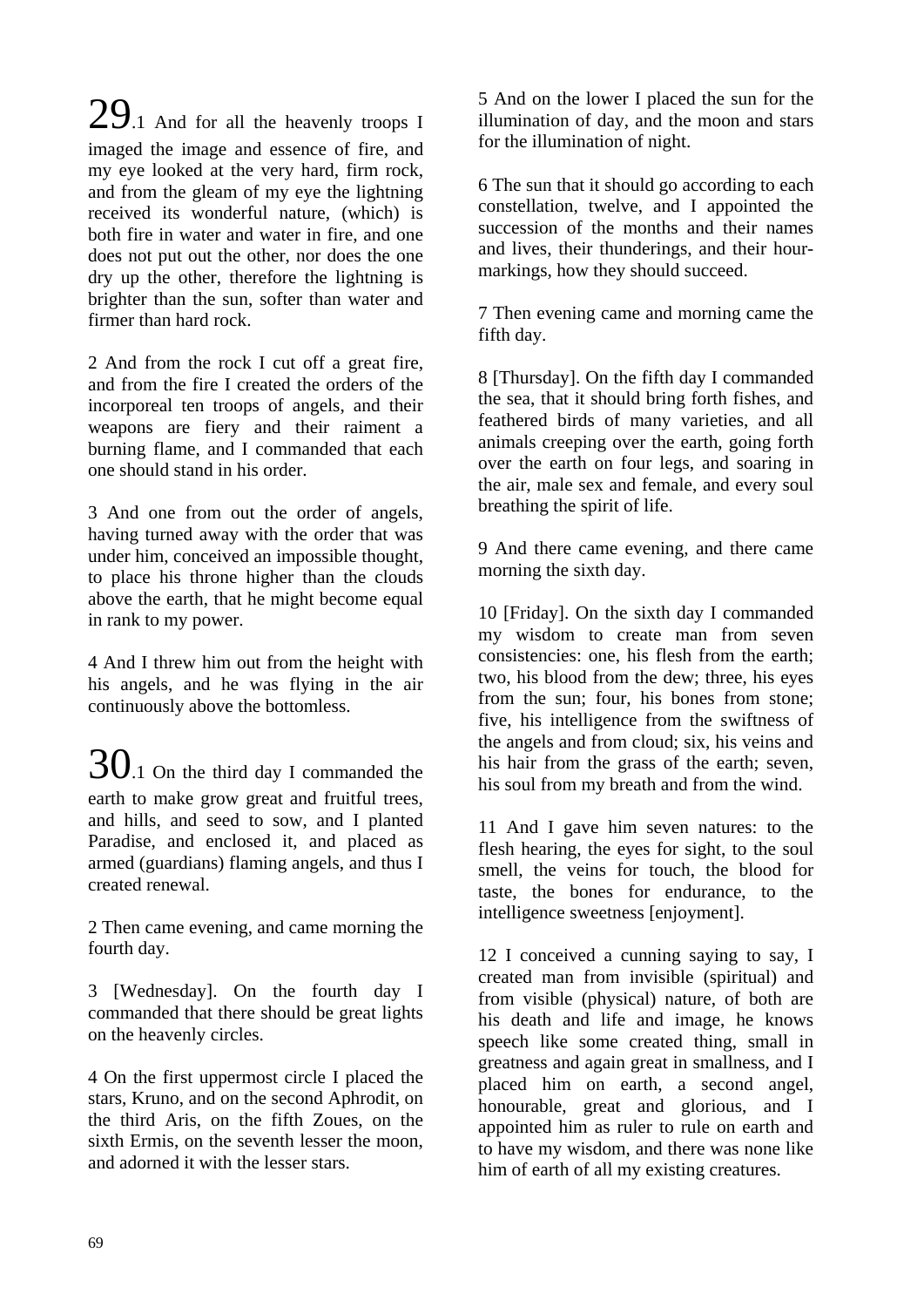29.1 And for all the heavenly troops I imaged the image and essence of fire, and my eye looked at the very hard, firm rock, and from the gleam of my eye the lightning received its wonderful nature, (which) is both fire in water and water in fire, and one does not put out the other, nor does the one dry up the other, therefore the lightning is brighter than the sun, softer than water and firmer than hard rock.

2 And from the rock I cut off a great fire, and from the fire I created the orders of the incorporeal ten troops of angels, and their weapons are fiery and their raiment a burning flame, and I commanded that each one should stand in his order.

3 And one from out the order of angels, having turned away with the order that was under him, conceived an impossible thought, to place his throne higher than the clouds above the earth, that he might become equal in rank to my power.

4 And I threw him out from the height with his angels, and he was flying in the air continuously above the bottomless.

30.1 On the third day I commanded the earth to make grow great and fruitful trees, and hills, and seed to sow, and I planted Paradise, and enclosed it, and placed as armed (guardians) flaming angels, and thus I created renewal.

2 Then came evening, and came morning the fourth day.

3 [Wednesday]. On the fourth day I commanded that there should be great lights on the heavenly circles.

4 On the first uppermost circle I placed the stars, Kruno, and on the second Aphrodit, on the third Aris, on the fifth Zoues, on the sixth Ermis, on the seventh lesser the moon, and adorned it with the lesser stars.

5 And on the lower I placed the sun for the illumination of day, and the moon and stars for the illumination of night.

6 The sun that it should go according to each constellation, twelve, and I appointed the succession of the months and their names and lives, their thunderings, and their hour-markings, how they should succeed.

7 Then evening came and morning came the fifth day.

8 [Thursday]. On the fifth day I commanded the sea, that it should bring forth fishes, and feathered birds of many varieties, and all animals creeping over the earth, going forth over the earth on four legs, and soaring in the air, male sex and female, and every soul breathing the spirit of life.

9 And there came evening, and there came morning the sixth day.

10 [Friday]. On the sixth day I commanded my wisdom to create man from seven consistencies: one, his flesh from the earth; two, his blood from the dew; three, his eyes from the sun; four, his bones from stone; five, his intelligence from the swiftness of the angels and from cloud; six, his veins and his hair from the grass of the earth; seven, his soul from my breath and from the wind.

11 And I gave him seven natures: to the flesh hearing, the eyes for sight, to the soul smell, the veins for touch, the blood for taste, the bones for endurance, to the intelligence sweetness [enjoyment].

12 I conceived a cunning saying to say, I created man from invisible (spiritual) and from visible (physical) nature, of both are his death and life and image, he knows speech like some created thing, small in greatness and again great in smallness, and I placed him on earth, a second angel, honourable, great and glorious, and I appointed him as ruler to rule on earth and to have my wisdom, and there was none like him of earth of all my existing creatures.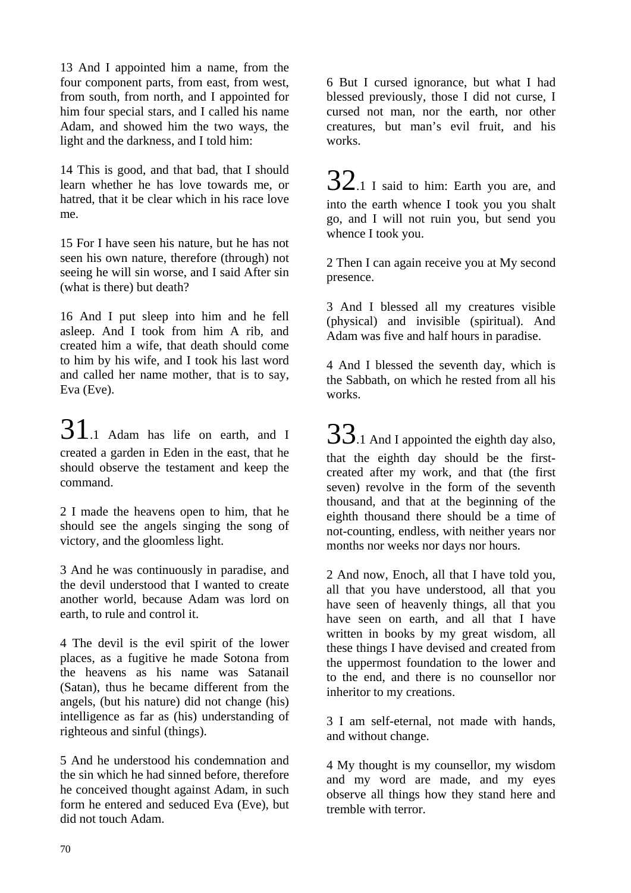13 And I appointed him a name, from the four component parts, from east, from west, from south, from north, and I appointed for him four special stars, and I called his name Adam, and showed him the two ways, the light and the darkness, and I told him:

14 This is good, and that bad, that I should learn whether he has love towards me, or hatred, that it be clear which in his race love me.

15 For I have seen his nature, but he has not seen his own nature, therefore (through) not seeing he will sin worse, and I said After sin (what is there) but death?

16 And I put sleep into him and he fell asleep. And I took from him A rib, and created him a wife, that death should come to him by his wife, and I took his last word and called her name mother, that is to say, Eva (Eve).

31.1 Adam has life on earth, and I created a garden in Eden in the east, that he should observe the testament and keep the command.

2 I made the heavens open to him, that he should see the angels singing the song of victory, and the gloomless light.

3 And he was continuously in paradise, and the devil understood that I wanted to create another world, because Adam was lord on earth, to rule and control it.

4 The devil is the evil spirit of the lower places, as a fugitive he made Sotona from the heavens as his name was Satanail (Satan), thus he became different from the angels, (but his nature) did not change (his) intelligence as far as (his) understanding of righteous and sinful (things).

5 And he understood his condemnation and the sin which he had sinned before, therefore he conceived thought against Adam, in such form he entered and seduced Eva (Eve), but did not touch Adam.

6 But I cursed ignorance, but what I had blessed previously, those I did not curse, I cursed not man, nor the earth, nor other creatures, but man's evil fruit, and his works.

32.1 I said to him: Earth you are, and into the earth whence I took you you shalt go, and I will not ruin you, but send you whence I took you.

2 Then I can again receive you at My second presence.

3 And I blessed all my creatures visible (physical) and invisible (spiritual). And Adam was five and half hours in paradise.

4 And I blessed the seventh day, which is the Sabbath, on which he rested from all his works.

33.1 And I appointed the eighth day also, that the eighth day should be the first-created after my work, and that (the first seven) revolve in the form of the seventh thousand, and that at the beginning of the eighth thousand there should be a time of not-counting, endless, with neither years nor months nor weeks nor days nor hours.

2 And now, Enoch, all that I have told you, all that you have understood, all that you have seen of heavenly things, all that you have seen on earth, and all that I have written in books by my great wisdom, all these things I have devised and created from the uppermost foundation to the lower and to the end, and there is no counsellor nor inheritor to my creations.

3 I am self-eternal, not made with hands, and without change.

4 My thought is my counsellor, my wisdom and my word are made, and my eyes observe all things how they stand here and tremble with terror.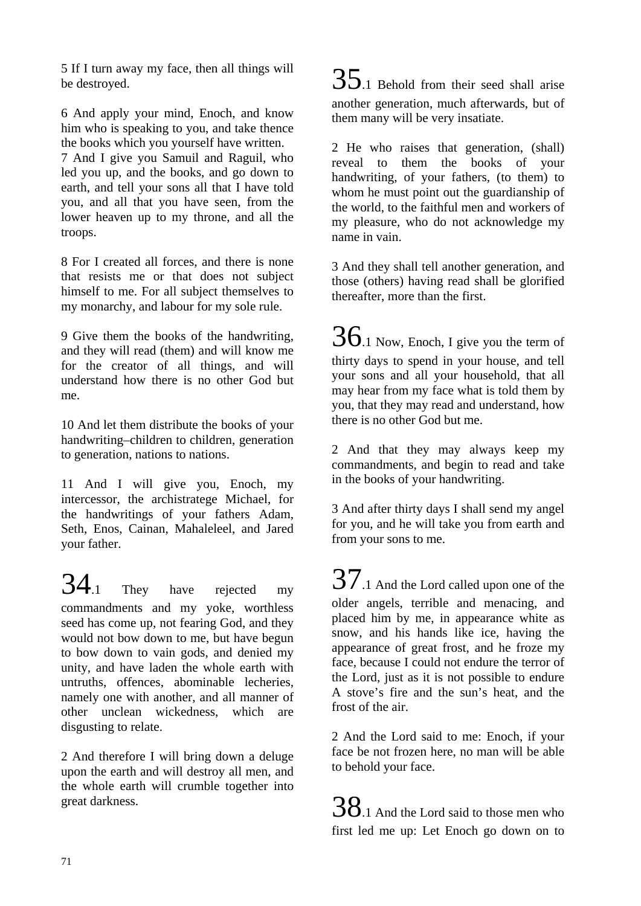5 If I turn away my face, then all things will be destroyed.

6 And apply your mind, Enoch, and know him who is speaking to you, and take thence the books which you yourself have written.
7 And I give you Samuil and Raguil, who led you up, and the books, and go down to earth, and tell your sons all that I have told you, and all that you have seen, from the lower heaven up to my throne, and all the troops.

8 For I created all forces, and there is none that resists me or that does not subject himself to me. For all subject themselves to my monarchy, and labour for my sole rule.

9 Give them the books of the handwriting, and they will read (them) and will know me for the creator of all things, and will understand how there is no other God but me.

10 And let them distribute the books of your handwriting–children to children, generation to generation, nations to nations.

11 And I will give you, Enoch, my intercessor, the archistratege Michael, for the handwritings of your fathers Adam, Seth, Enos, Cainan, Mahaleleel, and Jared your father.

34.1 They have rejected my commandments and my yoke, worthless seed has come up, not fearing God, and they would not bow down to me, but have begun to bow down to vain gods, and denied my unity, and have laden the whole earth with untruths, offences, abominable lecheries, namely one with another, and all manner of other unclean wickedness, which are disgusting to relate.

2 And therefore I will bring down a deluge upon the earth and will destroy all men, and the whole earth will crumble together into great darkness.

35.1 Behold from their seed shall arise another generation, much afterwards, but of them many will be very insatiate.

2 He who raises that generation, (shall) reveal to them the books of your handwriting, of your fathers, (to them) to whom he must point out the guardianship of the world, to the faithful men and workers of my pleasure, who do not acknowledge my name in vain.

3 And they shall tell another generation, and those (others) having read shall be glorified thereafter, more than the first.

36.1 Now, Enoch, I give you the term of thirty days to spend in your house, and tell your sons and all your household, that all may hear from my face what is told them by you, that they may read and understand, how there is no other God but me.

2 And that they may always keep my commandments, and begin to read and take in the books of your handwriting.

3 And after thirty days I shall send my angel for you, and he will take you from earth and from your sons to me.

37.1 And the Lord called upon one of the older angels, terrible and menacing, and placed him by me, in appearance white as snow, and his hands like ice, having the appearance of great frost, and he froze my face, because I could not endure the terror of the Lord, just as it is not possible to endure A stove's fire and the sun's heat, and the frost of the air.

2 And the Lord said to me: Enoch, if your face be not frozen here, no man will be able to behold your face.

38.1 And the Lord said to those men who first led me up: Let Enoch go down on to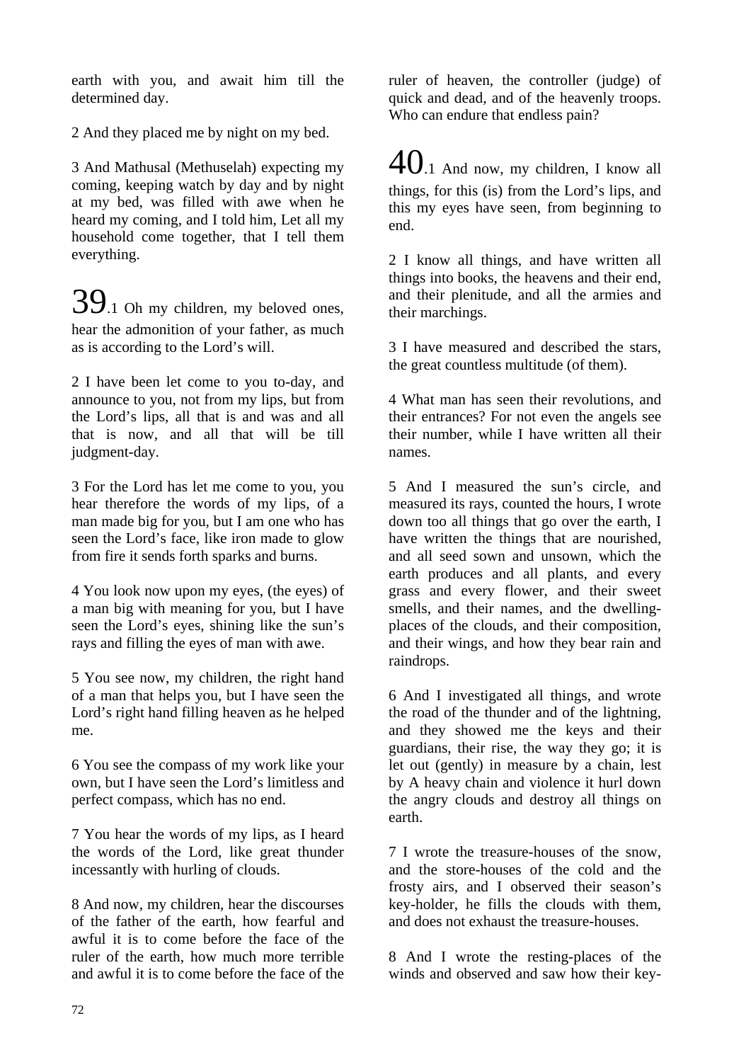earth with you, and await him till the determined day.

2 And they placed me by night on my bed.

3 And Mathusal (Methuselah) expecting my coming, keeping watch by day and by night at my bed, was filled with awe when he heard my coming, and I told him, Let all my household come together, that I tell them everything.

39.1 Oh my children, my beloved ones, hear the admonition of your father, as much as is according to the Lord's will.

2 I have been let come to you to-day, and announce to you, not from my lips, but from the Lord's lips, all that is and was and all that is now, and all that will be till judgment-day.

3 For the Lord has let me come to you, you hear therefore the words of my lips, of a man made big for you, but I am one who has seen the Lord's face, like iron made to glow from fire it sends forth sparks and burns.

4 You look now upon my eyes, (the eyes) of a man big with meaning for you, but I have seen the Lord's eyes, shining like the sun's rays and filling the eyes of man with awe.

5 You see now, my children, the right hand of a man that helps you, but I have seen the Lord's right hand filling heaven as he helped me.

6 You see the compass of my work like your own, but I have seen the Lord's limitless and perfect compass, which has no end.

7 You hear the words of my lips, as I heard the words of the Lord, like great thunder incessantly with hurling of clouds.

8 And now, my children, hear the discourses of the father of the earth, how fearful and awful it is to come before the face of the ruler of the earth, how much more terrible and awful it is to come before the face of the ruler of heaven, the controller (judge) of quick and dead, and of the heavenly troops. Who can endure that endless pain?

40.1 And now, my children, I know all things, for this (is) from the Lord's lips, and this my eyes have seen, from beginning to end.

2 I know all things, and have written all things into books, the heavens and their end, and their plenitude, and all the armies and their marchings.

3 I have measured and described the stars, the great countless multitude (of them).

4 What man has seen their revolutions, and their entrances? For not even the angels see their number, while I have written all their names.

5 And I measured the sun's circle, and measured its rays, counted the hours, I wrote down too all things that go over the earth, I have written the things that are nourished, and all seed sown and unsown, which the earth produces and all plants, and every grass and every flower, and their sweet smells, and their names, and the dwelling-places of the clouds, and their composition, and their wings, and how they bear rain and raindrops.

6 And I investigated all things, and wrote the road of the thunder and of the lightning, and they showed me the keys and their guardians, their rise, the way they go; it is let out (gently) in measure by a chain, lest by A heavy chain and violence it hurl down the angry clouds and destroy all things on earth.

7 I wrote the treasure-houses of the snow, and the store-houses of the cold and the frosty airs, and I observed their season's key-holder, he fills the clouds with them, and does not exhaust the treasure-houses.

8 And I wrote the resting-places of the winds and observed and saw how their key-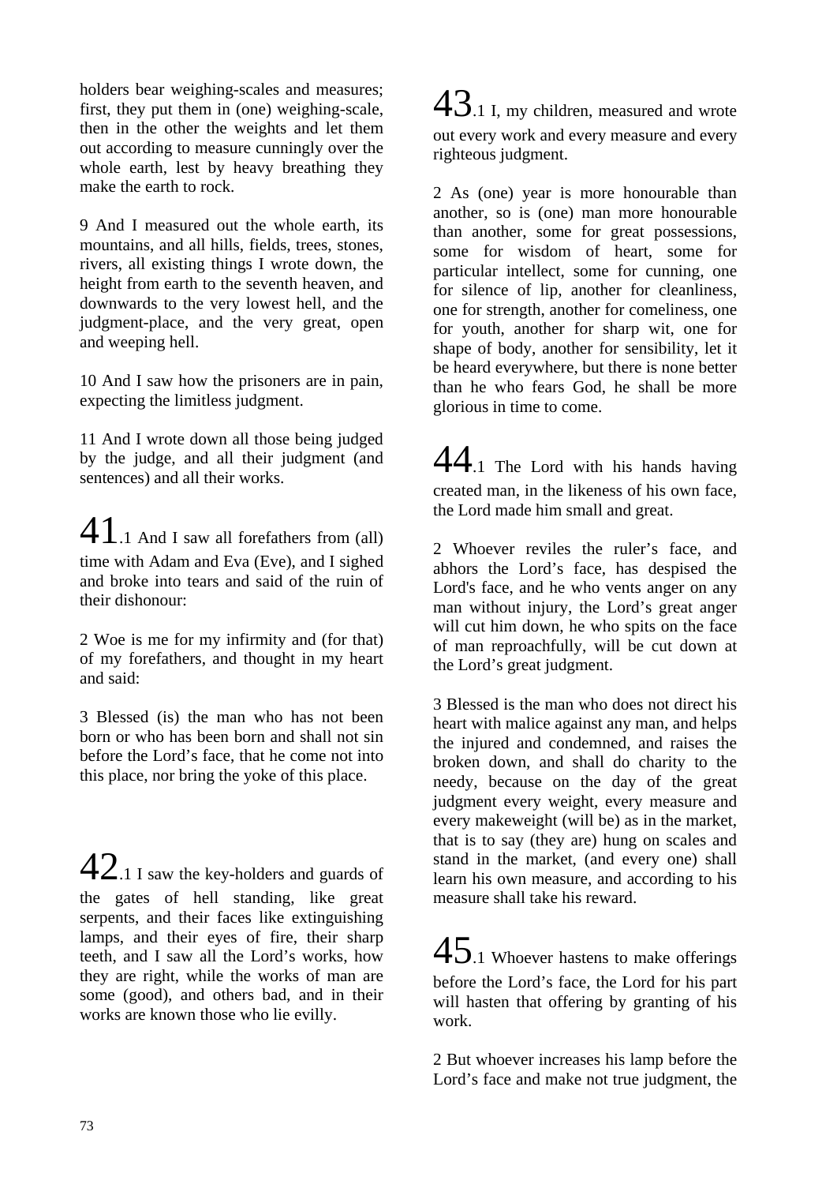holders bear weighing-scales and measures; first, they put them in (one) weighing-scale, then in the other the weights and let them out according to measure cunningly over the whole earth, lest by heavy breathing they make the earth to rock.

9 And I measured out the whole earth, its mountains, and all hills, fields, trees, stones, rivers, all existing things I wrote down, the height from earth to the seventh heaven, and downwards to the very lowest hell, and the judgment-place, and the very great, open and weeping hell.

10 And I saw how the prisoners are in pain, expecting the limitless judgment.

11 And I wrote down all those being judged by the judge, and all their judgment (and sentences) and all their works.

41.1 And I saw all forefathers from (all) time with Adam and Eva (Eve), and I sighed and broke into tears and said of the ruin of their dishonour:

2 Woe is me for my infirmity and (for that) of my forefathers, and thought in my heart and said:

3 Blessed (is) the man who has not been born or who has been born and shall not sin before the Lord's face, that he come not into this place, nor bring the yoke of this place.

42.1 I saw the key-holders and guards of the gates of hell standing, like great serpents, and their faces like extinguishing lamps, and their eyes of fire, their sharp teeth, and I saw all the Lord's works, how they are right, while the works of man are some (good), and others bad, and in their works are known those who lie evilly.

43.1 I, my children, measured and wrote out every work and every measure and every righteous judgment.

2 As (one) year is more honourable than another, so is (one) man more honourable than another, some for great possessions, some for wisdom of heart, some for particular intellect, some for cunning, one for silence of lip, another for cleanliness, one for strength, another for comeliness, one for youth, another for sharp wit, one for shape of body, another for sensibility, let it be heard everywhere, but there is none better than he who fears God, he shall be more glorious in time to come.

44.1 The Lord with his hands having created man, in the likeness of his own face, the Lord made him small and great.

2 Whoever reviles the ruler's face, and abhors the Lord's face, has despised the Lord's face, and he who vents anger on any man without injury, the Lord's great anger will cut him down, he who spits on the face of man reproachfully, will be cut down at the Lord's great judgment.

3 Blessed is the man who does not direct his heart with malice against any man, and helps the injured and condemned, and raises the broken down, and shall do charity to the needy, because on the day of the great judgment every weight, every measure and every makeweight (will be) as in the market, that is to say (they are) hung on scales and stand in the market, (and every one) shall learn his own measure, and according to his measure shall take his reward.

45.1 Whoever hastens to make offerings before the Lord's face, the Lord for his part will hasten that offering by granting of his work.

2 But whoever increases his lamp before the Lord's face and make not true judgment, the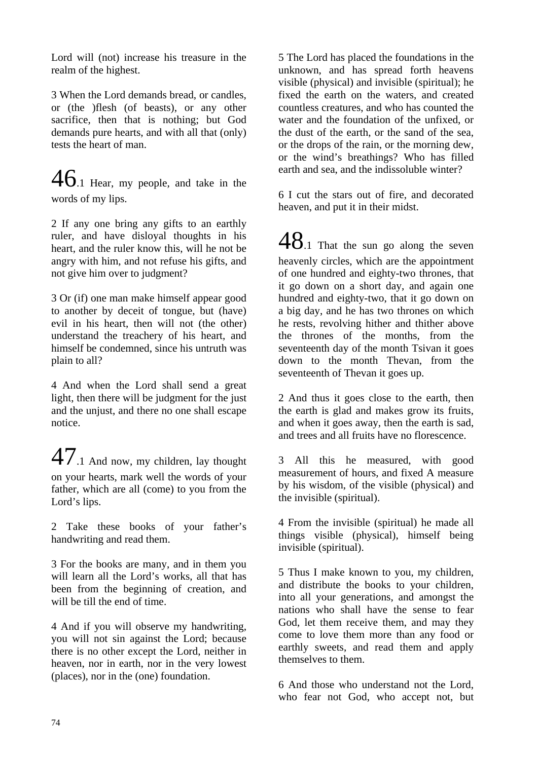Lord will (not) increase his treasure in the realm of the highest.

3 When the Lord demands bread, or candles, or (the )flesh (of beasts), or any other sacrifice, then that is nothing; but God demands pure hearts, and with all that (only) tests the heart of man.

46.1 Hear, my people, and take in the words of my lips.

2 If any one bring any gifts to an earthly ruler, and have disloyal thoughts in his heart, and the ruler know this, will he not be angry with him, and not refuse his gifts, and not give him over to judgment?

3 Or (if) one man make himself appear good to another by deceit of tongue, but (have) evil in his heart, then will not (the other) understand the treachery of his heart, and himself be condemned, since his untruth was plain to all?

4 And when the Lord shall send a great light, then there will be judgment for the just and the unjust, and there no one shall escape notice.

47.1 And now, my children, lay thought on your hearts, mark well the words of your father, which are all (come) to you from the Lord's lips.

2 Take these books of your father's handwriting and read them.

3 For the books are many, and in them you will learn all the Lord's works, all that has been from the beginning of creation, and will be till the end of time.

4 And if you will observe my handwriting, you will not sin against the Lord; because there is no other except the Lord, neither in heaven, nor in earth, nor in the very lowest (places), nor in the (one) foundation.

5 The Lord has placed the foundations in the unknown, and has spread forth heavens visible (physical) and invisible (spiritual); he fixed the earth on the waters, and created countless creatures, and who has counted the water and the foundation of the unfixed, or the dust of the earth, or the sand of the sea, or the drops of the rain, or the morning dew, or the wind's breathings? Who has filled earth and sea, and the indissoluble winter?

6 I cut the stars out of fire, and decorated heaven, and put it in their midst.

48.1 That the sun go along the seven heavenly circles, which are the appointment of one hundred and eighty-two thrones, that it go down on a short day, and again one hundred and eighty-two, that it go down on a big day, and he has two thrones on which he rests, revolving hither and thither above the thrones of the months, from the seventeenth day of the month Tsivan it goes down to the month Thevan, from the seventeenth of Thevan it goes up.

2 And thus it goes close to the earth, then the earth is glad and makes grow its fruits, and when it goes away, then the earth is sad, and trees and all fruits have no florescence.

3 All this he measured, with good measurement of hours, and fixed A measure by his wisdom, of the visible (physical) and the invisible (spiritual).

4 From the invisible (spiritual) he made all things visible (physical), himself being invisible (spiritual).

5 Thus I make known to you, my children, and distribute the books to your children, into all your generations, and amongst the nations who shall have the sense to fear God, let them receive them, and may they come to love them more than any food or earthly sweets, and read them and apply themselves to them.

6 And those who understand not the Lord, who fear not God, who accept not, but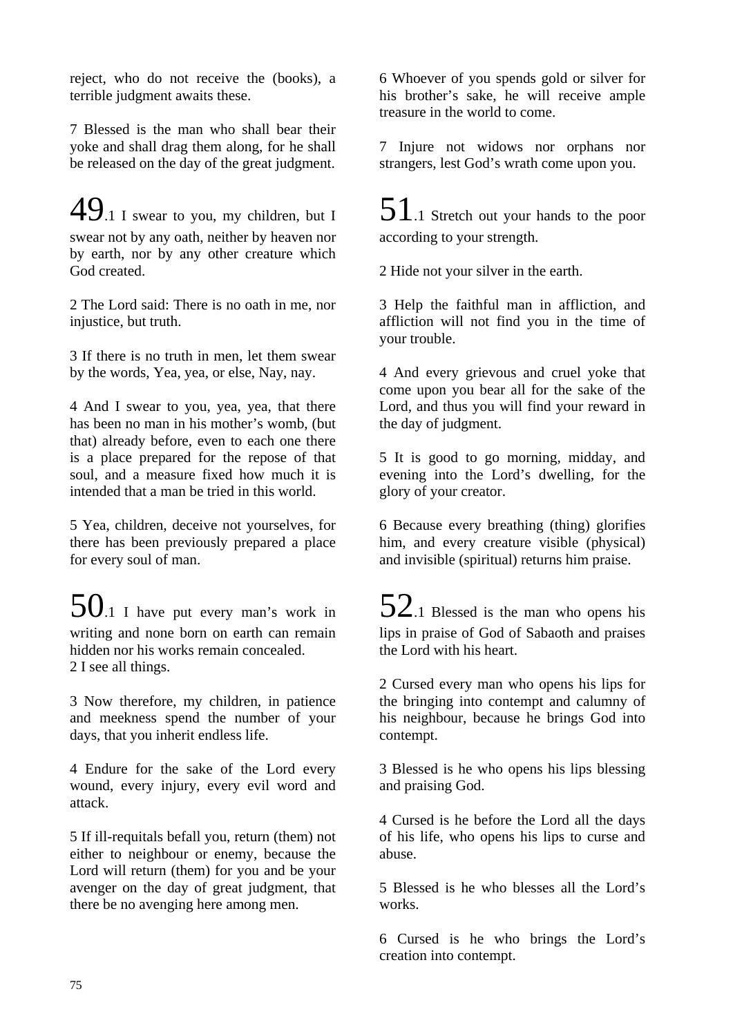reject, who do not receive the (books), a terrible judgment awaits these.

7 Blessed is the man who shall bear their yoke and shall drag them along, for he shall be released on the day of the great judgment.

**49**.1 I swear to you, my children, but I swear not by any oath, neither by heaven nor by earth, nor by any other creature which God created.

2 The Lord said: There is no oath in me, nor injustice, but truth.

3 If there is no truth in men, let them swear by the words, Yea, yea, or else, Nay, nay.

4 And I swear to you, yea, yea, that there has been no man in his mother's womb, (but that) already before, even to each one there is a place prepared for the repose of that soul, and a measure fixed how much it is intended that a man be tried in this world.

5 Yea, children, deceive not yourselves, for there has been previously prepared a place for every soul of man.

**50**.1 I have put every man's work in writing and none born on earth can remain hidden nor his works remain concealed.
2 I see all things.

3 Now therefore, my children, in patience and meekness spend the number of your days, that you inherit endless life.

4 Endure for the sake of the Lord every wound, every injury, every evil word and attack.

5 If ill-requitals befall you, return (them) not either to neighbour or enemy, because the Lord will return (them) for you and be your avenger on the day of great judgment, that there be no avenging here among men.

6 Whoever of you spends gold or silver for his brother's sake, he will receive ample treasure in the world to come.

7 Injure not widows nor orphans nor strangers, lest God's wrath come upon you.

**51**.1 Stretch out your hands to the poor according to your strength.

2 Hide not your silver in the earth.

3 Help the faithful man in affliction, and affliction will not find you in the time of your trouble.

4 And every grievous and cruel yoke that come upon you bear all for the sake of the Lord, and thus you will find your reward in the day of judgment.

5 It is good to go morning, midday, and evening into the Lord's dwelling, for the glory of your creator.

6 Because every breathing (thing) glorifies him, and every creature visible (physical) and invisible (spiritual) returns him praise.

**52**.1 Blessed is the man who opens his lips in praise of God of Sabaoth and praises the Lord with his heart.

2 Cursed every man who opens his lips for the bringing into contempt and calumny of his neighbour, because he brings God into contempt.

3 Blessed is he who opens his lips blessing and praising God.

4 Cursed is he before the Lord all the days of his life, who opens his lips to curse and abuse.

5 Blessed is he who blesses all the Lord's works.

6 Cursed is he who brings the Lord's creation into contempt.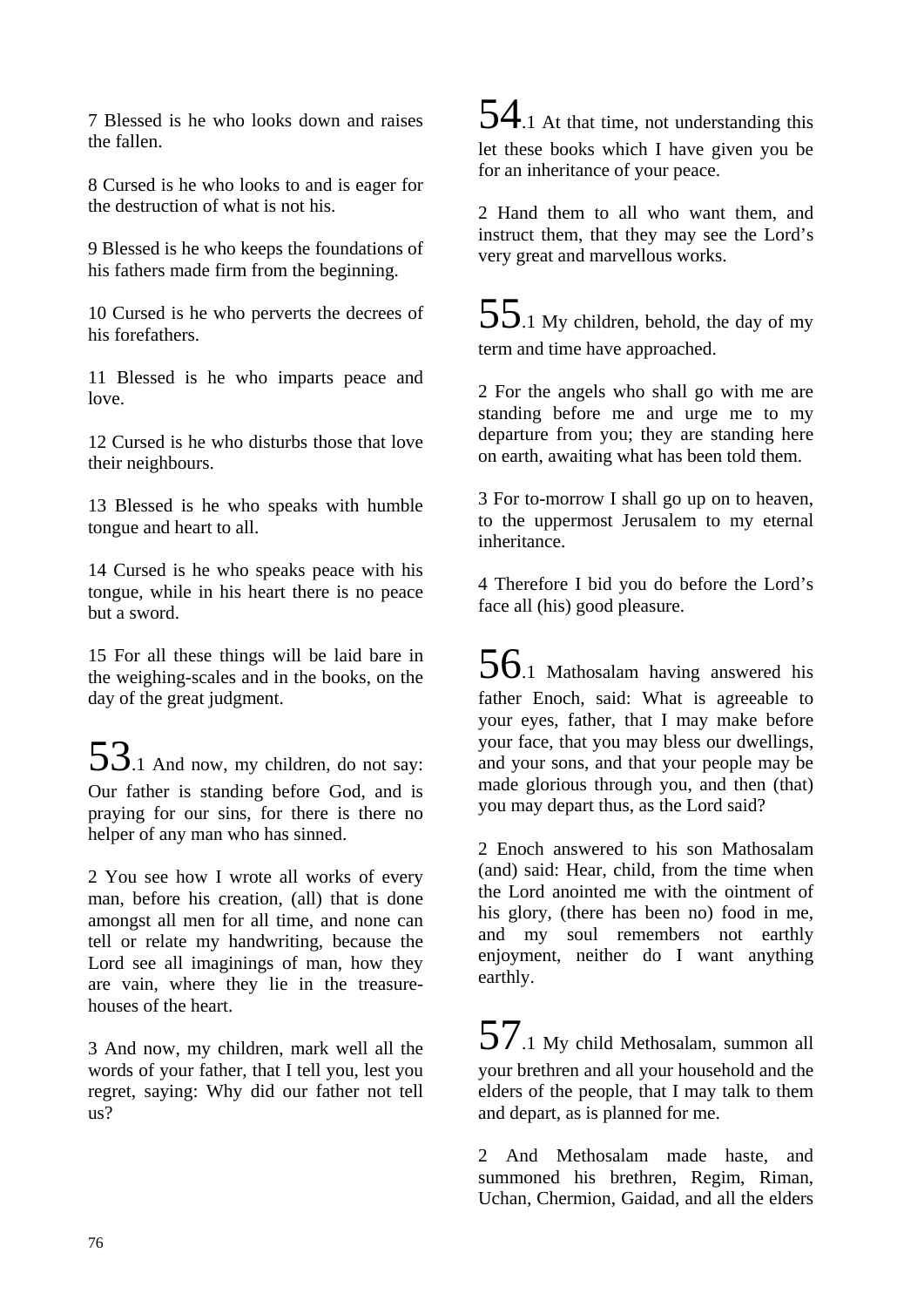7 Blessed is he who looks down and raises the fallen.

8 Cursed is he who looks to and is eager for the destruction of what is not his.

9 Blessed is he who keeps the foundations of his fathers made firm from the beginning.

10 Cursed is he who perverts the decrees of his forefathers.

11 Blessed is he who imparts peace and love.

12 Cursed is he who disturbs those that love their neighbours.

13 Blessed is he who speaks with humble tongue and heart to all.

14 Cursed is he who speaks peace with his tongue, while in his heart there is no peace but a sword.

15 For all these things will be laid bare in the weighing-scales and in the books, on the day of the great judgment.

53.1 And now, my children, do not say: Our father is standing before God, and is praying for our sins, for there is there no helper of any man who has sinned.

2 You see how I wrote all works of every man, before his creation, (all) that is done amongst all men for all time, and none can tell or relate my handwriting, because the Lord see all imaginings of man, how they are vain, where they lie in the treasure-houses of the heart.

3 And now, my children, mark well all the words of your father, that I tell you, lest you regret, saying: Why did our father not tell us?

54.1 At that time, not understanding this let these books which I have given you be for an inheritance of your peace.

2 Hand them to all who want them, and instruct them, that they may see the Lord's very great and marvellous works.

55.1 My children, behold, the day of my term and time have approached.

2 For the angels who shall go with me are standing before me and urge me to my departure from you; they are standing here on earth, awaiting what has been told them.

3 For to-morrow I shall go up on to heaven, to the uppermost Jerusalem to my eternal inheritance.

4 Therefore I bid you do before the Lord's face all (his) good pleasure.

56.1 Mathosalam having answered his father Enoch, said: What is agreeable to your eyes, father, that I may make before your face, that you may bless our dwellings, and your sons, and that your people may be made glorious through you, and then (that) you may depart thus, as the Lord said?

2 Enoch answered to his son Mathosalam (and) said: Hear, child, from the time when the Lord anointed me with the ointment of his glory, (there has been no) food in me, and my soul remembers not earthly enjoyment, neither do I want anything earthly.

57.1 My child Methosalam, summon all your brethren and all your household and the elders of the people, that I may talk to them and depart, as is planned for me.

2 And Methosalam made haste, and summoned his brethren, Regim, Riman, Uchan, Chermion, Gaidad, and all the elders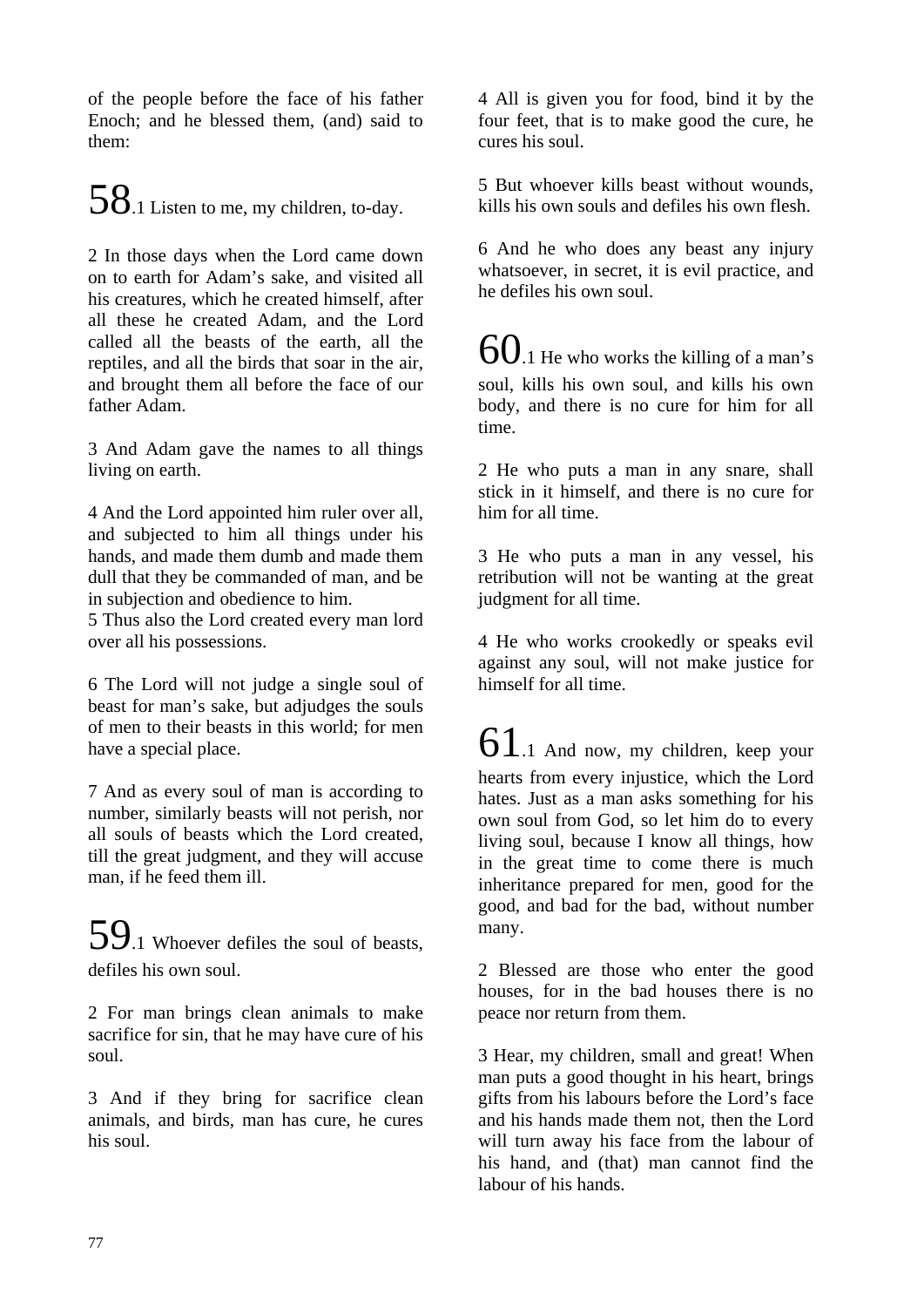of the people before the face of his father Enoch; and he blessed them, (and) said to them:

58.1 Listen to me, my children, to-day.

2 In those days when the Lord came down on to earth for Adam's sake, and visited all his creatures, which he created himself, after all these he created Adam, and the Lord called all the beasts of the earth, all the reptiles, and all the birds that soar in the air, and brought them all before the face of our father Adam.

3 And Adam gave the names to all things living on earth.

4 And the Lord appointed him ruler over all, and subjected to him all things under his hands, and made them dumb and made them dull that they be commanded of man, and be in subjection and obedience to him.
5 Thus also the Lord created every man lord over all his possessions.

6 The Lord will not judge a single soul of beast for man's sake, but adjudges the souls of men to their beasts in this world; for men have a special place.

7 And as every soul of man is according to number, similarly beasts will not perish, nor all souls of beasts which the Lord created, till the great judgment, and they will accuse man, if he feed them ill.

59.1 Whoever defiles the soul of beasts, defiles his own soul.

2 For man brings clean animals to make sacrifice for sin, that he may have cure of his soul.

3 And if they bring for sacrifice clean animals, and birds, man has cure, he cures his soul.

4 All is given you for food, bind it by the four feet, that is to make good the cure, he cures his soul.

5 But whoever kills beast without wounds, kills his own souls and defiles his own flesh.

6 And he who does any beast any injury whatsoever, in secret, it is evil practice, and he defiles his own soul.

60.1 He who works the killing of a man's soul, kills his own soul, and kills his own body, and there is no cure for him for all time.

2 He who puts a man in any snare, shall stick in it himself, and there is no cure for him for all time.

3 He who puts a man in any vessel, his retribution will not be wanting at the great judgment for all time.

4 He who works crookedly or speaks evil against any soul, will not make justice for himself for all time.

61.1 And now, my children, keep your hearts from every injustice, which the Lord hates. Just as a man asks something for his own soul from God, so let him do to every living soul, because I know all things, how in the great time to come there is much inheritance prepared for men, good for the good, and bad for the bad, without number many.

2 Blessed are those who enter the good houses, for in the bad houses there is no peace nor return from them.

3 Hear, my children, small and great! When man puts a good thought in his heart, brings gifts from his labours before the Lord's face and his hands made them not, then the Lord will turn away his face from the labour of his hand, and (that) man cannot find the labour of his hands.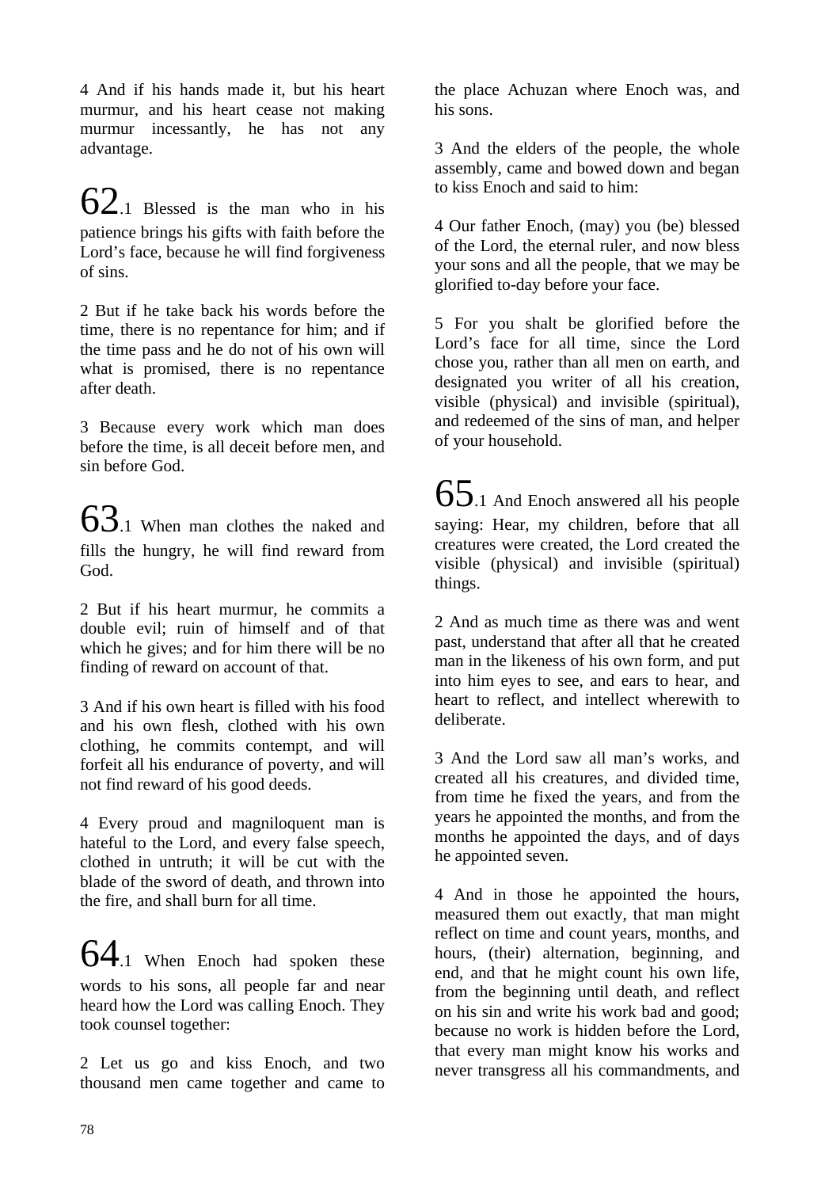4 And if his hands made it, but his heart murmur, and his heart cease not making murmur incessantly, he has not any advantage.

62.1 Blessed is the man who in his patience brings his gifts with faith before the Lord's face, because he will find forgiveness of sins.

2 But if he take back his words before the time, there is no repentance for him; and if the time pass and he do not of his own will what is promised, there is no repentance after death.

3 Because every work which man does before the time, is all deceit before men, and sin before God.

63.1 When man clothes the naked and fills the hungry, he will find reward from God.

2 But if his heart murmur, he commits a double evil; ruin of himself and of that which he gives; and for him there will be no finding of reward on account of that.

3 And if his own heart is filled with his food and his own flesh, clothed with his own clothing, he commits contempt, and will forfeit all his endurance of poverty, and will not find reward of his good deeds.

4 Every proud and magniloquent man is hateful to the Lord, and every false speech, clothed in untruth; it will be cut with the blade of the sword of death, and thrown into the fire, and shall burn for all time.

64.1 When Enoch had spoken these words to his sons, all people far and near heard how the Lord was calling Enoch. They took counsel together:

2 Let us go and kiss Enoch, and two thousand men came together and came to the place Achuzan where Enoch was, and his sons.

3 And the elders of the people, the whole assembly, came and bowed down and began to kiss Enoch and said to him:

4 Our father Enoch, (may) you (be) blessed of the Lord, the eternal ruler, and now bless your sons and all the people, that we may be glorified to-day before your face.

5 For you shalt be glorified before the Lord's face for all time, since the Lord chose you, rather than all men on earth, and designated you writer of all his creation, visible (physical) and invisible (spiritual), and redeemed of the sins of man, and helper of your household.

65.1 And Enoch answered all his people saying: Hear, my children, before that all creatures were created, the Lord created the visible (physical) and invisible (spiritual) things.

2 And as much time as there was and went past, understand that after all that he created man in the likeness of his own form, and put into him eyes to see, and ears to hear, and heart to reflect, and intellect wherewith to deliberate.

3 And the Lord saw all man's works, and created all his creatures, and divided time, from time he fixed the years, and from the years he appointed the months, and from the months he appointed the days, and of days he appointed seven.

4 And in those he appointed the hours, measured them out exactly, that man might reflect on time and count years, months, and hours, (their) alternation, beginning, and end, and that he might count his own life, from the beginning until death, and reflect on his sin and write his work bad and good; because no work is hidden before the Lord, that every man might know his works and never transgress all his commandments, and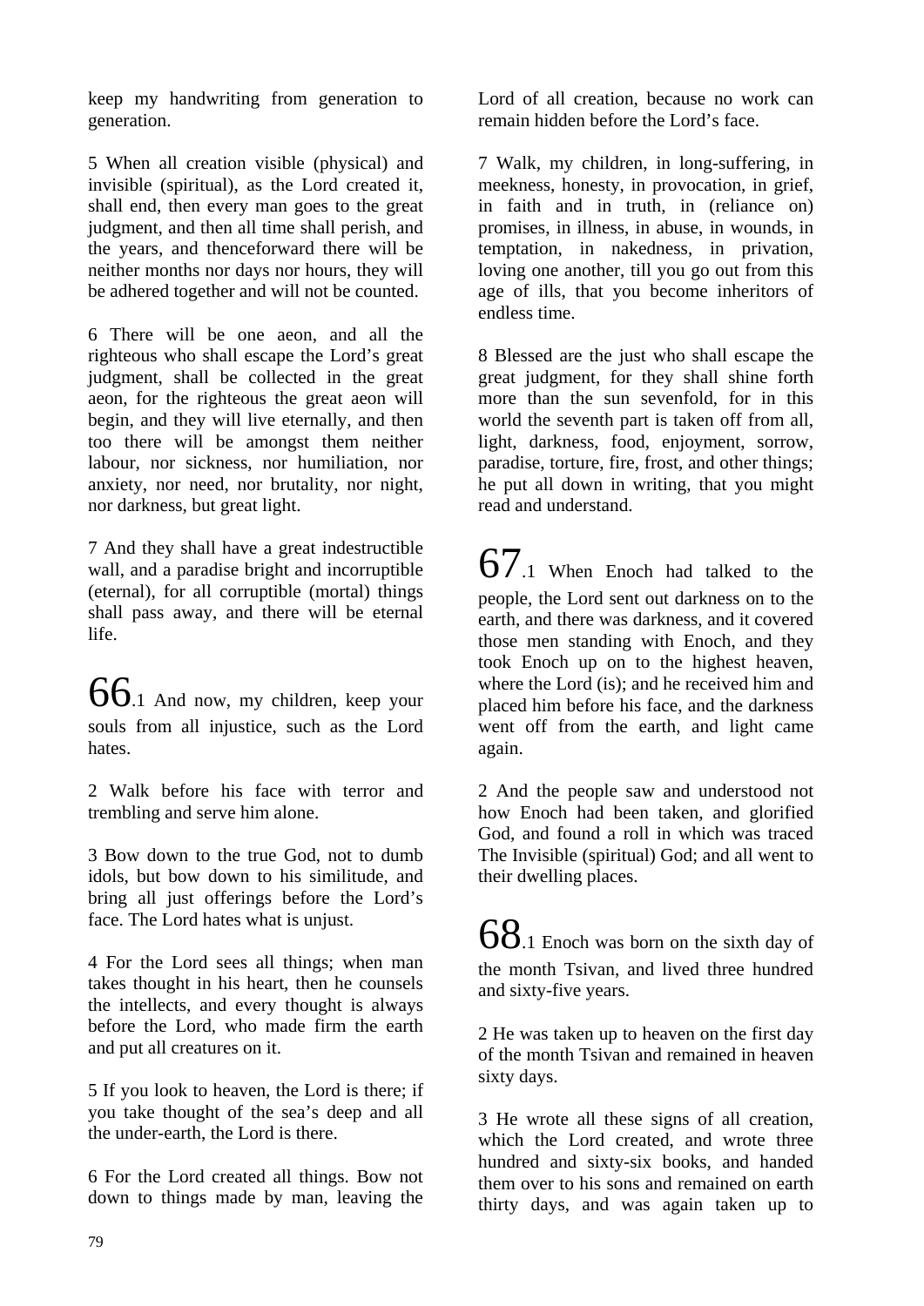keep my handwriting from generation to generation.

5 When all creation visible (physical) and invisible (spiritual), as the Lord created it, shall end, then every man goes to the great judgment, and then all time shall perish, and the years, and thenceforward there will be neither months nor days nor hours, they will be adhered together and will not be counted.

6 There will be one aeon, and all the righteous who shall escape the Lord's great judgment, shall be collected in the great aeon, for the righteous the great aeon will begin, and they will live eternally, and then too there will be amongst them neither labour, nor sickness, nor humiliation, nor anxiety, nor need, nor brutality, nor night, nor darkness, but great light.

7 And they shall have a great indestructible wall, and a paradise bright and incorruptible (eternal), for all corruptible (mortal) things shall pass away, and there will be eternal life.

66.1 And now, my children, keep your souls from all injustice, such as the Lord hates.

2 Walk before his face with terror and trembling and serve him alone.

3 Bow down to the true God, not to dumb idols, but bow down to his similitude, and bring all just offerings before the Lord's face. The Lord hates what is unjust.

4 For the Lord sees all things; when man takes thought in his heart, then he counsels the intellects, and every thought is always before the Lord, who made firm the earth and put all creatures on it.

5 If you look to heaven, the Lord is there; if you take thought of the sea's deep and all the under-earth, the Lord is there.

6 For the Lord created all things. Bow not down to things made by man, leaving the Lord of all creation, because no work can remain hidden before the Lord's face.

7 Walk, my children, in long-suffering, in meekness, honesty, in provocation, in grief, in faith and in truth, in (reliance on) promises, in illness, in abuse, in wounds, in temptation, in nakedness, in privation, loving one another, till you go out from this age of ills, that you become inheritors of endless time.

8 Blessed are the just who shall escape the great judgment, for they shall shine forth more than the sun sevenfold, for in this world the seventh part is taken off from all, light, darkness, food, enjoyment, sorrow, paradise, torture, fire, frost, and other things; he put all down in writing, that you might read and understand.

67.1 When Enoch had talked to the people, the Lord sent out darkness on to the earth, and there was darkness, and it covered those men standing with Enoch, and they took Enoch up on to the highest heaven, where the Lord (is); and he received him and placed him before his face, and the darkness went off from the earth, and light came again.

2 And the people saw and understood not how Enoch had been taken, and glorified God, and found a roll in which was traced The Invisible (spiritual) God; and all went to their dwelling places.

68.1 Enoch was born on the sixth day of the month Tsivan, and lived three hundred and sixty-five years.

2 He was taken up to heaven on the first day of the month Tsivan and remained in heaven sixty days.

3 He wrote all these signs of all creation, which the Lord created, and wrote three hundred and sixty-six books, and handed them over to his sons and remained on earth thirty days, and was again taken up to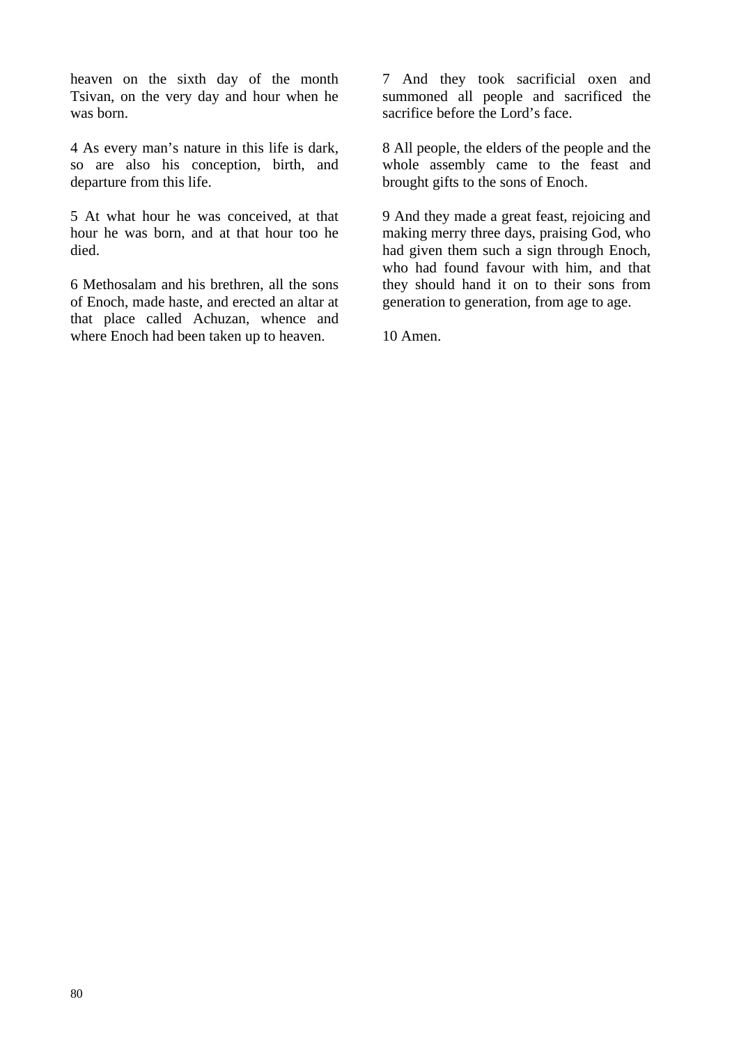heaven on the sixth day of the month Tsivan, on the very day and hour when he was born.

4 As every man's nature in this life is dark, so are also his conception, birth, and departure from this life.

5 At what hour he was conceived, at that hour he was born, and at that hour too he died.

6 Methosalam and his brethren, all the sons of Enoch, made haste, and erected an altar at that place called Achuzan, whence and where Enoch had been taken up to heaven.

7 And they took sacrificial oxen and summoned all people and sacrificed the sacrifice before the Lord's face.

8 All people, the elders of the people and the whole assembly came to the feast and brought gifts to the sons of Enoch.

9 And they made a great feast, rejoicing and making merry three days, praising God, who had given them such a sign through Enoch, who had found favour with him, and that they should hand it on to their sons from generation to generation, from age to age.

10 Amen.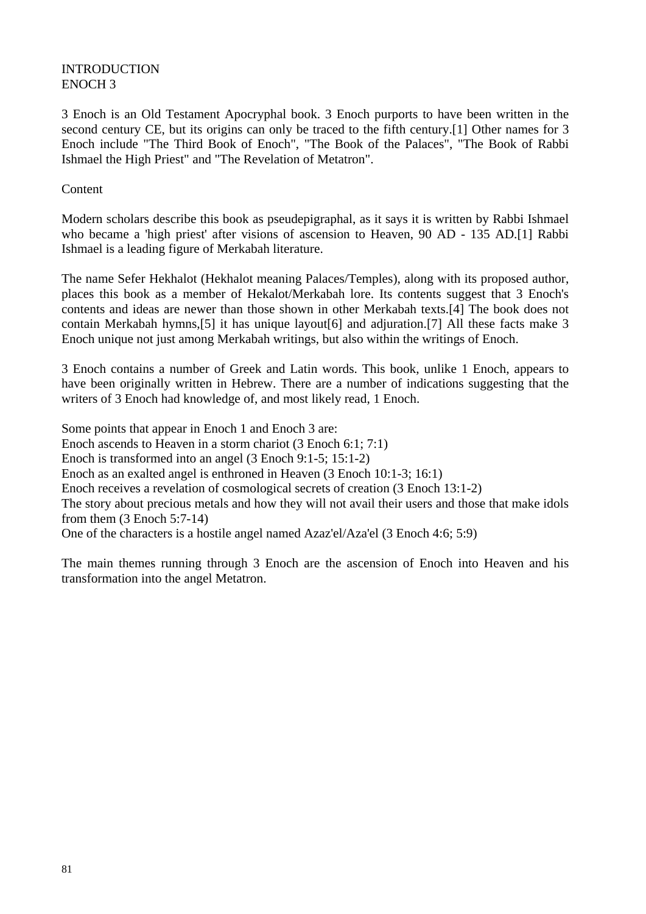# INTRODUCTION
# ENOCH 3

3 Enoch is an Old Testament Apocryphal book. 3 Enoch purports to have been written in the second century CE, but its origins can only be traced to the fifth century.[1] Other names for 3 Enoch include "The Third Book of Enoch", "The Book of the Palaces", "The Book of Rabbi Ishmael the High Priest" and "The Revelation of Metatron".

## Content

Modern scholars describe this book as pseudepigraphal, as it says it is written by Rabbi Ishmael who became a 'high priest' after visions of ascension to Heaven, 90 AD - 135 AD.[1] Rabbi Ishmael is a leading figure of Merkabah literature.

The name Sefer Hekhalot (Hekhalot meaning Palaces/Temples), along with its proposed author, places this book as a member of Hekalot/Merkabah lore. Its contents suggest that 3 Enoch's contents and ideas are newer than those shown in other Merkabah texts.[4] The book does not contain Merkabah hymns,[5] it has unique layout[6] and adjuration.[7] All these facts make 3 Enoch unique not just among Merkabah writings, but also within the writings of Enoch.

3 Enoch contains a number of Greek and Latin words. This book, unlike 1 Enoch, appears to have been originally written in Hebrew. There are a number of indications suggesting that the writers of 3 Enoch had knowledge of, and most likely read, 1 Enoch.

Some points that appear in Enoch 1 and Enoch 3 are:
Enoch ascends to Heaven in a storm chariot (3 Enoch 6:1; 7:1)
Enoch is transformed into an angel (3 Enoch 9:1-5; 15:1-2)
Enoch as an exalted angel is enthroned in Heaven (3 Enoch 10:1-3; 16:1)
Enoch receives a revelation of cosmological secrets of creation (3 Enoch 13:1-2)
The story about precious metals and how they will not avail their users and those that make idols from them (3 Enoch 5:7-14)
One of the characters is a hostile angel named Azaz'el/Aza'el (3 Enoch 4:6; 5:9)

The main themes running through 3 Enoch are the ascension of Enoch into Heaven and his transformation into the angel Metatron.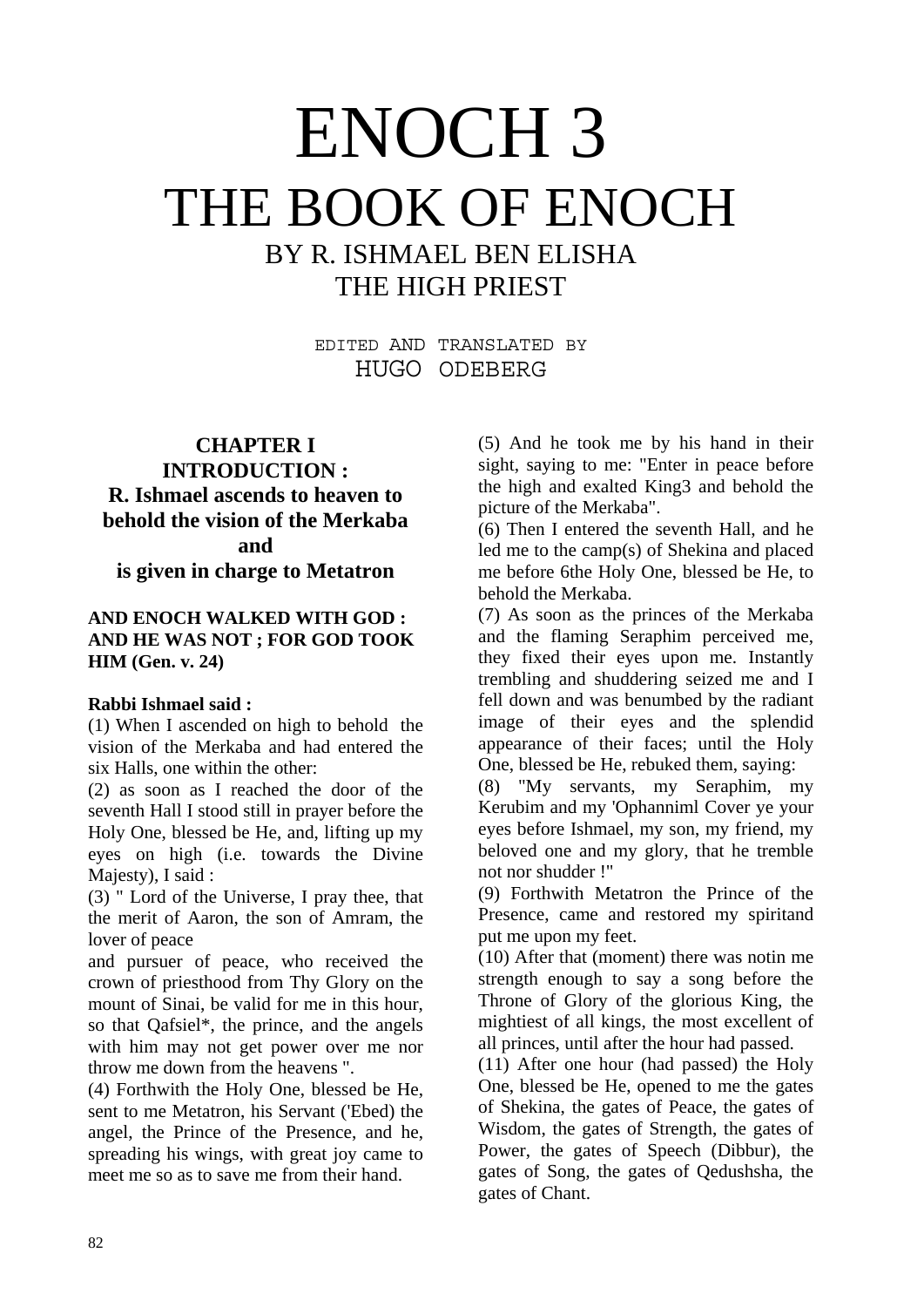# ENOCH 3

# THE BOOK OF ENOCH

## BY R. ISHMAEL BEN ELISHA THE HIGH PRIEST

EDITED AND TRANSLATED BY
HUGO ODEBERG

### CHAPTER I INTRODUCTION : R. Ishmael ascends to heaven to behold the vision of the Merkaba and is given in charge to Metatron

**AND ENOCH WALKED WITH GOD : AND HE WAS NOT ; FOR GOD TOOK HIM (Gen. v. 24)**

**Rabbi Ishmael said :**

(1) When I ascended on high to behold the vision of the Merkaba and had entered the six Halls, one within the other:

(2) as soon as I reached the door of the seventh Hall I stood still in prayer before the Holy One, blessed be He, and, lifting up my eyes on high (i.e. towards the Divine Majesty), I said :

(3) " Lord of the Universe, I pray thee, that the merit of Aaron, the son of Amram, the lover of peace
and pursuer of peace, who received the crown of priesthood from Thy Glory on the mount of Sinai, be valid for me in this hour, so that Qafsiel*, the prince, and the angels with him may not get power over me nor throw me down from the heavens ".

(4) Forthwith the Holy One, blessed be He, sent to me Metatron, his Servant ('Ebed) the angel, the Prince of the Presence, and he, spreading his wings, with great joy came to meet me so as to save me from their hand.

(5) And he took me by his hand in their sight, saying to me: "Enter in peace before the high and exalted King3 and behold the picture of the Merkaba".

(6) Then I entered the seventh Hall, and he led me to the camp(s) of Shekina and placed me before 6the Holy One, blessed be He, to behold the Merkaba.

(7) As soon as the princes of the Merkaba and the flaming Seraphim perceived me, they fixed their eyes upon me. Instantly trembling and shuddering seized me and I fell down and was benumbed by the radiant image of their eyes and the splendid appearance of their faces; until the Holy One, blessed be He, rebuked them, saying:

(8) "My servants, my Seraphim, my Kerubim and my 'Ophanniml Cover ye your eyes before Ishmael, my son, my friend, my beloved one and my glory, that he tremble not nor shudder !"

(9) Forthwith Metatron the Prince of the Presence, came and restored my spiritand put me upon my feet.

(10) After that (moment) there was notin me strength enough to say a song before the Throne of Glory of the glorious King, the mightiest of all kings, the most excellent of all princes, until after the hour had passed.

(11) After one hour (had passed) the Holy One, blessed be He, opened to me the gates of Shekina, the gates of Peace, the gates of Wisdom, the gates of Strength, the gates of Power, the gates of Speech (Dibbur), the gates of Song, the gates of Qedushsha, the gates of Chant.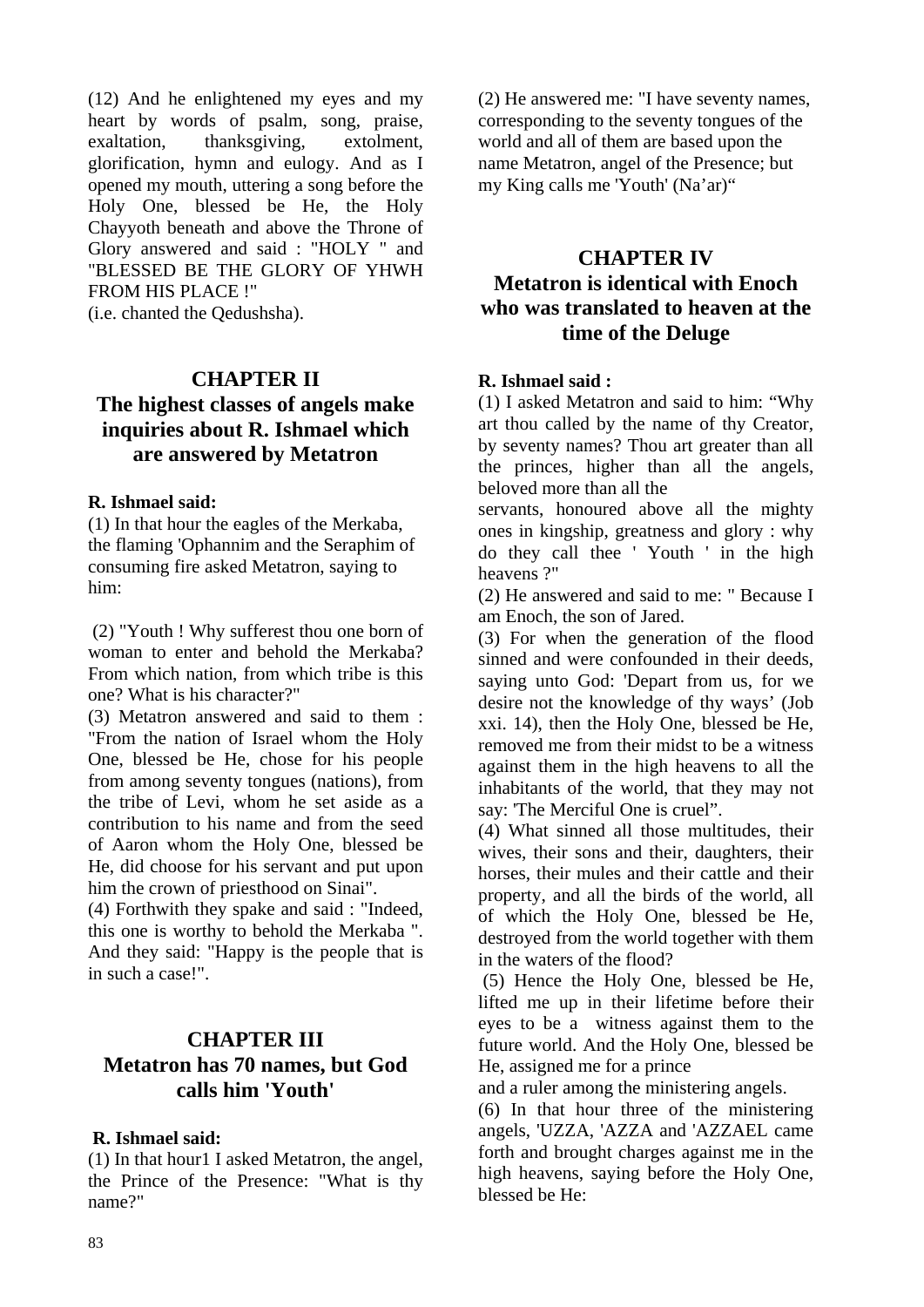(12) And he enlightened my eyes and my heart by words of psalm, song, praise, exaltation, thanksgiving, extolment, glorification, hymn and eulogy. And as I opened my mouth, uttering a song before the Holy One, blessed be He, the Holy Chayyoth beneath and above the Throne of Glory answered and said : "HOLY " and "BLESSED BE THE GLORY OF YHWH FROM HIS PLACE !"
(i.e. chanted the Qedushsha).

## CHAPTER II
## The highest classes of angels make inquiries about R. Ishmael which are answered by Metatron

**R. Ishmael said:**
(1) In that hour the eagles of the Merkaba, the flaming 'Ophannim and the Seraphim of consuming fire asked Metatron, saying to him:

(2) "Youth ! Why sufferest thou one born of woman to enter and behold the Merkaba? From which nation, from which tribe is this one? What is his character?"
(3) Metatron answered and said to them : "From the nation of Israel whom the Holy One, blessed be He, chose for his people from among seventy tongues (nations), from the tribe of Levi, whom he set aside as a contribution to his name and from the seed of Aaron whom the Holy One, blessed be He, did choose for his servant and put upon him the crown of priesthood on Sinai".
(4) Forthwith they spake and said : "Indeed, this one is worthy to behold the Merkaba ". And they said: "Happy is the people that is in such a case!".

## CHAPTER III
## Metatron has 70 names, but God calls him 'Youth'

**R. Ishmael said:**
(1) In that hour1 I asked Metatron, the angel, the Prince of the Presence: "What is thy name?"
(2) He answered me: "I have seventy names, corresponding to the seventy tongues of the world and all of them are based upon the name Metatron, angel of the Presence; but my King calls me 'Youth' (Na'ar)"

## CHAPTER IV
## Metatron is identical with Enoch who was translated to heaven at the time of the Deluge

**R. Ishmael said :**
(1) I asked Metatron and said to him: "Why art thou called by the name of thy Creator, by seventy names? Thou art greater than all the princes, higher than all the angels, beloved more than all the servants, honoured above all the mighty ones in kingship, greatness and glory : why do they call thee ' Youth ' in the high heavens ?"
(2) He answered and said to me: " Because I am Enoch, the son of Jared.
(3) For when the generation of the flood sinned and were confounded in their deeds, saying unto God: 'Depart from us, for we desire not the knowledge of thy ways' (Job xxi. 14), then the Holy One, blessed be He, removed me from their midst to be a witness against them in the high heavens to all the inhabitants of the world, that they may not say: 'The Merciful One is cruel".
(4) What sinned all those multitudes, their wives, their sons and their, daughters, their horses, their mules and their cattle and their property, and all the birds of the world, all of which the Holy One, blessed be He, destroyed from the world together with them in the waters of the flood?
(5) Hence the Holy One, blessed be He, lifted me up in their lifetime before their eyes to be a witness against them to the future world. And the Holy One, blessed be He, assigned me for a prince and a ruler among the ministering angels.
(6) In that hour three of the ministering angels, 'UZZA, 'AZZA and 'AZZAEL came forth and brought charges against me in the high heavens, saying before the Holy One, blessed be He: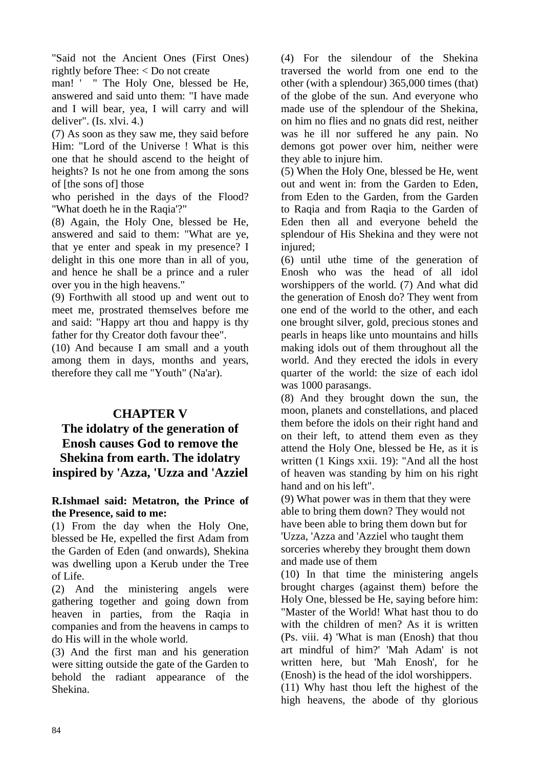"Said not the Ancient Ones (First Ones) rightly before Thee: < Do not create man! ' " The Holy One, blessed be He, answered and said unto them: "I have made and I will bear, yea, I will carry and will deliver". (Is. xlvi. 4.)

(7) As soon as they saw me, they said before Him: "Lord of the Universe ! What is this one that he should ascend to the height of heights? Is not he one from among the sons of [the sons of] those who perished in the days of the Flood? "What doeth he in the Raqia'?"

(8) Again, the Holy One, blessed be He, answered and said to them: "What are ye, that ye enter and speak in my presence? I delight in this one more than in all of you, and hence he shall be a prince and a ruler over you in the high heavens."

(9) Forthwith all stood up and went out to meet me, prostrated themselves before me and said: "Happy art thou and happy is thy father for thy Creator doth favour thee".

(10) And because I am small and a youth among them in days, months and years, therefore they call me "Youth" (Na'ar).

## CHAPTER V
## The idolatry of the generation of Enosh causes God to remove the Shekina from earth. The idolatry inspired by 'Azza, 'Uzza and 'Azziel

**R.Ishmael said: Metatron, the Prince of the Presence, said to me:**

(1) From the day when the Holy One, blessed be He, expelled the first Adam from the Garden of Eden (and onwards), Shekina was dwelling upon a Kerub under the Tree of Life.

(2) And the ministering angels were gathering together and going down from heaven in parties, from the Raqia in companies and from the heavens in camps to do His will in the whole world.

(3) And the first man and his generation were sitting outside the gate of the Garden to behold the radiant appearance of the Shekina.

(4) For the silendour of the Shekina traversed the world from one end to the other (with a splendour) 365,000 times (that) of the globe of the sun. And everyone who made use of the splendour of the Shekina, on him no flies and no gnats did rest, neither was he ill nor suffered he any pain. No demons got power over him, neither were they able to injure him.

(5) When the Holy One, blessed be He, went out and went in: from the Garden to Eden, from Eden to the Garden, from the Garden to Raqia and from Raqia to the Garden of Eden then all and everyone beheld the splendour of His Shekina and they were not injured;

(6) until uthe time of the generation of Enosh who was the head of all idol worshippers of the world. (7) And what did the generation of Enosh do? They went from one end of the world to the other, and each one brought silver, gold, precious stones and pearls in heaps like unto mountains and hills making idols out of them throughout all the world. And they erected the idols in every quarter of the world: the size of each idol was 1000 parasangs.

(8) And they brought down the sun, the moon, planets and constellations, and placed them before the idols on their right hand and on their left, to attend them even as they attend the Holy One, blessed be He, as it is written (1 Kings xxii. 19): "And all the host of heaven was standing by him on his right hand and on his left".

(9) What power was in them that they were able to bring them down? They would not have been able to bring them down but for 'Uzza, 'Azza and 'Azziel who taught them sorceries whereby they brought them down and made use of them

(10) In that time the ministering angels brought charges (against them) before the Holy One, blessed be He, saying before him: "Master of the World! What hast thou to do with the children of men? As it is written (Ps. viii. 4) 'What is man (Enosh) that thou art mindful of him?' 'Mah Adam' is not written here, but 'Mah Enosh', for he (Enosh) is the head of the idol worshippers.

(11) Why hast thou left the highest of the high heavens, the abode of thy glorious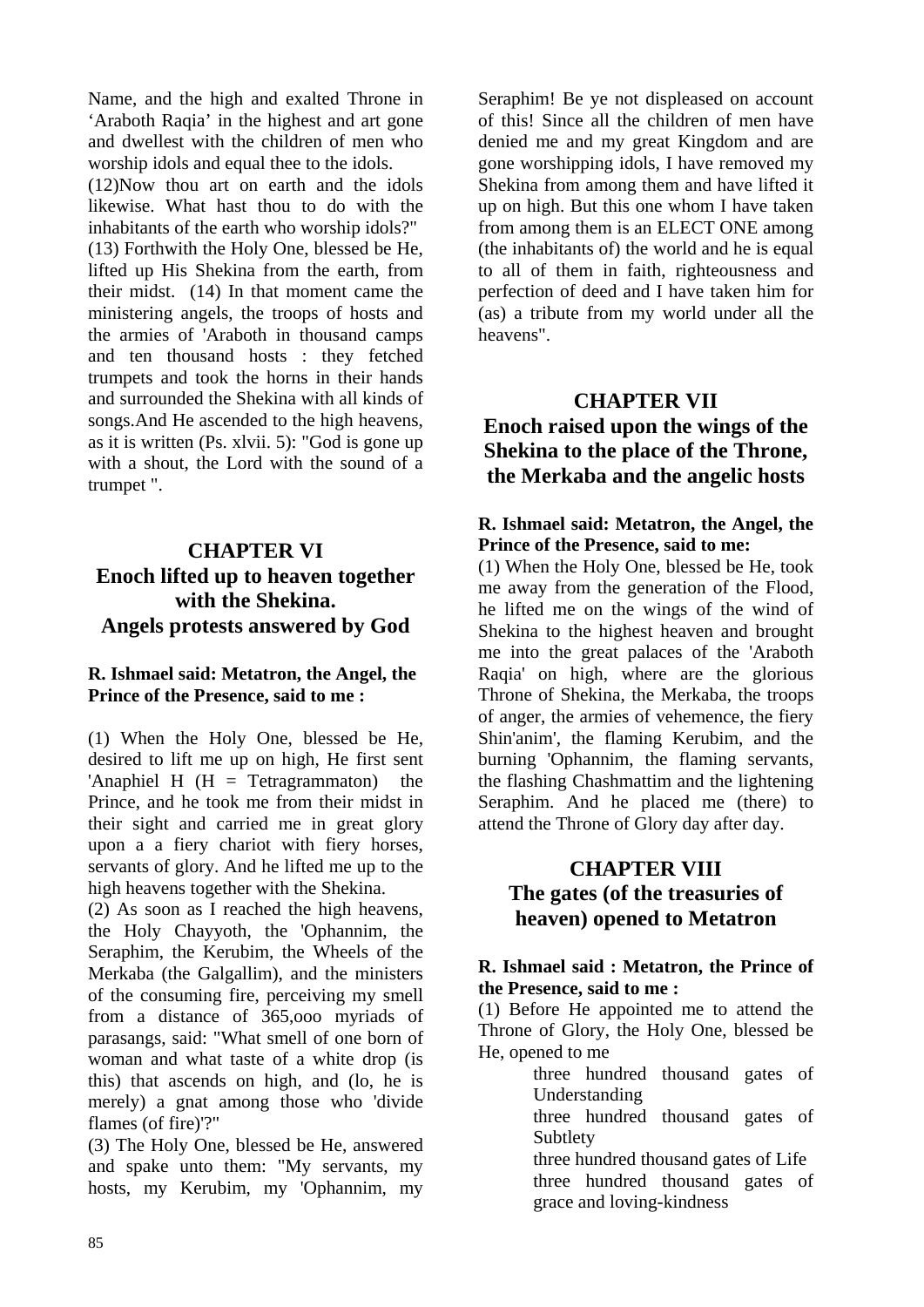Name, and the high and exalted Throne in 'Araboth Raqia' in the highest and art gone and dwellest with the children of men who worship idols and equal thee to the idols.

(12)Now thou art on earth and the idols likewise. What hast thou to do with the inhabitants of the earth who worship idols?"

(13) Forthwith the Holy One, blessed be He, lifted up His Shekina from the earth, from their midst. (14) In that moment came the ministering angels, the troops of hosts and the armies of 'Araboth in thousand camps and ten thousand hosts : they fetched trumpets and took the horns in their hands and surrounded the Shekina with all kinds of songs.And He ascended to the high heavens, as it is written (Ps. xlvii. 5): "God is gone up with a shout, the Lord with the sound of a trumpet ".

## CHAPTER VI
## Enoch lifted up to heaven together with the Shekina. Angels protests answered by God

**R. Ishmael said: Metatron, the Angel, the Prince of the Presence, said to me :**

(1) When the Holy One, blessed be He, desired to lift me up on high, He first sent 'Anaphiel H (H = Tetragrammaton) the Prince, and he took me from their midst in their sight and carried me in great glory upon a a fiery chariot with fiery horses, servants of glory. And he lifted me up to the high heavens together with the Shekina.

(2) As soon as I reached the high heavens, the Holy Chayyoth, the 'Ophannim, the Seraphim, the Kerubim, the Wheels of the Merkaba (the Galgallim), and the ministers of the consuming fire, perceiving my smell from a distance of 365,ooo myriads of parasangs, said: "What smell of one born of woman and what taste of a white drop (is this) that ascends on high, and (lo, he is merely) a gnat among those who 'divide flames (of fire)'?"

(3) The Holy One, blessed be He, answered and spake unto them: "My servants, my hosts, my Kerubim, my 'Ophannim, my Seraphim! Be ye not displeased on account of this! Since all the children of men have denied me and my great Kingdom and are gone worshipping idols, I have removed my Shekina from among them and have lifted it up on high. But this one whom I have taken from among them is an ELECT ONE among (the inhabitants of) the world and he is equal to all of them in faith, righteousness and perfection of deed and I have taken him for (as) a tribute from my world under all the heavens".

## CHAPTER VII
## Enoch raised upon the wings of the Shekina to the place of the Throne, the Merkaba and the angelic hosts

**R. Ishmael said: Metatron, the Angel, the Prince of the Presence, said to me:**

(1) When the Holy One, blessed be He, took me away from the generation of the Flood, he lifted me on the wings of the wind of Shekina to the highest heaven and brought me into the great palaces of the 'Araboth Raqia' on high, where are the glorious Throne of Shekina, the Merkaba, the troops of anger, the armies of vehemence, the fiery Shin'anim', the flaming Kerubim, and the burning 'Ophannim, the flaming servants, the flashing Chashmattim and the lightening Seraphim. And he placed me (there) to attend the Throne of Glory day after day.

## CHAPTER VIII
## The gates (of the treasuries of heaven) opened to Metatron

**R. Ishmael said : Metatron, the Prince of the Presence, said to me :**

(1) Before He appointed me to attend the Throne of Glory, the Holy One, blessed be He, opened to me

three hundred thousand gates of Understanding

three hundred thousand gates of Subtlety

three hundred thousand gates of Life

three hundred thousand gates of grace and loving-kindness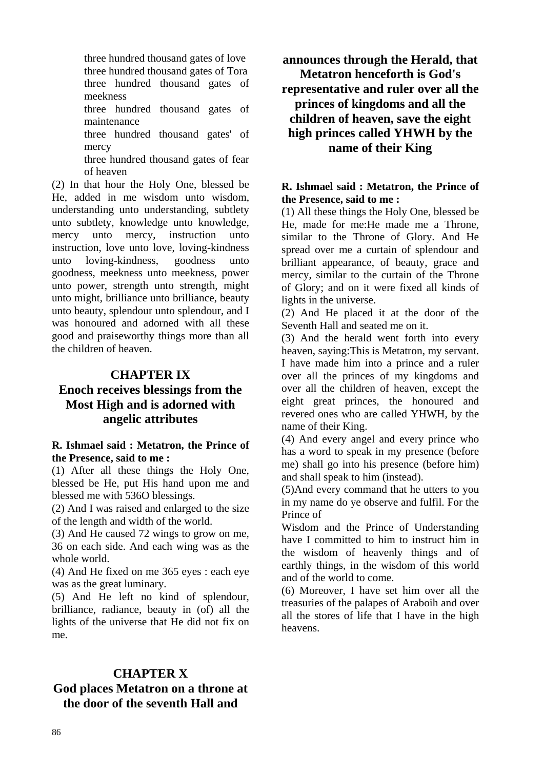three hundred thousand gates of love
three hundred thousand gates of Tora
three hundred thousand gates of meekness
three hundred thousand gates of maintenance
three hundred thousand gates' of mercy
three hundred thousand gates of fear of heaven

(2) In that hour the Holy One, blessed be He, added in me wisdom unto wisdom, understanding unto understanding, subtlety unto subtlety, knowledge unto knowledge, mercy unto mercy, instruction unto instruction, love unto love, loving-kindness unto loving-kindness, goodness unto goodness, meekness unto meekness, power unto power, strength unto strength, might unto might, brilliance unto brilliance, beauty unto beauty, splendour unto splendour, and I was honoured and adorned with all these good and praiseworthy things more than all the children of heaven.

## CHAPTER IX
## Enoch receives blessings from the Most High and is adorned with angelic attributes

**R. Ishmael said : Metatron, the Prince of the Presence, said to me :**

(1) After all these things the Holy One, blessed be He, put His hand upon me and blessed me with 536O blessings.

(2) And I was raised and enlarged to the size of the length and width of the world.

(3) And He caused 72 wings to grow on me, 36 on each side. And each wing was as the whole world.

(4) And He fixed on me 365 eyes : each eye was as the great luminary.

(5) And He left no kind of splendour, brilliance, radiance, beauty in (of) all the lights of the universe that He did not fix on me.

## CHAPTER X
## God places Metatron on a throne at the door of the seventh Hall and announces through the Herald, that Metatron henceforth is God's representative and ruler over all the princes of kingdoms and all the children of heaven, save the eight high princes called YHWH by the name of their King

**R. Ishmael said : Metatron, the Prince of the Presence, said to me :**

(1) All these things the Holy One, blessed be He, made for me:He made me a Throne, similar to the Throne of Glory. And He spread over me a curtain of splendour and brilliant appearance, of beauty, grace and mercy, similar to the curtain of the Throne of Glory; and on it were fixed all kinds of lights in the universe.

(2) And He placed it at the door of the Seventh Hall and seated me on it.

(3) And the herald went forth into every heaven, saying:This is Metatron, my servant. I have made him into a prince and a ruler over all the princes of my kingdoms and over all the children of heaven, except the eight great princes, the honoured and revered ones who are called YHWH, by the name of their King.

(4) And every angel and every prince who has a word to speak in my presence (before me) shall go into his presence (before him) and shall speak to him (instead).

(5)And every command that he utters to you in my name do ye observe and fulfil. For the Prince of Wisdom and the Prince of Understanding have I committed to him to instruct him in the wisdom of heavenly things and of earthly things, in the wisdom of this world and of the world to come.

(6) Moreover, I have set him over all the treasuries of the palapes of Araboih and over all the stores of life that I have in the high heavens.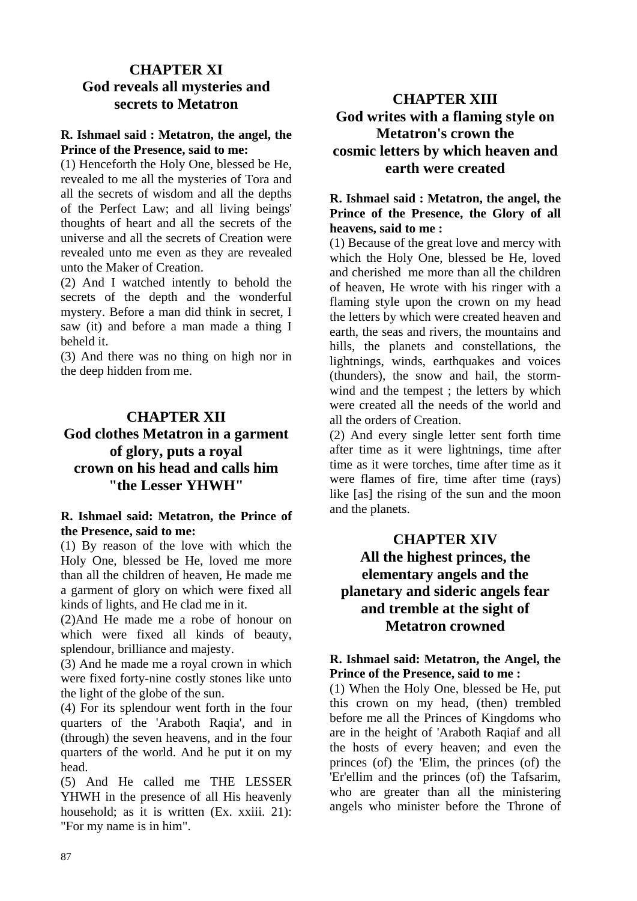## CHAPTER XI
## God reveals all mysteries and secrets to Metatron

**R. Ishmael said : Metatron, the angel, the Prince of the Presence, said to me:**

(1) Henceforth the Holy One, blessed be He, revealed to me all the mysteries of Tora and all the secrets of wisdom and all the depths of the Perfect Law; and all living beings' thoughts of heart and all the secrets of the universe and all the secrets of Creation were revealed unto me even as they are revealed unto the Maker of Creation.

(2) And I watched intently to behold the secrets of the depth and the wonderful mystery. Before a man did think in secret, I saw (it) and before a man made a thing I beheld it.

(3) And there was no thing on high nor in the deep hidden from me.

## CHAPTER XII
## God clothes Metatron in a garment of glory, puts a royal crown on his head and calls him "the Lesser YHWH"

**R. Ishmael said: Metatron, the Prince of the Presence, said to me:**

(1) By reason of the love with which the Holy One, blessed be He, loved me more than all the children of heaven, He made me a garment of glory on which were fixed all kinds of lights, and He clad me in it.

(2)And He made me a robe of honour on which were fixed all kinds of beauty, splendour, brilliance and majesty.

(3) And he made me a royal crown in which were fixed forty-nine costly stones like unto the light of the globe of the sun.

(4) For its splendour went forth in the four quarters of the 'Araboth Raqia', and in (through) the seven heavens, and in the four quarters of the world. And he put it on my head.

(5) And He called me THE LESSER YHWH in the presence of all His heavenly household; as it is written (Ex. xxiii. 21): "For my name is in him".

## CHAPTER XIII
## God writes with a flaming style on Metatron's crown the cosmic letters by which heaven and earth were created

**R. Ishmael said : Metatron, the angel, the Prince of the Presence, the Glory of all heavens, said to me :**

(1) Because of the great love and mercy with which the Holy One, blessed be He, loved and cherished me more than all the children of heaven, He wrote with his ringer with a flaming style upon the crown on my head the letters by which were created heaven and earth, the seas and rivers, the mountains and hills, the planets and constellations, the lightnings, winds, earthquakes and voices (thunders), the snow and hail, the storm-wind and the tempest ; the letters by which were created all the needs of the world and all the orders of Creation.

(2) And every single letter sent forth time after time as it were lightnings, time after time as it were torches, time after time as it were flames of fire, time after time (rays) like [as] the rising of the sun and the moon and the planets.

## CHAPTER XIV
## All the highest princes, the elementary angels and the planetary and sideric angels fear and tremble at the sight of Metatron crowned

**R. Ishmael said: Metatron, the Angel, the Prince of the Presence, said to me :**

(1) When the Holy One, blessed be He, put this crown on my head, (then) trembled before me all the Princes of Kingdoms who are in the height of 'Araboth Raqiaf and all the hosts of every heaven; and even the princes (of) the 'Elim, the princes (of) the 'Er'ellim and the princes (of) the Tafsarim, who are greater than all the ministering angels who minister before the Throne of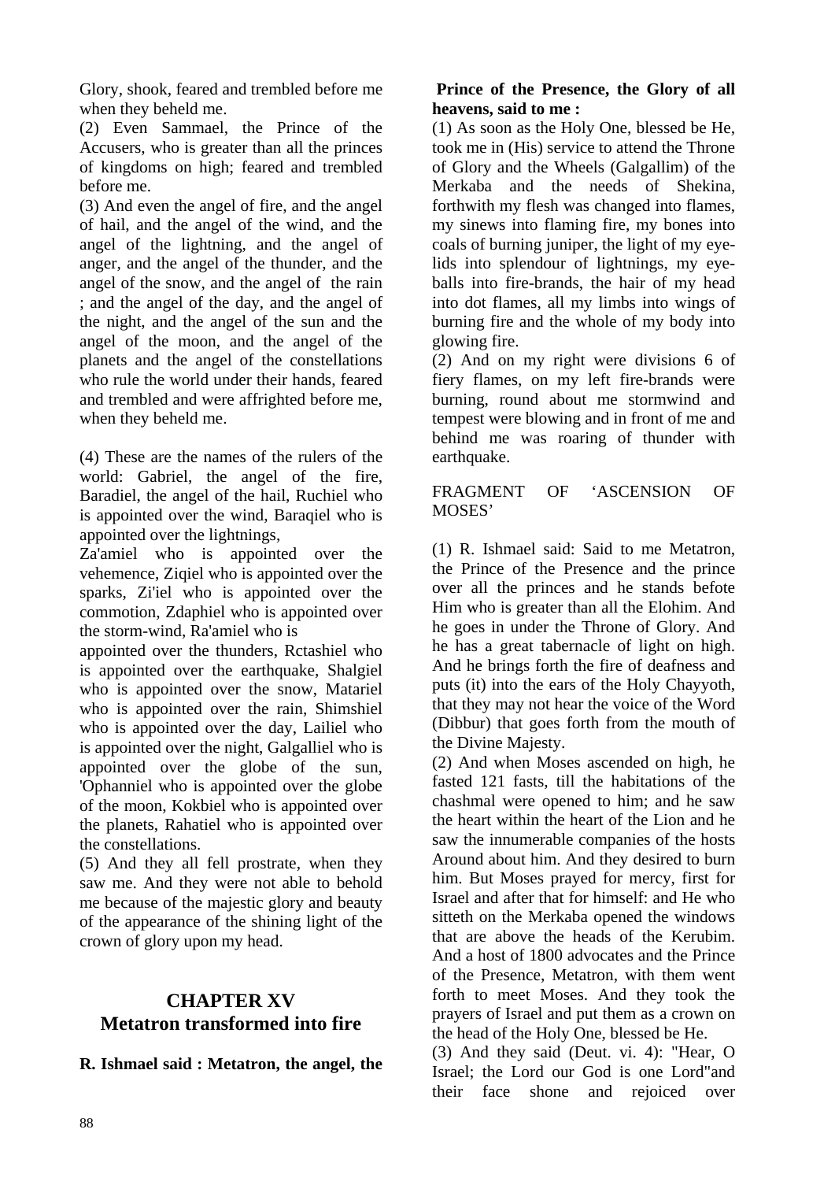Glory, shook, feared and trembled before me when they beheld me.

(2) Even Sammael, the Prince of the Accusers, who is greater than all the princes of kingdoms on high; feared and trembled before me.

(3) And even the angel of fire, and the angel of hail, and the angel of the wind, and the angel of the lightning, and the angel of anger, and the angel of the thunder, and the angel of the snow, and the angel of the rain ; and the angel of the day, and the angel of the night, and the angel of the sun and the angel of the moon, and the angel of the planets and the angel of the constellations who rule the world under their hands, feared and trembled and were affrighted before me, when they beheld me.

(4) These are the names of the rulers of the world: Gabriel, the angel of the fire, Baradiel, the angel of the hail, Ruchiel who is appointed over the wind, Baraqiel who is appointed over the lightnings,
Za'amiel who is appointed over the vehemence, Ziqiel who is appointed over the sparks, Zi'iel who is appointed over the commotion, Zdaphiel who is appointed over the storm-wind, Ra'amiel who is
appointed over the thunders, Rctashiel who is appointed over the earthquake, Shalgiel who is appointed over the snow, Matariel who is appointed over the rain, Shimshiel who is appointed over the day, Lailiel who is appointed over the night, Galgalliel who is appointed over the globe of the sun, 'Ophanniel who is appointed over the globe of the moon, Kokbiel who is appointed over the planets, Rahatiel who is appointed over the constellations.

(5) And they all fell prostrate, when they saw me. And they were not able to behold me because of the majestic glory and beauty of the appearance of the shining light of the crown of glory upon my head.

## CHAPTER XV
## Metatron transformed into fire

**R. Ishmael said : Metatron, the angel, the Prince of the Presence, the Glory of all heavens, said to me :**

(1) As soon as the Holy One, blessed be He, took me in (His) service to attend the Throne of Glory and the Wheels (Galgallim) of the Merkaba and the needs of Shekina, forthwith my flesh was changed into flames, my sinews into flaming fire, my bones into coals of burning juniper, the light of my eye-lids into splendour of lightnings, my eye-balls into fire-brands, the hair of my head into dot flames, all my limbs into wings of burning fire and the whole of my body into glowing fire.

(2) And on my right were divisions 6 of fiery flames, on my left fire-brands were burning, round about me stormwind and tempest were blowing and in front of me and behind me was roaring of thunder with earthquake.

FRAGMENT OF 'ASCENSION OF MOSES'

(1) R. Ishmael said: Said to me Metatron, the Prince of the Presence and the prince over all the princes and he stands befote Him who is greater than all the Elohim. And he goes in under the Throne of Glory. And he has a great tabernacle of light on high. And he brings forth the fire of deafness and puts (it) into the ears of the Holy Chayyoth, that they may not hear the voice of the Word (Dibbur) that goes forth from the mouth of the Divine Majesty.

(2) And when Moses ascended on high, he fasted 121 fasts, till the habitations of the chashmal were opened to him; and he saw the heart within the heart of the Lion and he saw the innumerable companies of the hosts Around about him. And they desired to burn him. But Moses prayed for mercy, first for Israel and after that for himself: and He who sitteth on the Merkaba opened the windows that are above the heads of the Kerubim. And a host of 1800 advocates and the Prince of the Presence, Metatron, with them went forth to meet Moses. And they took the prayers of Israel and put them as a crown on the head of the Holy One, blessed be He.

(3) And they said (Deut. vi. 4): "Hear, O Israel; the Lord our God is one Lord"and their face shone and rejoiced over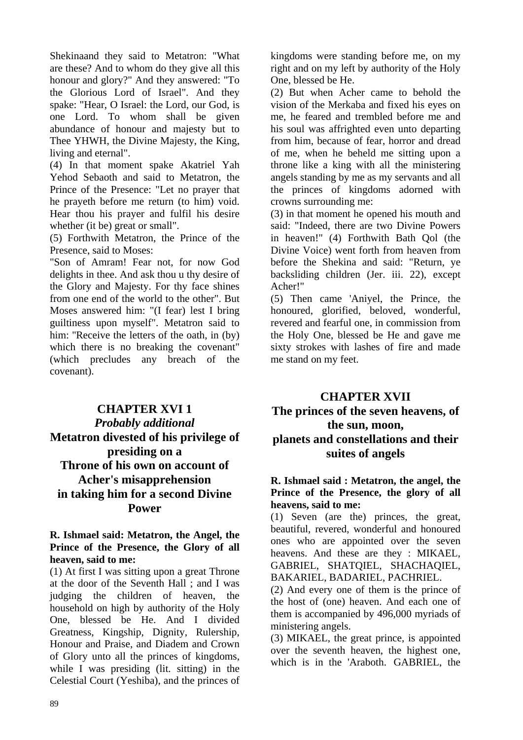Shekinaand they said to Metatron: "What are these? And to whom do they give all this honour and glory?" And they answered: "To the Glorious Lord of Israel". And they spake: "Hear, O Israel: the Lord, our God, is one Lord. To whom shall be given abundance of honour and majesty but to Thee YHWH, the Divine Majesty, the King, living and eternal".

(4) In that moment spake Akatriel Yah Yehod Sebaoth and said to Metatron, the Prince of the Presence: "Let no prayer that he prayeth before me return (to him) void. Hear thou his prayer and fulfil his desire whether (it be) great or small".

(5) Forthwith Metatron, the Prince of the Presence, said to Moses:

"Son of Amram! Fear not, for now God delights in thee. And ask thou u thy desire of the Glory and Majesty. For thy face shines from one end of the world to the other". But Moses answered him: "(I fear) lest I bring guiltiness upon myself". Metatron said to him: "Receive the letters of the oath, in (by) which there is no breaking the covenant" (which precludes any breach of the covenant).

## CHAPTER XVI 1
### *Probably additional*
## Metatron divested of his privilege of presiding on a Throne of his own on account of Acher's misapprehension in taking him for a second Divine Power

**R. Ishmael said: Metatron, the Angel, the Prince of the Presence, the Glory of all heaven, said to me:**

(1) At first I was sitting upon a great Throne at the door of the Seventh Hall ; and I was judging the children of heaven, the household on high by authority of the Holy One, blessed be He. And I divided Greatness, Kingship, Dignity, Rulership, Honour and Praise, and Diadem and Crown of Glory unto all the princes of kingdoms, while I was presiding (lit. sitting) in the Celestial Court (Yeshiba), and the princes of kingdoms were standing before me, on my right and on my left by authority of the Holy One, blessed be He.

(2) But when Acher came to behold the vision of the Merkaba and fixed his eyes on me, he feared and trembled before me and his soul was affrighted even unto departing from him, because of fear, horror and dread of me, when he beheld me sitting upon a throne like a king with all the ministering angels standing by me as my servants and all the princes of kingdoms adorned with crowns surrounding me:

(3) in that moment he opened his mouth and said: "Indeed, there are two Divine Powers in heaven!" (4) Forthwith Bath Qol (the Divine Voice) went forth from heaven from before the Shekina and said: "Return, ye backsliding children (Jer. iii. 22), except Acher!"

(5) Then came 'Aniyel, the Prince, the honoured, glorified, beloved, wonderful, revered and fearful one, in commission from the Holy One, blessed be He and gave me sixty strokes with lashes of fire and made me stand on my feet.

## CHAPTER XVII
## The princes of the seven heavens, of the sun, moon, planets and constellations and their suites of angels

**R. Ishmael said : Metatron, the angel, the Prince of the Presence, the glory of all heavens, said to me:**

(1) Seven (are the) princes, the great, beautiful, revered, wonderful and honoured ones who are appointed over the seven heavens. And these are they : MIKAEL, GABRIEL, SHATQIEL, SHACHAQIEL, BAKARIEL, BADARIEL, PACHRIEL.

(2) And every one of them is the prince of the host of (one) heaven. And each one of them is accompanied by 496,000 myriads of ministering angels.

(3) MIKAEL, the great prince, is appointed over the seventh heaven, the highest one, which is in the 'Araboth. GABRIEL, the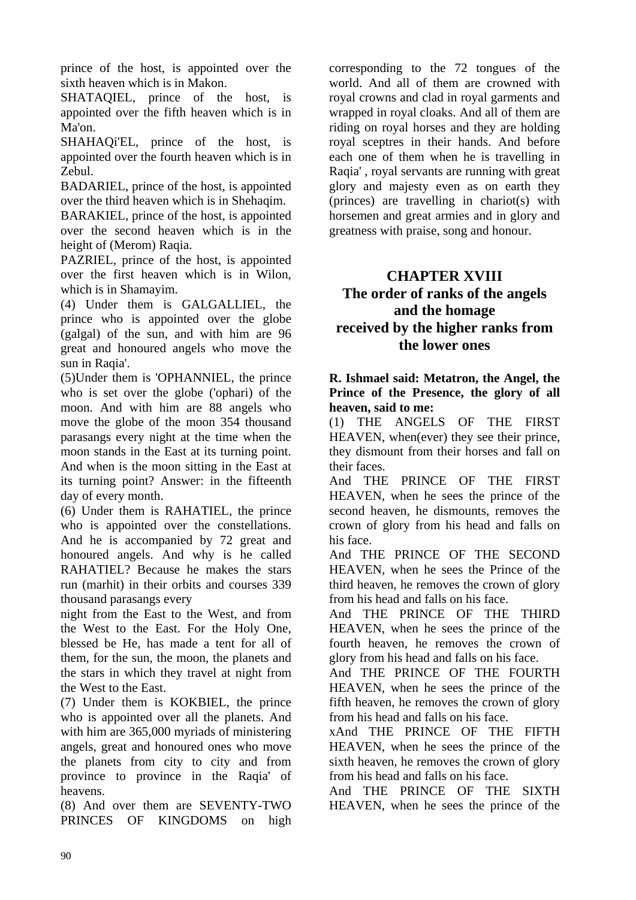prince of the host, is appointed over the sixth heaven which is in Makon.

SHATAQIEL, prince of the host, is appointed over the fifth heaven which is in Ma'on.

SHAHAQi'EL, prince of the host, is appointed over the fourth heaven which is in Zebul.

BADARIEL, prince of the host, is appointed over the third heaven which is in Shehaqim.

BARAKIEL, prince of the host, is appointed over the second heaven which is in the height of (Merom) Raqia.

PAZRIEL, prince of the host, is appointed over the first heaven which is in Wilon, which is in Shamayim.

(4) Under them is GALGALLIEL, the prince who is appointed over the globe (galgal) of the sun, and with him are 96 great and honoured angels who move the sun in Raqia'.

(5)Under them is 'OPHANNIEL, the prince who is set over the globe ('ophari) of the moon. And with him are 88 angels who move the globe of the moon 354 thousand parasangs every night at the time when the moon stands in the East at its turning point. And when is the moon sitting in the East at its turning point? Answer: in the fifteenth day of every month.

(6) Under them is RAHATIEL, the prince who is appointed over the constellations. And he is accompanied by 72 great and honoured angels. And why is he called RAHATIEL? Because he makes the stars run (marhit) in their orbits and courses 339 thousand parasangs every night from the East to the West, and from the West to the East. For the Holy One, blessed be He, has made a tent for all of them, for the sun, the moon, the planets and the stars in which they travel at night from the West to the East.

(7) Under them is KOKBIEL, the prince who is appointed over all the planets. And with him are 365,000 myriads of ministering angels, great and honoured ones who move the planets from city to city and from province to province in the Raqia' of heavens.

(8) And over them are SEVENTY-TWO PRINCES OF KINGDOMS on high corresponding to the 72 tongues of the world. And all of them are crowned with royal crowns and clad in royal garments and wrapped in royal cloaks. And all of them are riding on royal horses and they are holding royal sceptres in their hands. And before each one of them when he is travelling in Raqia' , royal servants are running with great glory and majesty even as on earth they (princes) are travelling in chariot(s) with horsemen and great armies and in glory and greatness with praise, song and honour.

## CHAPTER XVIII
## The order of ranks of the angels and the homage received by the higher ranks from the lower ones

**R. Ishmael said: Metatron, the Angel, the Prince of the Presence, the glory of all heaven, said to me:**

(1) THE ANGELS OF THE FIRST HEAVEN, when(ever) they see their prince, they dismount from their horses and fall on their faces.

And THE PRINCE OF THE FIRST HEAVEN, when he sees the prince of the second heaven, he dismounts, removes the crown of glory from his head and falls on his face.

And THE PRINCE OF THE SECOND HEAVEN, when he sees the Prince of the third heaven, he removes the crown of glory from his head and falls on his face.

And THE PRINCE OF THE THIRD HEAVEN, when he sees the prince of the fourth heaven, he removes the crown of glory from his head and falls on his face.

And THE PRINCE OF THE FOURTH HEAVEN, when he sees the prince of the fifth heaven, he removes the crown of glory from his head and falls on his face.

xAnd THE PRINCE OF THE FIFTH HEAVEN, when he sees the prince of the sixth heaven, he removes the crown of glory from his head and falls on his face.

And THE PRINCE OF THE SIXTH HEAVEN, when he sees the prince of the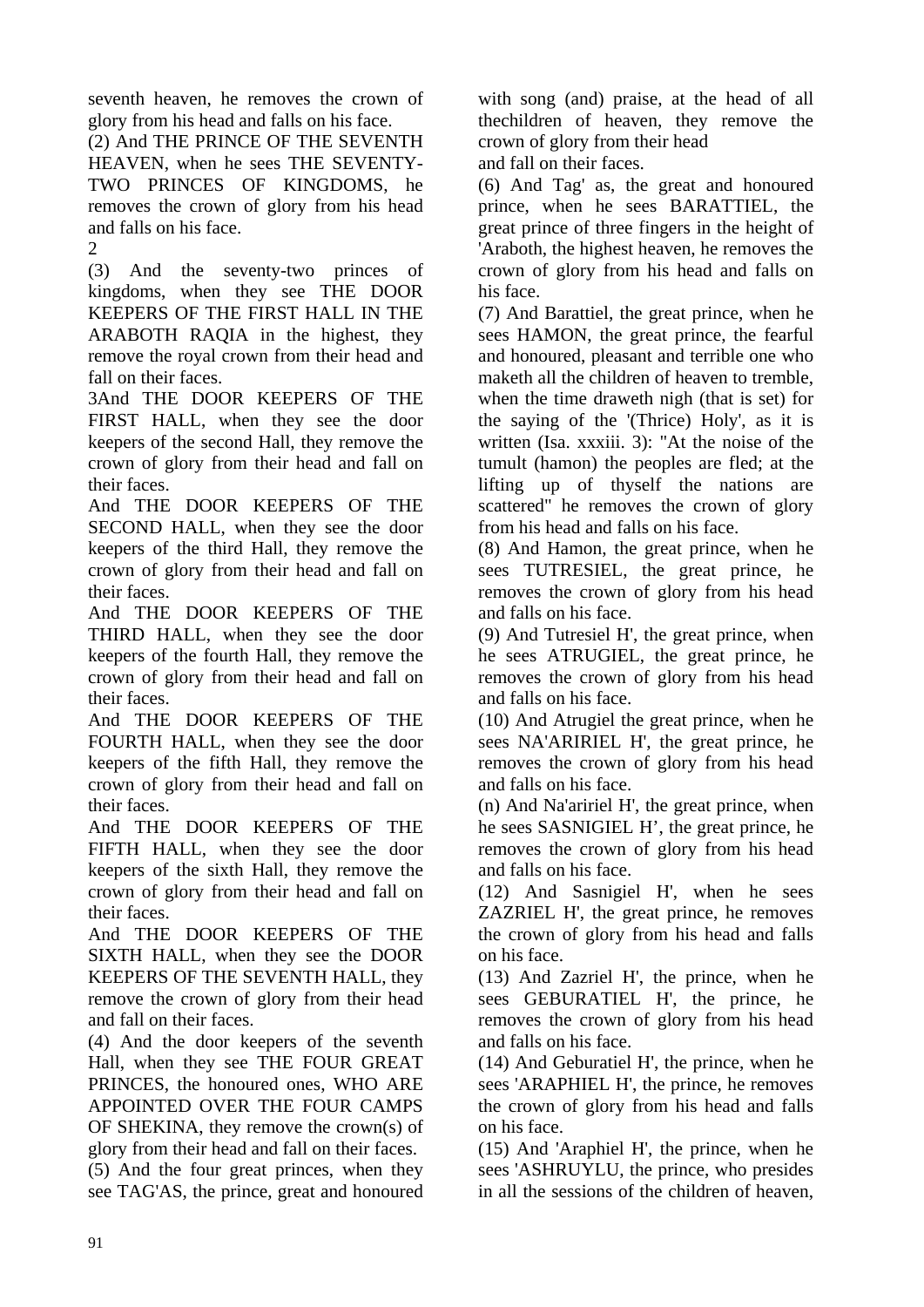seventh heaven, he removes the crown of glory from his head and falls on his face.

(2) And THE PRINCE OF THE SEVENTH HEAVEN, when he sees THE SEVENTY-TWO PRINCES OF KINGDOMS, he removes the crown of glory from his head and falls on his face.

2

(3) And the seventy-two princes of kingdoms, when they see THE DOOR KEEPERS OF THE FIRST HALL IN THE ARABOTH RAQIA in the highest, they remove the royal crown from their head and fall on their faces.

3And THE DOOR KEEPERS OF THE FIRST HALL, when they see the door keepers of the second Hall, they remove the crown of glory from their head and fall on their faces.

And THE DOOR KEEPERS OF THE SECOND HALL, when they see the door keepers of the third Hall, they remove the crown of glory from their head and fall on their faces.

And THE DOOR KEEPERS OF THE THIRD HALL, when they see the door keepers of the fourth Hall, they remove the crown of glory from their head and fall on their faces.

And THE DOOR KEEPERS OF THE FOURTH HALL, when they see the door keepers of the fifth Hall, they remove the crown of glory from their head and fall on their faces.

And THE DOOR KEEPERS OF THE FIFTH HALL, when they see the door keepers of the sixth Hall, they remove the crown of glory from their head and fall on their faces.

And THE DOOR KEEPERS OF THE SIXTH HALL, when they see the DOOR KEEPERS OF THE SEVENTH HALL, they remove the crown of glory from their head and fall on their faces.

(4) And the door keepers of the seventh Hall, when they see THE FOUR GREAT PRINCES, the honoured ones, WHO ARE APPOINTED OVER THE FOUR CAMPS OF SHEKINA, they remove the crown(s) of glory from their head and fall on their faces.

(5) And the four great princes, when they see TAG'AS, the prince, great and honoured with song (and) praise, at the head of all thechildren of heaven, they remove the crown of glory from their head
and fall on their faces.

(6) And Tag' as, the great and honoured prince, when he sees BARATTIEL, the great prince of three fingers in the height of 'Araboth, the highest heaven, he removes the crown of glory from his head and falls on his face.

(7) And Barattiel, the great prince, when he sees HAMON, the great prince, the fearful and honoured, pleasant and terrible one who maketh all the children of heaven to tremble, when the time draweth nigh (that is set) for the saying of the '(Thrice) Holy', as it is written (Isa. xxxiii. 3): "At the noise of the tumult (hamon) the peoples are fled; at the lifting up of thyself the nations are scattered" he removes the crown of glory from his head and falls on his face.

(8) And Hamon, the great prince, when he sees TUTRESIEL, the great prince, he removes the crown of glory from his head and falls on his face.

(9) And Tutresiel H', the great prince, when he sees ATRUGIEL, the great prince, he removes the crown of glory from his head and falls on his face.

(10) And Atrugiel the great prince, when he sees NA'ARIRIEL H', the great prince, he removes the crown of glory from his head and falls on his face.

(n) And Na'aririel H', the great prince, when he sees SASNIGIEL H’, the great prince, he removes the crown of glory from his head and falls on his face.

(12) And Sasnigiel H', when he sees ZAZRIEL H', the great prince, he removes the crown of glory from his head and falls on his face.

(13) And Zazriel H', the prince, when he sees GEBURATIEL H', the prince, he removes the crown of glory from his head and falls on his face.

(14) And Geburatiel H', the prince, when he sees 'ARAPHIEL H', the prince, he removes the crown of glory from his head and falls on his face.

(15) And 'Araphiel H', the prince, when he sees 'ASHRUYLU, the prince, who presides in all the sessions of the children of heaven,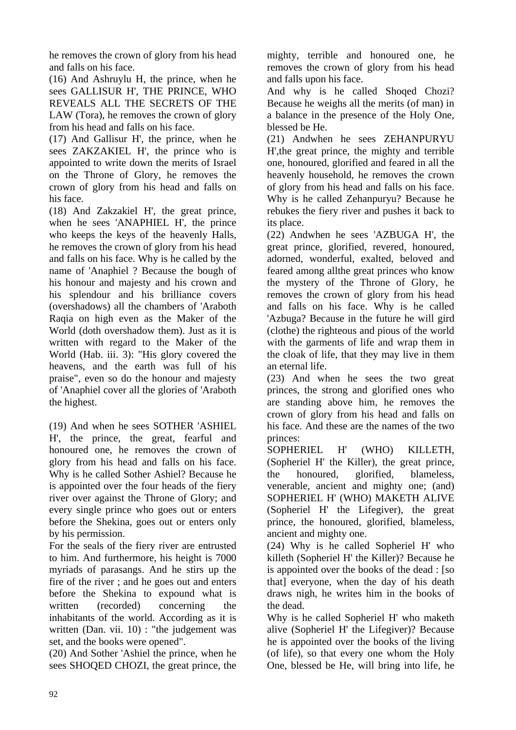he removes the crown of glory from his head and falls on his face.

(16) And Ashruylu H, the prince, when he sees GALLISUR H', THE PRINCE, WHO REVEALS ALL THE SECRETS OF THE LAW (Tora), he removes the crown of glory from his head and falls on his face.

(17) And Gallisur H', the prince, when he sees ZAKZAKIEL H', the prince who is appointed to write down the merits of Israel on the Throne of Glory, he removes the crown of glory from his head and falls on his face.

(18) And Zakzakiel H', the great prince, when he sees 'ANAPHIEL H', the prince who keeps the keys of the heavenly Halls, he removes the crown of glory from his head and falls on his face. Why is he called by the name of 'Anaphiel ? Because the bough of his honour and majesty and his crown and his splendour and his brilliance covers (overshadows) all the chambers of 'Araboth Raqia on high even as the Maker of the World (doth overshadow them). Just as it is written with regard to the Maker of the World (Hab. iii. 3): "His glory covered the heavens, and the earth was full of his praise", even so do the honour and majesty of 'Anaphiel cover all the glories of 'Araboth the highest.

(19) And when he sees SOTHER 'ASHIEL H', the prince, the great, fearful and honoured one, he removes the crown of glory from his head and falls on his face. Why is he called Sother Ashiel? Because he is appointed over the four heads of the fiery river over against the Throne of Glory; and every single prince who goes out or enters before the Shekina, goes out or enters only by his permission.

For the seals of the fiery river are entrusted to him. And furthermore, his height is 7000 myriads of parasangs. And he stirs up the fire of the river ; and he goes out and enters before the Shekina to expound what is written (recorded) concerning the inhabitants of the world. According as it is written (Dan. vii. 10) : "the judgement was set, and the books were opened".

(20) And Sother 'Ashiel the prince, when he sees SHOQED CHOZI, the great prince, the mighty, terrible and honoured one, he removes the crown of glory from his head and falls upon his face.

And why is he called Shoqed Chozi? Because he weighs all the merits (of man) in a balance in the presence of the Holy One, blessed be He.

(21) Andwhen he sees ZEHANPURYU H',the great prince, the mighty and terrible one, honoured, glorified and feared in all the heavenly household, he removes the crown of glory from his head and falls on his face. Why is he called Zehanpuryu? Because he rebukes the fiery river and pushes it back to its place.

(22) Andwhen he sees 'AZBUGA H', the great prince, glorified, revered, honoured, adorned, wonderful, exalted, beloved and feared among allthe great princes who know the mystery of the Throne of Glory, he removes the crown of glory from his head and falls on his face. Why is he called 'Azbuga? Because in the future he will gird (clothe) the righteous and pious of the world with the garments of life and wrap them in the cloak of life, that they may live in them an eternal life.

(23) And when he sees the two great princes, the strong and glorified ones who are standing above him, he removes the crown of glory from his head and falls on his face. And these are the names of the two princes:

SOPHERIEL H' (WHO) KILLETH, (Sopheriel H' the Killer), the great prince, the honoured, glorified, blameless, venerable, ancient and mighty one; (and) SOPHERIEL H' (WHO) MAKETH ALIVE (Sopheriel H' the Lifegiver), the great prince, the honoured, glorified, blameless, ancient and mighty one.

(24) Why is he called Sopheriel H' who killeth (Sopheriel H' the Killer)? Because he is appointed over the books of the dead : [so that] everyone, when the day of his death draws nigh, he writes him in the books of the dead.

Why is he called Sopheriel H' who maketh alive (Sopheriel H' the Lifegiver)? Because he is appointed over the books of the living (of life), so that every one whom the Holy One, blessed be He, will bring into life, he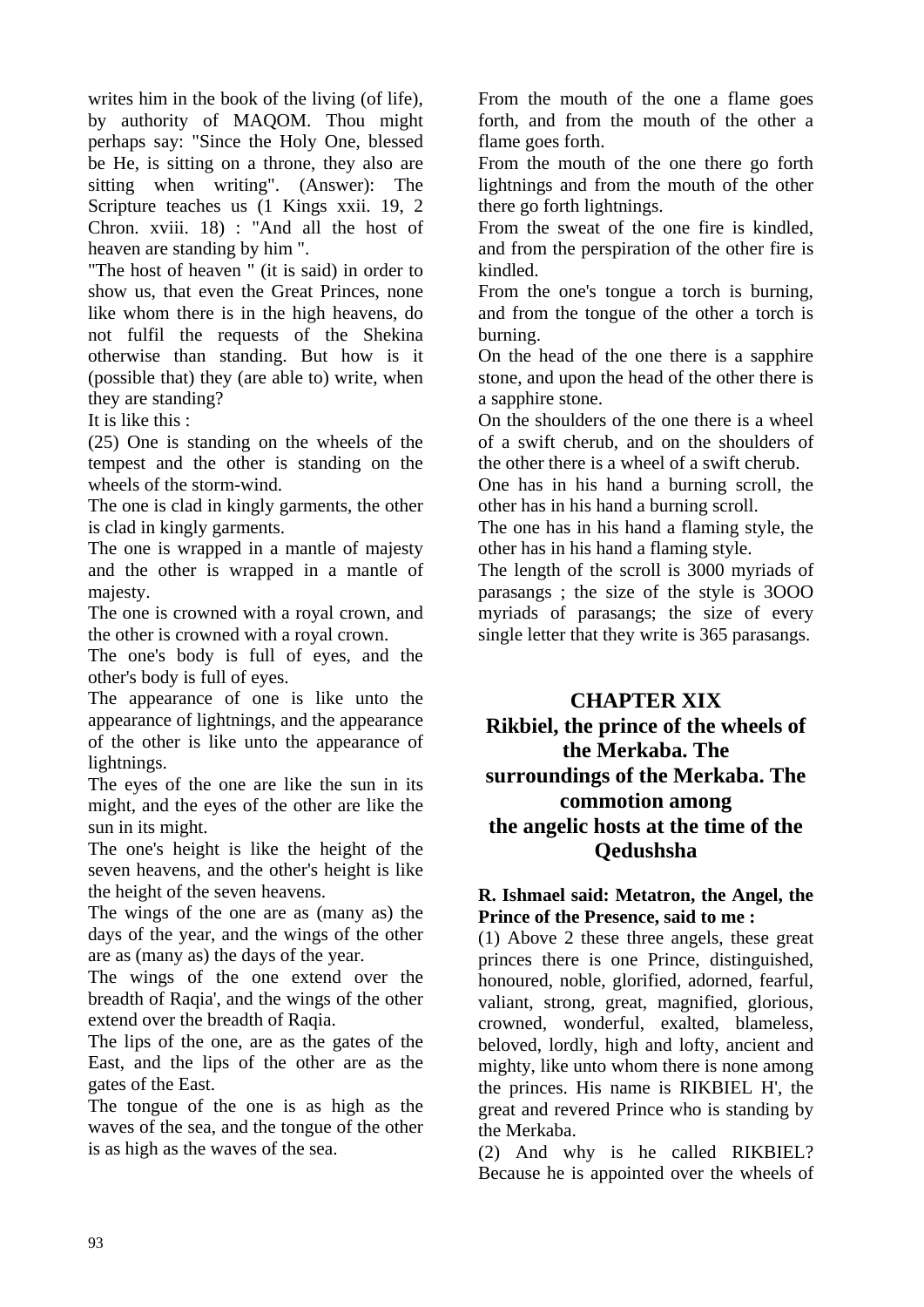writes him in the book of the living (of life), by authority of MAQOM. Thou might perhaps say: "Since the Holy One, blessed be He, is sitting on a throne, they also are sitting when writing". (Answer): The Scripture teaches us (1 Kings xxii. 19, 2 Chron. xviii. 18) : "And all the host of heaven are standing by him ".

"The host of heaven " (it is said) in order to show us, that even the Great Princes, none like whom there is in the high heavens, do not fulfil the requests of the Shekina otherwise than standing. But how is it (possible that) they (are able to) write, when they are standing?

It is like this :

(25) One is standing on the wheels of the tempest and the other is standing on the wheels of the storm-wind.

The one is clad in kingly garments, the other is clad in kingly garments.

The one is wrapped in a mantle of majesty and the other is wrapped in a mantle of majesty.

The one is crowned with a royal crown, and the other is crowned with a royal crown.

The one's body is full of eyes, and the other's body is full of eyes.

The appearance of one is like unto the appearance of lightnings, and the appearance of the other is like unto the appearance of lightnings.

The eyes of the one are like the sun in its might, and the eyes of the other are like the sun in its might.

The one's height is like the height of the seven heavens, and the other's height is like the height of the seven heavens.

The wings of the one are as (many as) the days of the year, and the wings of the other are as (many as) the days of the year.

The wings of the one extend over the breadth of Raqia', and the wings of the other extend over the breadth of Raqia.

The lips of the one, are as the gates of the East, and the lips of the other are as the gates of the East.

The tongue of the one is as high as the waves of the sea, and the tongue of the other is as high as the waves of the sea.

From the mouth of the one a flame goes forth, and from the mouth of the other a flame goes forth.

From the mouth of the one there go forth lightnings and from the mouth of the other there go forth lightnings.

From the sweat of the one fire is kindled, and from the perspiration of the other fire is kindled.

From the one's tongue a torch is burning, and from the tongue of the other a torch is burning.

On the head of the one there is a sapphire stone, and upon the head of the other there is a sapphire stone.

On the shoulders of the one there is a wheel of a swift cherub, and on the shoulders of the other there is a wheel of a swift cherub.

One has in his hand a burning scroll, the other has in his hand a burning scroll.

The one has in his hand a flaming style, the other has in his hand a flaming style.

The length of the scroll is 3000 myriads of parasangs ; the size of the style is 3OOO myriads of parasangs; the size of every single letter that they write is 365 parasangs.

## CHAPTER XIX
## Rikbiel, the prince of the wheels of the Merkaba. The surroundings of the Merkaba. The commotion among the angelic hosts at the time of the Qedushsha

**R. Ishmael said: Metatron, the Angel, the Prince of the Presence, said to me :**

(1) Above 2 these three angels, these great princes there is one Prince, distinguished, honoured, noble, glorified, adorned, fearful, valiant, strong, great, magnified, glorious, crowned, wonderful, exalted, blameless, beloved, lordly, high and lofty, ancient and mighty, like unto whom there is none among the princes. His name is RIKBIEL H', the great and revered Prince who is standing by the Merkaba.

(2) And why is he called RIKBIEL? Because he is appointed over the wheels of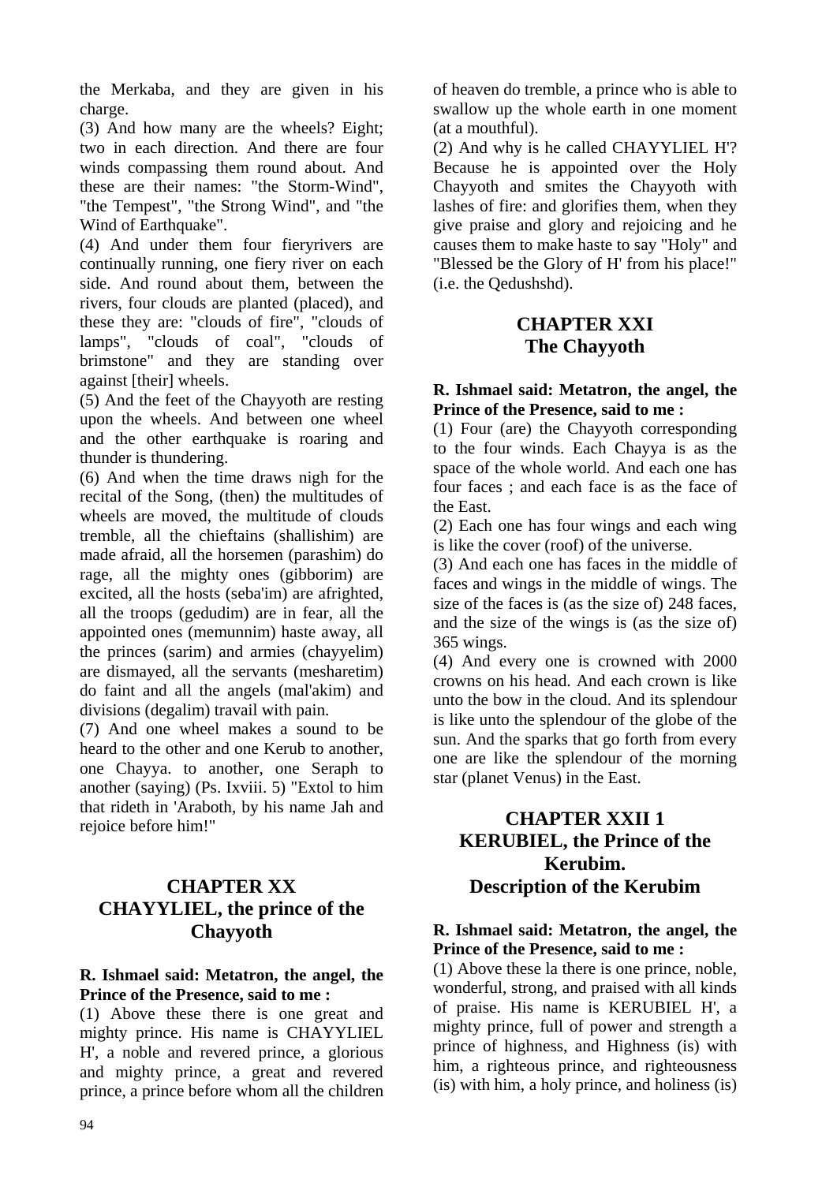the Merkaba, and they are given in his charge.

(3) And how many are the wheels? Eight; two in each direction. And there are four winds compassing them round about. And these are their names: "the Storm-Wind", "the Tempest", "the Strong Wind", and "the Wind of Earthquake".

(4) And under them four fieryrivers are continually running, one fiery river on each side. And round about them, between the rivers, four clouds are planted (placed), and these they are: "clouds of fire", "clouds of lamps", "clouds of coal", "clouds of brimstone" and they are standing over against [their] wheels.

(5) And the feet of the Chayyoth are resting upon the wheels. And between one wheel and the other earthquake is roaring and thunder is thundering.

(6) And when the time draws nigh for the recital of the Song, (then) the multitudes of wheels are moved, the multitude of clouds tremble, all the chieftains (shallishim) are made afraid, all the horsemen (parashim) do rage, all the mighty ones (gibborim) are excited, all the hosts (seba'im) are afrighted, all the troops (gedudim) are in fear, all the appointed ones (memunnim) haste away, all the princes (sarim) and armies (chayyelim) are dismayed, all the servants (mesharetim) do faint and all the angels (mal'akim) and divisions (degalim) travail with pain.

(7) And one wheel makes a sound to be heard to the other and one Kerub to another, one Chayya. to another, one Seraph to another (saying) (Ps. Ixviii. 5) "Extol to him that rideth in 'Araboth, by his name Jah and rejoice before him!"

## CHAPTER XX
## CHAYYLIEL, the prince of the Chayyoth

**R. Ishmael said: Metatron, the angel, the Prince of the Presence, said to me :**

(1) Above these there is one great and mighty prince. His name is CHAYYLIEL H', a noble and revered prince, a glorious and mighty prince, a great and revered prince, a prince before whom all the children of heaven do tremble, a prince who is able to swallow up the whole earth in one moment (at a mouthful).

(2) And why is he called CHAYYLIEL H'? Because he is appointed over the Holy Chayyoth and smites the Chayyoth with lashes of fire: and glorifies them, when they give praise and glory and rejoicing and he causes them to make haste to say "Holy" and "Blessed be the Glory of H' from his place!" (i.e. the Qedushshd).

## CHAPTER XXI
## The Chayyoth

**R. Ishmael said: Metatron, the angel, the Prince of the Presence, said to me :**

(1) Four (are) the Chayyoth corresponding to the four winds. Each Chayya is as the space of the whole world. And each one has four faces ; and each face is as the face of the East.

(2) Each one has four wings and each wing is like the cover (roof) of the universe.

(3) And each one has faces in the middle of faces and wings in the middle of wings. The size of the faces is (as the size of) 248 faces, and the size of the wings is (as the size of) 365 wings.

(4) And every one is crowned with 2000 crowns on his head. And each crown is like unto the bow in the cloud. And its splendour is like unto the splendour of the globe of the sun. And the sparks that go forth from every one are like the splendour of the morning star (planet Venus) in the East.

## CHAPTER XXII 1
## KERUBIEL, the Prince of the Kerubim.
## Description of the Kerubim

**R. Ishmael said: Metatron, the angel, the Prince of the Presence, said to me :**

(1) Above these la there is one prince, noble, wonderful, strong, and praised with all kinds of praise. His name is KERUBIEL H', a mighty prince, full of power and strength a prince of highness, and Highness (is) with him, a righteous prince, and righteousness (is) with him, a holy prince, and holiness (is)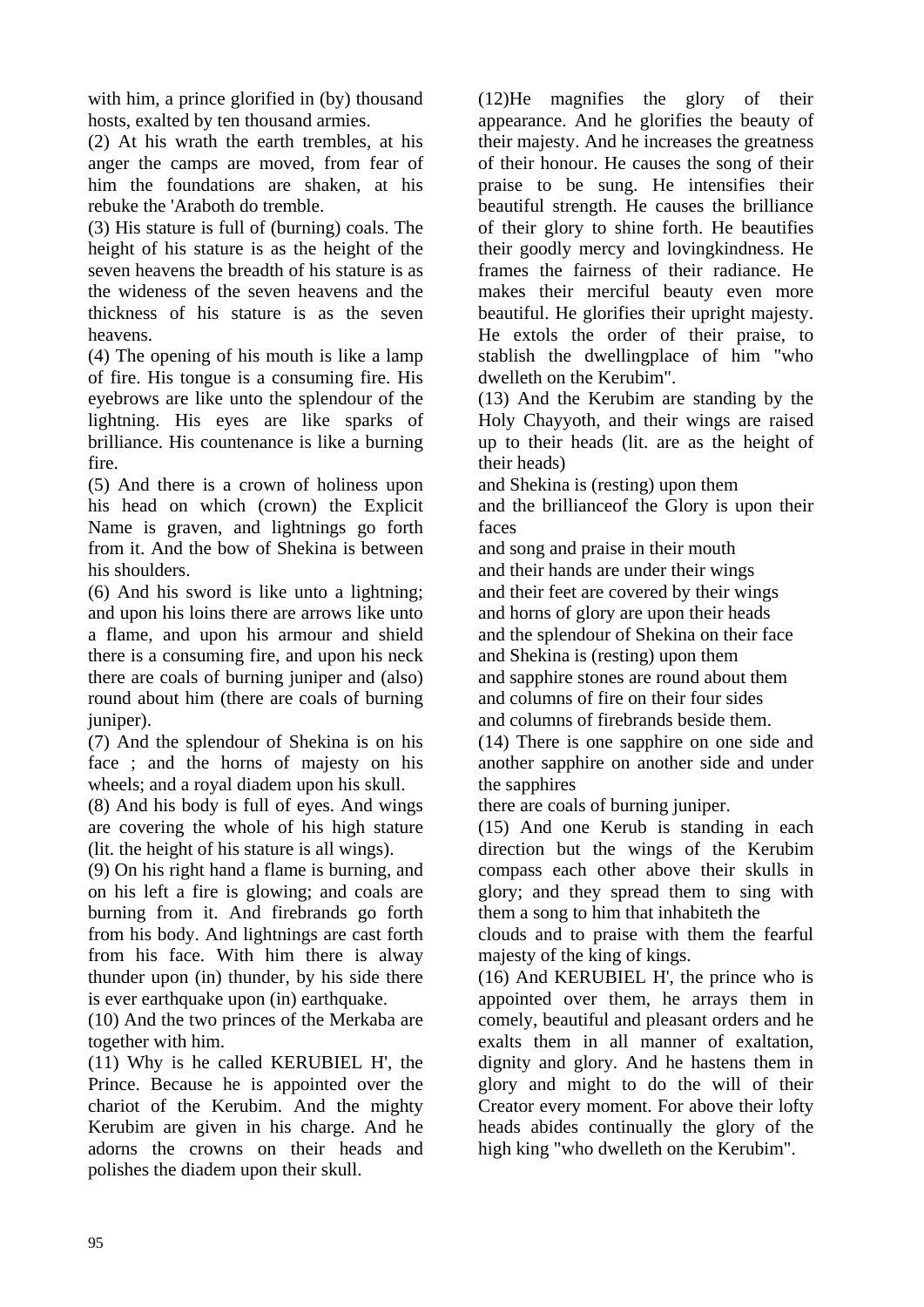with him, a prince glorified in (by) thousand hosts, exalted by ten thousand armies.

(2) At his wrath the earth trembles, at his anger the camps are moved, from fear of him the foundations are shaken, at his rebuke the 'Araboth do tremble.

(3) His stature is full of (burning) coals. The height of his stature is as the height of the seven heavens the breadth of his stature is as the wideness of the seven heavens and the thickness of his stature is as the seven heavens.

(4) The opening of his mouth is like a lamp of fire. His tongue is a consuming fire. His eyebrows are like unto the splendour of the lightning. His eyes are like sparks of brilliance. His countenance is like a burning fire.

(5) And there is a crown of holiness upon his head on which (crown) the Explicit Name is graven, and lightnings go forth from it. And the bow of Shekina is between his shoulders.

(6) And his sword is like unto a lightning; and upon his loins there are arrows like unto a flame, and upon his armour and shield there is a consuming fire, and upon his neck there are coals of burning juniper and (also) round about him (there are coals of burning juniper).

(7) And the splendour of Shekina is on his face ; and the horns of majesty on his wheels; and a royal diadem upon his skull.

(8) And his body is full of eyes. And wings are covering the whole of his high stature (lit. the height of his stature is all wings).

(9) On his right hand a flame is burning, and on his left a fire is glowing; and coals are burning from it. And firebrands go forth from his body. And lightnings are cast forth from his face. With him there is alway thunder upon (in) thunder, by his side there is ever earthquake upon (in) earthquake.

(10) And the two princes of the Merkaba are together with him.

(11) Why is he called KERUBIEL H', the Prince. Because he is appointed over the chariot of the Kerubim. And the mighty Kerubim are given in his charge. And he adorns the crowns on their heads and polishes the diadem upon their skull.

(12)He magnifies the glory of their appearance. And he glorifies the beauty of their majesty. And he increases the greatness of their honour. He causes the song of their praise to be sung. He intensifies their beautiful strength. He causes the brilliance of their glory to shine forth. He beautifies their goodly mercy and lovingkindness. He frames the fairness of their radiance. He makes their merciful beauty even more beautiful. He glorifies their upright majesty. He extols the order of their praise, to stablish the dwellingplace of him "who dwelleth on the Kerubim".

(13) And the Kerubim are standing by the Holy Chayyoth, and their wings are raised up to their heads (lit. are as the height of their heads)
and Shekina is (resting) upon them
and the brillianceof the Glory is upon their faces
and song and praise in their mouth
and their hands are under their wings
and their feet are covered by their wings
and horns of glory are upon their heads
and the splendour of Shekina on their face
and Shekina is (resting) upon them
and sapphire stones are round about them
and columns of fire on their four sides
and columns of firebrands beside them.

(14) There is one sapphire on one side and another sapphire on another side and under the sapphires
there are coals of burning juniper.

(15) And one Kerub is standing in each direction but the wings of the Kerubim compass each other above their skulls in glory; and they spread them to sing with them a song to him that inhabiteth the
clouds and to praise with them the fearful majesty of the king of kings.

(16) And KERUBIEL H', the prince who is appointed over them, he arrays them in comely, beautiful and pleasant orders and he exalts them in all manner of exaltation, dignity and glory. And he hastens them in glory and might to do the will of their Creator every moment. For above their lofty heads abides continually the glory of the high king "who dwelleth on the Kerubim".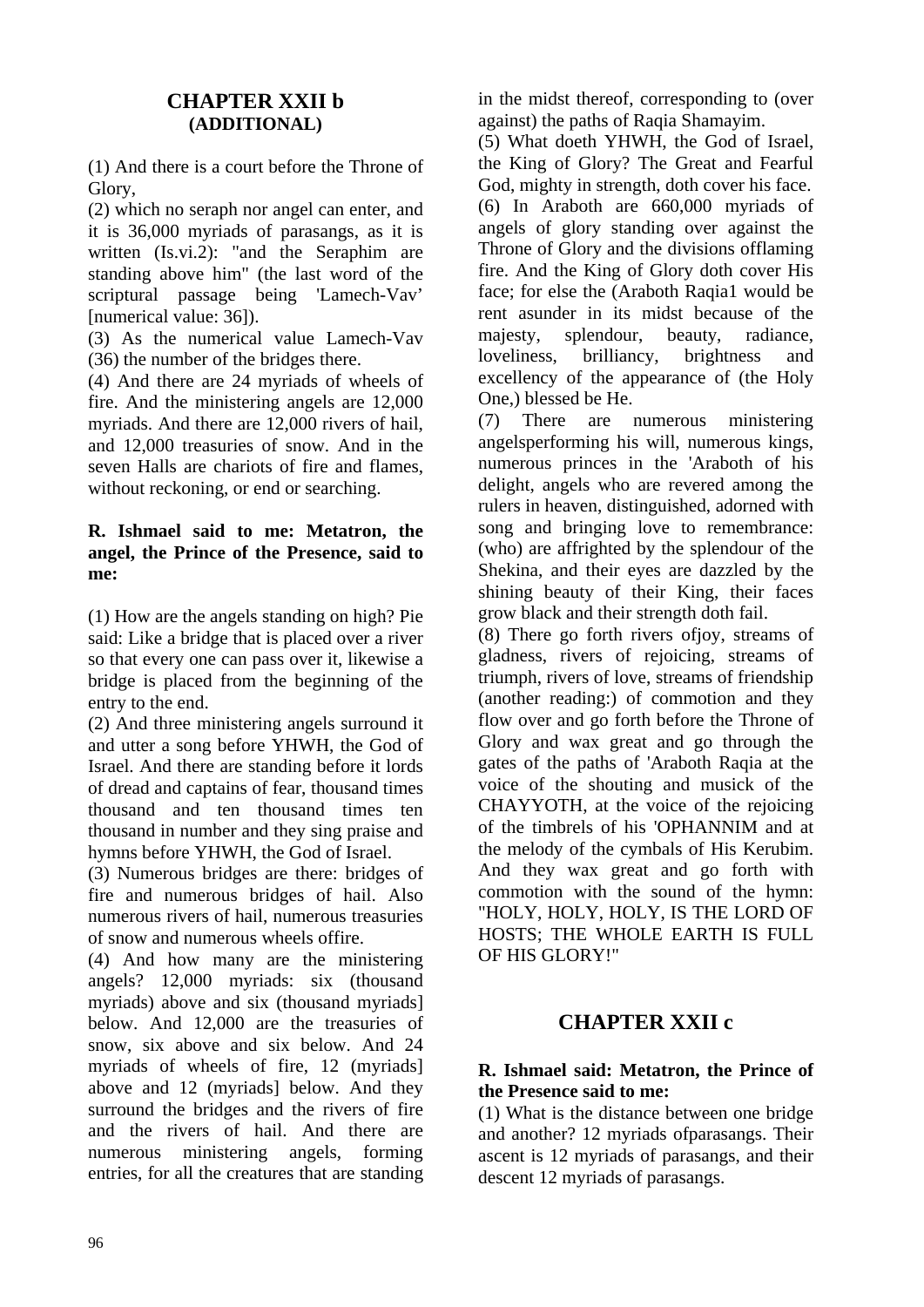## CHAPTER XXII b
### (ADDITIONAL)

(1) And there is a court before the Throne of Glory,

(2) which no seraph nor angel can enter, and it is 36,000 myriads of parasangs, as it is written (Is.vi.2): "and the Seraphim are standing above him" (the last word of the scriptural passage being 'Lamech-Vav' [numerical value: 36]).

(3) As the numerical value Lamech-Vav (36) the number of the bridges there.

(4) And there are 24 myriads of wheels of fire. And the ministering angels are 12,000 myriads. And there are 12,000 rivers of hail, and 12,000 treasuries of snow. And in the seven Halls are chariots of fire and flames, without reckoning, or end or searching.

**R. Ishmael said to me: Metatron, the angel, the Prince of the Presence, said to me:**

(1) How are the angels standing on high? Pie said: Like a bridge that is placed over a river so that every one can pass over it, likewise a bridge is placed from the beginning of the entry to the end.

(2) And three ministering angels surround it and utter a song before YHWH, the God of Israel. And there are standing before it lords of dread and captains of fear, thousand times thousand and ten thousand times ten thousand in number and they sing praise and hymns before YHWH, the God of Israel.

(3) Numerous bridges are there: bridges of fire and numerous bridges of hail. Also numerous rivers of hail, numerous treasuries of snow and numerous wheels offire.

(4) And how many are the ministering angels? 12,000 myriads: six (thousand myriads) above and six (thousand myriads] below. And 12,000 are the treasuries of snow, six above and six below. And 24 myriads of wheels of fire, 12 (myriads] above and 12 (myriads] below. And they surround the bridges and the rivers of fire and the rivers of hail. And there are numerous ministering angels, forming entries, for all the creatures that are standing in the midst thereof, corresponding to (over against) the paths of Raqia Shamayim.

(5) What doeth YHWH, the God of Israel, the King of Glory? The Great and Fearful God, mighty in strength, doth cover his face.

(6) In Araboth are 660,000 myriads of angels of glory standing over against the Throne of Glory and the divisions offlaming fire. And the King of Glory doth cover His face; for else the (Araboth Raqia1 would be rent asunder in its midst because of the majesty, splendour, beauty, radiance, loveliness, brilliancy, brightness and excellency of the appearance of (the Holy One,) blessed be He.

(7) There are numerous ministering angelsperforming his will, numerous kings, numerous princes in the 'Araboth of his delight, angels who are revered among the rulers in heaven, distinguished, adorned with song and bringing love to remembrance: (who) are affrighted by the splendour of the Shekina, and their eyes are dazzled by the shining beauty of their King, their faces grow black and their strength doth fail.

(8) There go forth rivers ofjoy, streams of gladness, rivers of rejoicing, streams of triumph, rivers of love, streams of friendship (another reading:) of commotion and they flow over and go forth before the Throne of Glory and wax great and go through the gates of the paths of 'Araboth Raqia at the voice of the shouting and musick of the CHAYYOTH, at the voice of the rejoicing of the timbrels of his 'OPHANNIM and at the melody of the cymbals of His Kerubim. And they wax great and go forth with commotion with the sound of the hymn: "HOLY, HOLY, HOLY, IS THE LORD OF HOSTS; THE WHOLE EARTH IS FULL OF HIS GLORY!"

## CHAPTER XXII c

**R. Ishmael said: Metatron, the Prince of the Presence said to me:**

(1) What is the distance between one bridge and another? 12 myriads ofparasangs. Their ascent is 12 myriads of parasangs, and their descent 12 myriads of parasangs.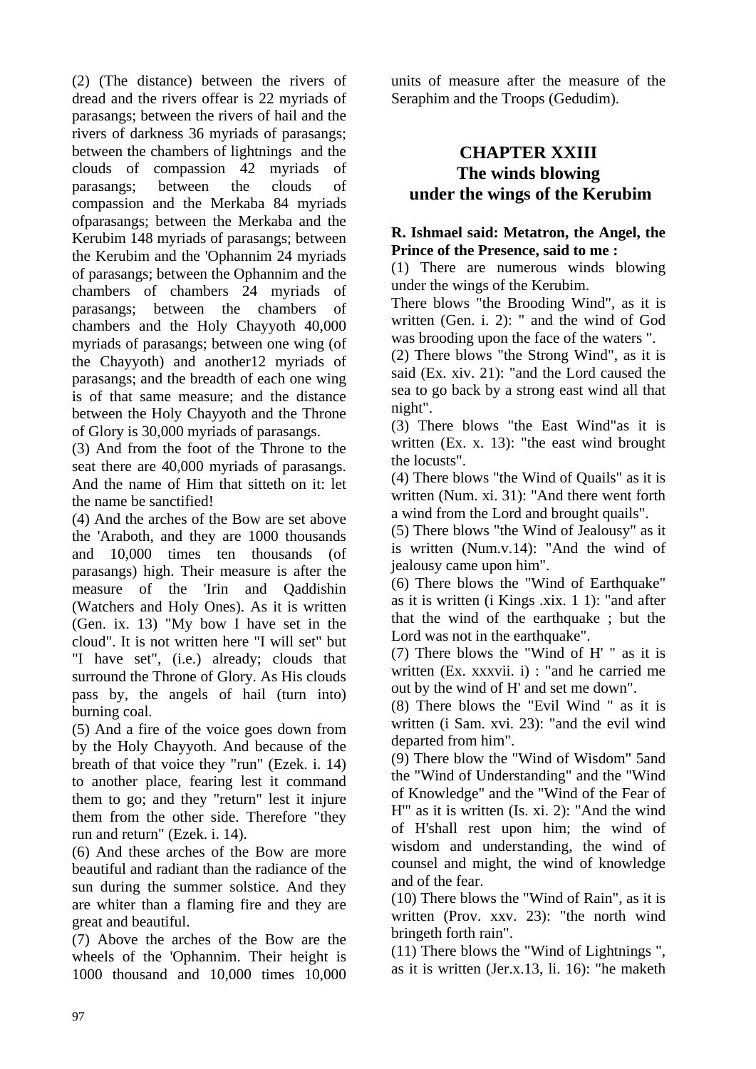(2) (The distance) between the rivers of dread and the rivers offear is 22 myriads of parasangs; between the rivers of hail and the rivers of darkness 36 myriads of parasangs; between the chambers of lightnings and the clouds of compassion 42 myriads of parasangs; between the clouds of compassion and the Merkaba 84 myriads ofparasangs; between the Merkaba and the Kerubim 148 myriads of parasangs; between the Kerubim and the 'Ophannim 24 myriads of parasangs; between the Ophannim and the chambers of chambers 24 myriads of parasangs; between the chambers of chambers and the Holy Chayyoth 40,000 myriads of parasangs; between one wing (of the Chayyoth) and another12 myriads of parasangs; and the breadth of each one wing is of that same measure; and the distance between the Holy Chayyoth and the Throne of Glory is 30,000 myriads of parasangs.

(3) And from the foot of the Throne to the seat there are 40,000 myriads of parasangs. And the name of Him that sitteth on it: let the name be sanctified!

(4) And the arches of the Bow are set above the 'Araboth, and they are 1000 thousands and 10,000 times ten thousands (of parasangs) high. Their measure is after the measure of the 'Irin and Qaddishin (Watchers and Holy Ones). As it is written (Gen. ix. 13) "My bow I have set in the cloud". It is not written here "I will set" but "I have set", (i.e.) already; clouds that surround the Throne of Glory. As His clouds pass by, the angels of hail (turn into) burning coal.

(5) And a fire of the voice goes down from by the Holy Chayyoth. And because of the breath of that voice they "run" (Ezek. i. 14) to another place, fearing lest it command them to go; and they "return" lest it injure them from the other side. Therefore "they run and return" (Ezek. i. 14).

(6) And these arches of the Bow are more beautiful and radiant than the radiance of the sun during the summer solstice. And they are whiter than a flaming fire and they are great and beautiful.

(7) Above the arches of the Bow are the wheels of the 'Ophannim. Their height is 1000 thousand and 10,000 times 10,000 units of measure after the measure of the Seraphim and the Troops (Gedudim).

## CHAPTER XXIII
## The winds blowing under the wings of the Kerubim

**R. Ishmael said: Metatron, the Angel, the Prince of the Presence, said to me :**

(1) There are numerous winds blowing under the wings of the Kerubim.

There blows "the Brooding Wind", as it is written (Gen. i. 2): " and the wind of God was brooding upon the face of the waters ".

(2) There blows "the Strong Wind", as it is said (Ex. xiv. 21): "and the Lord caused the sea to go back by a strong east wind all that night".

(3) There blows "the East Wind"as it is written (Ex. x. 13): "the east wind brought the locusts".

(4) There blows "the Wind of Quails" as it is written (Num. xi. 31): "And there went forth a wind from the Lord and brought quails".

(5) There blows "the Wind of Jealousy" as it is written (Num.v.14): "And the wind of jealousy came upon him".

(6) There blows the "Wind of Earthquake" as it is written (i Kings .xix. 1 1): "and after that the wind of the earthquake ; but the Lord was not in the earthquake".

(7) There blows the "Wind of H' " as it is written (Ex. xxxvii. i) : "and he carried me out by the wind of H' and set me down".

(8) There blows the "Evil Wind " as it is written (i Sam. xvi. 23): "and the evil wind departed from him".

(9) There blow the "Wind of Wisdom" 5and the "Wind of Understanding" and the "Wind of Knowledge" and the "Wind of the Fear of H'" as it is written (Is. xi. 2): "And the wind of H'shall rest upon him; the wind of wisdom and understanding, the wind of counsel and might, the wind of knowledge and of the fear.

(10) There blows the "Wind of Rain", as it is written (Prov. xxv. 23): "the north wind bringeth forth rain".

(11) There blows the "Wind of Lightnings ", as it is written (Jer.x.13, li. 16): "he maketh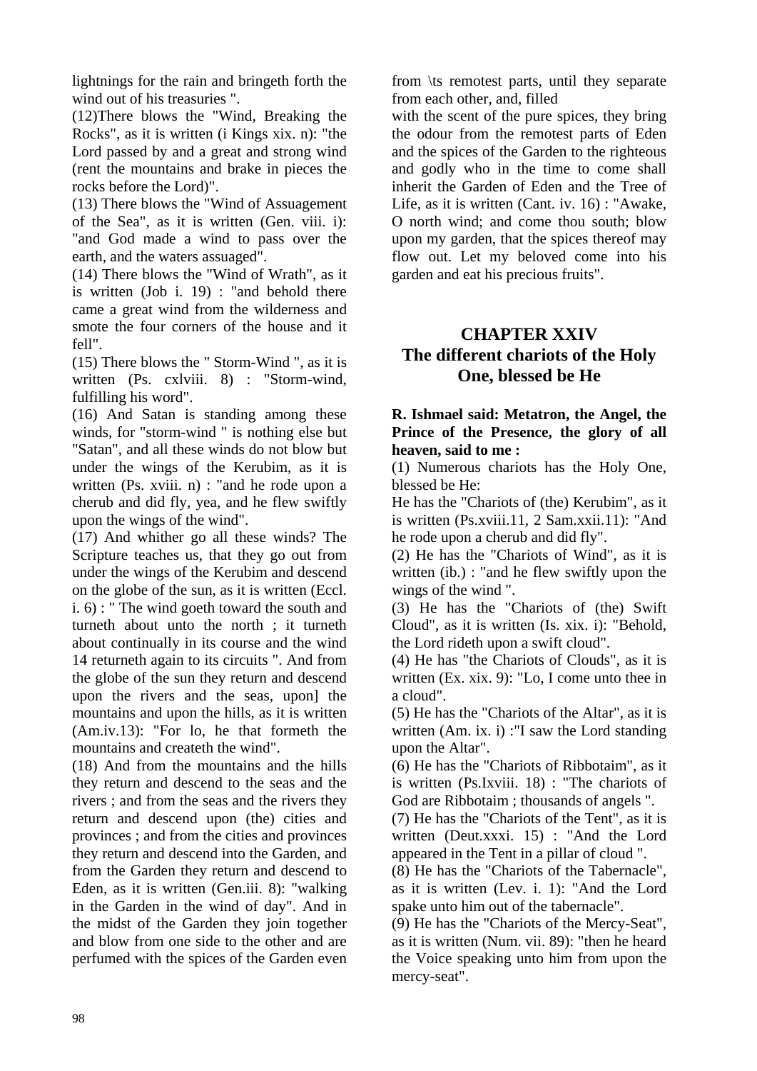lightnings for the rain and bringeth forth the wind out of his treasuries ".

(12)There blows the "Wind, Breaking the Rocks", as it is written (i Kings xix. n): "the Lord passed by and a great and strong wind (rent the mountains and brake in pieces the rocks before the Lord)".

(13) There blows the "Wind of Assuagement of the Sea", as it is written (Gen. viii. i): "and God made a wind to pass over the earth, and the waters assuaged".

(14) There blows the "Wind of Wrath", as it is written (Job i. 19) : "and behold there came a great wind from the wilderness and smote the four corners of the house and it fell".

(15) There blows the " Storm-Wind ", as it is written (Ps. cxlviii. 8) : "Storm-wind, fulfilling his word".

(16) And Satan is standing among these winds, for "storm-wind " is nothing else but "Satan", and all these winds do not blow but under the wings of the Kerubim, as it is written (Ps. xviii. n) : "and he rode upon a cherub and did fly, yea, and he flew swiftly upon the wings of the wind".

(17) And whither go all these winds? The Scripture teaches us, that they go out from under the wings of the Kerubim and descend on the globe of the sun, as it is written (Eccl. i. 6) : " The wind goeth toward the south and turneth about unto the north ; it turneth about continually in its course and the wind 14 returneth again to its circuits ". And from the globe of the sun they return and descend upon the rivers and the seas, upon] the mountains and upon the hills, as it is written (Am.iv.13): "For lo, he that formeth the mountains and createth the wind".

(18) And from the mountains and the hills they return and descend to the seas and the rivers ; and from the seas and the rivers they return and descend upon (the) cities and provinces ; and from the cities and provinces they return and descend into the Garden, and from the Garden they return and descend to Eden, as it is written (Gen.iii. 8): "walking in the Garden in the wind of day". And in the midst of the Garden they join together and blow from one side to the other and are perfumed with the spices of the Garden even from \ts remotest parts, until they separate from each other, and, filled

with the scent of the pure spices, they bring the odour from the remotest parts of Eden and the spices of the Garden to the righteous and godly who in the time to come shall inherit the Garden of Eden and the Tree of Life, as it is written (Cant. iv. 16) : "Awake, O north wind; and come thou south; blow upon my garden, that the spices thereof may flow out. Let my beloved come into his garden and eat his precious fruits".

## CHAPTER XXIV
## The different chariots of the Holy One, blessed be He

**R. Ishmael said: Metatron, the Angel, the Prince of the Presence, the glory of all heaven, said to me :**

(1) Numerous chariots has the Holy One, blessed be He:

He has the "Chariots of (the) Kerubim", as it is written (Ps.xviii.11, 2 Sam.xxii.11): "And he rode upon a cherub and did fly".

(2) He has the "Chariots of Wind", as it is written (ib.) : "and he flew swiftly upon the wings of the wind ".

(3) He has the "Chariots of (the) Swift Cloud", as it is written (Is. xix. i): "Behold, the Lord rideth upon a swift cloud".

(4) He has "the Chariots of Clouds", as it is written (Ex. xix. 9): "Lo, I come unto thee in a cloud".

(5) He has the "Chariots of the Altar", as it is written (Am. ix. i) :"I saw the Lord standing upon the Altar".

(6) He has the "Chariots of Ribbotaim", as it is written (Ps.Ixviii. 18) : "The chariots of God are Ribbotaim ; thousands of angels ".

(7) He has the "Chariots of the Tent", as it is written (Deut.xxxi. 15) : "And the Lord appeared in the Tent in a pillar of cloud ".

(8) He has the "Chariots of the Tabernacle", as it is written (Lev. i. 1): "And the Lord spake unto him out of the tabernacle".

(9) He has the "Chariots of the Mercy-Seat", as it is written (Num. vii. 89): "then he heard the Voice speaking unto him from upon the mercy-seat".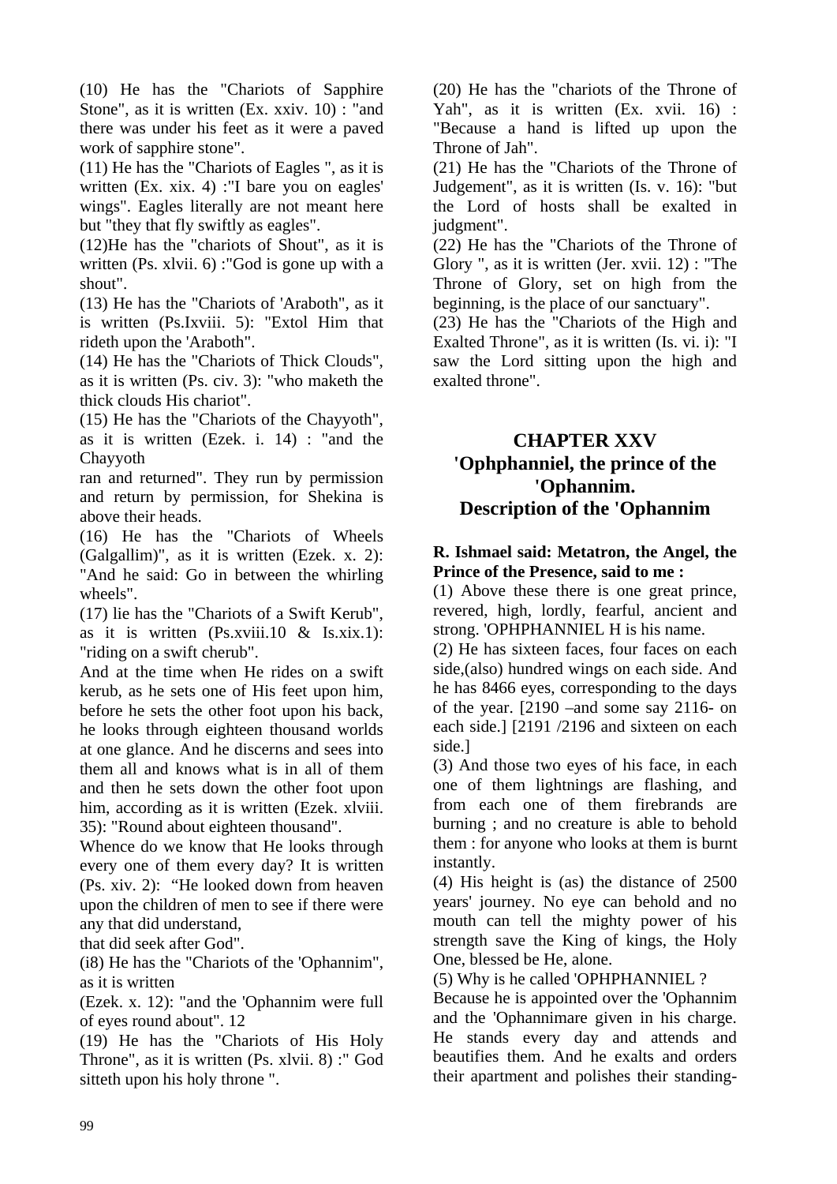(10) He has the "Chariots of Sapphire Stone", as it is written (Ex. xxiv. 10) : "and there was under his feet as it were a paved work of sapphire stone".

(11) He has the "Chariots of Eagles ", as it is written (Ex. xix. 4) :"I bare you on eagles' wings". Eagles literally are not meant here but "they that fly swiftly as eagles".

(12)He has the "chariots of Shout", as it is written (Ps. xlvii. 6) :"God is gone up with a shout".

(13) He has the "Chariots of 'Araboth", as it is written (Ps.Ixviii. 5): "Extol Him that rideth upon the 'Araboth".

(14) He has the "Chariots of Thick Clouds", as it is written (Ps. civ. 3): "who maketh the thick clouds His chariot".

(15) He has the "Chariots of the Chayyoth", as it is written (Ezek. i. 14) : "and the Chayyoth ran and returned". They run by permission and return by permission, for Shekina is above their heads.

(16) He has the "Chariots of Wheels (Galgallim)", as it is written (Ezek. x. 2): "And he said: Go in between the whirling wheels".

(17) lie has the "Chariots of a Swift Kerub", as it is written (Ps.xviii.10 & Is.xix.1): "riding on a swift cherub".

And at the time when He rides on a swift kerub, as he sets one of His feet upon him, before he sets the other foot upon his back, he looks through eighteen thousand worlds at one glance. And he discerns and sees into them all and knows what is in all of them and then he sets down the other foot upon him, according as it is written (Ezek. xlviii. 35): "Round about eighteen thousand".

Whence do we know that He looks through every one of them every day? It is written (Ps. xiv. 2): "He looked down from heaven upon the children of men to see if there were any that did understand, that did seek after God".

(i8) He has the "Chariots of the 'Ophannim", as it is written (Ezek. x. 12): "and the 'Ophannim were full of eyes round about". 12

(19) He has the "Chariots of His Holy Throne", as it is written (Ps. xlvii. 8) :" God sitteth upon his holy throne ".

(20) He has the "chariots of the Throne of Yah", as it is written (Ex. xvii. 16) : "Because a hand is lifted up upon the Throne of Jah".

(21) He has the "Chariots of the Throne of Judgement", as it is written (Is. v. 16): "but the Lord of hosts shall be exalted in judgment".

(22) He has the "Chariots of the Throne of Glory ", as it is written (Jer. xvii. 12) : "The Throne of Glory, set on high from the beginning, is the place of our sanctuary".

(23) He has the "Chariots of the High and Exalted Throne", as it is written (Is. vi. i): "I saw the Lord sitting upon the high and exalted throne".

## CHAPTER XXV
## 'Ophphanniel, the prince of the 'Ophannim.
## Description of the 'Ophannim

**R. Ishmael said: Metatron, the Angel, the Prince of the Presence, said to me :**

(1) Above these there is one great prince, revered, high, lordly, fearful, ancient and strong. 'OPHPHANNIEL H is his name.

(2) He has sixteen faces, four faces on each side,(also) hundred wings on each side. And he has 8466 eyes, corresponding to the days of the year. [2190 –and some say 2116- on each side.] [2191 /2196 and sixteen on each side.]

(3) And those two eyes of his face, in each one of them lightnings are flashing, and from each one of them firebrands are burning ; and no creature is able to behold them : for anyone who looks at them is burnt instantly.

(4) His height is (as) the distance of 2500 years' journey. No eye can behold and no mouth can tell the mighty power of his strength save the King of kings, the Holy One, blessed be He, alone.

(5) Why is he called 'OPHPHANNIEL ? Because he is appointed over the 'Ophannim and the 'Ophannimare given in his charge. He stands every day and attends and beautifies them. And he exalts and orders their apartment and polishes their standing-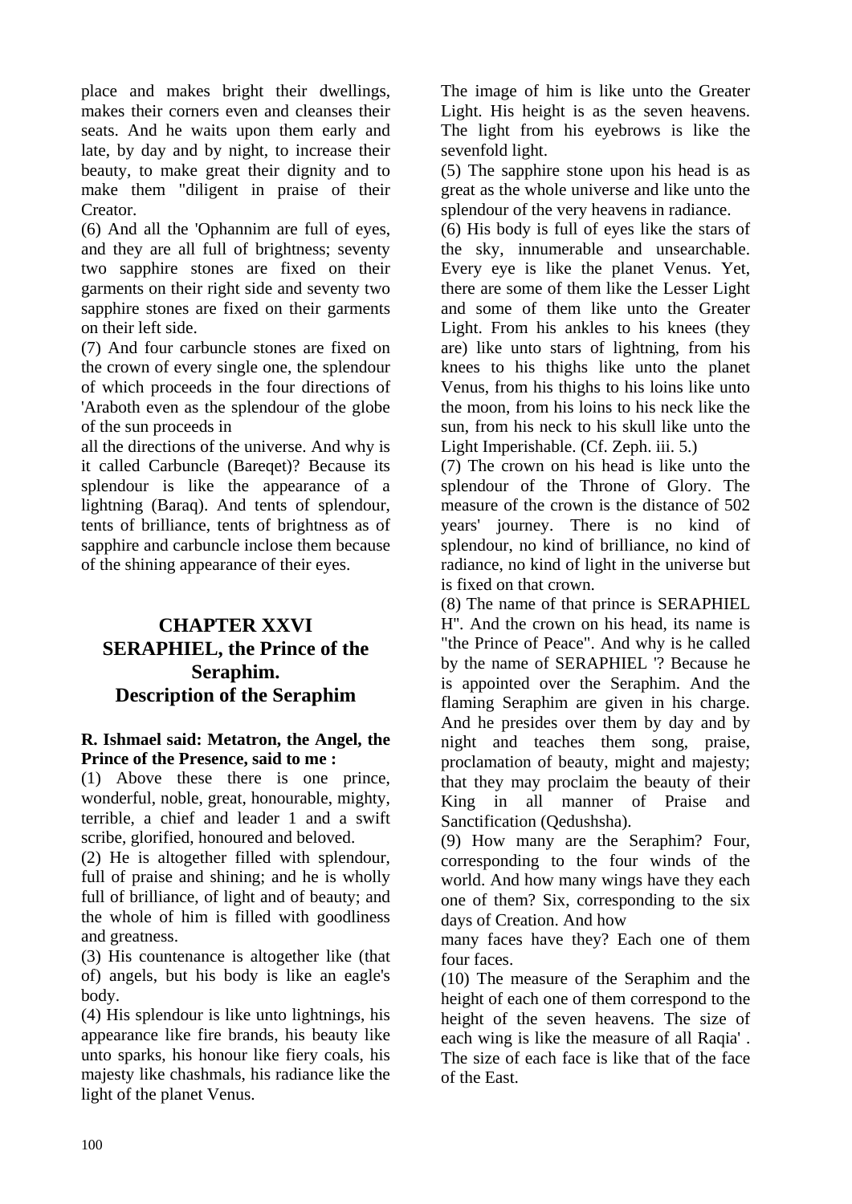place and makes bright their dwellings, makes their corners even and cleanses their seats. And he waits upon them early and late, by day and by night, to increase their beauty, to make great their dignity and to make them "diligent in praise of their Creator.

(6) And all the 'Ophannim are full of eyes, and they are all full of brightness; seventy two sapphire stones are fixed on their garments on their right side and seventy two sapphire stones are fixed on their garments on their left side.

(7) And four carbuncle stones are fixed on the crown of every single one, the splendour of which proceeds in the four directions of 'Araboth even as the splendour of the globe of the sun proceeds in all the directions of the universe. And why is it called Carbuncle (Bareqet)? Because its splendour is like the appearance of a lightning (Baraq). And tents of splendour, tents of brilliance, tents of brightness as of sapphire and carbuncle inclose them because of the shining appearance of their eyes.

## CHAPTER XXVI
## SERAPHIEL, the Prince of the Seraphim.
## Description of the Seraphim

**R. Ishmael said: Metatron, the Angel, the Prince of the Presence, said to me :**

(1) Above these there is one prince, wonderful, noble, great, honourable, mighty, terrible, a chief and leader 1 and a swift scribe, glorified, honoured and beloved.

(2) He is altogether filled with splendour, full of praise and shining; and he is wholly full of brilliance, of light and of beauty; and the whole of him is filled with goodliness and greatness.

(3) His countenance is altogether like (that of) angels, but his body is like an eagle's body.

(4) His splendour is like unto lightnings, his appearance like fire brands, his beauty like unto sparks, his honour like fiery coals, his majesty like chashmals, his radiance like the light of the planet Venus. The image of him is like unto the Greater Light. His height is as the seven heavens. The light from his eyebrows is like the sevenfold light.

(5) The sapphire stone upon his head is as great as the whole universe and like unto the splendour of the very heavens in radiance.

(6) His body is full of eyes like the stars of the sky, innumerable and unsearchable. Every eye is like the planet Venus. Yet, there are some of them like the Lesser Light and some of them like unto the Greater Light. From his ankles to his knees (they are) like unto stars of lightning, from his knees to his thighs like unto the planet Venus, from his thighs to his loins like unto the moon, from his loins to his neck like the sun, from his neck to his skull like unto the Light Imperishable. (Cf. Zeph. iii. 5.)

(7) The crown on his head is like unto the splendour of the Throne of Glory. The measure of the crown is the distance of 502 years' journey. There is no kind of splendour, no kind of brilliance, no kind of radiance, no kind of light in the universe but is fixed on that crown.

(8) The name of that prince is SERAPHIEL H". And the crown on his head, its name is "the Prince of Peace". And why is he called by the name of SERAPHIEL '? Because he is appointed over the Seraphim. And the flaming Seraphim are given in his charge. And he presides over them by day and by night and teaches them song, praise, proclamation of beauty, might and majesty; that they may proclaim the beauty of their King in all manner of Praise and Sanctification (Qedushsha).

(9) How many are the Seraphim? Four, corresponding to the four winds of the world. And how many wings have they each one of them? Six, corresponding to the six days of Creation. And how many faces have they? Each one of them four faces.

(10) The measure of the Seraphim and the height of each one of them correspond to the height of the seven heavens. The size of each wing is like the measure of all Raqia' . The size of each face is like that of the face of the East.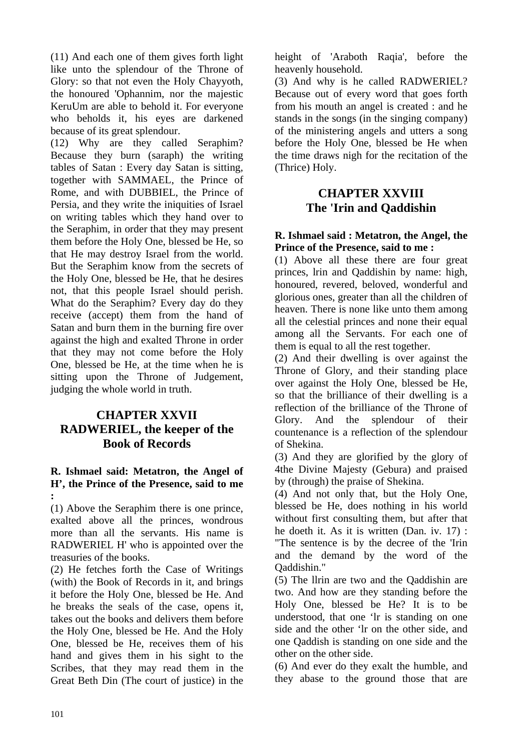(11) And each one of them gives forth light like unto the splendour of the Throne of Glory: so that not even the Holy Chayyoth, the honoured 'Ophannim, nor the majestic KeruUm are able to behold it. For everyone who beholds it, his eyes are darkened because of its great splendour.

(12) Why are they called Seraphim? Because they burn (saraph) the writing tables of Satan : Every day Satan is sitting, together with SAMMAEL, the Prince of Rome, and with DUBBIEL, the Prince of Persia, and they write the iniquities of Israel on writing tables which they hand over to the Seraphim, in order that they may present them before the Holy One, blessed be He, so that He may destroy Israel from the world. But the Seraphim know from the secrets of the Holy One, blessed be He, that he desires not, that this people Israel should perish. What do the Seraphim? Every day do they receive (accept) them from the hand of Satan and burn them in the burning fire over against the high and exalted Throne in order that they may not come before the Holy One, blessed be He, at the time when he is sitting upon the Throne of Judgement, judging the whole world in truth.

## CHAPTER XXVII
## RADWERIEL, the keeper of the Book of Records

**R. Ishmael said: Metatron, the Angel of H', the Prince of the Presence, said to me :**

(1) Above the Seraphim there is one prince, exalted above all the princes, wondrous more than all the servants. His name is RADWERIEL H' who is appointed over the treasuries of the books.

(2) He fetches forth the Case of Writings (with) the Book of Records in it, and brings it before the Holy One, blessed be He. And he breaks the seals of the case, opens it, takes out the books and delivers them before the Holy One, blessed be He. And the Holy One, blessed be He, receives them of his hand and gives them in his sight to the Scribes, that they may read them in the Great Beth Din (The court of justice) in the height of 'Araboth Raqia', before the heavenly household.

(3) And why is he called RADWERIEL? Because out of every word that goes forth from his mouth an angel is created : and he stands in the songs (in the singing company) of the ministering angels and utters a song before the Holy One, blessed be He when the time draws nigh for the recitation of the (Thrice) Holy.

## CHAPTER XXVIII
## The 'Irin and Qaddishin

**R. Ishmael said : Metatron, the Angel, the Prince of the Presence, said to me :**

(1) Above all these there are four great princes, lrin and Qaddishin by name: high, honoured, revered, beloved, wonderful and glorious ones, greater than all the children of heaven. There is none like unto them among all the celestial princes and none their equal among all the Servants. For each one of them is equal to all the rest together.

(2) And their dwelling is over against the Throne of Glory, and their standing place over against the Holy One, blessed be He, so that the brilliance of their dwelling is a reflection of the brilliance of the Throne of Glory. And the splendour of their countenance is a reflection of the splendour of Shekina.

(3) And they are glorified by the glory of 4the Divine Majesty (Gebura) and praised by (through) the praise of Shekina.

(4) And not only that, but the Holy One, blessed be He, does nothing in his world without first consulting them, but after that he doeth it. As it is written (Dan. iv. 17) : "The sentence is by the decree of the 'Irin and the demand by the word of the Qaddishin."

(5) The llrin are two and the Qaddishin are two. And how are they standing before the Holy One, blessed be He? It is to be understood, that one 'lr is standing on one side and the other 'lr on the other side, and one Qaddish is standing on one side and the other on the other side.

(6) And ever do they exalt the humble, and they abase to the ground those that are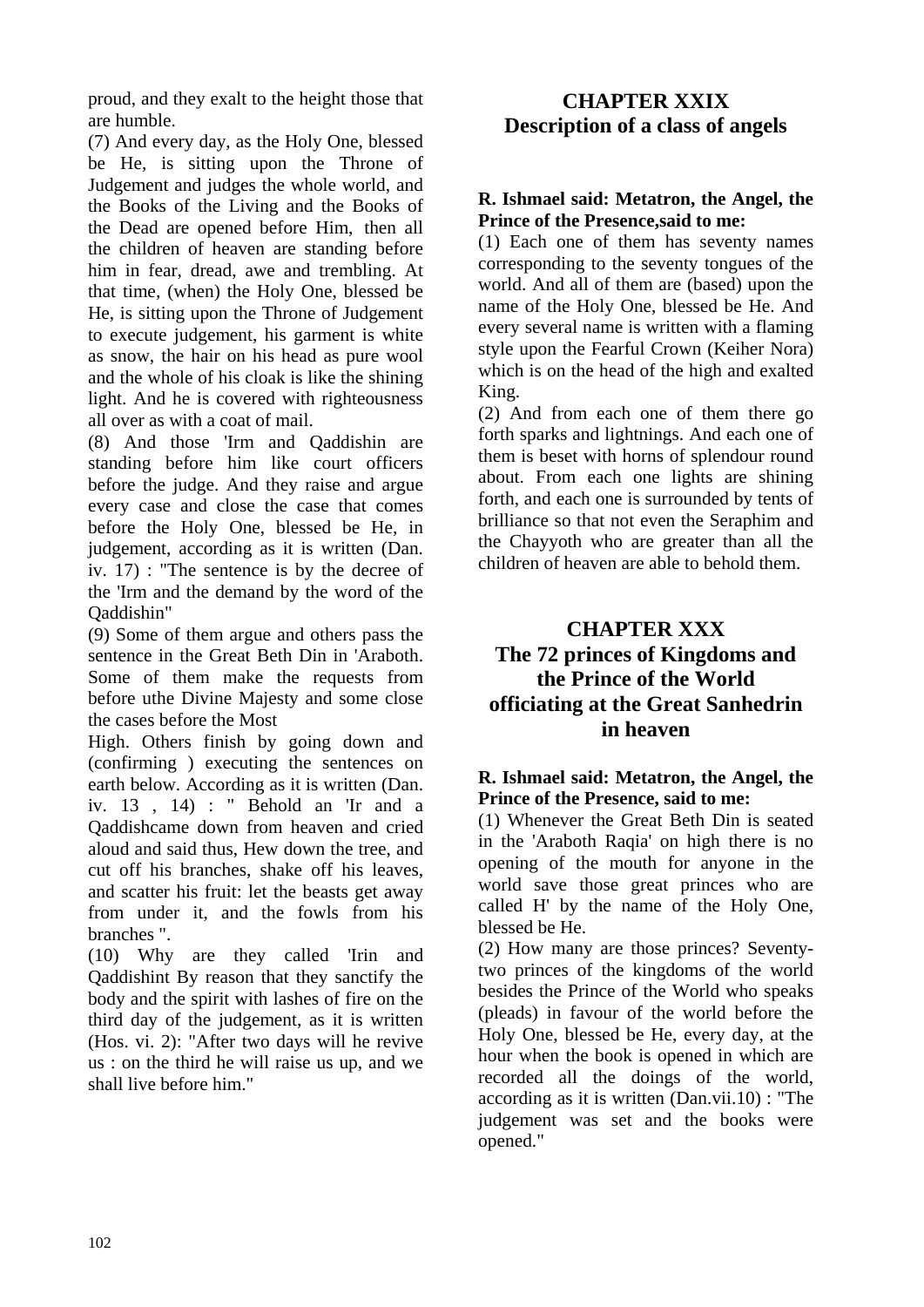proud, and they exalt to the height those that are humble.

(7) And every day, as the Holy One, blessed be He, is sitting upon the Throne of Judgement and judges the whole world, and the Books of the Living and the Books of the Dead are opened before Him, then all the children of heaven are standing before him in fear, dread, awe and trembling. At that time, (when) the Holy One, blessed be He, is sitting upon the Throne of Judgement to execute judgement, his garment is white as snow, the hair on his head as pure wool and the whole of his cloak is like the shining light. And he is covered with righteousness all over as with a coat of mail.

(8) And those 'Irm and Qaddishin are standing before him like court officers before the judge. And they raise and argue every case and close the case that comes before the Holy One, blessed be He, in judgement, according as it is written (Dan. iv. 17) : "The sentence is by the decree of the 'Irm and the demand by the word of the Qaddishin"

(9) Some of them argue and others pass the sentence in the Great Beth Din in 'Araboth. Some of them make the requests from before uthe Divine Majesty and some close the cases before the Most High. Others finish by going down and (confirming ) executing the sentences on earth below. According as it is written (Dan. iv. 13 , 14) : " Behold an 'Ir and a Qaddishcame down from heaven and cried aloud and said thus, Hew down the tree, and cut off his branches, shake off his leaves, and scatter his fruit: let the beasts get away from under it, and the fowls from his branches ".

(10) Why are they called 'Irin and Qaddishint By reason that they sanctify the body and the spirit with lashes of fire on the third day of the judgement, as it is written (Hos. vi. 2): "After two days will he revive us : on the third he will raise us up, and we shall live before him."

## CHAPTER XXIX
## Description of a class of angels

**R. Ishmael said: Metatron, the Angel, the Prince of the Presence,said to me:**

(1) Each one of them has seventy names corresponding to the seventy tongues of the world. And all of them are (based) upon the name of the Holy One, blessed be He. And every several name is written with a flaming style upon the Fearful Crown (Keiher Nora) which is on the head of the high and exalted King.

(2) And from each one of them there go forth sparks and lightnings. And each one of them is beset with horns of splendour round about. From each one lights are shining forth, and each one is surrounded by tents of brilliance so that not even the Seraphim and the Chayyoth who are greater than all the children of heaven are able to behold them.

## CHAPTER XXX
## The 72 princes of Kingdoms and the Prince of the World officiating at the Great Sanhedrin in heaven

**R. Ishmael said: Metatron, the Angel, the Prince of the Presence, said to me:**

(1) Whenever the Great Beth Din is seated in the 'Araboth Raqia' on high there is no opening of the mouth for anyone in the world save those great princes who are called H' by the name of the Holy One, blessed be He.

(2) How many are those princes? Seventy-two princes of the kingdoms of the world besides the Prince of the World who speaks (pleads) in favour of the world before the Holy One, blessed be He, every day, at the hour when the book is opened in which are recorded all the doings of the world, according as it is written (Dan.vii.10) : "The judgement was set and the books were opened."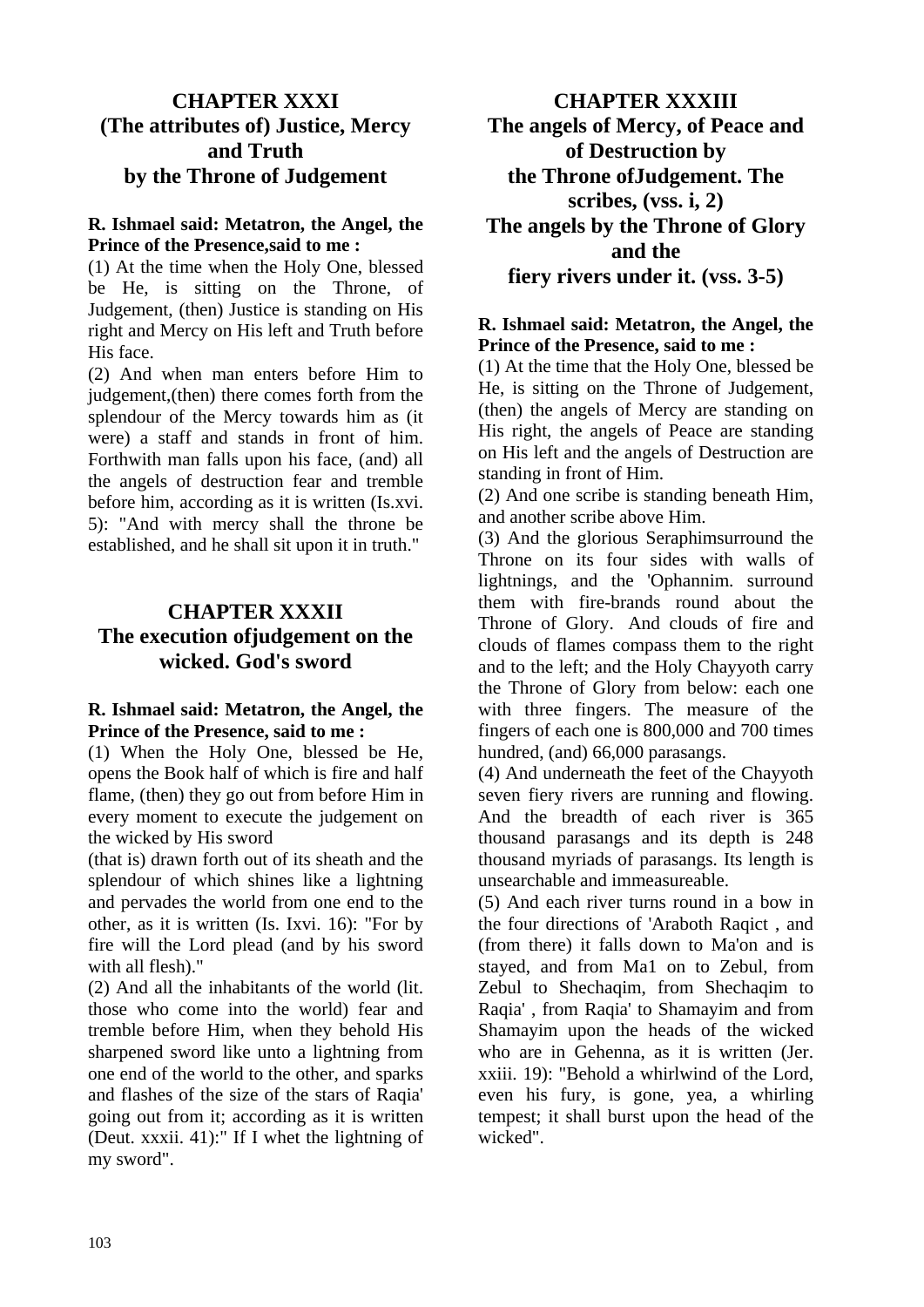## CHAPTER XXXI
## (The attributes of) Justice, Mercy and Truth by the Throne of Judgement

**R. Ishmael said: Metatron, the Angel, the Prince of the Presence,said to me :**

(1) At the time when the Holy One, blessed be He, is sitting on the Throne, of Judgement, (then) Justice is standing on His right and Mercy on His left and Truth before His face.

(2) And when man enters before Him to judgement,(then) there comes forth from the splendour of the Mercy towards him as (it were) a staff and stands in front of him. Forthwith man falls upon his face, (and) all the angels of destruction fear and tremble before him, according as it is written (Is.xvi. 5): "And with mercy shall the throne be established, and he shall sit upon it in truth."

## CHAPTER XXXII
## The execution ofjudgement on the wicked. God's sword

**R. Ishmael said: Metatron, the Angel, the Prince of the Presence, said to me :**

(1) When the Holy One, blessed be He, opens the Book half of which is fire and half flame, (then) they go out from before Him in every moment to execute the judgement on the wicked by His sword

(that is) drawn forth out of its sheath and the splendour of which shines like a lightning and pervades the world from one end to the other, as it is written (Is. Ixvi. 16): "For by fire will the Lord plead (and by his sword with all flesh)."

(2) And all the inhabitants of the world (lit. those who come into the world) fear and tremble before Him, when they behold His sharpened sword like unto a lightning from one end of the world to the other, and sparks and flashes of the size of the stars of Raqia' going out from it; according as it is written (Deut. xxxii. 41):" If I whet the lightning of my sword".

## CHAPTER XXXIII
## The angels of Mercy, of Peace and of Destruction by the Throne ofJudgement. The scribes, (vss. i, 2) The angels by the Throne of Glory and the fiery rivers under it. (vss. 3-5)

**R. Ishmael said: Metatron, the Angel, the Prince of the Presence, said to me :**

(1) At the time that the Holy One, blessed be He, is sitting on the Throne of Judgement, (then) the angels of Mercy are standing on His right, the angels of Peace are standing on His left and the angels of Destruction are standing in front of Him.

(2) And one scribe is standing beneath Him, and another scribe above Him.

(3) And the glorious Seraphimsurround the Throne on its four sides with walls of lightnings, and the 'Ophannim. surround them with fire-brands round about the Throne of Glory. And clouds of fire and clouds of flames compass them to the right and to the left; and the Holy Chayyoth carry the Throne of Glory from below: each one with three fingers. The measure of the fingers of each one is 800,000 and 700 times hundred, (and) 66,000 parasangs.

(4) And underneath the feet of the Chayyoth seven fiery rivers are running and flowing. And the breadth of each river is 365 thousand parasangs and its depth is 248 thousand myriads of parasangs. Its length is unsearchable and immeasureable.

(5) And each river turns round in a bow in the four directions of 'Araboth Raqict , and (from there) it falls down to Ma'on and is stayed, and from Ma1 on to Zebul, from Zebul to Shechaqim, from Shechaqim to Raqia' , from Raqia' to Shamayim and from Shamayim upon the heads of the wicked who are in Gehenna, as it is written (Jer. xxiii. 19): "Behold a whirlwind of the Lord, even his fury, is gone, yea, a whirling tempest; it shall burst upon the head of the wicked".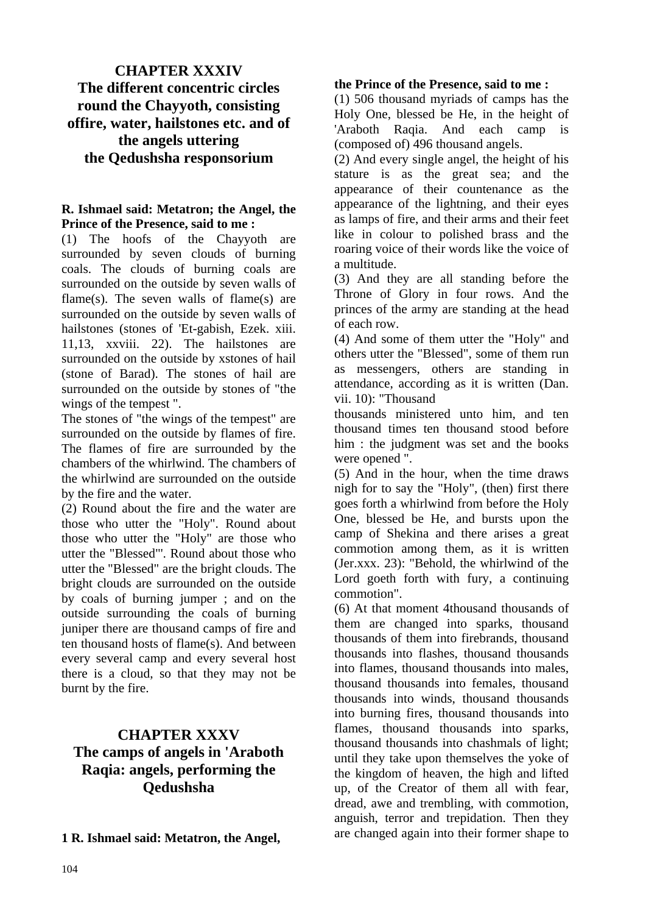## CHAPTER XXXIV
## The different concentric circles round the Chayyoth, consisting offire, water, hailstones etc. and of the angels uttering the Qedushsha responsorium

**R. Ishmael said: Metatron; the Angel, the Prince of the Presence, said to me :**

(1) The hoofs of the Chayyoth are surrounded by seven clouds of burning coals. The clouds of burning coals are surrounded on the outside by seven walls of flame(s). The seven walls of flame(s) are surrounded on the outside by seven walls of hailstones (stones of 'Et-gabish, Ezek. xiii. 11,13, xxviii. 22). The hailstones are surrounded on the outside by xstones of hail (stone of Barad). The stones of hail are surrounded on the outside by stones of "the wings of the tempest ".

The stones of "the wings of the tempest" are surrounded on the outside by flames of fire. The flames of fire are surrounded by the chambers of the whirlwind. The chambers of the whirlwind are surrounded on the outside by the fire and the water.

(2) Round about the fire and the water are those who utter the "Holy". Round about those who utter the "Holy" are those who utter the "Blessed"'. Round about those who utter the "Blessed" are the bright clouds. The bright clouds are surrounded on the outside by coals of burning jumper ; and on the outside surrounding the coals of burning juniper there are thousand camps of fire and ten thousand hosts of flame(s). And between every several camp and every several host there is a cloud, so that they may not be burnt by the fire.

## CHAPTER XXXV
## The camps of angels in 'Araboth Raqia: angels, performing the Qedushsha

**1 R. Ishmael said: Metatron, the Angel, the Prince of the Presence, said to me :**

(1) 506 thousand myriads of camps has the Holy One, blessed be He, in the height of 'Araboth Raqia. And each camp is (composed of) 496 thousand angels.

(2) And every single angel, the height of his stature is as the great sea; and the appearance of their countenance as the appearance of the lightning, and their eyes as lamps of fire, and their arms and their feet like in colour to polished brass and the roaring voice of their words like the voice of a multitude.

(3) And they are all standing before the Throne of Glory in four rows. And the princes of the army are standing at the head of each row.

(4) And some of them utter the "Holy" and others utter the "Blessed", some of them run as messengers, others are standing in attendance, according as it is written (Dan. vii. 10): "Thousand thousands ministered unto him, and ten thousand times ten thousand stood before him : the judgment was set and the books were opened ".

(5) And in the hour, when the time draws nigh for to say the "Holy", (then) first there goes forth a whirlwind from before the Holy One, blessed be He, and bursts upon the camp of Shekina and there arises a great commotion among them, as it is written (Jer.xxx. 23): "Behold, the whirlwind of the Lord goeth forth with fury, a continuing commotion".

(6) At that moment 4thousand thousands of them are changed into sparks, thousand thousands of them into firebrands, thousand thousands into flashes, thousand thousands into flames, thousand thousands into males, thousand thousands into females, thousand thousands into winds, thousand thousands into burning fires, thousand thousands into flames, thousand thousands into sparks, thousand thousands into chashmals of light; until they take upon themselves the yoke of the kingdom of heaven, the high and lifted up, of the Creator of them all with fear, dread, awe and trembling, with commotion, anguish, terror and trepidation. Then they are changed again into their former shape to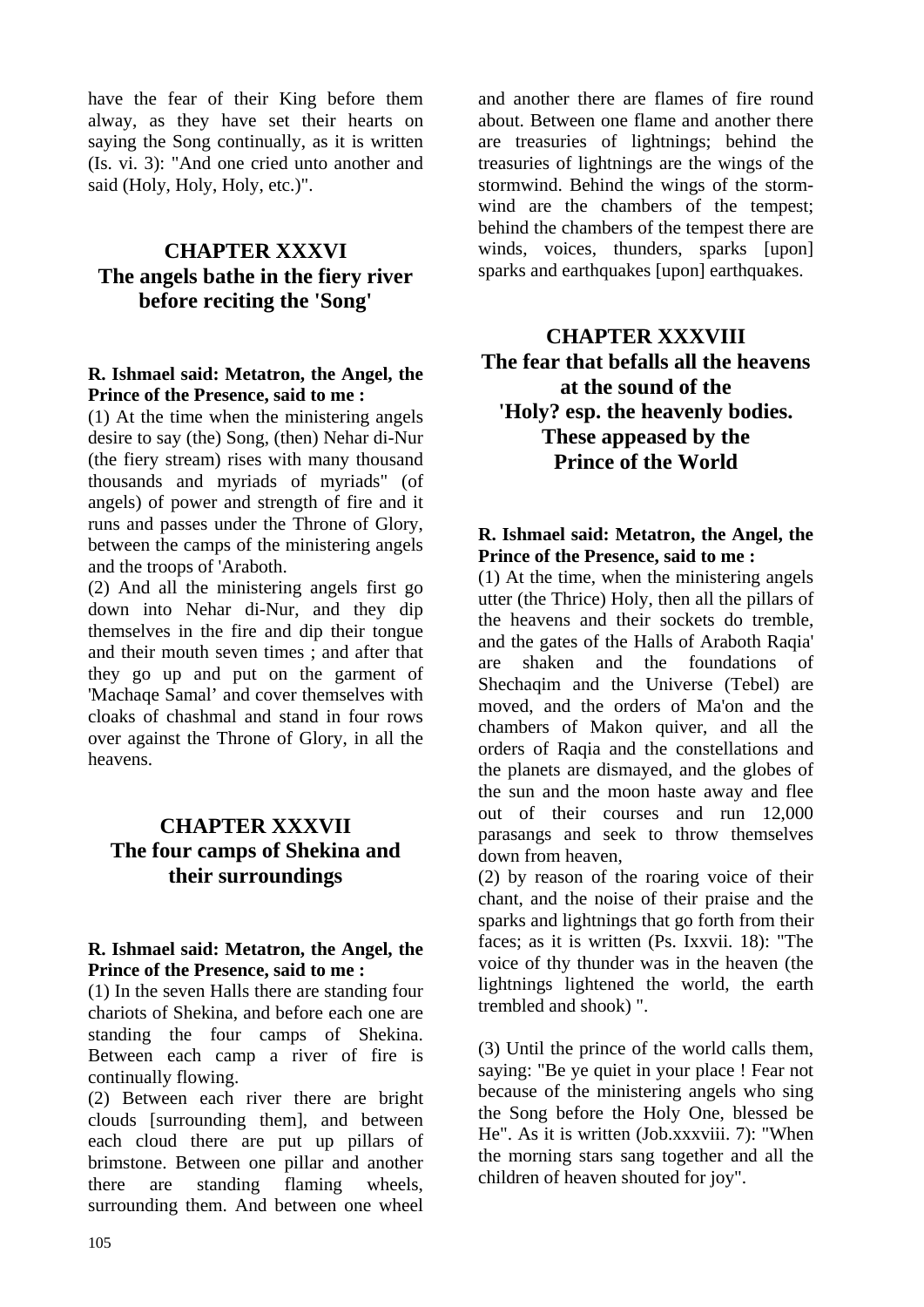have the fear of their King before them alway, as they have set their hearts on saying the Song continually, as it is written (Is. vi. 3): "And one cried unto another and said (Holy, Holy, Holy, etc.)".

## CHAPTER XXXVI
## The angels bathe in the fiery river before reciting the 'Song'

**R. Ishmael said: Metatron, the Angel, the Prince of the Presence, said to me :**

(1) At the time when the ministering angels desire to say (the) Song, (then) Nehar di-Nur (the fiery stream) rises with many thousand thousands and myriads of myriads" (of angels) of power and strength of fire and it runs and passes under the Throne of Glory, between the camps of the ministering angels and the troops of 'Araboth.

(2) And all the ministering angels first go down into Nehar di-Nur, and they dip themselves in the fire and dip their tongue and their mouth seven times ; and after that they go up and put on the garment of 'Machaqe Samal' and cover themselves with cloaks of chashmal and stand in four rows over against the Throne of Glory, in all the heavens.

## CHAPTER XXXVII
## The four camps of Shekina and their surroundings

**R. Ishmael said: Metatron, the Angel, the Prince of the Presence, said to me :**

(1) In the seven Halls there are standing four chariots of Shekina, and before each one are standing the four camps of Shekina. Between each camp a river of fire is continually flowing.

(2) Between each river there are bright clouds [surrounding them], and between each cloud there are put up pillars of brimstone. Between one pillar and another there are standing flaming wheels, surrounding them. And between one wheel and another there are flames of fire round about. Between one flame and another there are treasuries of lightnings; behind the treasuries of lightnings are the wings of the stormwind. Behind the wings of the storm-wind are the chambers of the tempest; behind the chambers of the tempest there are winds, voices, thunders, sparks [upon] sparks and earthquakes [upon] earthquakes.

## CHAPTER XXXVIII
## The fear that befalls all the heavens at the sound of the 'Holy? esp. the heavenly bodies. These appeased by the Prince of the World

**R. Ishmael said: Metatron, the Angel, the Prince of the Presence, said to me :**

(1) At the time, when the ministering angels utter (the Thrice) Holy, then all the pillars of the heavens and their sockets do tremble, and the gates of the Halls of Araboth Raqia' are shaken and the foundations of Shechaqim and the Universe (Tebel) are moved, and the orders of Ma'on and the chambers of Makon quiver, and all the orders of Raqia and the constellations and the planets are dismayed, and the globes of the sun and the moon haste away and flee out of their courses and run 12,000 parasangs and seek to throw themselves down from heaven,

(2) by reason of the roaring voice of their chant, and the noise of their praise and the sparks and lightnings that go forth from their faces; as it is written (Ps. Ixxvii. 18): "The voice of thy thunder was in the heaven (the lightnings lightened the world, the earth trembled and shook) ".

(3) Until the prince of the world calls them, saying: "Be ye quiet in your place ! Fear not because of the ministering angels who sing the Song before the Holy One, blessed be He". As it is written (Job.xxxviii. 7): "When the morning stars sang together and all the children of heaven shouted for joy".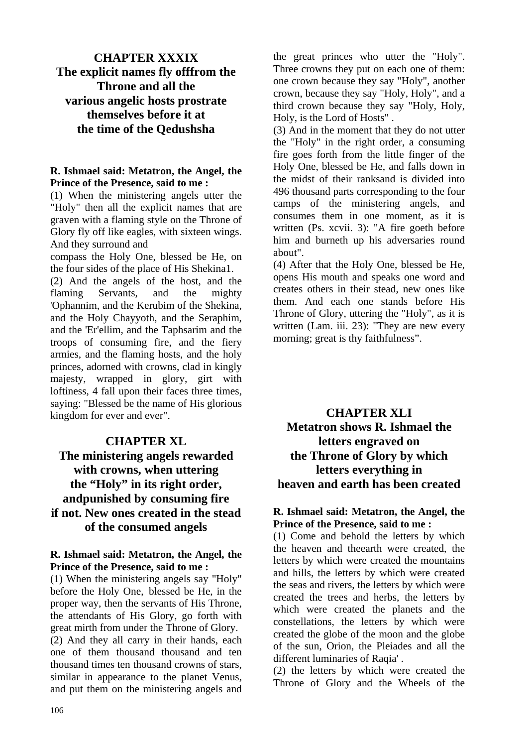## CHAPTER XXXIX
## The explicit names fly offfrom the Throne and all the various angelic hosts prostrate themselves before it at the time of the Qedushsha

**R. Ishmael said: Metatron, the Angel, the Prince of the Presence, said to me :**

(1) When the ministering angels utter the "Holy" then all the explicit names that are graven with a flaming style on the Throne of Glory fly off like eagles, with sixteen wings. And they surround and compass the Holy One, blessed be He, on the four sides of the place of His Shekina1.

(2) And the angels of the host, and the flaming Servants, and the mighty 'Ophannim, and the Kerubim of the Shekina, and the Holy Chayyoth, and the Seraphim, and the 'Er'ellim, and the Taphsarim and the troops of consuming fire, and the fiery armies, and the flaming hosts, and the holy princes, adorned with crowns, clad in kingly majesty, wrapped in glory, girt with loftiness, 4 fall upon their faces three times, saying: "Blessed be the name of His glorious kingdom for ever and ever".

## CHAPTER XL
## The ministering angels rewarded with crowns, when uttering the "Holy" in its right order, andpunished by consuming fire if not. New ones created in the stead of the consumed angels

**R. Ishmael said: Metatron, the Angel, the Prince of the Presence, said to me :**

(1) When the ministering angels say "Holy" before the Holy One, blessed be He, in the proper way, then the servants of His Throne, the attendants of His Glory, go forth with great mirth from under the Throne of Glory.

(2) And they all carry in their hands, each one of them thousand thousand and ten thousand times ten thousand crowns of stars, similar in appearance to the planet Venus, and put them on the ministering angels and the great princes who utter the "Holy". Three crowns they put on each one of them: one crown because they say "Holy", another crown, because they say "Holy, Holy", and a third crown because they say "Holy, Holy, Holy, is the Lord of Hosts" .

(3) And in the moment that they do not utter the "Holy" in the right order, a consuming fire goes forth from the little finger of the Holy One, blessed be He, and falls down in the midst of their ranksand is divided into 496 thousand parts corresponding to the four camps of the ministering angels, and consumes them in one moment, as it is written (Ps. xcvii. 3): "A fire goeth before him and burneth up his adversaries round about".

(4) After that the Holy One, blessed be He, opens His mouth and speaks one word and creates others in their stead, new ones like them. And each one stands before His Throne of Glory, uttering the "Holy", as it is written (Lam. iii. 23): "They are new every morning; great is thy faithfulness".

## CHAPTER XLI
## Metatron shows R. Ishmael the letters engraved on the Throne of Glory by which letters everything in heaven and earth has been created

**R. Ishmael said: Metatron, the Angel, the Prince of the Presence, said to me :**

(1) Come and behold the letters by which the heaven and theearth were created, the letters by which were created the mountains and hills, the letters by which were created the seas and rivers, the letters by which were created the trees and herbs, the letters by which were created the planets and the constellations, the letters by which were created the globe of the moon and the globe of the sun, Orion, the Pleiades and all the different luminaries of Raqia' .

(2) the letters by which were created the Throne of Glory and the Wheels of the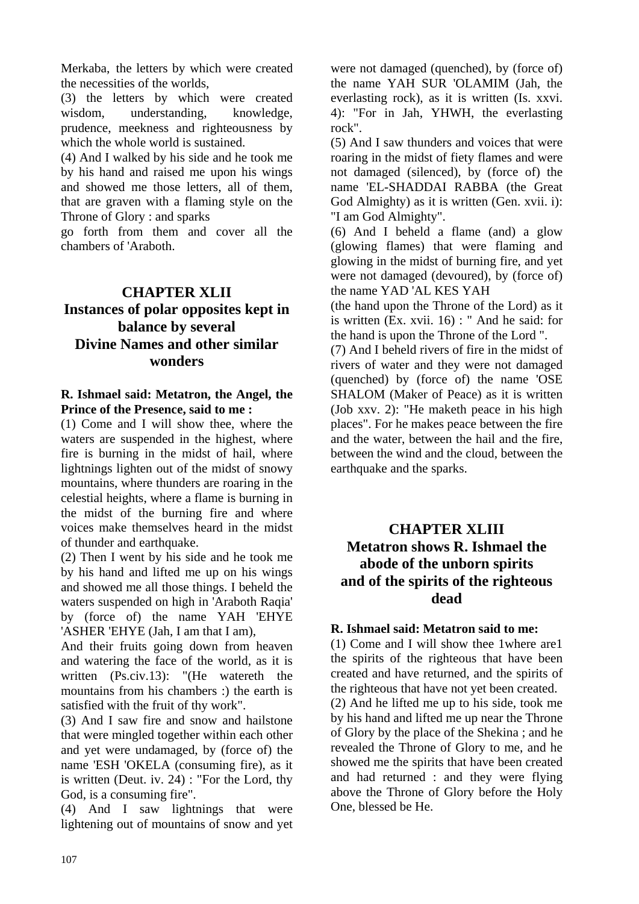Merkaba, the letters by which were created the necessities of the worlds,

(3) the letters by which were created wisdom, understanding, knowledge, prudence, meekness and righteousness by which the whole world is sustained.

(4) And I walked by his side and he took me by his hand and raised me upon his wings and showed me those letters, all of them, that are graven with a flaming style on the Throne of Glory : and sparks go forth from them and cover all the chambers of 'Araboth.

## CHAPTER XLII
## Instances of polar opposites kept in balance by several Divine Names and other similar wonders

**R. Ishmael said: Metatron, the Angel, the Prince of the Presence, said to me :**

(1) Come and I will show thee, where the waters are suspended in the highest, where fire is burning in the midst of hail, where lightnings lighten out of the midst of snowy mountains, where thunders are roaring in the celestial heights, where a flame is burning in the midst of the burning fire and where voices make themselves heard in the midst of thunder and earthquake.

(2) Then I went by his side and he took me by his hand and lifted me up on his wings and showed me all those things. I beheld the waters suspended on high in 'Araboth Raqia' by (force of) the name YAH 'EHYE 'ASHER 'EHYE (Jah, I am that I am),

And their fruits going down from heaven and watering the face of the world, as it is written (Ps.civ.13): "(He watereth the mountains from his chambers :) the earth is satisfied with the fruit of thy work".

(3) And I saw fire and snow and hailstone that were mingled together within each other and yet were undamaged, by (force of) the name 'ESH 'OKELA (consuming fire), as it is written (Deut. iv. 24) : "For the Lord, thy God, is a consuming fire".

(4) And I saw lightnings that were lightening out of mountains of snow and yet were not damaged (quenched), by (force of) the name YAH SUR 'OLAMIM (Jah, the everlasting rock), as it is written (Is. xxvi. 4): "For in Jah, YHWH, the everlasting rock".

(5) And I saw thunders and voices that were roaring in the midst of fiety flames and were not damaged (silenced), by (force of) the name 'EL-SHADDAI RABBA (the Great God Almighty) as it is written (Gen. xvii. i): "I am God Almighty".

(6) And I beheld a flame (and) a glow (glowing flames) that were flaming and glowing in the midst of burning fire, and yet were not damaged (devoured), by (force of) the name YAD 'AL KES YAH (the hand upon the Throne of the Lord) as it is written (Ex. xvii. 16) : " And he said: for the hand is upon the Throne of the Lord ".

(7) And I beheld rivers of fire in the midst of rivers of water and they were not damaged (quenched) by (force of) the name 'OSE SHALOM (Maker of Peace) as it is written (Job xxv. 2): "He maketh peace in his high places". For he makes peace between the fire and the water, between the hail and the fire, between the wind and the cloud, between the earthquake and the sparks.

## CHAPTER XLIII
## Metatron shows R. Ishmael the abode of the unborn spirits and of the spirits of the righteous dead

**R. Ishmael said: Metatron said to me:**

(1) Come and I will show thee 1where are1 the spirits of the righteous that have been created and have returned, and the spirits of the righteous that have not yet been created.

(2) And he lifted me up to his side, took me by his hand and lifted me up near the Throne of Glory by the place of the Shekina ; and he revealed the Throne of Glory to me, and he showed me the spirits that have been created and had returned : and they were flying above the Throne of Glory before the Holy One, blessed be He.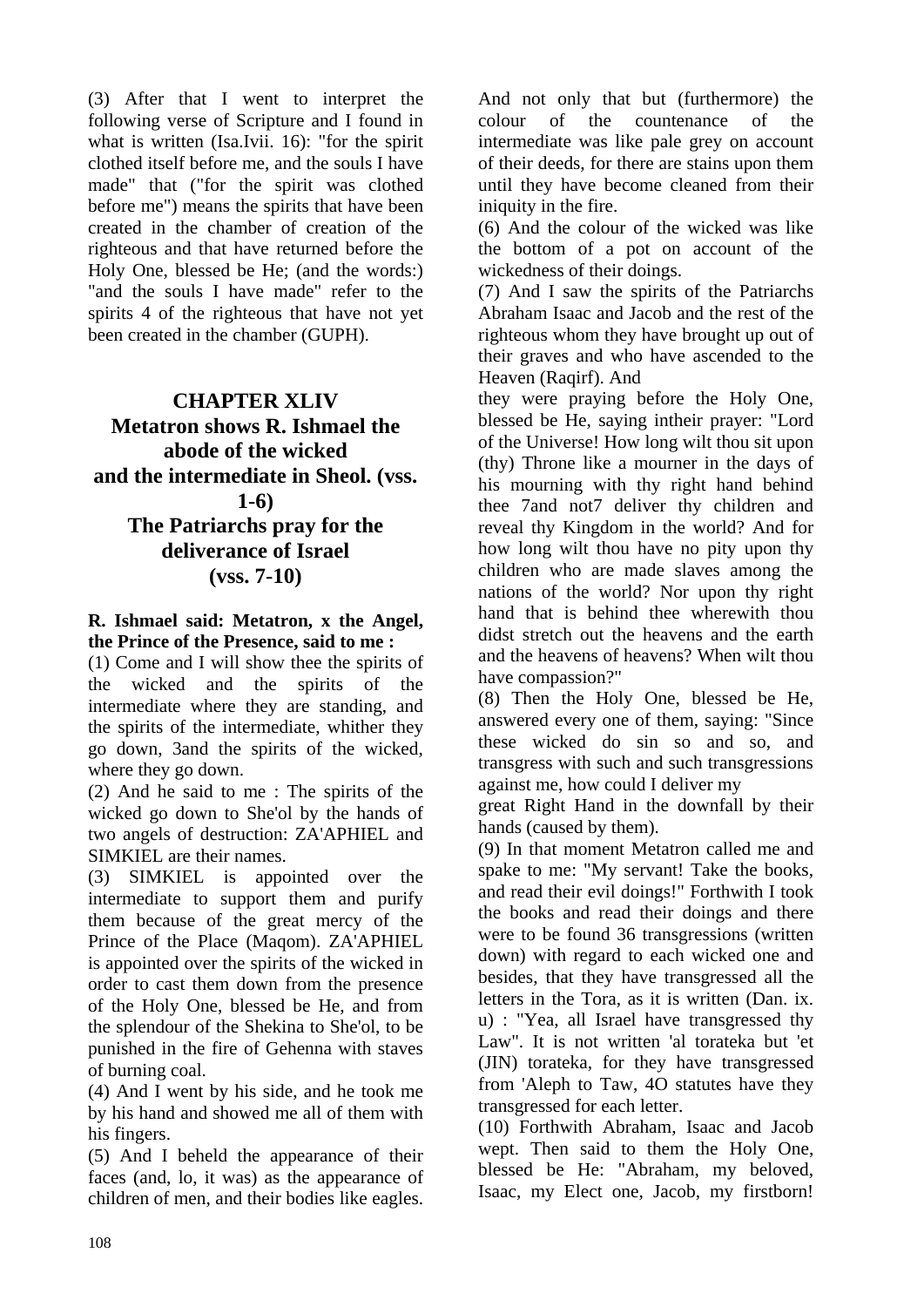(3) After that I went to interpret the following verse of Scripture and I found in what is written (Isa.Ivii. 16): "for the spirit clothed itself before me, and the souls I have made" that ("for the spirit was clothed before me") means the spirits that have been created in the chamber of creation of the righteous and that have returned before the Holy One, blessed be He; (and the words:) "and the souls I have made" refer to the spirits 4 of the righteous that have not yet been created in the chamber (GUPH).

## CHAPTER XLIV
## Metatron shows R. Ishmael the abode of the wicked and the intermediate in Sheol. (vss. 1-6)
## The Patriarchs pray for the deliverance of Israel (vss. 7-10)

**R. Ishmael said: Metatron, x the Angel, the Prince of the Presence, said to me :**

(1) Come and I will show thee the spirits of the wicked and the spirits of the intermediate where they are standing, and the spirits of the intermediate, whither they go down, 3and the spirits of the wicked, where they go down.

(2) And he said to me : The spirits of the wicked go down to She'ol by the hands of two angels of destruction: ZA'APHIEL and SIMKIEL are their names.

(3) SIMKIEL is appointed over the intermediate to support them and purify them because of the great mercy of the Prince of the Place (Maqom). ZA'APHIEL is appointed over the spirits of the wicked in order to cast them down from the presence of the Holy One, blessed be He, and from the splendour of the Shekina to She'ol, to be punished in the fire of Gehenna with staves of burning coal.

(4) And I went by his side, and he took me by his hand and showed me all of them with his fingers.

(5) And I beheld the appearance of their faces (and, lo, it was) as the appearance of children of men, and their bodies like eagles. And not only that but (furthermore) the colour of the countenance of the intermediate was like pale grey on account of their deeds, for there are stains upon them until they have become cleaned from their iniquity in the fire.

(6) And the colour of the wicked was like the bottom of a pot on account of the wickedness of their doings.

(7) And I saw the spirits of the Patriarchs Abraham Isaac and Jacob and the rest of the righteous whom they have brought up out of their graves and who have ascended to the Heaven (Raqirf). And they were praying before the Holy One, blessed be He, saying intheir prayer: "Lord of the Universe! How long wilt thou sit upon (thy) Throne like a mourner in the days of his mourning with thy right hand behind thee 7and not7 deliver thy children and reveal thy Kingdom in the world? And for how long wilt thou have no pity upon thy children who are made slaves among the nations of the world? Nor upon thy right hand that is behind thee wherewith thou didst stretch out the heavens and the earth and the heavens of heavens? When wilt thou have compassion?"

(8) Then the Holy One, blessed be He, answered every one of them, saying: "Since these wicked do sin so and so, and transgress with such and such transgressions against me, how could I deliver my great Right Hand in the downfall by their hands (caused by them).

(9) In that moment Metatron called me and spake to me: "My servant! Take the books, and read their evil doings!" Forthwith I took the books and read their doings and there were to be found 36 transgressions (written down) with regard to each wicked one and besides, that they have transgressed all the letters in the Tora, as it is written (Dan. ix. u) : "Yea, all Israel have transgressed thy Law". It is not written 'al torateka but 'et (JIN) torateka, for they have transgressed from 'Aleph to Taw, 4O statutes have they transgressed for each letter.

(10) Forthwith Abraham, Isaac and Jacob wept. Then said to them the Holy One, blessed be He: "Abraham, my beloved, Isaac, my Elect one, Jacob, my firstborn!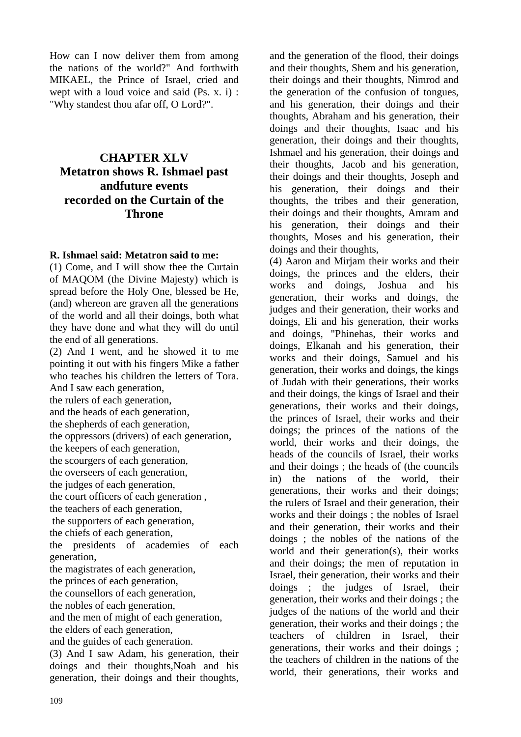How can I now deliver them from among the nations of the world?" And forthwith MIKAEL, the Prince of Israel, cried and wept with a loud voice and said (Ps. x. i) : "Why standest thou afar off, O Lord?".

## CHAPTER XLV
## Metatron shows R. Ishmael past andfuture events recorded on the Curtain of the Throne

**R. Ishmael said: Metatron said to me:**

(1) Come, and I will show thee the Curtain of MAQOM (the Divine Majesty) which is spread before the Holy One, blessed be He, (and) whereon are graven all the generations of the world and all their doings, both what they have done and what they will do until the end of all generations.

(2) And I went, and he showed it to me pointing it out with his fingers Mike a father who teaches his children the letters of Tora. And I saw each generation,
the rulers of each generation,
and the heads of each generation,
the shepherds of each generation,
the oppressors (drivers) of each generation,
the keepers of each generation,
the scourgers of each generation,
the overseers of each generation,
the judges of each generation,
the court officers of each generation ,
the teachers of each generation,
the supporters of each generation,
the chiefs of each generation,
the presidents of academies of each generation,
the magistrates of each generation,
the princes of each generation,
the counsellors of each generation,
the nobles of each generation,
and the men of might of each generation,
the elders of each generation,
and the guides of each generation.

(3) And I saw Adam, his generation, their doings and their thoughts,Noah and his generation, their doings and their thoughts, and the generation of the flood, their doings and their thoughts, Shem and his generation, their doings and their thoughts, Nimrod and the generation of the confusion of tongues, and his generation, their doings and their thoughts, Abraham and his generation, their doings and their thoughts, Isaac and his generation, their doings and their thoughts, Ishmael and his generation, their doings and their thoughts, Jacob and his generation, their doings and their thoughts, Joseph and his generation, their doings and their thoughts, the tribes and their generation, their doings and their thoughts, Amram and his generation, their doings and their thoughts, Moses and his generation, their doings and their thoughts,

(4) Aaron and Mirjam their works and their doings, the princes and the elders, their works and doings, Joshua and his generation, their works and doings, the judges and their generation, their works and doings, Eli and his generation, their works and doings, "Phinehas, their works and doings, Elkanah and his generation, their works and their doings, Samuel and his generation, their works and doings, the kings of Judah with their generations, their works and their doings, the kings of Israel and their generations, their works and their doings, the princes of Israel, their works and their doings; the princes of the nations of the world, their works and their doings, the heads of the councils of Israel, their works and their doings ; the heads of (the councils in) the nations of the world, their generations, their works and their doings; the rulers of Israel and their generation, their works and their doings ; the nobles of Israel and their generation, their works and their doings ; the nobles of the nations of the world and their generation(s), their works and their doings; the men of reputation in Israel, their generation, their works and their doings ; the judges of Israel, their generation, their works and their doings ; the judges of the nations of the world and their generation, their works and their doings ; the teachers of children in Israel, their generations, their works and their doings ; the teachers of children in the nations of the world, their generations, their works and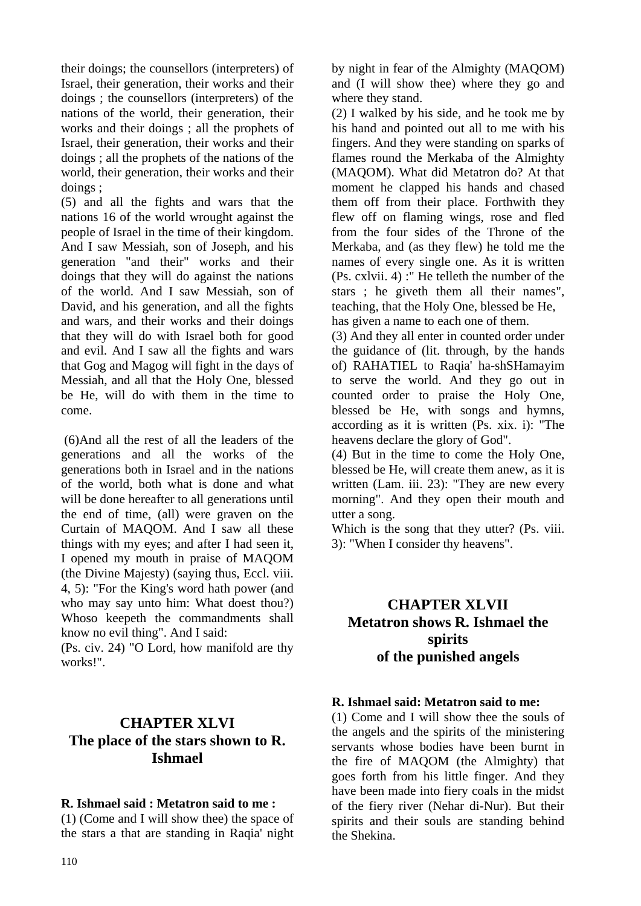their doings; the counsellors (interpreters) of Israel, their generation, their works and their doings ; the counsellors (interpreters) of the nations of the world, their generation, their works and their doings ; all the prophets of Israel, their generation, their works and their doings ; all the prophets of the nations of the world, their generation, their works and their doings ;

(5) and all the fights and wars that the nations 16 of the world wrought against the people of Israel in the time of their kingdom. And I saw Messiah, son of Joseph, and his generation "and their" works and their doings that they will do against the nations of the world. And I saw Messiah, son of David, and his generation, and all the fights and wars, and their works and their doings that they will do with Israel both for good and evil. And I saw all the fights and wars that Gog and Magog will fight in the days of Messiah, and all that the Holy One, blessed be He, will do with them in the time to come.

(6)And all the rest of all the leaders of the generations and all the works of the generations both in Israel and in the nations of the world, both what is done and what will be done hereafter to all generations until the end of time, (all) were graven on the Curtain of MAQOM. And I saw all these things with my eyes; and after I had seen it, I opened my mouth in praise of MAQOM (the Divine Majesty) (saying thus, Eccl. viii. 4, 5): "For the King's word hath power (and who may say unto him: What doest thou?) Whoso keepeth the commandments shall know no evil thing". And I said:

(Ps. civ. 24) "O Lord, how manifold are thy works!".

## CHAPTER XLVI
## The place of the stars shown to R. Ishmael

**R. Ishmael said : Metatron said to me :**

(1) (Come and I will show thee) the space of the stars a that are standing in Raqia' night by night in fear of the Almighty (MAQOM) and (I will show thee) where they go and where they stand.

(2) I walked by his side, and he took me by his hand and pointed out all to me with his fingers. And they were standing on sparks of flames round the Merkaba of the Almighty (MAQOM). What did Metatron do? At that moment he clapped his hands and chased them off from their place. Forthwith they flew off on flaming wings, rose and fled from the four sides of the Throne of the Merkaba, and (as they flew) he told me the names of every single one. As it is written (Ps. cxlvii. 4) :" He telleth the number of the stars ; he giveth them all their names", teaching, that the Holy One, blessed be He, has given a name to each one of them.

(3) And they all enter in counted order under the guidance of (lit. through, by the hands of) RAHATIEL to Raqia' ha-shSHamayim to serve the world. And they go out in counted order to praise the Holy One, blessed be He, with songs and hymns, according as it is written (Ps. xix. i): "The heavens declare the glory of God".

(4) But in the time to come the Holy One, blessed be He, will create them anew, as it is written (Lam. iii. 23): "They are new every morning". And they open their mouth and utter a song.

Which is the song that they utter? (Ps. viii. 3): "When I consider thy heavens".

## CHAPTER XLVII
## Metatron shows R. Ishmael the spirits of the punished angels

**R. Ishmael said: Metatron said to me:**

(1) Come and I will show thee the souls of the angels and the spirits of the ministering servants whose bodies have been burnt in the fire of MAQOM (the Almighty) that goes forth from his little finger. And they have been made into fiery coals in the midst of the fiery river (Nehar di-Nur). But their spirits and their souls are standing behind the Shekina.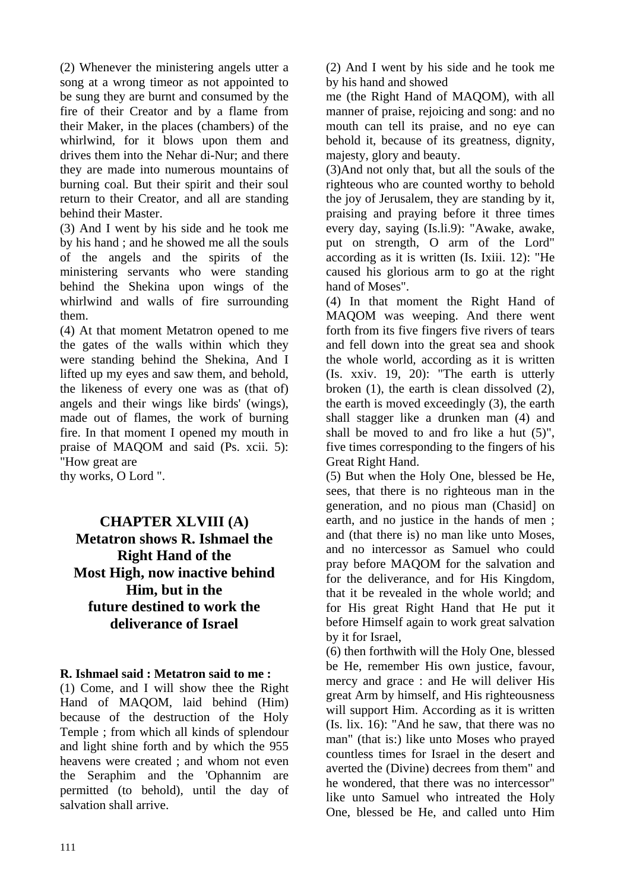(2) Whenever the ministering angels utter a song at a wrong timeor as not appointed to be sung they are burnt and consumed by the fire of their Creator and by a flame from their Maker, in the places (chambers) of the whirlwind, for it blows upon them and drives them into the Nehar di-Nur; and there they are made into numerous mountains of burning coal. But their spirit and their soul return to their Creator, and all are standing behind their Master.

(3) And I went by his side and he took me by his hand ; and he showed me all the souls of the angels and the spirits of the ministering servants who were standing behind the Shekina upon wings of the whirlwind and walls of fire surrounding them.

(4) At that moment Metatron opened to me the gates of the walls within which they were standing behind the Shekina, And I lifted up my eyes and saw them, and behold, the likeness of every one was as (that of) angels and their wings like birds' (wings), made out of flames, the work of burning fire. In that moment I opened my mouth in praise of MAQOM and said (Ps. xcii. 5): "How great are thy works, O Lord ".

## CHAPTER XLVIII (A)
## Metatron shows R. Ishmael the Right Hand of the Most High, now inactive behind Him, but in the future destined to work the deliverance of Israel

**R. Ishmael said : Metatron said to me :**

(1) Come, and I will show thee the Right Hand of MAQOM, laid behind (Him) because of the destruction of the Holy Temple ; from which all kinds of splendour and light shine forth and by which the 955 heavens were created ; and whom not even the Seraphim and the 'Ophannim are permitted (to behold), until the day of salvation shall arrive.

(2) And I went by his side and he took me by his hand and showed me (the Right Hand of MAQOM), with all manner of praise, rejoicing and song: and no mouth can tell its praise, and no eye can behold it, because of its greatness, dignity, majesty, glory and beauty.

(3)And not only that, but all the souls of the righteous who are counted worthy to behold the joy of Jerusalem, they are standing by it, praising and praying before it three times every day, saying (Is.li.9): "Awake, awake, put on strength, O arm of the Lord" according as it is written (Is. Ixiii. 12): "He caused his glorious arm to go at the right hand of Moses".

(4) In that moment the Right Hand of MAQOM was weeping. And there went forth from its five fingers five rivers of tears and fell down into the great sea and shook the whole world, according as it is written (Is. xxiv. 19, 20): "The earth is utterly broken (1), the earth is clean dissolved (2), the earth is moved exceedingly (3), the earth shall stagger like a drunken man (4) and shall be moved to and fro like a hut (5)", five times corresponding to the fingers of his Great Right Hand.

(5) But when the Holy One, blessed be He, sees, that there is no righteous man in the generation, and no pious man (Chasid] on earth, and no justice in the hands of men ; and (that there is) no man like unto Moses, and no intercessor as Samuel who could pray before MAQOM for the salvation and for the deliverance, and for His Kingdom, that it be revealed in the whole world; and for His great Right Hand that He put it before Himself again to work great salvation by it for Israel,

(6) then forthwith will the Holy One, blessed be He, remember His own justice, favour, mercy and grace : and He will deliver His great Arm by himself, and His righteousness will support Him. According as it is written (Is. lix. 16): "And he saw, that there was no man" (that is:) like unto Moses who prayed countless times for Israel in the desert and averted the (Divine) decrees from them" and he wondered, that there was no intercessor" like unto Samuel who intreated the Holy One, blessed be He, and called unto Him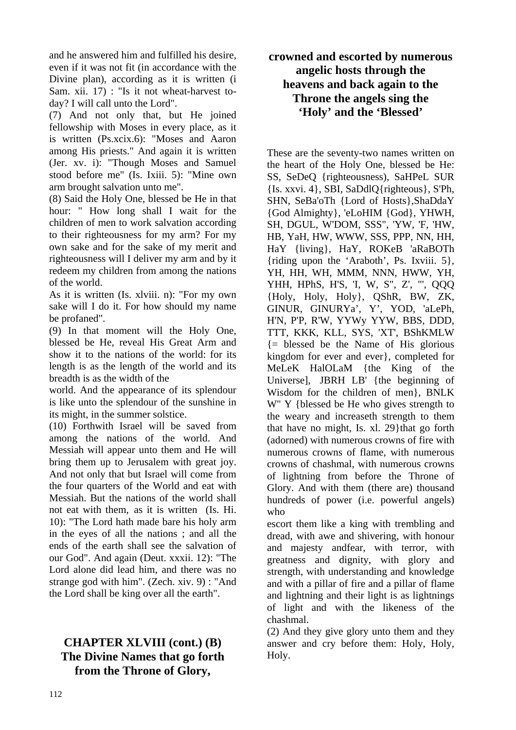and he answered him and fulfilled his desire, even if it was not fit (in accordance with the Divine plan), according as it is written (i Sam. xii. 17) : "Is it not wheat-harvest to-day? I will call unto the Lord".

(7) And not only that, but He joined fellowship with Moses in every place, as it is written (Ps.xcix.6): "Moses and Aaron among His priests." And again it is written (Jer. xv. i): "Though Moses and Samuel stood before me" (Is. Ixiii. 5): "Mine own arm brought salvation unto me".

(8) Said the Holy One, blessed be He in that hour: " How long shall I wait for the children of men to work salvation according to their righteousness for my arm? For my own sake and for the sake of my merit and righteousness will I deliver my arm and by it redeem my children from among the nations of the world.

As it is written (Is. xlviii. n): "For my own sake will I do it. For how should my name be profaned".

(9) In that moment will the Holy One, blessed be He, reveal His Great Arm and show it to the nations of the world: for its length is as the length of the world and its breadth is as the width of the world. And the appearance of its splendour is like unto the splendour of the sunshine in its might, in the summer solstice.

(10) Forthwith Israel will be saved from among the nations of the world. And Messiah will appear unto them and He will bring them up to Jerusalem with great joy. And not only that but Israel will come from the four quarters of the World and eat with Messiah. But the nations of the world shall not eat with them, as it is written (Is. Hi. 10): "The Lord hath made bare his holy arm in the eyes of all the nations ; and all the ends of the earth shall see the salvation of our God". And again (Deut. xxxii. 12): "The Lord alone did lead him, and there was no strange god with him". (Zech. xiv. 9) : "And the Lord shall be king over all the earth".

## CHAPTER XLVIII (cont.) (B) The Divine Names that go forth from the Throne of Glory, crowned and escorted by numerous angelic hosts through the heavens and back again to the Throne the angels sing the 'Holy' and the 'Blessed'

These are the seventy-two names written on the heart of the Holy One, blessed be He: SS, SeDeQ {righteousness), SaHPeL SUR {Is. xxvi. 4}, SBI, SaDdlQ{righteous}, S'Ph, SHN, SeBa'oTh {Lord of Hosts},ShaDdaY {God Almighty}, 'eLoHIM {God}, YHWH, SH, DGUL, W'DOM, SSS", 'YW, 'F, 'HW, HB, YaH, HW, WWW, SSS, PPP, NN, HH, HaY {living}, HaY, ROKeB 'aRaBOTh {riding upon the 'Araboth', Ps. Ixviii. 5}, YH, HH, WH, MMM, NNN, HWW, YH, YHH, HPhS, H'S, 'I, W, S", Z', '", QQQ {Holy, Holy, Holy}, QShR, BW, ZK, GINUR, GINURYa', Y', YOD, 'aLePh, H'N, P'P, R'W, YYWy YYW, BBS, DDD, TTT, KKK, KLL, SYS, 'XT', BShKMLW {= blessed be the Name of His glorious kingdom for ever and ever}, completed for MeLeK HalOLaM {the King of the Universe], JBRH LB' {the beginning of Wisdom for the children of men}, BNLK W" Y {blessed be He who gives strength to the weary and increaseth strength to them that have no might, Is. xl. 29}that go forth (adorned) with numerous crowns of fire with numerous crowns of flame, with numerous crowns of chashmal, with numerous crowns of lightning from before the Throne of Glory. And with them (there are) thousand hundreds of power (i.e. powerful angels) who escort them like a king with trembling and dread, with awe and shivering, with honour and majesty andfear, with terror, with greatness and dignity, with glory and strength, with understanding and knowledge and with a pillar of fire and a pillar of flame and lightning and their light is as lightnings of light and with the likeness of the chashmal.

(2) And they give glory unto them and they answer and cry before them: Holy, Holy, Holy.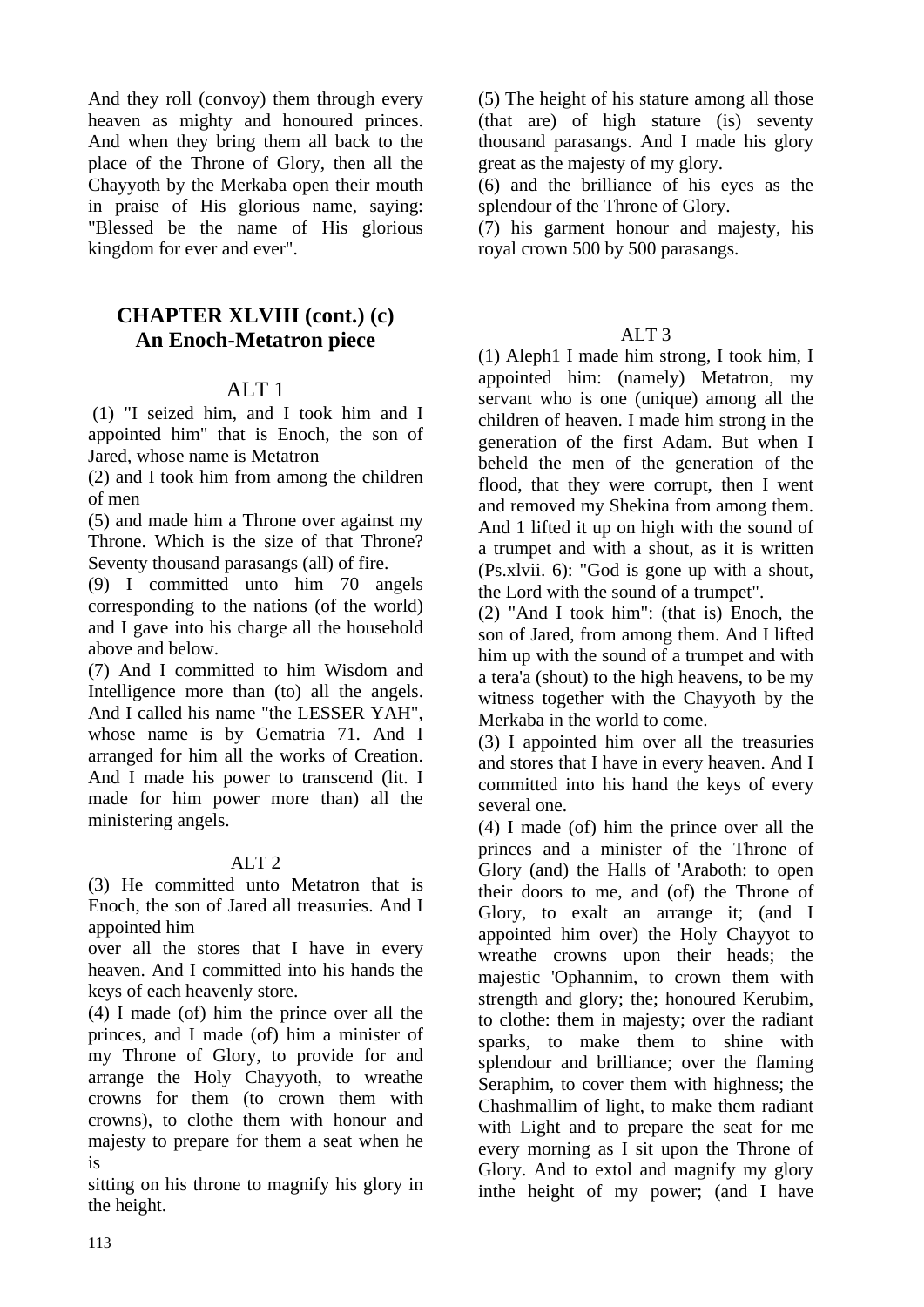And they roll (convoy) them through every heaven as mighty and honoured princes. And when they bring them all back to the place of the Throne of Glory, then all the Chayyoth by the Merkaba open their mouth in praise of His glorious name, saying: "Blessed be the name of His glorious kingdom for ever and ever".

## CHAPTER XLVIII (cont.) (c) An Enoch-Metatron piece

### ALT 1

(1) "I seized him, and I took him and I appointed him" that is Enoch, the son of Jared, whose name is Metatron

(2) and I took him from among the children of men

(5) and made him a Throne over against my Throne. Which is the size of that Throne? Seventy thousand parasangs (all) of fire.

(9) I committed unto him 70 angels corresponding to the nations (of the world) and I gave into his charge all the household above and below.

(7) And I committed to him Wisdom and Intelligence more than (to) all the angels. And I called his name "the LESSER YAH", whose name is by Gematria 71. And I arranged for him all the works of Creation. And I made his power to transcend (lit. I made for him power more than) all the ministering angels.

### ALT 2

(3) He committed unto Metatron that is Enoch, the son of Jared all treasuries. And I appointed him over all the stores that I have in every heaven. And I committed into his hands the keys of each heavenly store.

(4) I made (of) him the prince over all the princes, and I made (of) him a minister of my Throne of Glory, to provide for and arrange the Holy Chayyoth, to wreathe crowns for them (to crown them with crowns), to clothe them with honour and majesty to prepare for them a seat when he is sitting on his throne to magnify his glory in the height.

(5) The height of his stature among all those (that are) of high stature (is) seventy thousand parasangs. And I made his glory great as the majesty of my glory.

(6) and the brilliance of his eyes as the splendour of the Throne of Glory.

(7) his garment honour and majesty, his royal crown 500 by 500 parasangs.

### ALT 3

(1) Aleph1 I made him strong, I took him, I appointed him: (namely) Metatron, my servant who is one (unique) among all the children of heaven. I made him strong in the generation of the first Adam. But when I beheld the men of the generation of the flood, that they were corrupt, then I went and removed my Shekina from among them. And 1 lifted it up on high with the sound of a trumpet and with a shout, as it is written (Ps.xlvii. 6): "God is gone up with a shout, the Lord with the sound of a trumpet".

(2) "And I took him": (that is) Enoch, the son of Jared, from among them. And I lifted him up with the sound of a trumpet and with a tera'a (shout) to the high heavens, to be my witness together with the Chayyoth by the Merkaba in the world to come.

(3) I appointed him over all the treasuries and stores that I have in every heaven. And I committed into his hand the keys of every several one.

(4) I made (of) him the prince over all the princes and a minister of the Throne of Glory (and) the Halls of 'Araboth: to open their doors to me, and (of) the Throne of Glory, to exalt an arrange it; (and I appointed him over) the Holy Chayyot to wreathe crowns upon their heads; the majestic 'Ophannim, to crown them with strength and glory; the; honoured Kerubim, to clothe: them in majesty; over the radiant sparks, to make them to shine with splendour and brilliance; over the flaming Seraphim, to cover them with highness; the Chashmallim of light, to make them radiant with Light and to prepare the seat for me every morning as I sit upon the Throne of Glory. And to extol and magnify my glory inthe height of my power; (and I have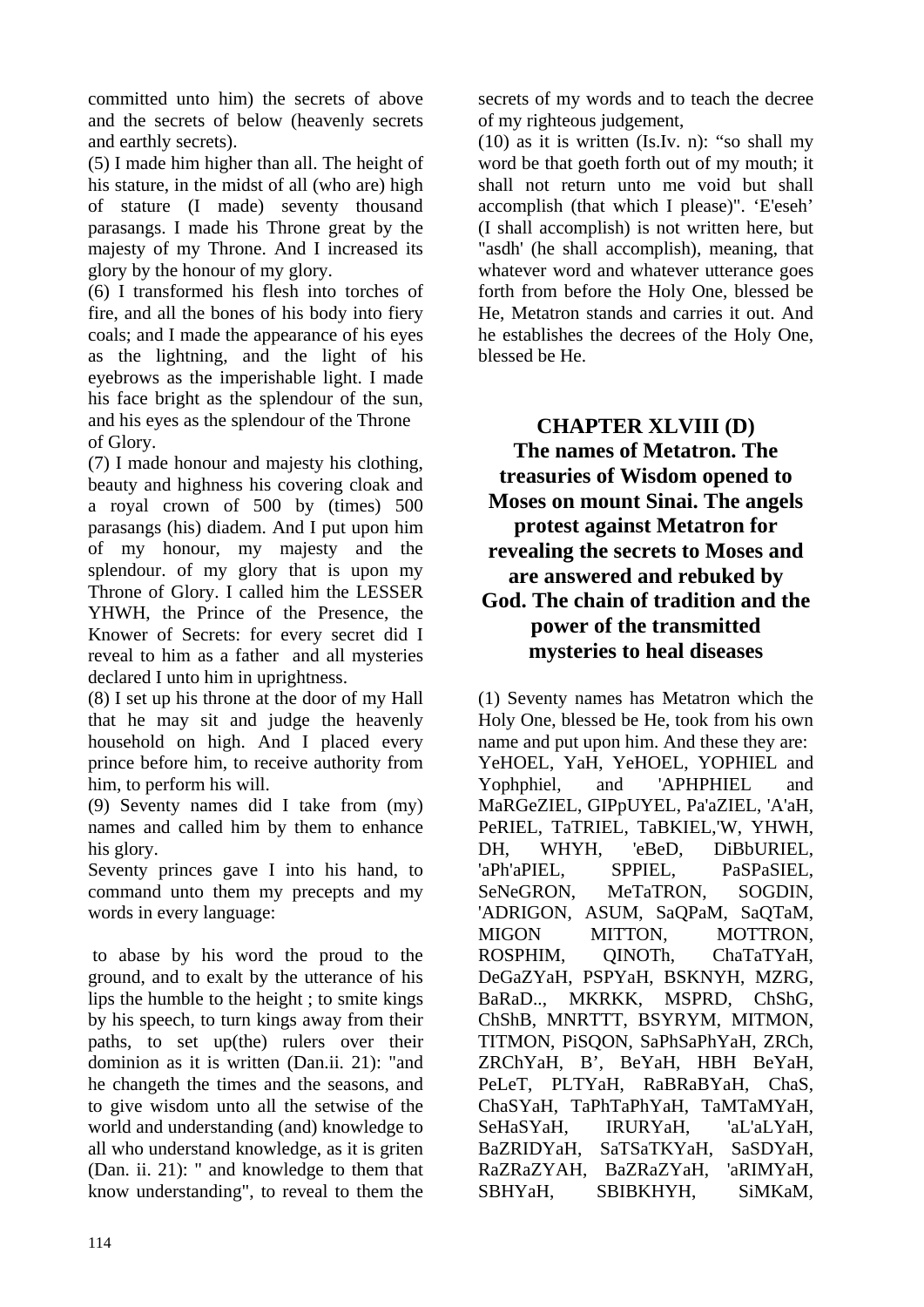committed unto him) the secrets of above and the secrets of below (heavenly secrets and earthly secrets).

(5) I made him higher than all. The height of his stature, in the midst of all (who are) high of stature (I made) seventy thousand parasangs. I made his Throne great by the majesty of my Throne. And I increased its glory by the honour of my glory.

(6) I transformed his flesh into torches of fire, and all the bones of his body into fiery coals; and I made the appearance of his eyes as the lightning, and the light of his eyebrows as the imperishable light. I made his face bright as the splendour of the sun, and his eyes as the splendour of the Throne of Glory.

(7) I made honour and majesty his clothing, beauty and highness his covering cloak and a royal crown of 500 by (times) 500 parasangs (his) diadem. And I put upon him of my honour, my majesty and the splendour. of my glory that is upon my Throne of Glory. I called him the LESSER YHWH, the Prince of the Presence, the Knower of Secrets: for every secret did I reveal to him as a father and all mysteries declared I unto him in uprightness.

(8) I set up his throne at the door of my Hall that he may sit and judge the heavenly household on high. And I placed every prince before him, to receive authority from him, to perform his will.

(9) Seventy names did I take from (my) names and called him by them to enhance his glory.

Seventy princes gave I into his hand, to command unto them my precepts and my words in every language:

to abase by his word the proud to the ground, and to exalt by the utterance of his lips the humble to the height ; to smite kings by his speech, to turn kings away from their paths, to set up(the) rulers over their dominion as it is written (Dan.ii. 21): "and he changeth the times and the seasons, and to give wisdom unto all the setwise of the world and understanding (and) knowledge to all who understand knowledge, as it is griten (Dan. ii. 21): " and knowledge to them that know understanding", to reveal to them the secrets of my words and to teach the decree of my righteous judgement,

(10) as it is written (Is.Iv. n): “so shall my word be that goeth forth out of my mouth; it shall not return unto me void but shall accomplish (that which I please)". ‘E'eseh’ (I shall accomplish) is not written here, but "asdh' (he shall accomplish), meaning, that whatever word and whatever utterance goes forth from before the Holy One, blessed be He, Metatron stands and carries it out. And he establishes the decrees of the Holy One, blessed be He.

## CHAPTER XLVIII (D)

## The names of Metatron. The treasuries of Wisdom opened to Moses on mount Sinai. The angels protest against Metatron for revealing the secrets to Moses and are answered and rebuked by God. The chain of tradition and the power of the transmitted mysteries to heal diseases

(1) Seventy names has Metatron which the Holy One, blessed be He, took from his own name and put upon him. And these they are: YeHOEL, YaH, YeHOEL, YOPHIEL and Yophphiel, and 'APHPHIEL and MaRGeZIEL, GIPpUYEL, Pa'aZIEL, 'A'aH, PeRIEL, TaTRIEL, TaBKIEL,'W, YHWH, DH, WHYH, 'eBeD, DiBbURIEL, 'aPh'aPIEL, SPPIEL, PaSPaSIEL, SeNeGRON, MeTaTRON, SOGDIN, 'ADRIGON, ASUM, SaQPaM, SaQTaM, MIGON MITTON, MOTTRON, ROSPHIM, QINOTh, ChaTaTYaH, DeGaZYaH, PSPYaH, BSKNYH, MZRG, BaRaD.., MKRKK, MSPRD, ChShG, ChShB, MNRTTT, BSYRYM, MITMON, TITMON, PiSQON, SaPhSaPhYaH, ZRCh, ZRChYaH, B’, BeYaH, HBH BeYaH, PeLeT, PLTYaH, RaBRaBYaH, ChaS, ChaSYaH, TaPhTaPhYaH, TaMTaMYaH, SeHaSYaH, IRURYaH, 'aL'aLYaH, BaZRIDYaH, SaTSaTKYaH, SaSDYaH, RaZRaZYAH, BaZRaZYaH, 'aRIMYaH, SBHYaH, SBIBKHYH, SiMKaM,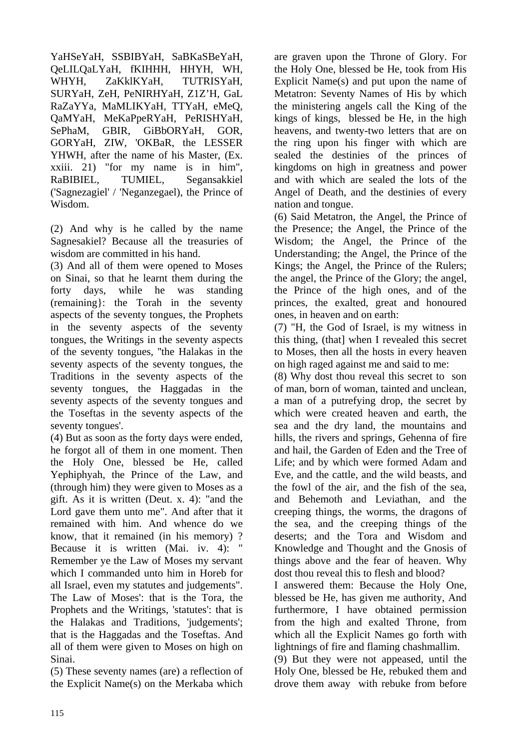YaHSeYaH, SSBIBYaH, SaBKaSBeYaH, QeLILQaLYaH, fKIHHH, HHYH, WH, WHYH, ZaKklKYaH, TUTRISYaH, SURYaH, ZeH, PeNIRHYaH, Z1Z'H, GaL RaZaYYa, MaMLIKYaH, TTYaH, eMeQ, QaMYaH, MeKaPpeRYaH, PeRISHYaH, SePhaM, GBIR, GiBbORYaH, GOR, GORYaH, ZIW, 'OKBaR, the LESSER YHWH, after the name of his Master, (Ex. xxiii. 21) "for my name is in him", RaBIBIEL, TUMIEL, Segansakkiel ('Sagnezagiel' / 'Neganzegael), the Prince of Wisdom.

(2) And why is he called by the name Sagnesakiel? Because all the treasuries of wisdom are committed in his hand.

(3) And all of them were opened to Moses on Sinai, so that he learnt them during the forty days, while he was standing (remaining}: the Torah in the seventy aspects of the seventy tongues, the Prophets in the seventy aspects of the seventy tongues, the Writings in the seventy aspects of the seventy tongues, "the Halakas in the seventy aspects of the seventy tongues, the Traditions in the seventy aspects of the seventy tongues, the Haggadas in the seventy aspects of the seventy tongues and the Toseftas in the seventy aspects of the seventy tongues'.

(4) But as soon as the forty days were ended, he forgot all of them in one moment. Then the Holy One, blessed be He, called Yephiphyah, the Prince of the Law, and (through him) they were given to Moses as a gift. As it is written (Deut. x. 4): "and the Lord gave them unto me". And after that it remained with him. And whence do we know, that it remained (in his memory) ? Because it is written (Mai. iv. 4): " Remember ye the Law of Moses my servant which I commanded unto him in Horeb for all Israel, even my statutes and judgements". The Law of Moses': that is the Tora, the Prophets and the Writings, 'statutes': that is the Halakas and Traditions, 'judgements'; that is the Haggadas and the Toseftas. And all of them were given to Moses on high on Sinai.

(5) These seventy names (are) a reflection of the Explicit Name(s) on the Merkaba which are graven upon the Throne of Glory. For the Holy One, blessed be He, took from His Explicit Name(s) and put upon the name of Metatron: Seventy Names of His by which the ministering angels call the King of the kings of kings, blessed be He, in the high heavens, and twenty-two letters that are on the ring upon his finger with which are sealed the destinies of the princes of kingdoms on high in greatness and power and with which are sealed the lots of the Angel of Death, and the destinies of every nation and tongue.

(6) Said Metatron, the Angel, the Prince of the Presence; the Angel, the Prince of the Wisdom; the Angel, the Prince of the Understanding; the Angel, the Prince of the Kings; the Angel, the Prince of the Rulers; the angel, the Prince of the Glory; the angel, the Prince of the high ones, and of the princes, the exalted, great and honoured ones, in heaven and on earth:

(7) "H, the God of Israel, is my witness in this thing, (that] when I revealed this secret to Moses, then all the hosts in every heaven on high raged against me and said to me:

(8) Why dost thou reveal this secret to son of man, born of woman, tainted and unclean, a man of a putrefying drop, the secret by which were created heaven and earth, the sea and the dry land, the mountains and hills, the rivers and springs, Gehenna of fire and hail, the Garden of Eden and the Tree of Life; and by which were formed Adam and Eve, and the cattle, and the wild beasts, and the fowl of the air, and the fish of the sea, and Behemoth and Leviathan, and the creeping things, the worms, the dragons of the sea, and the creeping things of the deserts; and the Tora and Wisdom and Knowledge and Thought and the Gnosis of things above and the fear of heaven. Why dost thou reveal this to flesh and blood?

I answered them: Because the Holy One, blessed be He, has given me authority, And furthermore, I have obtained permission from the high and exalted Throne, from which all the Explicit Names go forth with lightnings of fire and flaming chashmallim.

(9) But they were not appeased, until the Holy One, blessed be He, rebuked them and drove them away with rebuke from before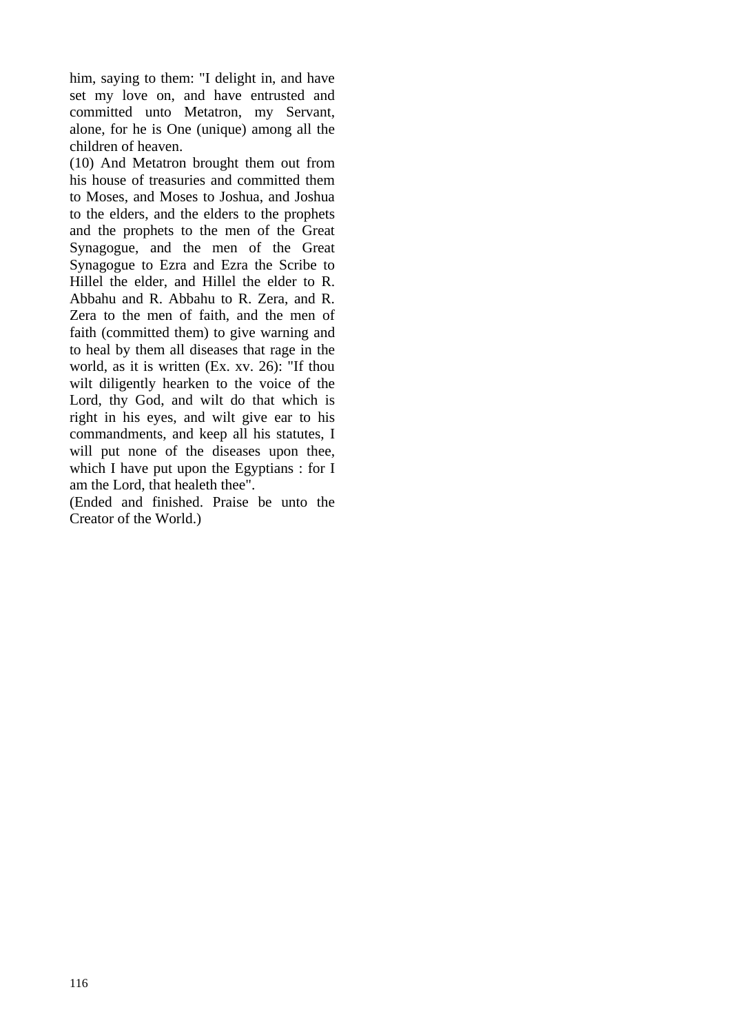him, saying to them: "I delight in, and have set my love on, and have entrusted and committed unto Metatron, my Servant, alone, for he is One (unique) among all the children of heaven.

(10) And Metatron brought them out from his house of treasuries and committed them to Moses, and Moses to Joshua, and Joshua to the elders, and the elders to the prophets and the prophets to the men of the Great Synagogue, and the men of the Great Synagogue to Ezra and Ezra the Scribe to Hillel the elder, and Hillel the elder to R. Abbahu and R. Abbahu to R. Zera, and R. Zera to the men of faith, and the men of faith (committed them) to give warning and to heal by them all diseases that rage in the world, as it is written (Ex. xv. 26): "If thou wilt diligently hearken to the voice of the Lord, thy God, and wilt do that which is right in his eyes, and wilt give ear to his commandments, and keep all his statutes, I will put none of the diseases upon thee, which I have put upon the Egyptians : for I am the Lord, that healeth thee".

(Ended and finished. Praise be unto the Creator of the World.)